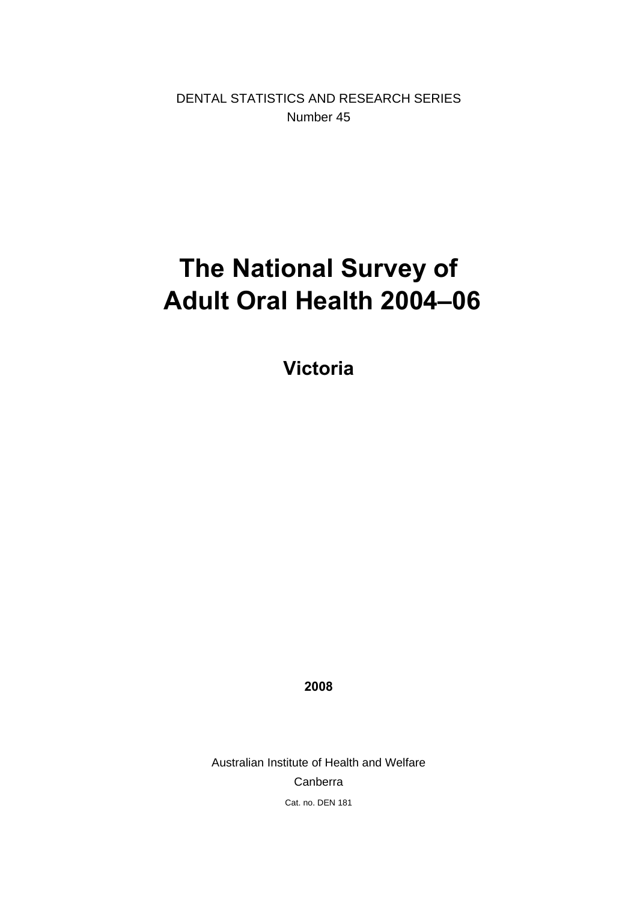DENTAL STATISTICS AND RESEARCH SERIES

Number 45

# The National Survey of Adult Oral Health 2004–06

## Victoria

**2008**

Australian Institute of Health and Welfare

Canberra

Cat. no. DEN 181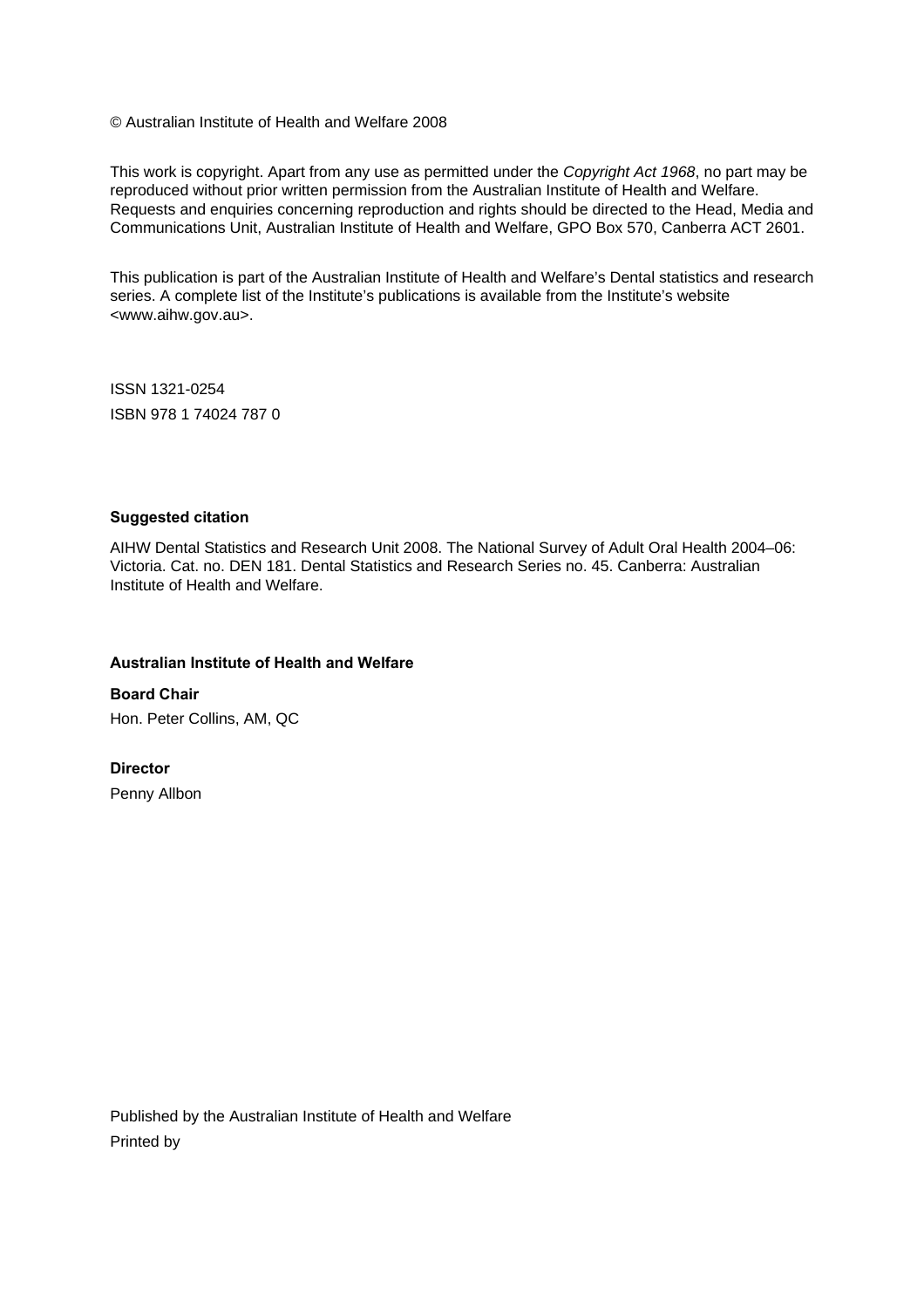© Australian Institute of Health and Welfare 2008

This work is copyright. Apart from any use as permitted under the *Copyright Act 1968*, no part may be reproduced without prior written permission from the Australian Institute of Health and Welfare. Requests and enquiries concerning reproduction and rights should be directed to the Head, Media and Communications Unit, Australian Institute of Health and Welfare, GPO Box 570, Canberra ACT 2601.

This publication is part of the Australian Institute of Health and Welfare's Dental statistics and research series. A complete list of the Institute's publications is available from the Institute's website <www.aihw.gov.au>.

ISSN 1321-0254

ISBN 978 1 74024 787 0

**Suggested citation**

AIHW Dental Statistics and Research Unit 2008. The National Survey of Adult Oral Health 2004–06: Victoria. Cat. no. DEN 181. Dental Statistics and Research Series no. 45. Canberra: Australian Institute of Health and Welfare.

**Australian Institute of Health and Welfare**

**Board Chair**

Hon. Peter Collins, AM, QC

**Director**

Penny Allbon

Published by the Australian Institute of Health and Welfare

Printed by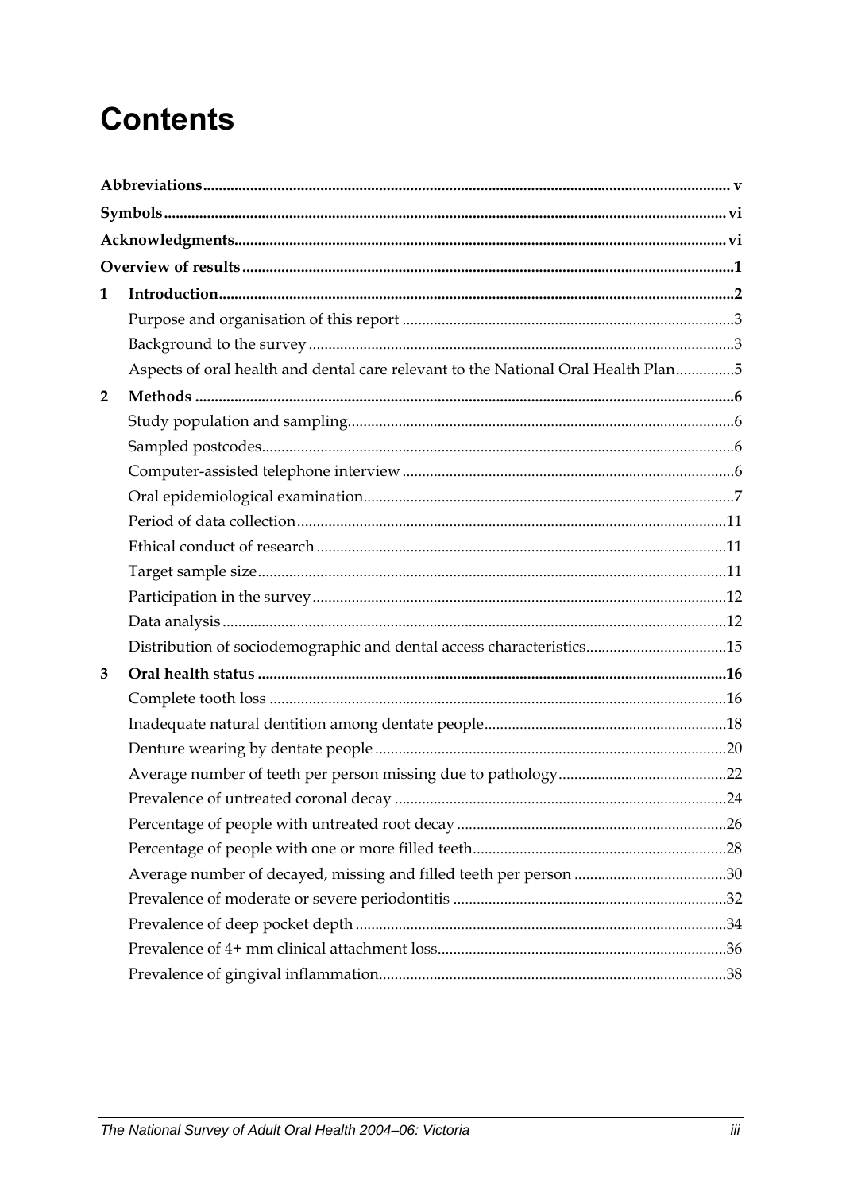# Contents

**Abbreviations** ..... v

**Symbols** ..... vi

**Acknowledgments** ..... vi

**Overview of results** ..... 1

**1 Introduction** ..... 2

- Purpose and organisation of this report ..... 3
- Background to the survey ..... 3
- Aspects of oral health and dental care relevant to the National Oral Health Plan ..... 5

**2 Methods** ..... 6

- Study population and sampling ..... 6
- Sampled postcodes ..... 6
- Computer-assisted telephone interview ..... 6
- Oral epidemiological examination ..... 7
- Period of data collection ..... 11
- Ethical conduct of research ..... 11
- Target sample size ..... 11
- Participation in the survey ..... 12
- Data analysis ..... 12
- Distribution of sociodemographic and dental access characteristics ..... 15

**3 Oral health status** ..... 16

- Complete tooth loss ..... 16
- Inadequate natural dentition among dentate people ..... 18
- Denture wearing by dentate people ..... 20
- Average number of teeth per person missing due to pathology ..... 22
- Prevalence of untreated coronal decay ..... 24
- Percentage of people with untreated root decay ..... 26
- Percentage of people with one or more filled teeth ..... 28
- Average number of decayed, missing and filled teeth per person ..... 30
- Prevalence of moderate or severe periodontitis ..... 32
- Prevalence of deep pocket depth ..... 34
- Prevalence of 4+ mm clinical attachment loss ..... 36
- Prevalence of gingival inflammation ..... 38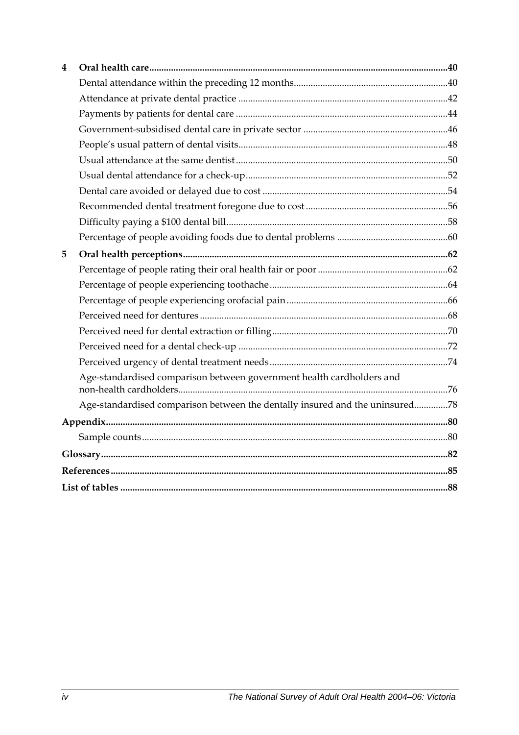**4 Oral health care** .......... 40

- Dental attendance within the preceding 12 months .......... 40
- Attendance at private dental practice .......... 42
- Payments by patients for dental care .......... 44
- Government-subsidised dental care in private sector .......... 46
- People's usual pattern of dental visits .......... 48
- Usual attendance at the same dentist .......... 50
- Usual dental attendance for a check-up .......... 52
- Dental care avoided or delayed due to cost .......... 54
- Recommended dental treatment foregone due to cost .......... 56
- Difficulty paying a $100 dental bill .......... 58
- Percentage of people avoiding foods due to dental problems .......... 60

**5 Oral health perceptions** .......... 62

- Percentage of people rating their oral health fair or poor .......... 62
- Percentage of people experiencing toothache .......... 64
- Percentage of people experiencing orofacial pain .......... 66
- Perceived need for dentures .......... 68
- Perceived need for dental extraction or filling .......... 70
- Perceived need for a dental check-up .......... 72
- Perceived urgency of dental treatment needs .......... 74
- Age-standardised comparison between government health cardholders and non-health cardholders .......... 76
- Age-standardised comparison between the dentally insured and the uninsured .......... 78

**Appendix** .......... 80

- Sample counts .......... 80

**Glossary** .......... 82

**References** .......... 85

**List of tables** .......... 88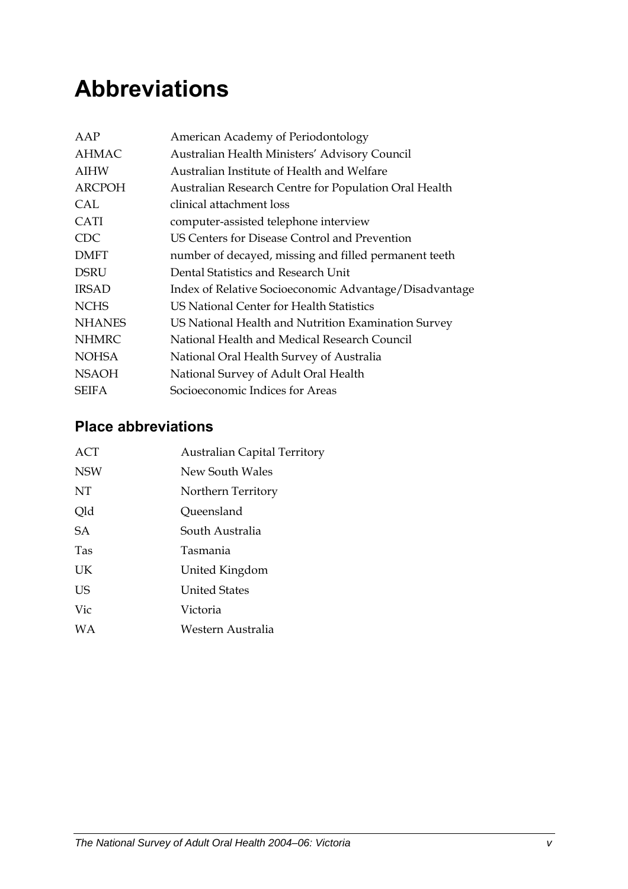# Abbreviations

| | |
|---|---|
| AAP | American Academy of Periodontology |
| AHMAC | Australian Health Ministers' Advisory Council |
| AIHW | Australian Institute of Health and Welfare |
| ARCPOH | Australian Research Centre for Population Oral Health |
| CAL | clinical attachment loss |
| CATI | computer-assisted telephone interview |
| CDC | US Centers for Disease Control and Prevention |
| DMFT | number of decayed, missing and filled permanent teeth |
| DSRU | Dental Statistics and Research Unit |
| IRSAD | Index of Relative Socioeconomic Advantage/Disadvantage |
| NCHS | US National Center for Health Statistics |
| NHANES | US National Health and Nutrition Examination Survey |
| NHMRC | National Health and Medical Research Council |
| NOHSA | National Oral Health Survey of Australia |
| NSAOH | National Survey of Adult Oral Health |
| SEIFA | Socioeconomic Indices for Areas |

## Place abbreviations

| | |
|---|---|
| ACT | Australian Capital Territory |
| NSW | New South Wales |
| NT | Northern Territory |
| Qld | Queensland |
| SA | South Australia |
| Tas | Tasmania |
| UK | United Kingdom |
| US | United States |
| Vic | Victoria |
| WA | Western Australia |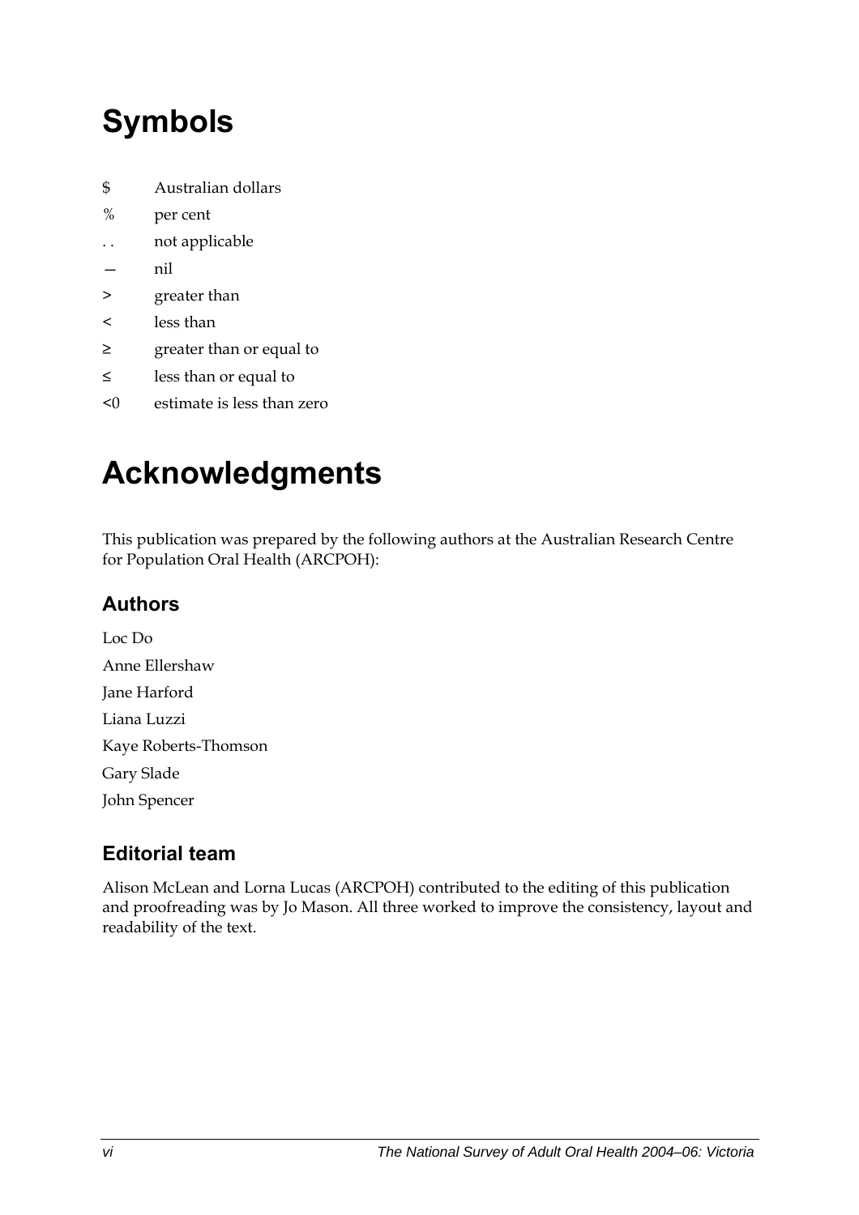# Symbols

| | |
|---|---|
| $ | Australian dollars |
| % | per cent |
| . . | not applicable |
| — | nil |
| > | greater than |
| < | less than |
| ≥ | greater than or equal to |
| ≤ | less than or equal to |
| <0 | estimate is less than zero |

# Acknowledgments

This publication was prepared by the following authors at the Australian Research Centre for Population Oral Health (ARCPOH):

## Authors

Loc Do

Anne Ellershaw

Jane Harford

Liana Luzzi

Kaye Roberts-Thomson

Gary Slade

John Spencer

## Editorial team

Alison McLean and Lorna Lucas (ARCPOH) contributed to the editing of this publication and proofreading was by Jo Mason. All three worked to improve the consistency, layout and readability of the text.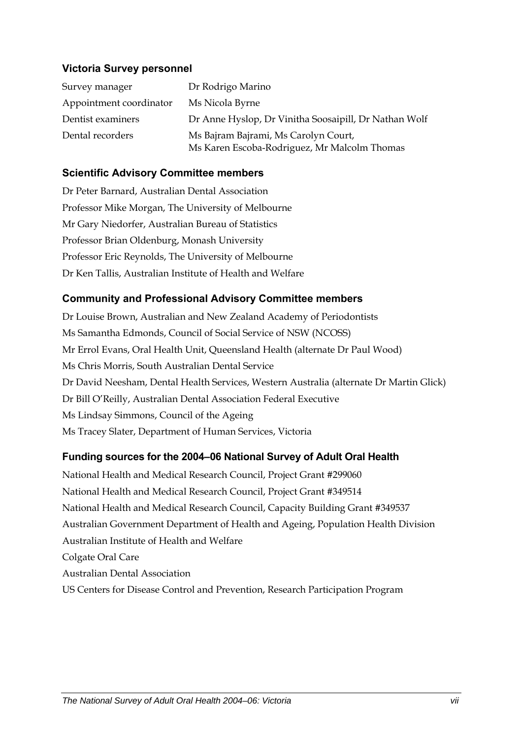### Victoria Survey personnel

| | |
|---|---|
| Survey manager | Dr Rodrigo Marino |
| Appointment coordinator | Ms Nicola Byrne |
| Dentist examiners | Dr Anne Hyslop, Dr Vinitha Soosaipill, Dr Nathan Wolf |
| Dental recorders | Ms Bajram Bajrami, Ms Carolyn Court, Ms Karen Escoba-Rodriguez, Mr Malcolm Thomas |

### Scientific Advisory Committee members

Dr Peter Barnard, Australian Dental Association
Professor Mike Morgan, The University of Melbourne
Mr Gary Niedorfer, Australian Bureau of Statistics
Professor Brian Oldenburg, Monash University
Professor Eric Reynolds, The University of Melbourne
Dr Ken Tallis, Australian Institute of Health and Welfare

### Community and Professional Advisory Committee members

Dr Louise Brown, Australian and New Zealand Academy of Periodontists
Ms Samantha Edmonds, Council of Social Service of NSW (NCOSS)
Mr Errol Evans, Oral Health Unit, Queensland Health (alternate Dr Paul Wood)
Ms Chris Morris, South Australian Dental Service
Dr David Neesham, Dental Health Services, Western Australia (alternate Dr Martin Glick)
Dr Bill O'Reilly, Australian Dental Association Federal Executive
Ms Lindsay Simmons, Council of the Ageing
Ms Tracey Slater, Department of Human Services, Victoria

### Funding sources for the 2004–06 National Survey of Adult Oral Health

National Health and Medical Research Council, Project Grant #299060
National Health and Medical Research Council, Project Grant #349514
National Health and Medical Research Council, Capacity Building Grant #349537
Australian Government Department of Health and Ageing, Population Health Division
Australian Institute of Health and Welfare
Colgate Oral Care
Australian Dental Association
US Centers for Disease Control and Prevention, Research Participation Program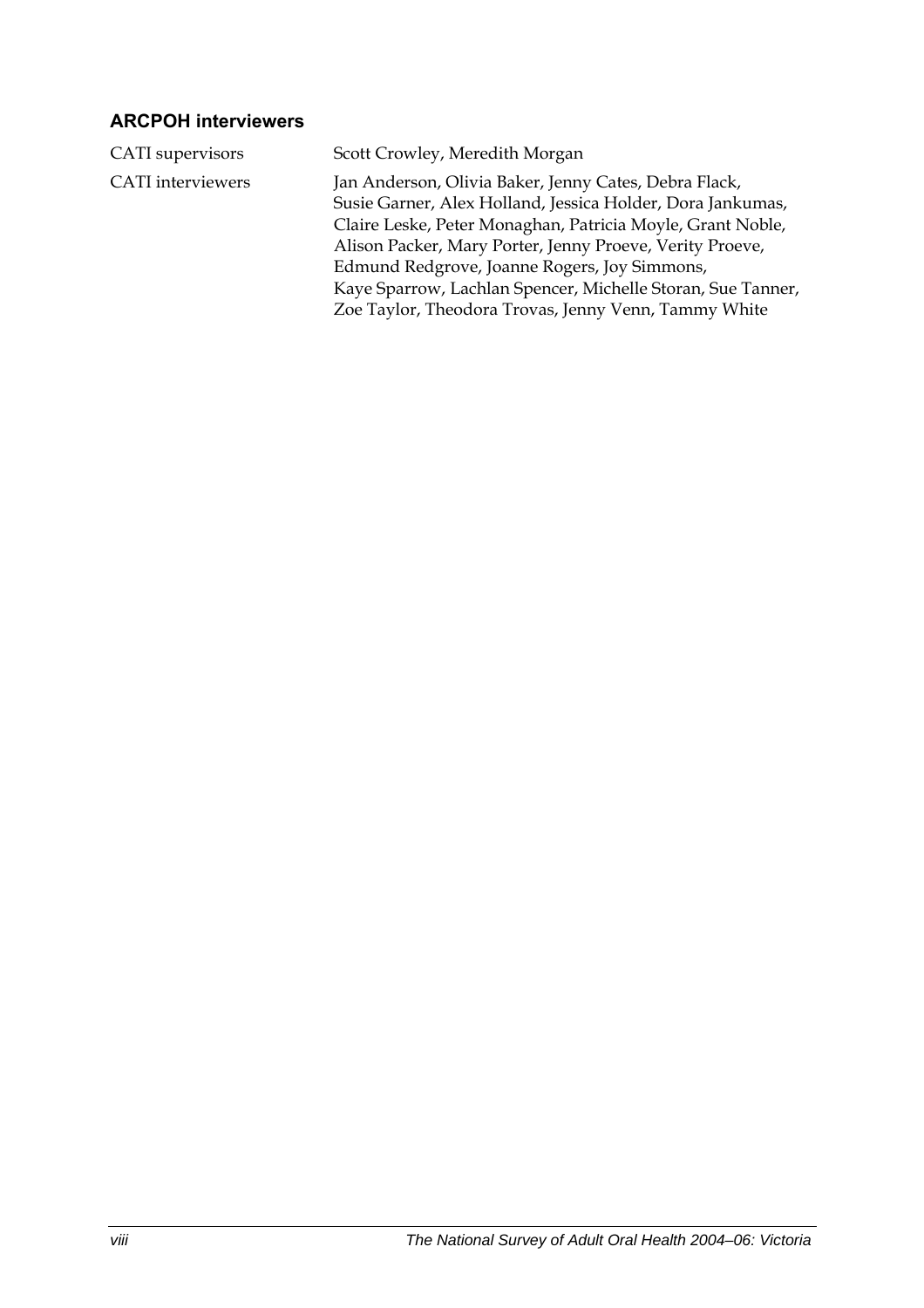## ARCPOH interviewers

| | |
|---|---|
| CATI supervisors | Scott Crowley, Meredith Morgan |
| CATI interviewers | Jan Anderson, Olivia Baker, Jenny Cates, Debra Flack, Susie Garner, Alex Holland, Jessica Holder, Dora Jankumas, Claire Leske, Peter Monaghan, Patricia Moyle, Grant Noble, Alison Packer, Mary Porter, Jenny Proeve, Verity Proeve, Edmund Redgrove, Joanne Rogers, Joy Simmons, Kaye Sparrow, Lachlan Spencer, Michelle Storan, Sue Tanner, Zoe Taylor, Theodora Trovas, Jenny Venn, Tammy White |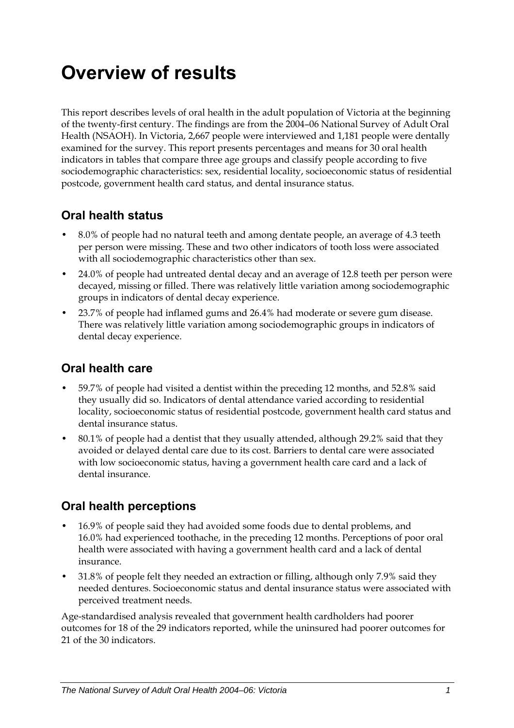# Overview of results

This report describes levels of oral health in the adult population of Victoria at the beginning of the twenty-first century. The findings are from the 2004–06 National Survey of Adult Oral Health (NSAOH). In Victoria, 2,667 people were interviewed and 1,181 people were dentally examined for the survey. This report presents percentages and means for 30 oral health indicators in tables that compare three age groups and classify people according to five sociodemographic characteristics: sex, residential locality, socioeconomic status of residential postcode, government health card status, and dental insurance status.

## Oral health status

- 8.0% of people had no natural teeth and among dentate people, an average of 4.3 teeth per person were missing. These and two other indicators of tooth loss were associated with all sociodemographic characteristics other than sex.
- 24.0% of people had untreated dental decay and an average of 12.8 teeth per person were decayed, missing or filled. There was relatively little variation among sociodemographic groups in indicators of dental decay experience.
- 23.7% of people had inflamed gums and 26.4% had moderate or severe gum disease. There was relatively little variation among sociodemographic groups in indicators of dental decay experience.

## Oral health care

- 59.7% of people had visited a dentist within the preceding 12 months, and 52.8% said they usually did so. Indicators of dental attendance varied according to residential locality, socioeconomic status of residential postcode, government health card status and dental insurance status.
- 80.1% of people had a dentist that they usually attended, although 29.2% said that they avoided or delayed dental care due to its cost. Barriers to dental care were associated with low socioeconomic status, having a government health care card and a lack of dental insurance.

## Oral health perceptions

- 16.9% of people said they had avoided some foods due to dental problems, and 16.0% had experienced toothache, in the preceding 12 months. Perceptions of poor oral health were associated with having a government health card and a lack of dental insurance.
- 31.8% of people felt they needed an extraction or filling, although only 7.9% said they needed dentures. Socioeconomic status and dental insurance status were associated with perceived treatment needs.

Age-standardised analysis revealed that government health cardholders had poorer outcomes for 18 of the 29 indicators reported, while the uninsured had poorer outcomes for 21 of the 30 indicators.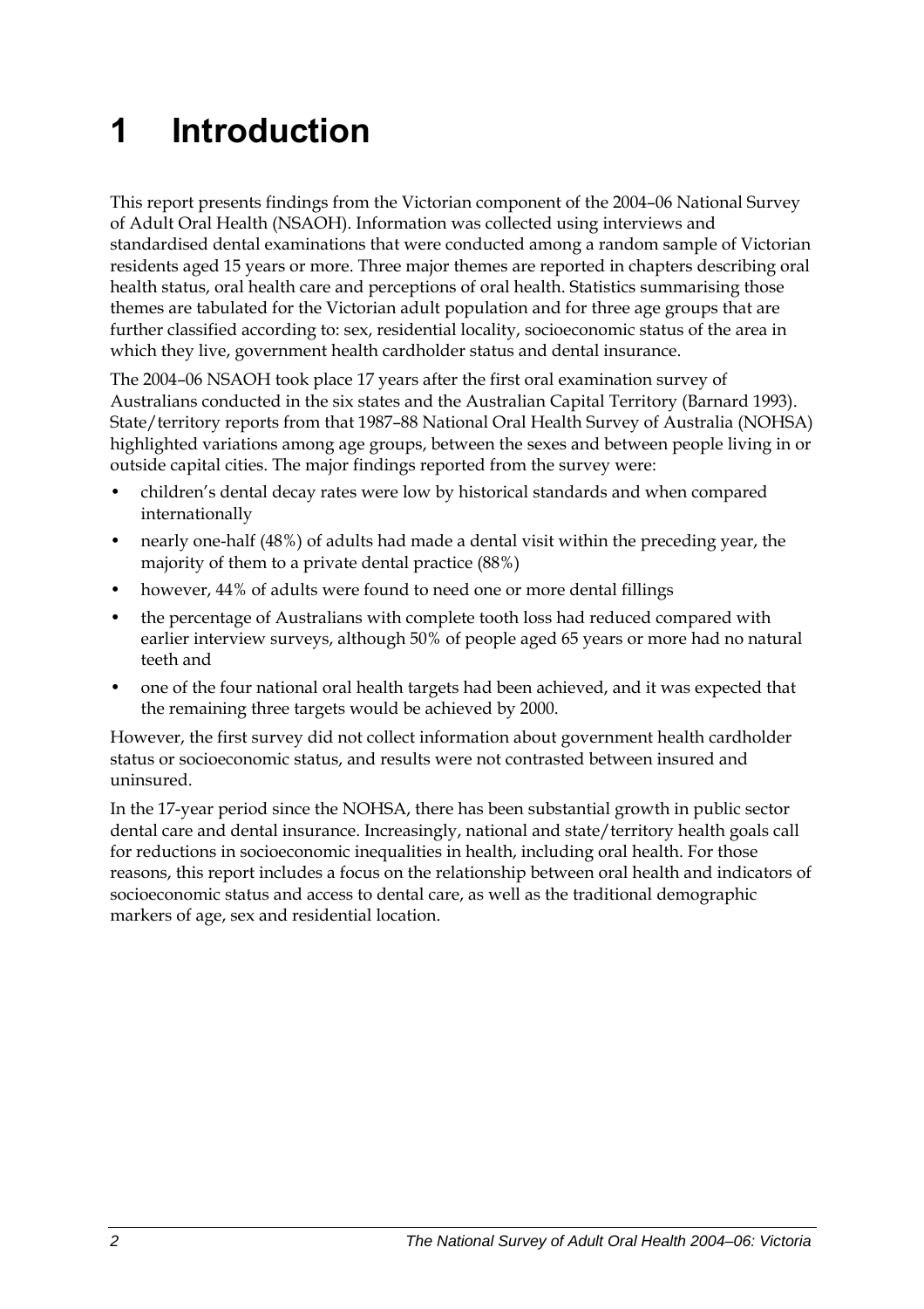# 1 Introduction

This report presents findings from the Victorian component of the 2004–06 National Survey of Adult Oral Health (NSAOH). Information was collected using interviews and standardised dental examinations that were conducted among a random sample of Victorian residents aged 15 years or more. Three major themes are reported in chapters describing oral health status, oral health care and perceptions of oral health. Statistics summarising those themes are tabulated for the Victorian adult population and for three age groups that are further classified according to: sex, residential locality, socioeconomic status of the area in which they live, government health cardholder status and dental insurance.

The 2004–06 NSAOH took place 17 years after the first oral examination survey of Australians conducted in the six states and the Australian Capital Territory (Barnard 1993). State/territory reports from that 1987–88 National Oral Health Survey of Australia (NOHSA) highlighted variations among age groups, between the sexes and between people living in or outside capital cities. The major findings reported from the survey were:

- children's dental decay rates were low by historical standards and when compared internationally
- nearly one-half (48%) of adults had made a dental visit within the preceding year, the majority of them to a private dental practice (88%)
- however, 44% of adults were found to need one or more dental fillings
- the percentage of Australians with complete tooth loss had reduced compared with earlier interview surveys, although 50% of people aged 65 years or more had no natural teeth and
- one of the four national oral health targets had been achieved, and it was expected that the remaining three targets would be achieved by 2000.

However, the first survey did not collect information about government health cardholder status or socioeconomic status, and results were not contrasted between insured and uninsured.

In the 17-year period since the NOHSA, there has been substantial growth in public sector dental care and dental insurance. Increasingly, national and state/territory health goals call for reductions in socioeconomic inequalities in health, including oral health. For those reasons, this report includes a focus on the relationship between oral health and indicators of socioeconomic status and access to dental care, as well as the traditional demographic markers of age, sex and residential location.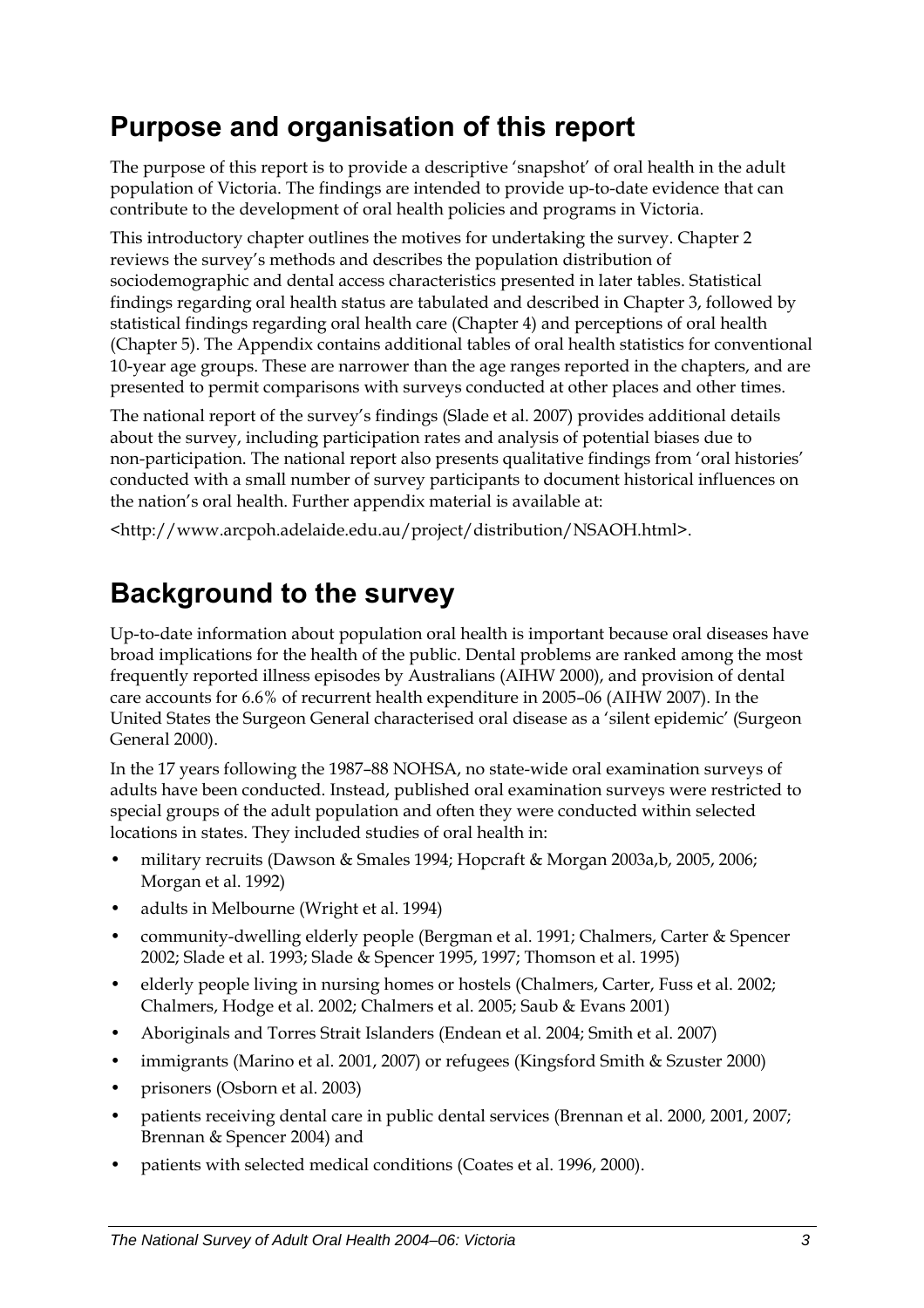## Purpose and organisation of this report

The purpose of this report is to provide a descriptive 'snapshot' of oral health in the adult population of Victoria. The findings are intended to provide up-to-date evidence that can contribute to the development of oral health policies and programs in Victoria.

This introductory chapter outlines the motives for undertaking the survey. Chapter 2 reviews the survey's methods and describes the population distribution of sociodemographic and dental access characteristics presented in later tables. Statistical findings regarding oral health status are tabulated and described in Chapter 3, followed by statistical findings regarding oral health care (Chapter 4) and perceptions of oral health (Chapter 5). The Appendix contains additional tables of oral health statistics for conventional 10-year age groups. These are narrower than the age ranges reported in the chapters, and are presented to permit comparisons with surveys conducted at other places and other times.

The national report of the survey's findings (Slade et al. 2007) provides additional details about the survey, including participation rates and analysis of potential biases due to non-participation. The national report also presents qualitative findings from 'oral histories' conducted with a small number of survey participants to document historical influences on the nation's oral health. Further appendix material is available at:

<http://www.arcpoh.adelaide.edu.au/project/distribution/NSAOH.html>.

## Background to the survey

Up-to-date information about population oral health is important because oral diseases have broad implications for the health of the public. Dental problems are ranked among the most frequently reported illness episodes by Australians (AIHW 2000), and provision of dental care accounts for 6.6% of recurrent health expenditure in 2005–06 (AIHW 2007). In the United States the Surgeon General characterised oral disease as a 'silent epidemic' (Surgeon General 2000).

In the 17 years following the 1987–88 NOHSA, no state-wide oral examination surveys of adults have been conducted. Instead, published oral examination surveys were restricted to special groups of the adult population and often they were conducted within selected locations in states. They included studies of oral health in:

- military recruits (Dawson & Smales 1994; Hopcraft & Morgan 2003a,b, 2005, 2006; Morgan et al. 1992)
- adults in Melbourne (Wright et al. 1994)
- community-dwelling elderly people (Bergman et al. 1991; Chalmers, Carter & Spencer 2002; Slade et al. 1993; Slade & Spencer 1995, 1997; Thomson et al. 1995)
- elderly people living in nursing homes or hostels (Chalmers, Carter, Fuss et al. 2002; Chalmers, Hodge et al. 2002; Chalmers et al. 2005; Saub & Evans 2001)
- Aboriginals and Torres Strait Islanders (Endean et al. 2004; Smith et al. 2007)
- immigrants (Marino et al. 2001, 2007) or refugees (Kingsford Smith & Szuster 2000)
- prisoners (Osborn et al. 2003)
- patients receiving dental care in public dental services (Brennan et al. 2000, 2001, 2007; Brennan & Spencer 2004) and
- patients with selected medical conditions (Coates et al. 1996, 2000).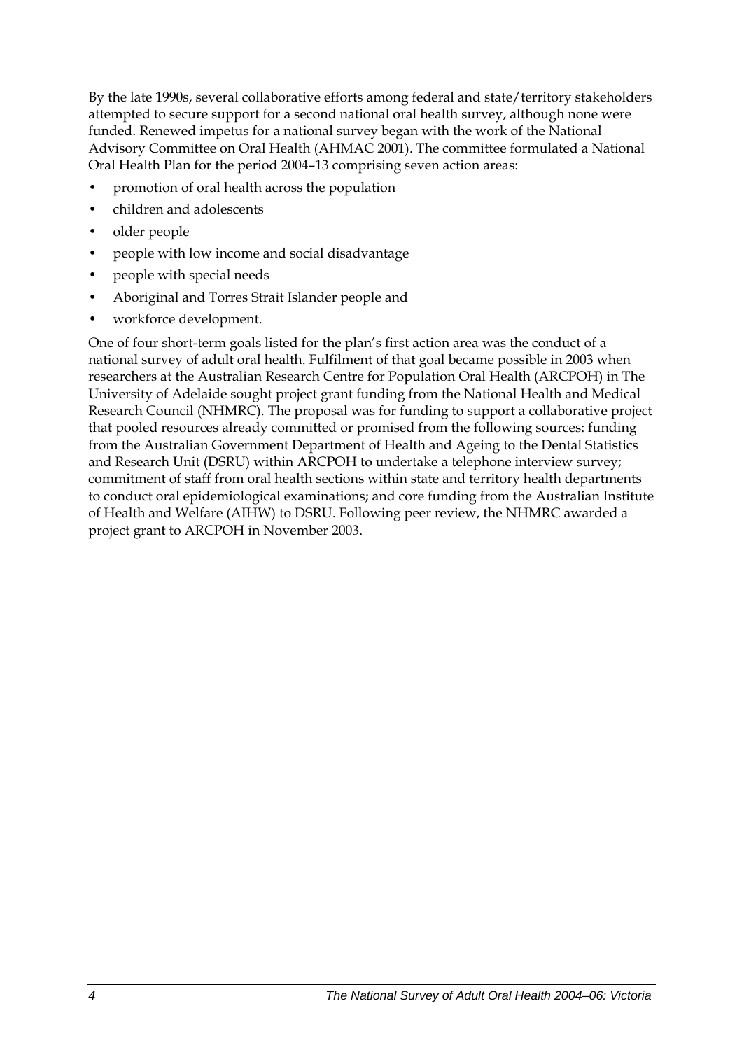By the late 1990s, several collaborative efforts among federal and state/territory stakeholders attempted to secure support for a second national oral health survey, although none were funded. Renewed impetus for a national survey began with the work of the National Advisory Committee on Oral Health (AHMAC 2001). The committee formulated a National Oral Health Plan for the period 2004–13 comprising seven action areas:

- promotion of oral health across the population
- children and adolescents
- older people
- people with low income and social disadvantage
- people with special needs
- Aboriginal and Torres Strait Islander people and
- workforce development.

One of four short-term goals listed for the plan's first action area was the conduct of a national survey of adult oral health. Fulfilment of that goal became possible in 2003 when researchers at the Australian Research Centre for Population Oral Health (ARCPOH) in The University of Adelaide sought project grant funding from the National Health and Medical Research Council (NHMRC). The proposal was for funding to support a collaborative project that pooled resources already committed or promised from the following sources: funding from the Australian Government Department of Health and Ageing to the Dental Statistics and Research Unit (DSRU) within ARCPOH to undertake a telephone interview survey; commitment of staff from oral health sections within state and territory health departments to conduct oral epidemiological examinations; and core funding from the Australian Institute of Health and Welfare (AIHW) to DSRU. Following peer review, the NHMRC awarded a project grant to ARCPOH in November 2003.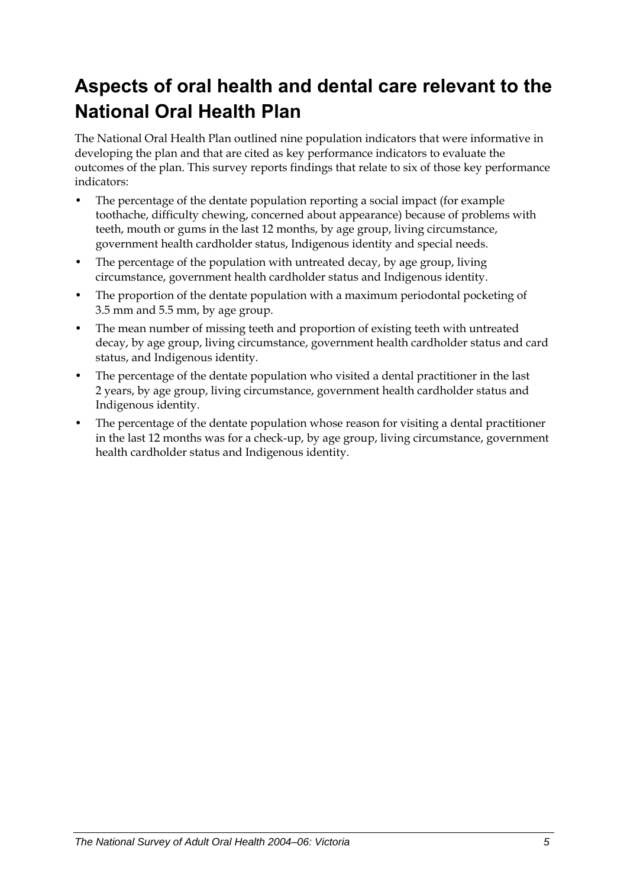# Aspects of oral health and dental care relevant to the National Oral Health Plan

The National Oral Health Plan outlined nine population indicators that were informative in developing the plan and that are cited as key performance indicators to evaluate the outcomes of the plan. This survey reports findings that relate to six of those key performance indicators:

- The percentage of the dentate population reporting a social impact (for example toothache, difficulty chewing, concerned about appearance) because of problems with teeth, mouth or gums in the last 12 months, by age group, living circumstance, government health cardholder status, Indigenous identity and special needs.
- The percentage of the population with untreated decay, by age group, living circumstance, government health cardholder status and Indigenous identity.
- The proportion of the dentate population with a maximum periodontal pocketing of 3.5 mm and 5.5 mm, by age group.
- The mean number of missing teeth and proportion of existing teeth with untreated decay, by age group, living circumstance, government health cardholder status and card status, and Indigenous identity.
- The percentage of the dentate population who visited a dental practitioner in the last 2 years, by age group, living circumstance, government health cardholder status and Indigenous identity.
- The percentage of the dentate population whose reason for visiting a dental practitioner in the last 12 months was for a check-up, by age group, living circumstance, government health cardholder status and Indigenous identity.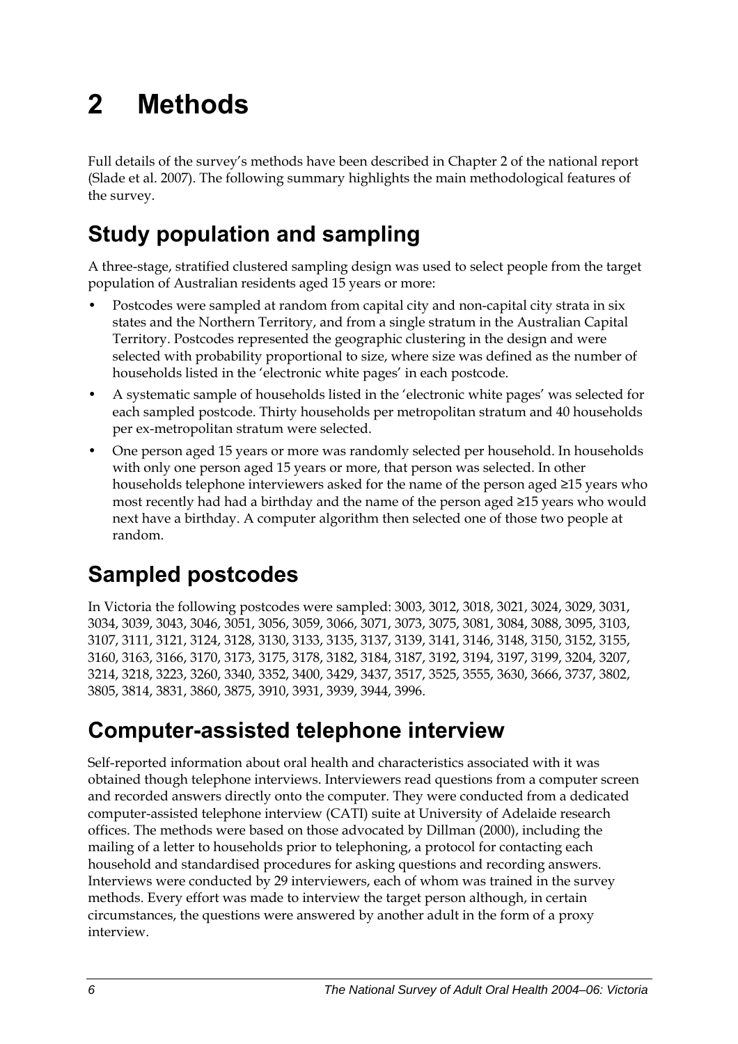# 2 Methods

Full details of the survey's methods have been described in Chapter 2 of the national report (Slade et al. 2007). The following summary highlights the main methodological features of the survey.

## Study population and sampling

A three-stage, stratified clustered sampling design was used to select people from the target population of Australian residents aged 15 years or more:

- Postcodes were sampled at random from capital city and non-capital city strata in six states and the Northern Territory, and from a single stratum in the Australian Capital Territory. Postcodes represented the geographic clustering in the design and were selected with probability proportional to size, where size was defined as the number of households listed in the 'electronic white pages' in each postcode.
- A systematic sample of households listed in the 'electronic white pages' was selected for each sampled postcode. Thirty households per metropolitan stratum and 40 households per ex-metropolitan stratum were selected.
- One person aged 15 years or more was randomly selected per household. In households with only one person aged 15 years or more, that person was selected. In other households telephone interviewers asked for the name of the person aged ≥15 years who most recently had had a birthday and the name of the person aged ≥15 years who would next have a birthday. A computer algorithm then selected one of those two people at random.

## Sampled postcodes

In Victoria the following postcodes were sampled: 3003, 3012, 3018, 3021, 3024, 3029, 3031, 3034, 3039, 3043, 3046, 3051, 3056, 3059, 3066, 3071, 3073, 3075, 3081, 3084, 3088, 3095, 3103, 3107, 3111, 3121, 3124, 3128, 3130, 3133, 3135, 3137, 3139, 3141, 3146, 3148, 3150, 3152, 3155, 3160, 3163, 3166, 3170, 3173, 3175, 3178, 3182, 3184, 3187, 3192, 3194, 3197, 3199, 3204, 3207, 3214, 3218, 3223, 3260, 3340, 3352, 3400, 3429, 3437, 3517, 3525, 3555, 3630, 3666, 3737, 3802, 3805, 3814, 3831, 3860, 3875, 3910, 3931, 3939, 3944, 3996.

## Computer-assisted telephone interview

Self-reported information about oral health and characteristics associated with it was obtained though telephone interviews. Interviewers read questions from a computer screen and recorded answers directly onto the computer. They were conducted from a dedicated computer-assisted telephone interview (CATI) suite at University of Adelaide research offices. The methods were based on those advocated by Dillman (2000), including the mailing of a letter to households prior to telephoning, a protocol for contacting each household and standardised procedures for asking questions and recording answers. Interviews were conducted by 29 interviewers, each of whom was trained in the survey methods. Every effort was made to interview the target person although, in certain circumstances, the questions were answered by another adult in the form of a proxy interview.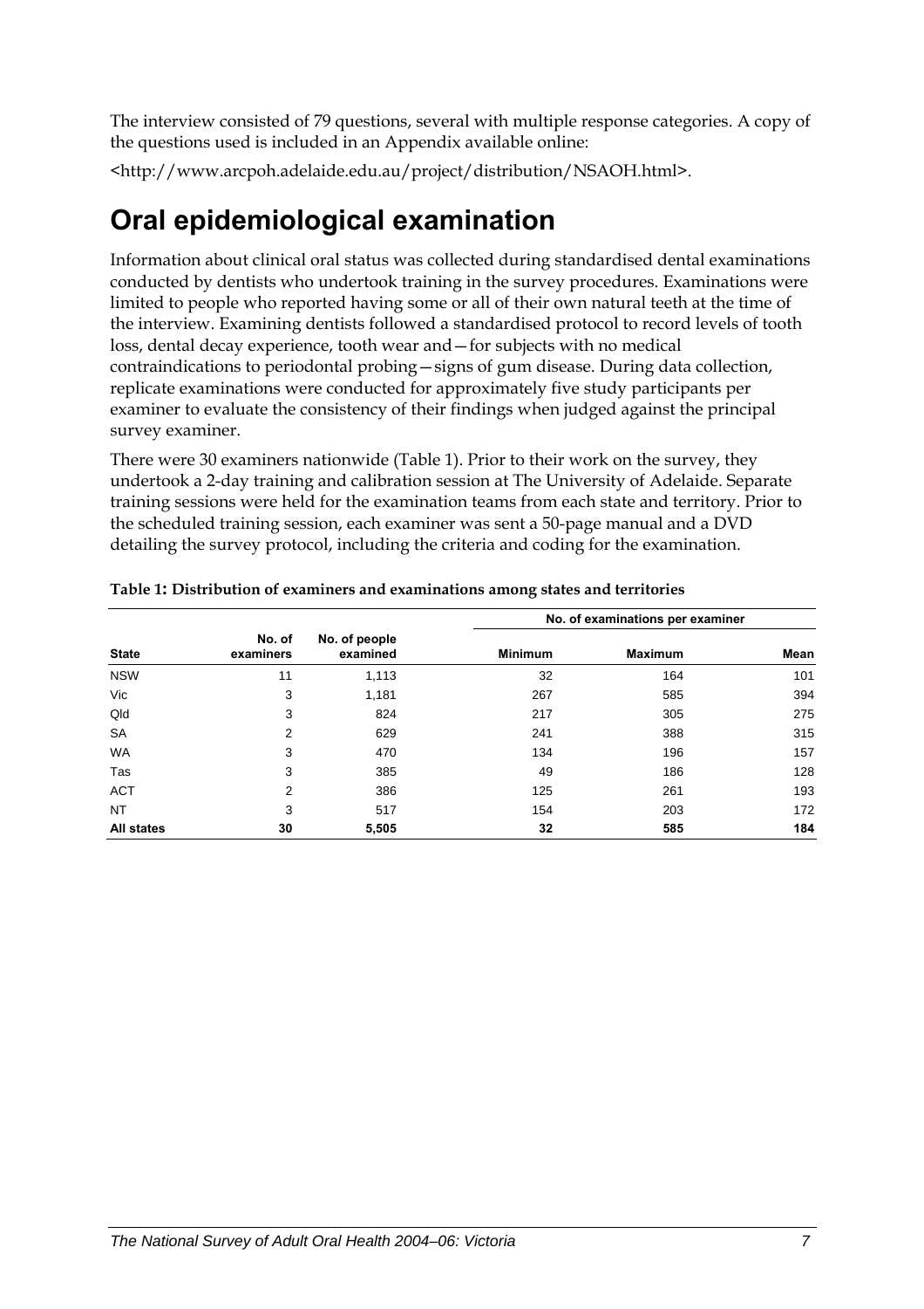The interview consisted of 79 questions, several with multiple response categories. A copy of the questions used is included in an Appendix available online:

<http://www.arcpoh.adelaide.edu.au/project/distribution/NSAOH.html>.

# Oral epidemiological examination

Information about clinical oral status was collected during standardised dental examinations conducted by dentists who undertook training in the survey procedures. Examinations were limited to people who reported having some or all of their own natural teeth at the time of the interview. Examining dentists followed a standardised protocol to record levels of tooth loss, dental decay experience, tooth wear and—for subjects with no medical contraindications to periodontal probing—signs of gum disease. During data collection, replicate examinations were conducted for approximately five study participants per examiner to evaluate the consistency of their findings when judged against the principal survey examiner.

There were 30 examiners nationwide (Table 1). Prior to their work on the survey, they undertook a 2-day training and calibration session at The University of Adelaide. Separate training sessions were held for the examination teams from each state and territory. Prior to the scheduled training session, each examiner was sent a 50-page manual and a DVD detailing the survey protocol, including the criteria and coding for the examination.

**Table 1: Distribution of examiners and examinations among states and territories**

| | | | No. of examinations per examiner | | |
|---|---|---|---|---|---|
| **State** | **No. of examiners** | **No. of people examined** | **Minimum** | **Maximum** | **Mean** |
| NSW | 11 | 1,113 | 32 | 164 | 101 |
| Vic | 3 | 1,181 | 267 | 585 | 394 |
| Qld | 3 | 824 | 217 | 305 | 275 |
| SA | 2 | 629 | 241 | 388 | 315 |
| WA | 3 | 470 | 134 | 196 | 157 |
| Tas | 3 | 385 | 49 | 186 | 128 |
| ACT | 2 | 386 | 125 | 261 | 193 |
| NT | 3 | 517 | 154 | 203 | 172 |
| **All states** | **30** | **5,505** | **32** | **585** | **184** |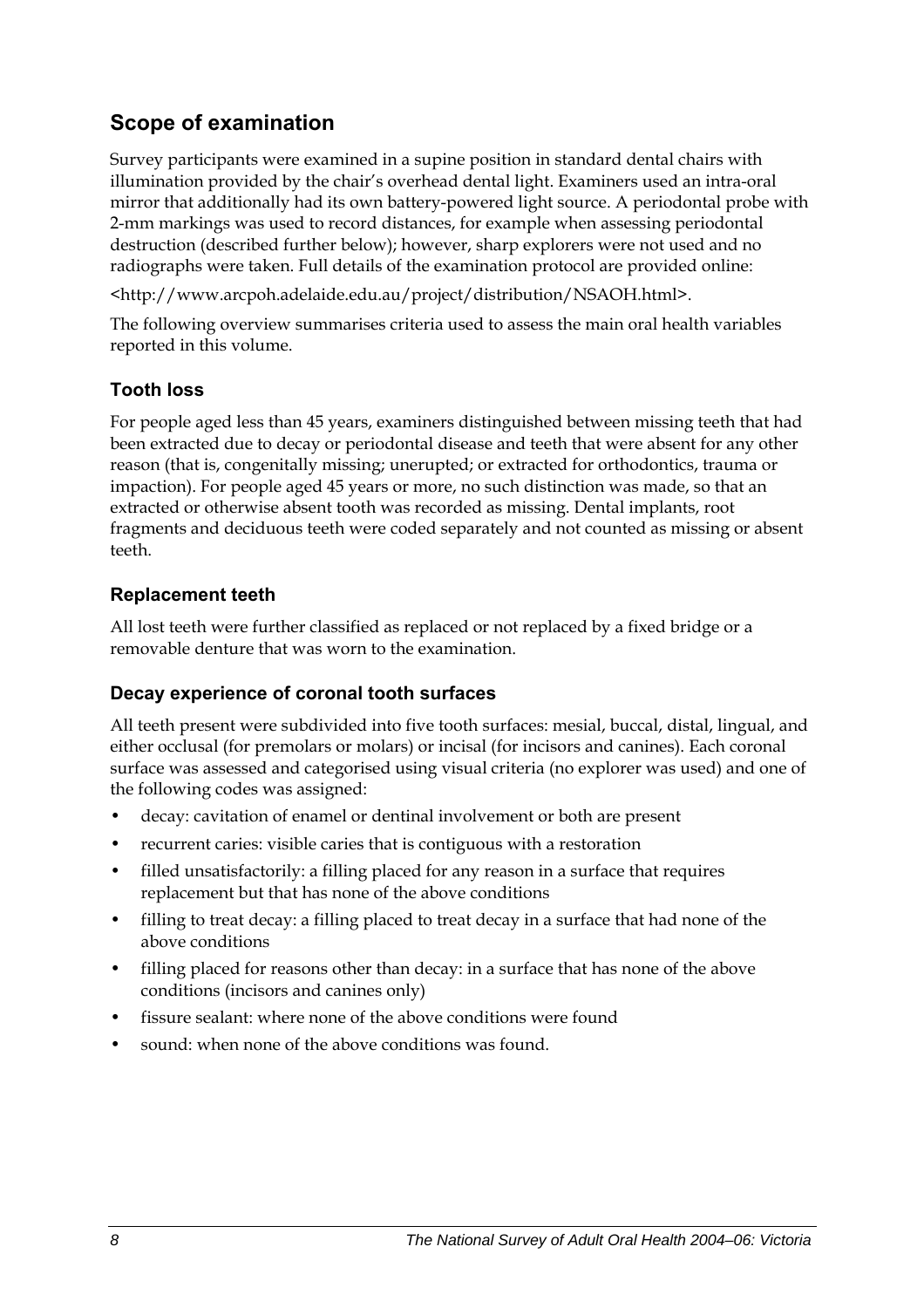## Scope of examination

Survey participants were examined in a supine position in standard dental chairs with illumination provided by the chair's overhead dental light. Examiners used an intra-oral mirror that additionally had its own battery-powered light source. A periodontal probe with 2-mm markings was used to record distances, for example when assessing periodontal destruction (described further below); however, sharp explorers were not used and no radiographs were taken. Full details of the examination protocol are provided online:

<http://www.arcpoh.adelaide.edu.au/project/distribution/NSAOH.html>.

The following overview summarises criteria used to assess the main oral health variables reported in this volume.

### Tooth loss

For people aged less than 45 years, examiners distinguished between missing teeth that had been extracted due to decay or periodontal disease and teeth that were absent for any other reason (that is, congenitally missing; unerupted; or extracted for orthodontics, trauma or impaction). For people aged 45 years or more, no such distinction was made, so that an extracted or otherwise absent tooth was recorded as missing. Dental implants, root fragments and deciduous teeth were coded separately and not counted as missing or absent teeth.

### Replacement teeth

All lost teeth were further classified as replaced or not replaced by a fixed bridge or a removable denture that was worn to the examination.

### Decay experience of coronal tooth surfaces

All teeth present were subdivided into five tooth surfaces: mesial, buccal, distal, lingual, and either occlusal (for premolars or molars) or incisal (for incisors and canines). Each coronal surface was assessed and categorised using visual criteria (no explorer was used) and one of the following codes was assigned:

- decay: cavitation of enamel or dentinal involvement or both are present
- recurrent caries: visible caries that is contiguous with a restoration
- filled unsatisfactorily: a filling placed for any reason in a surface that requires replacement but that has none of the above conditions
- filling to treat decay: a filling placed to treat decay in a surface that had none of the above conditions
- filling placed for reasons other than decay: in a surface that has none of the above conditions (incisors and canines only)
- fissure sealant: where none of the above conditions were found
- sound: when none of the above conditions was found.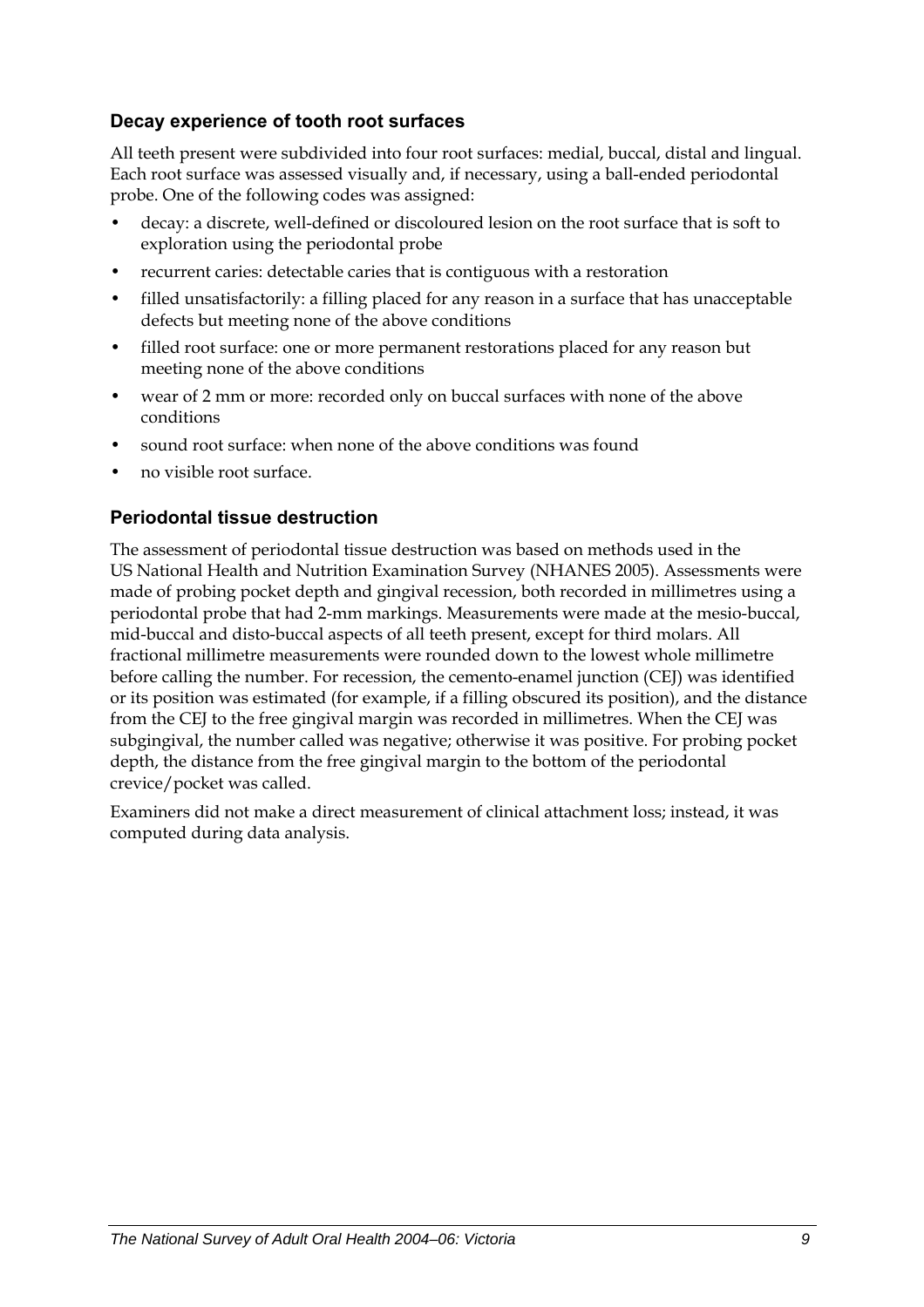### Decay experience of tooth root surfaces

All teeth present were subdivided into four root surfaces: medial, buccal, distal and lingual. Each root surface was assessed visually and, if necessary, using a ball-ended periodontal probe. One of the following codes was assigned:

- decay: a discrete, well-defined or discoloured lesion on the root surface that is soft to exploration using the periodontal probe
- recurrent caries: detectable caries that is contiguous with a restoration
- filled unsatisfactorily: a filling placed for any reason in a surface that has unacceptable defects but meeting none of the above conditions
- filled root surface: one or more permanent restorations placed for any reason but meeting none of the above conditions
- wear of 2 mm or more: recorded only on buccal surfaces with none of the above conditions
- sound root surface: when none of the above conditions was found
- no visible root surface.

### Periodontal tissue destruction

The assessment of periodontal tissue destruction was based on methods used in the US National Health and Nutrition Examination Survey (NHANES 2005). Assessments were made of probing pocket depth and gingival recession, both recorded in millimetres using a periodontal probe that had 2-mm markings. Measurements were made at the mesio-buccal, mid-buccal and disto-buccal aspects of all teeth present, except for third molars. All fractional millimetre measurements were rounded down to the lowest whole millimetre before calling the number. For recession, the cemento-enamel junction (CEJ) was identified or its position was estimated (for example, if a filling obscured its position), and the distance from the CEJ to the free gingival margin was recorded in millimetres. When the CEJ was subgingival, the number called was negative; otherwise it was positive. For probing pocket depth, the distance from the free gingival margin to the bottom of the periodontal crevice/pocket was called.

Examiners did not make a direct measurement of clinical attachment loss; instead, it was computed during data analysis.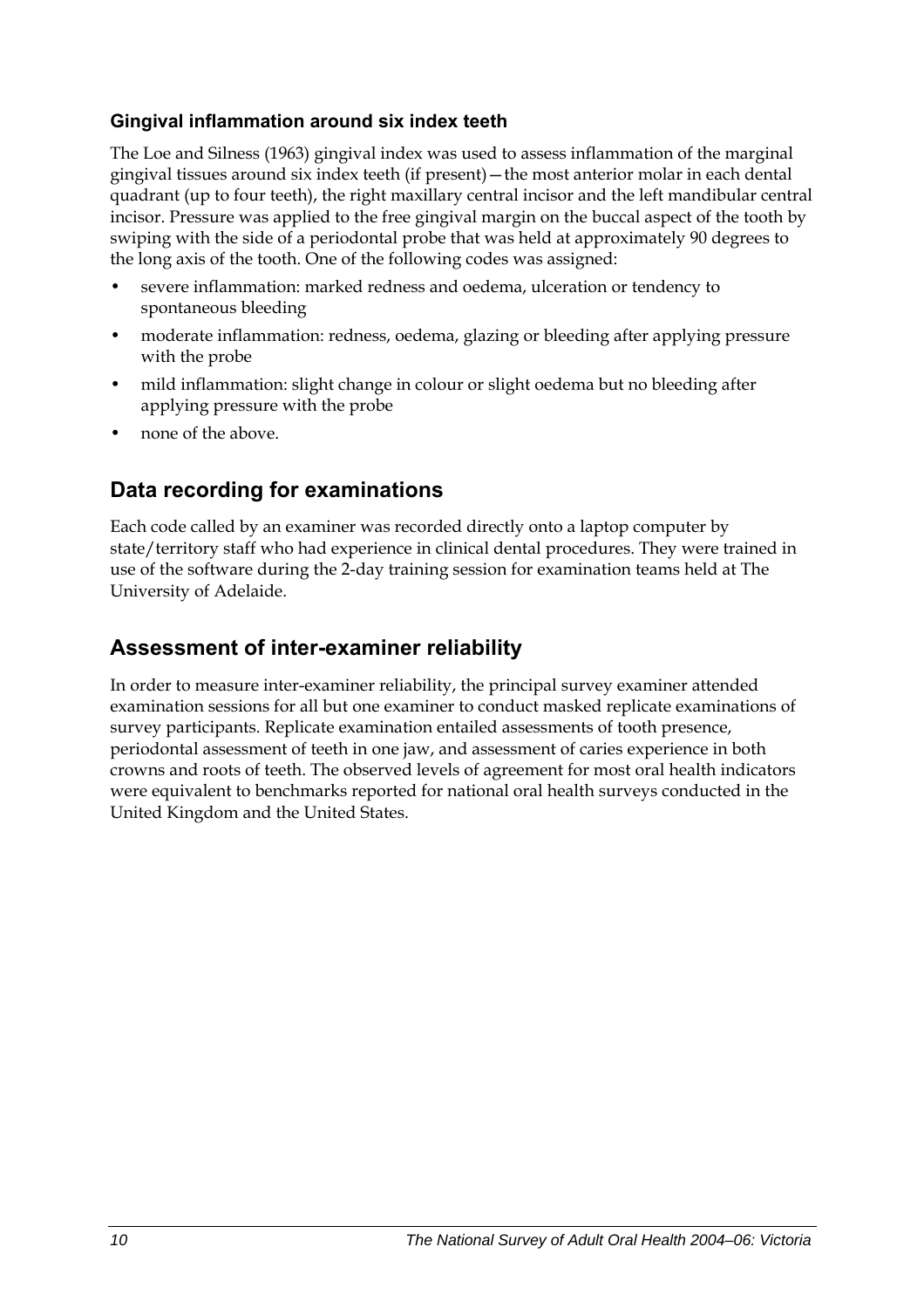### Gingival inflammation around six index teeth

The Loe and Silness (1963) gingival index was used to assess inflammation of the marginal gingival tissues around six index teeth (if present)—the most anterior molar in each dental quadrant (up to four teeth), the right maxillary central incisor and the left mandibular central incisor. Pressure was applied to the free gingival margin on the buccal aspect of the tooth by swiping with the side of a periodontal probe that was held at approximately 90 degrees to the long axis of the tooth. One of the following codes was assigned:

- severe inflammation: marked redness and oedema, ulceration or tendency to spontaneous bleeding
- moderate inflammation: redness, oedema, glazing or bleeding after applying pressure with the probe
- mild inflammation: slight change in colour or slight oedema but no bleeding after applying pressure with the probe
- none of the above.

## Data recording for examinations

Each code called by an examiner was recorded directly onto a laptop computer by state/territory staff who had experience in clinical dental procedures. They were trained in use of the software during the 2-day training session for examination teams held at The University of Adelaide.

## Assessment of inter-examiner reliability

In order to measure inter-examiner reliability, the principal survey examiner attended examination sessions for all but one examiner to conduct masked replicate examinations of survey participants. Replicate examination entailed assessments of tooth presence, periodontal assessment of teeth in one jaw, and assessment of caries experience in both crowns and roots of teeth. The observed levels of agreement for most oral health indicators were equivalent to benchmarks reported for national oral health surveys conducted in the United Kingdom and the United States.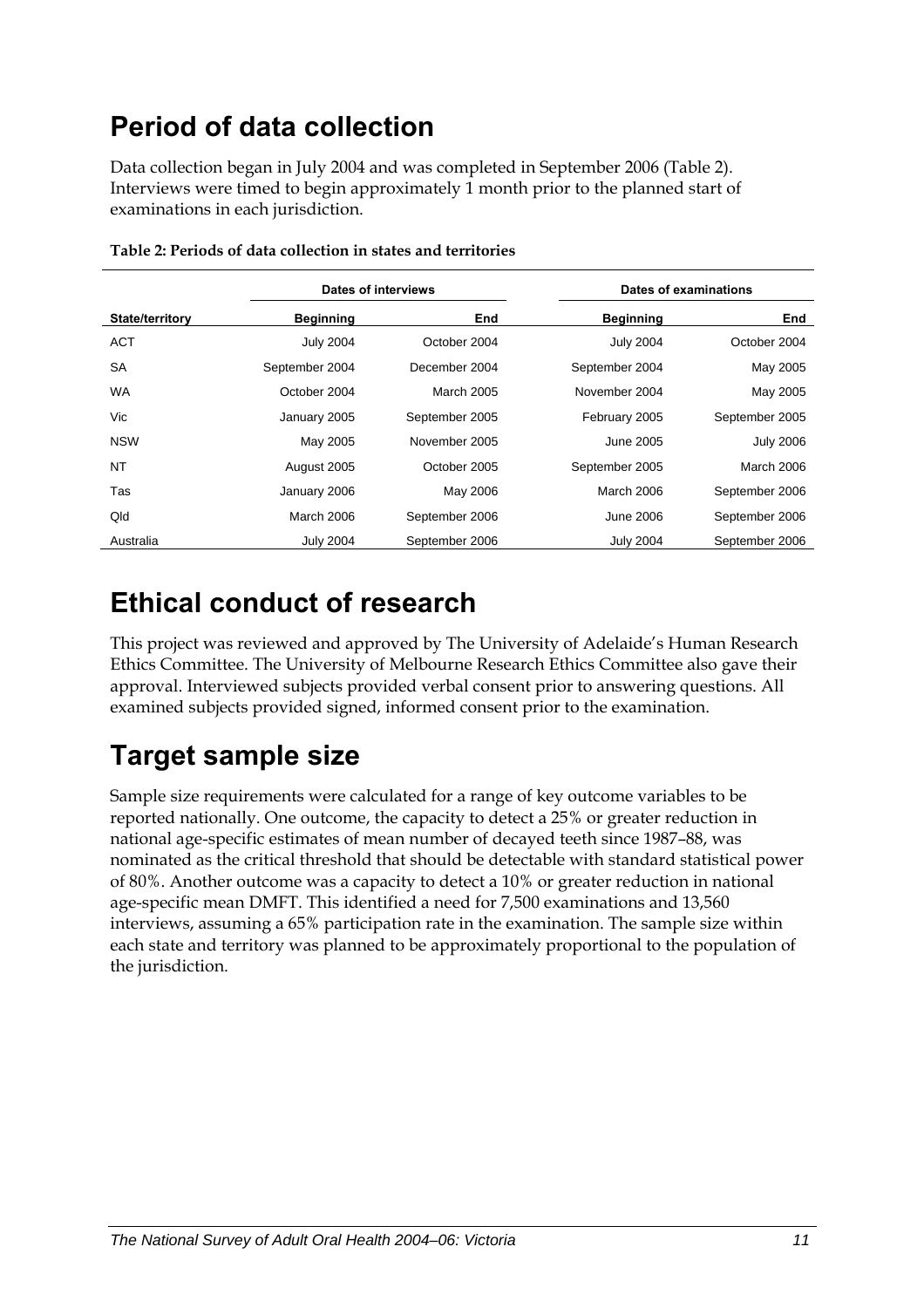## Period of data collection

Data collection began in July 2004 and was completed in September 2006 (Table 2). Interviews were timed to begin approximately 1 month prior to the planned start of examinations in each jurisdiction.

**Table 2: Periods of data collection in states and territories**

| | Dates of interviews | | Dates of examinations | |
|---|---|---|---|---|
| State/territory | Beginning | End | Beginning | End |
| ACT | July 2004 | October 2004 | July 2004 | October 2004 |
| SA | September 2004 | December 2004 | September 2004 | May 2005 |
| WA | October 2004 | March 2005 | November 2004 | May 2005 |
| Vic | January 2005 | September 2005 | February 2005 | September 2005 |
| NSW | May 2005 | November 2005 | June 2005 | July 2006 |
| NT | August 2005 | October 2005 | September 2005 | March 2006 |
| Tas | January 2006 | May 2006 | March 2006 | September 2006 |
| Qld | March 2006 | September 2006 | June 2006 | September 2006 |
| Australia | July 2004 | September 2006 | July 2004 | September 2006 |

## Ethical conduct of research

This project was reviewed and approved by The University of Adelaide's Human Research Ethics Committee. The University of Melbourne Research Ethics Committee also gave their approval. Interviewed subjects provided verbal consent prior to answering questions. All examined subjects provided signed, informed consent prior to the examination.

## Target sample size

Sample size requirements were calculated for a range of key outcome variables to be reported nationally. One outcome, the capacity to detect a 25% or greater reduction in national age-specific estimates of mean number of decayed teeth since 1987–88, was nominated as the critical threshold that should be detectable with standard statistical power of 80%. Another outcome was a capacity to detect a 10% or greater reduction in national age-specific mean DMFT. This identified a need for 7,500 examinations and 13,560 interviews, assuming a 65% participation rate in the examination. The sample size within each state and territory was planned to be approximately proportional to the population of the jurisdiction.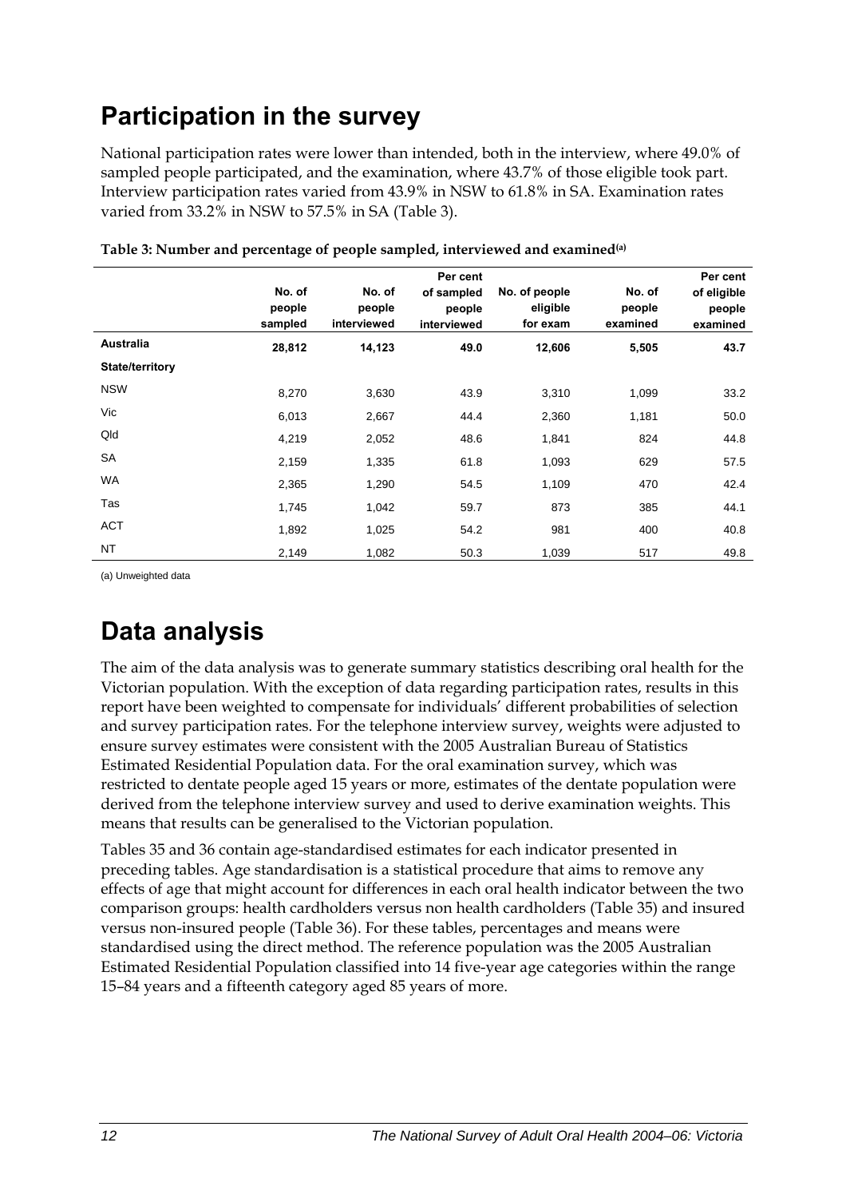# Participation in the survey

National participation rates were lower than intended, both in the interview, where 49.0% of sampled people participated, and the examination, where 43.7% of those eligible took part. Interview participation rates varied from 43.9% in NSW to 61.8% in SA. Examination rates varied from 33.2% in NSW to 57.5% in SA (Table 3).

**Table 3: Number and percentage of people sampled, interviewed and examined[(a)]**

| | No. of people sampled | No. of people interviewed | Per cent of sampled people interviewed | No. of people eligible for exam | No. of people examined | Per cent of eligible people examined |
|---|---|---|---|---|---|---|
| **Australia** | **28,812** | **14,123** | **49.0** | **12,606** | **5,505** | **43.7** |
| **State/territory** | | | | | | |
| NSW | 8,270 | 3,630 | 43.9 | 3,310 | 1,099 | 33.2 |
| Vic | 6,013 | 2,667 | 44.4 | 2,360 | 1,181 | 50.0 |
| Qld | 4,219 | 2,052 | 48.6 | 1,841 | 824 | 44.8 |
| SA | 2,159 | 1,335 | 61.8 | 1,093 | 629 | 57.5 |
| WA | 2,365 | 1,290 | 54.5 | 1,109 | 470 | 42.4 |
| Tas | 1,745 | 1,042 | 59.7 | 873 | 385 | 44.1 |
| ACT | 1,892 | 1,025 | 54.2 | 981 | 400 | 40.8 |
| NT | 2,149 | 1,082 | 50.3 | 1,039 | 517 | 49.8 |

(a) Unweighted data

# Data analysis

The aim of the data analysis was to generate summary statistics describing oral health for the Victorian population. With the exception of data regarding participation rates, results in this report have been weighted to compensate for individuals' different probabilities of selection and survey participation rates. For the telephone interview survey, weights were adjusted to ensure survey estimates were consistent with the 2005 Australian Bureau of Statistics Estimated Residential Population data. For the oral examination survey, which was restricted to dentate people aged 15 years or more, estimates of the dentate population were derived from the telephone interview survey and used to derive examination weights. This means that results can be generalised to the Victorian population.

Tables 35 and 36 contain age-standardised estimates for each indicator presented in preceding tables. Age standardisation is a statistical procedure that aims to remove any effects of age that might account for differences in each oral health indicator between the two comparison groups: health cardholders versus non health cardholders (Table 35) and insured versus non-insured people (Table 36). For these tables, percentages and means were standardised using the direct method. The reference population was the 2005 Australian Estimated Residential Population classified into 14 five-year age categories within the range 15–84 years and a fifteenth category aged 85 years of more.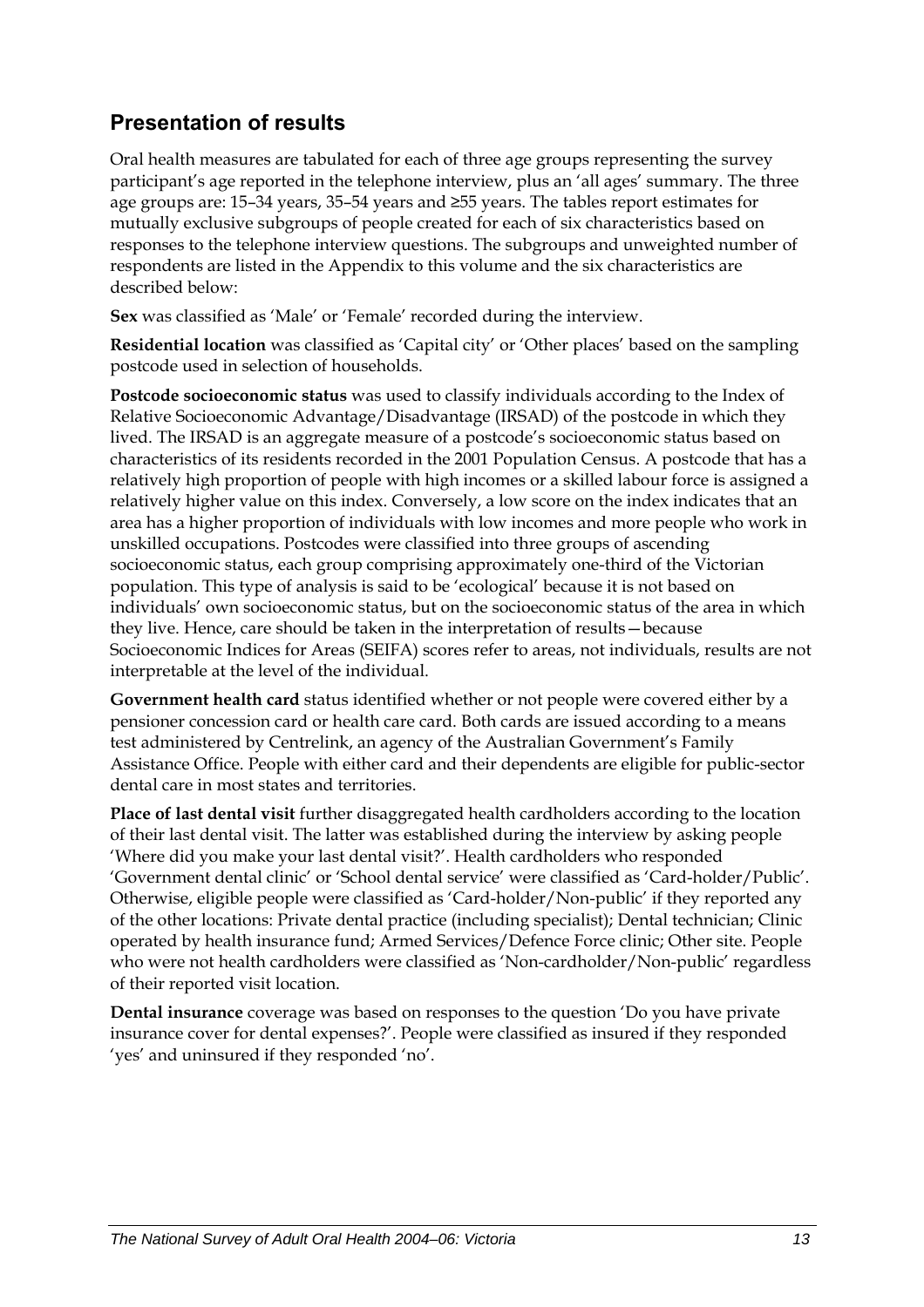## Presentation of results

Oral health measures are tabulated for each of three age groups representing the survey participant's age reported in the telephone interview, plus an 'all ages' summary. The three age groups are: 15–34 years, 35–54 years and ≥55 years. The tables report estimates for mutually exclusive subgroups of people created for each of six characteristics based on responses to the telephone interview questions. The subgroups and unweighted number of respondents are listed in the Appendix to this volume and the six characteristics are described below:

**Sex** was classified as 'Male' or 'Female' recorded during the interview.

**Residential location** was classified as 'Capital city' or 'Other places' based on the sampling postcode used in selection of households.

**Postcode socioeconomic status** was used to classify individuals according to the Index of Relative Socioeconomic Advantage/Disadvantage (IRSAD) of the postcode in which they lived. The IRSAD is an aggregate measure of a postcode's socioeconomic status based on characteristics of its residents recorded in the 2001 Population Census. A postcode that has a relatively high proportion of people with high incomes or a skilled labour force is assigned a relatively higher value on this index. Conversely, a low score on the index indicates that an area has a higher proportion of individuals with low incomes and more people who work in unskilled occupations. Postcodes were classified into three groups of ascending socioeconomic status, each group comprising approximately one-third of the Victorian population. This type of analysis is said to be 'ecological' because it is not based on individuals' own socioeconomic status, but on the socioeconomic status of the area in which they live. Hence, care should be taken in the interpretation of results—because Socioeconomic Indices for Areas (SEIFA) scores refer to areas, not individuals, results are not interpretable at the level of the individual.

**Government health card** status identified whether or not people were covered either by a pensioner concession card or health care card. Both cards are issued according to a means test administered by Centrelink, an agency of the Australian Government's Family Assistance Office. People with either card and their dependents are eligible for public-sector dental care in most states and territories.

**Place of last dental visit** further disaggregated health cardholders according to the location of their last dental visit. The latter was established during the interview by asking people 'Where did you make your last dental visit?'. Health cardholders who responded 'Government dental clinic' or 'School dental service' were classified as 'Card-holder/Public'. Otherwise, eligible people were classified as 'Card-holder/Non-public' if they reported any of the other locations: Private dental practice (including specialist); Dental technician; Clinic operated by health insurance fund; Armed Services/Defence Force clinic; Other site. People who were not health cardholders were classified as 'Non-cardholder/Non-public' regardless of their reported visit location.

**Dental insurance** coverage was based on responses to the question 'Do you have private insurance cover for dental expenses?'. People were classified as insured if they responded 'yes' and uninsured if they responded 'no'.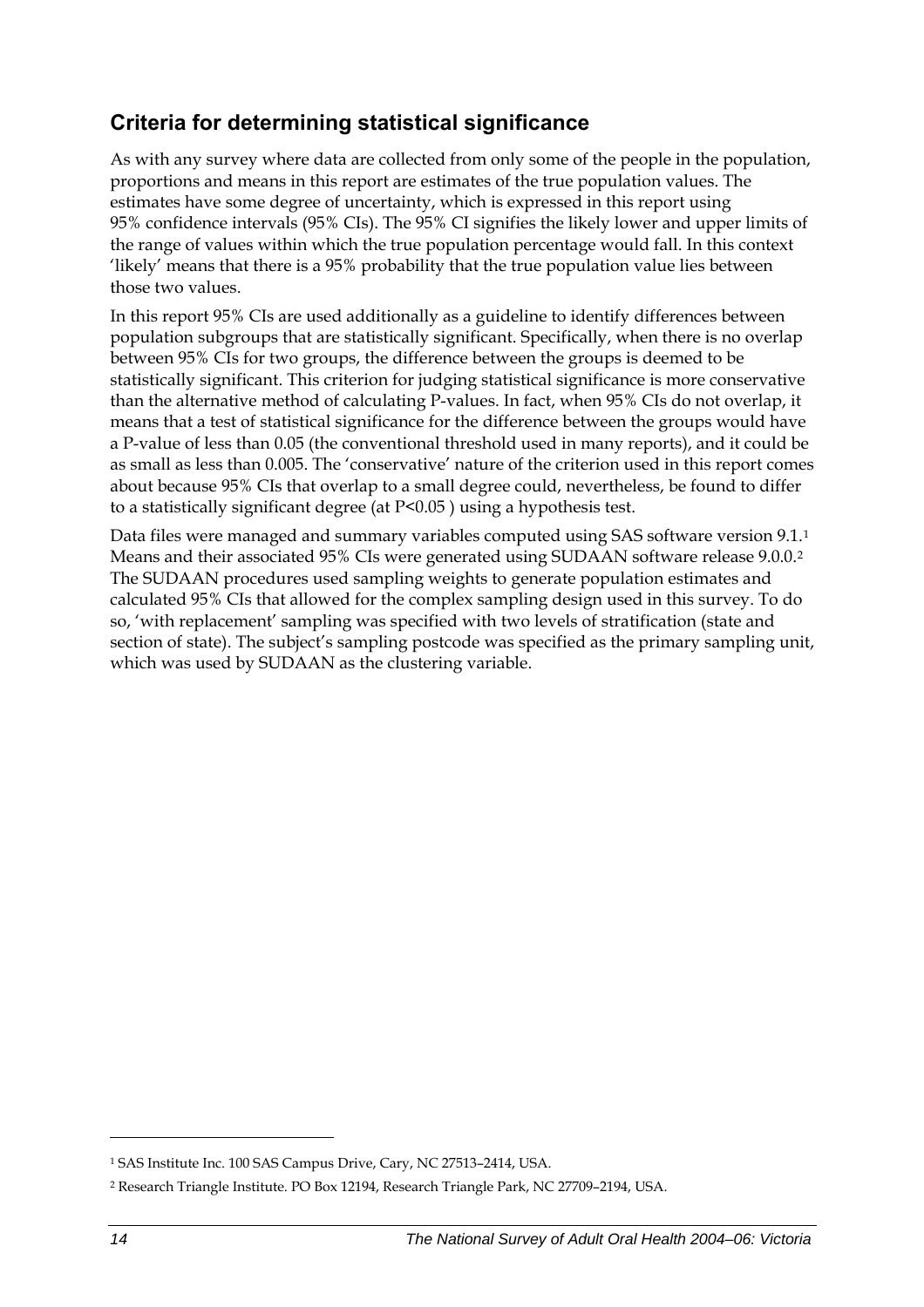## Criteria for determining statistical significance

As with any survey where data are collected from only some of the people in the population, proportions and means in this report are estimates of the true population values. The estimates have some degree of uncertainty, which is expressed in this report using 95% confidence intervals (95% CIs). The 95% CI signifies the likely lower and upper limits of the range of values within which the true population percentage would fall. In this context 'likely' means that there is a 95% probability that the true population value lies between those two values.

In this report 95% CIs are used additionally as a guideline to identify differences between population subgroups that are statistically significant. Specifically, when there is no overlap between 95% CIs for two groups, the difference between the groups is deemed to be statistically significant. This criterion for judging statistical significance is more conservative than the alternative method of calculating P-values. In fact, when 95% CIs do not overlap, it means that a test of statistical significance for the difference between the groups would have a P-value of less than 0.05 (the conventional threshold used in many reports), and it could be as small as less than 0.005. The 'conservative' nature of the criterion used in this report comes about because 95% CIs that overlap to a small degree could, nevertheless, be found to differ to a statistically significant degree (at $P<0.05$ ) using a hypothesis test.

Data files were managed and summary variables computed using SAS software version 9.1.[1] Means and their associated 95% CIs were generated using SUDAAN software release 9.0.0.[2] The SUDAAN procedures used sampling weights to generate population estimates and calculated 95% CIs that allowed for the complex sampling design used in this survey. To do so, 'with replacement' sampling was specified with two levels of stratification (state and section of state). The subject's sampling postcode was specified as the primary sampling unit, which was used by SUDAAN as the clustering variable.

---

[1] SAS Institute Inc. 100 SAS Campus Drive, Cary, NC 27513–2414, USA.

[2] Research Triangle Institute. PO Box 12194, Research Triangle Park, NC 27709–2194, USA.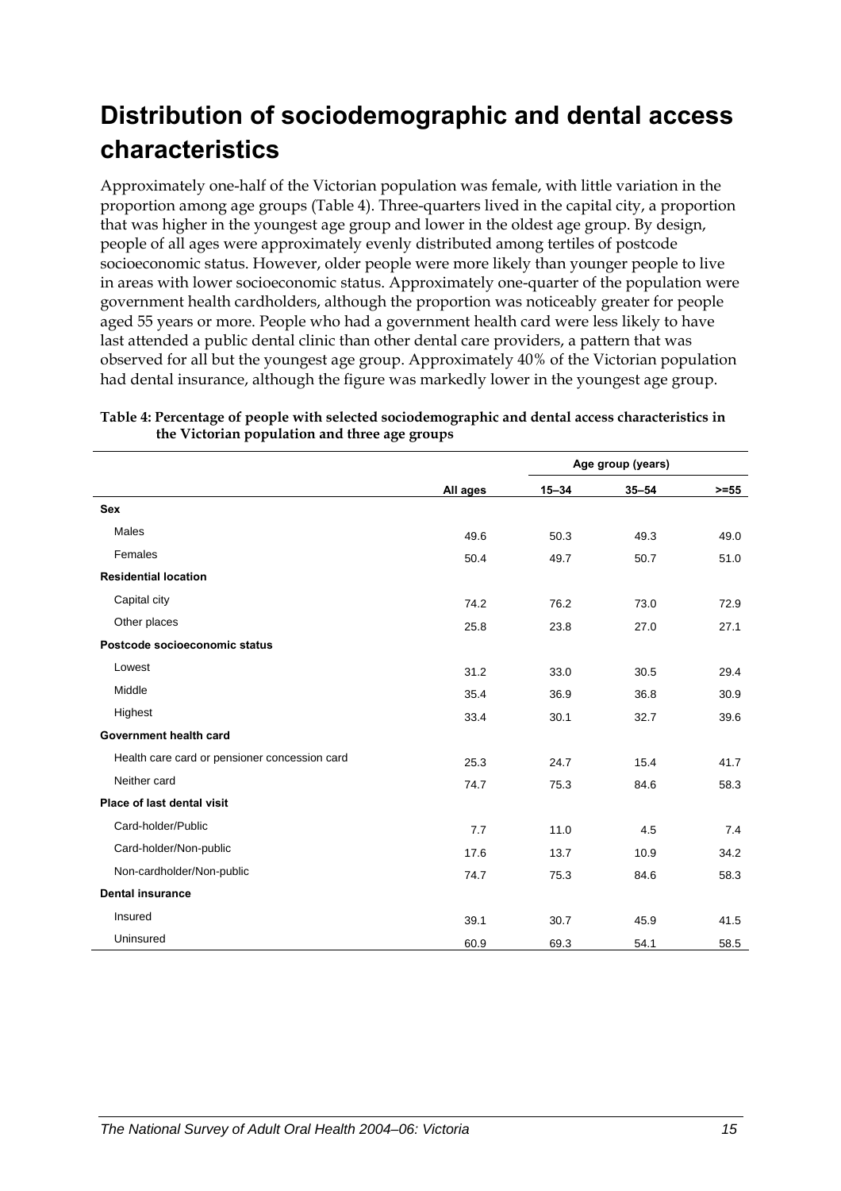# Distribution of sociodemographic and dental access characteristics

Approximately one-half of the Victorian population was female, with little variation in the proportion among age groups (Table 4). Three-quarters lived in the capital city, a proportion that was higher in the youngest age group and lower in the oldest age group. By design, people of all ages were approximately evenly distributed among tertiles of postcode socioeconomic status. However, older people were more likely than younger people to live in areas with lower socioeconomic status. Approximately one-quarter of the population were government health cardholders, although the proportion was noticeably greater for people aged 55 years or more. People who had a government health card were less likely to have last attended a public dental clinic than other dental care providers, a pattern that was observed for all but the youngest age group. Approximately 40% of the Victorian population had dental insurance, although the figure was markedly lower in the youngest age group.

**Table 4: Percentage of people with selected sociodemographic and dental access characteristics in the Victorian population and three age groups**

| | | Age group (years) | | |
|---|---|---|---|---|
| | All ages | 15–34 | 35–54 | >=55 |
| **Sex** | | | | |
| Males | 49.6 | 50.3 | 49.3 | 49.0 |
| Females | 50.4 | 49.7 | 50.7 | 51.0 |
| **Residential location** | | | | |
| Capital city | 74.2 | 76.2 | 73.0 | 72.9 |
| Other places | 25.8 | 23.8 | 27.0 | 27.1 |
| **Postcode socioeconomic status** | | | | |
| Lowest | 31.2 | 33.0 | 30.5 | 29.4 |
| Middle | 35.4 | 36.9 | 36.8 | 30.9 |
| Highest | 33.4 | 30.1 | 32.7 | 39.6 |
| **Government health card** | | | | |
| Health care card or pensioner concession card | 25.3 | 24.7 | 15.4 | 41.7 |
| Neither card | 74.7 | 75.3 | 84.6 | 58.3 |
| **Place of last dental visit** | | | | |
| Card-holder/Public | 7.7 | 11.0 | 4.5 | 7.4 |
| Card-holder/Non-public | 17.6 | 13.7 | 10.9 | 34.2 |
| Non-cardholder/Non-public | 74.7 | 75.3 | 84.6 | 58.3 |
| **Dental insurance** | | | | |
| Insured | 39.1 | 30.7 | 45.9 | 41.5 |
| Uninsured | 60.9 | 69.3 | 54.1 | 58.5 |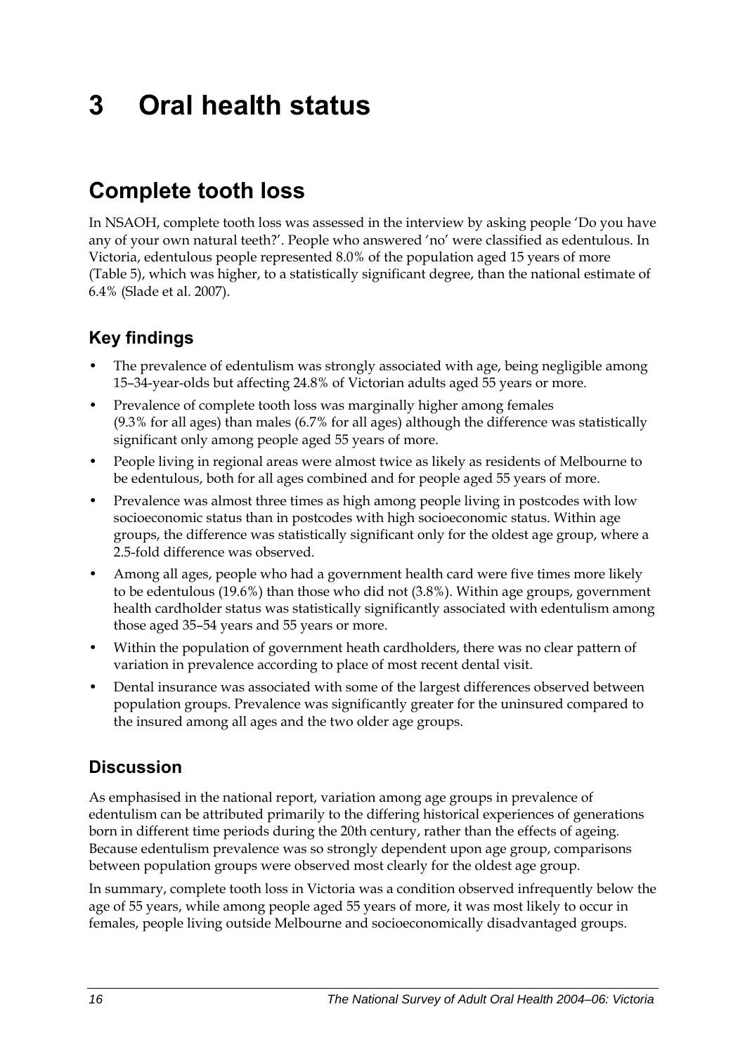# 3 Oral health status

## Complete tooth loss

In NSAOH, complete tooth loss was assessed in the interview by asking people 'Do you have any of your own natural teeth?'. People who answered 'no' were classified as edentulous. In Victoria, edentulous people represented 8.0% of the population aged 15 years of more (Table 5), which was higher, to a statistically significant degree, than the national estimate of 6.4% (Slade et al. 2007).

### Key findings

- The prevalence of edentulism was strongly associated with age, being negligible among 15–34-year-olds but affecting 24.8% of Victorian adults aged 55 years or more.
- Prevalence of complete tooth loss was marginally higher among females (9.3% for all ages) than males (6.7% for all ages) although the difference was statistically significant only among people aged 55 years of more.
- People living in regional areas were almost twice as likely as residents of Melbourne to be edentulous, both for all ages combined and for people aged 55 years of more.
- Prevalence was almost three times as high among people living in postcodes with low socioeconomic status than in postcodes with high socioeconomic status. Within age groups, the difference was statistically significant only for the oldest age group, where a 2.5-fold difference was observed.
- Among all ages, people who had a government health card were five times more likely to be edentulous (19.6%) than those who did not (3.8%). Within age groups, government health cardholder status was statistically significantly associated with edentulism among those aged 35–54 years and 55 years or more.
- Within the population of government heath cardholders, there was no clear pattern of variation in prevalence according to place of most recent dental visit.
- Dental insurance was associated with some of the largest differences observed between population groups. Prevalence was significantly greater for the uninsured compared to the insured among all ages and the two older age groups.

### Discussion

As emphasised in the national report, variation among age groups in prevalence of edentulism can be attributed primarily to the differing historical experiences of generations born in different time periods during the 20th century, rather than the effects of ageing. Because edentulism prevalence was so strongly dependent upon age group, comparisons between population groups were observed most clearly for the oldest age group.

In summary, complete tooth loss in Victoria was a condition observed infrequently below the age of 55 years, while among people aged 55 years of more, it was most likely to occur in females, people living outside Melbourne and socioeconomically disadvantaged groups.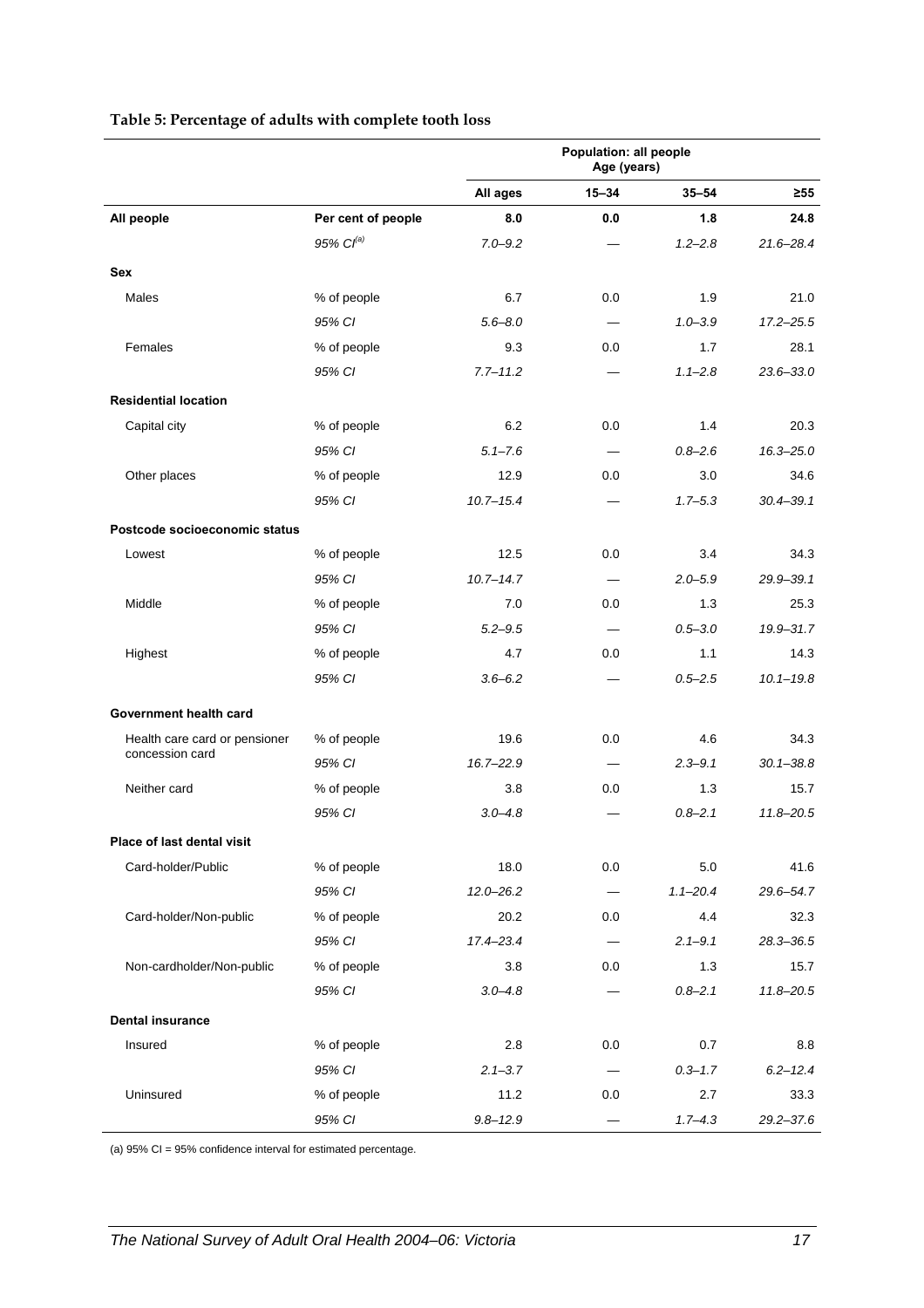**Table 5: Percentage of adults with complete tooth loss**

| | | Population: all people Age (years) | | | |
|---|---|---|---|---|---|
| | | All ages | 15–34 | 35–54 | ≥55 |
| **All people** | **Per cent of people** | **8.0** | **0.0** | **1.8** | **24.8** |
| | *95% CI[(a)]* | *7.0–9.2* | — | *1.2–2.8* | *21.6–28.4* |
| **Sex** | | | | | |
| Males | % of people | 6.7 | 0.0 | 1.9 | 21.0 |
| | *95% CI* | *5.6–8.0* | — | *1.0–3.9* | *17.2–25.5* |
| Females | % of people | 9.3 | 0.0 | 1.7 | 28.1 |
| | *95% CI* | *7.7–11.2* | — | *1.1–2.8* | *23.6–33.0* |
| **Residential location** | | | | | |
| Capital city | % of people | 6.2 | 0.0 | 1.4 | 20.3 |
| | *95% CI* | *5.1–7.6* | — | *0.8–2.6* | *16.3–25.0* |
| Other places | % of people | 12.9 | 0.0 | 3.0 | 34.6 |
| | *95% CI* | *10.7–15.4* | — | *1.7–5.3* | *30.4–39.1* |
| **Postcode socioeconomic status** | | | | | |
| Lowest | % of people | 12.5 | 0.0 | 3.4 | 34.3 |
| | *95% CI* | *10.7–14.7* | — | *2.0–5.9* | *29.9–39.1* |
| Middle | % of people | 7.0 | 0.0 | 1.3 | 25.3 |
| | *95% CI* | *5.2–9.5* | — | *0.5–3.0* | *19.9–31.7* |
| Highest | % of people | 4.7 | 0.0 | 1.1 | 14.3 |
| | *95% CI* | *3.6–6.2* | — | *0.5–2.5* | *10.1–19.8* |
| **Government health card** | | | | | |
| Health care card or pensioner concession card | % of people | 19.6 | 0.0 | 4.6 | 34.3 |
| | *95% CI* | *16.7–22.9* | — | *2.3–9.1* | *30.1–38.8* |
| Neither card | % of people | 3.8 | 0.0 | 1.3 | 15.7 |
| | *95% CI* | *3.0–4.8* | — | *0.8–2.1* | *11.8–20.5* |
| **Place of last dental visit** | | | | | |
| Card-holder/Public | % of people | 18.0 | 0.0 | 5.0 | 41.6 |
| | *95% CI* | *12.0–26.2* | — | *1.1–20.4* | *29.6–54.7* |
| Card-holder/Non-public | % of people | 20.2 | 0.0 | 4.4 | 32.3 |
| | *95% CI* | *17.4–23.4* | — | *2.1–9.1* | *28.3–36.5* |
| Non-cardholder/Non-public | % of people | 3.8 | 0.0 | 1.3 | 15.7 |
| | *95% CI* | *3.0–4.8* | — | *0.8–2.1* | *11.8–20.5* |
| **Dental insurance** | | | | | |
| Insured | % of people | 2.8 | 0.0 | 0.7 | 8.8 |
| | *95% CI* | *2.1–3.7* | — | *0.3–1.7* | *6.2–12.4* |
| Uninsured | % of people | 11.2 | 0.0 | 2.7 | 33.3 |
| | *95% CI* | *9.8–12.9* | — | *1.7–4.3* | *29.2–37.6* |

(a) 95% CI = 95% confidence interval for estimated percentage.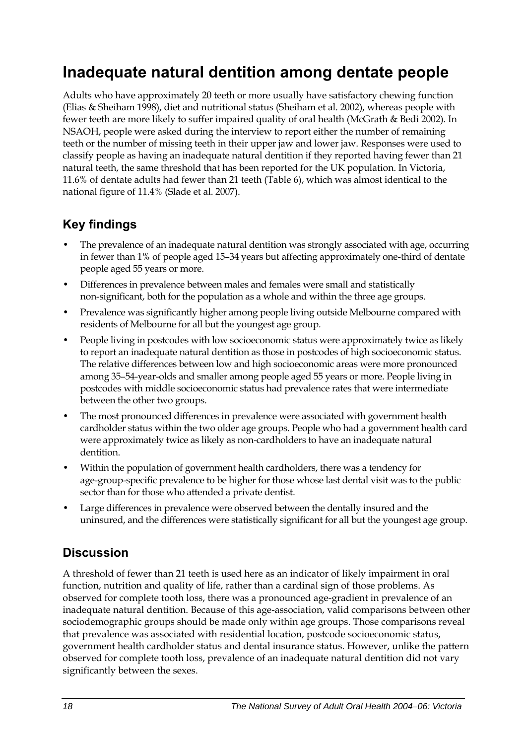# Inadequate natural dentition among dentate people

Adults who have approximately 20 teeth or more usually have satisfactory chewing function (Elias & Sheiham 1998), diet and nutritional status (Sheiham et al. 2002), whereas people with fewer teeth are more likely to suffer impaired quality of oral health (McGrath & Bedi 2002). In NSAOH, people were asked during the interview to report either the number of remaining teeth or the number of missing teeth in their upper jaw and lower jaw. Responses were used to classify people as having an inadequate natural dentition if they reported having fewer than 21 natural teeth, the same threshold that has been reported for the UK population. In Victoria, 11.6% of dentate adults had fewer than 21 teeth (Table 6), which was almost identical to the national figure of 11.4% (Slade et al. 2007).

## Key findings

- The prevalence of an inadequate natural dentition was strongly associated with age, occurring in fewer than 1% of people aged 15–34 years but affecting approximately one-third of dentate people aged 55 years or more.
- Differences in prevalence between males and females were small and statistically non-significant, both for the population as a whole and within the three age groups.
- Prevalence was significantly higher among people living outside Melbourne compared with residents of Melbourne for all but the youngest age group.
- People living in postcodes with low socioeconomic status were approximately twice as likely to report an inadequate natural dentition as those in postcodes of high socioeconomic status. The relative differences between low and high socioeconomic areas were more pronounced among 35–54-year-olds and smaller among people aged 55 years or more. People living in postcodes with middle socioeconomic status had prevalence rates that were intermediate between the other two groups.
- The most pronounced differences in prevalence were associated with government health cardholder status within the two older age groups. People who had a government health card were approximately twice as likely as non-cardholders to have an inadequate natural dentition.
- Within the population of government health cardholders, there was a tendency for age-group-specific prevalence to be higher for those whose last dental visit was to the public sector than for those who attended a private dentist.
- Large differences in prevalence were observed between the dentally insured and the uninsured, and the differences were statistically significant for all but the youngest age group.

## Discussion

A threshold of fewer than 21 teeth is used here as an indicator of likely impairment in oral function, nutrition and quality of life, rather than a cardinal sign of those problems. As observed for complete tooth loss, there was a pronounced age-gradient in prevalence of an inadequate natural dentition. Because of this age-association, valid comparisons between other sociodemographic groups should be made only within age groups. Those comparisons reveal that prevalence was associated with residential location, postcode socioeconomic status, government health cardholder status and dental insurance status. However, unlike the pattern observed for complete tooth loss, prevalence of an inadequate natural dentition did not vary significantly between the sexes.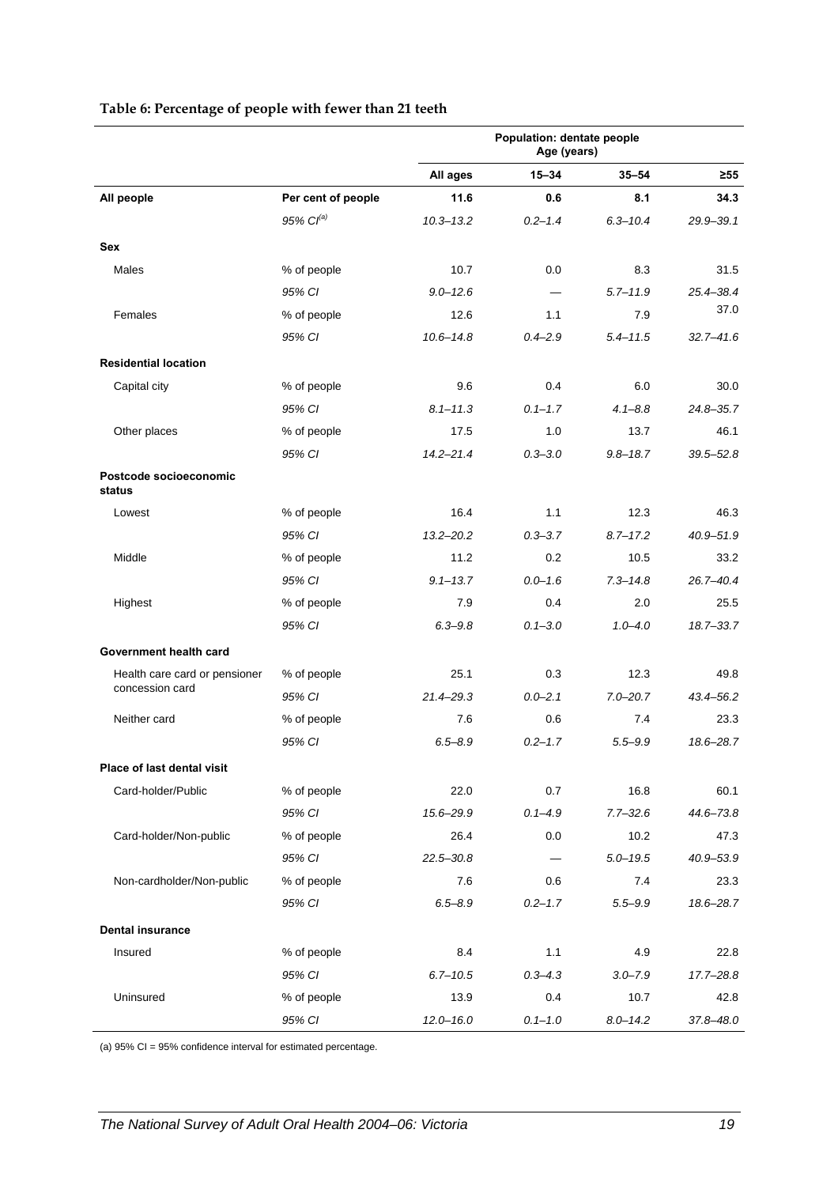**Table 6: Percentage of people with fewer than 21 teeth**

| | | Population: dentate people Age (years) | | | |
|---|---|---|---|---|---|
| | | **All ages** | **15–34** | **35–54** | **≥55** |
| **All people** | **Per cent of people** | **11.6** | **0.6** | **8.1** | **34.3** |
| | *95% CI[(a)]* | *10.3–13.2* | *0.2–1.4* | *6.3–10.4* | *29.9–39.1* |
| **Sex** | | | | | |
| Males | % of people | 10.7 | 0.0 | 8.3 | 31.5 |
| | *95% CI* | *9.0–12.6* | — | *5.7–11.9* | *25.4–38.4* |
| Females | % of people | 12.6 | 1.1 | 7.9 | 37.0 |
| | *95% CI* | *10.6–14.8* | *0.4–2.9* | *5.4–11.5* | *32.7–41.6* |
| **Residential location** | | | | | |
| Capital city | % of people | 9.6 | 0.4 | 6.0 | 30.0 |
| | *95% CI* | *8.1–11.3* | *0.1–1.7* | *4.1–8.8* | *24.8–35.7* |
| Other places | % of people | 17.5 | 1.0 | 13.7 | 46.1 |
| | *95% CI* | *14.2–21.4* | *0.3–3.0* | *9.8–18.7* | *39.5–52.8* |
| **Postcode socioeconomic status** | | | | | |
| Lowest | % of people | 16.4 | 1.1 | 12.3 | 46.3 |
| | *95% CI* | *13.2–20.2* | *0.3–3.7* | *8.7–17.2* | *40.9–51.9* |
| Middle | % of people | 11.2 | 0.2 | 10.5 | 33.2 |
| | *95% CI* | *9.1–13.7* | *0.0–1.6* | *7.3–14.8* | *26.7–40.4* |
| Highest | % of people | 7.9 | 0.4 | 2.0 | 25.5 |
| | *95% CI* | *6.3–9.8* | *0.1–3.0* | *1.0–4.0* | *18.7–33.7* |
| **Government health card** | | | | | |
| Health care card or pensioner concession card | % of people | 25.1 | 0.3 | 12.3 | 49.8 |
| | *95% CI* | *21.4–29.3* | *0.0–2.1* | *7.0–20.7* | *43.4–56.2* |
| Neither card | % of people | 7.6 | 0.6 | 7.4 | 23.3 |
| | *95% CI* | *6.5–8.9* | *0.2–1.7* | *5.5–9.9* | *18.6–28.7* |
| **Place of last dental visit** | | | | | |
| Card-holder/Public | % of people | 22.0 | 0.7 | 16.8 | 60.1 |
| | *95% CI* | *15.6–29.9* | *0.1–4.9* | *7.7–32.6* | *44.6–73.8* |
| Card-holder/Non-public | % of people | 26.4 | 0.0 | 10.2 | 47.3 |
| | *95% CI* | *22.5–30.8* | — | *5.0–19.5* | *40.9–53.9* |
| Non-cardholder/Non-public | % of people | 7.6 | 0.6 | 7.4 | 23.3 |
| | *95% CI* | *6.5–8.9* | *0.2–1.7* | *5.5–9.9* | *18.6–28.7* |
| **Dental insurance** | | | | | |
| Insured | % of people | 8.4 | 1.1 | 4.9 | 22.8 |
| | *95% CI* | *6.7–10.5* | *0.3–4.3* | *3.0–7.9* | *17.7–28.8* |
| Uninsured | % of people | 13.9 | 0.4 | 10.7 | 42.8 |
| | *95% CI* | *12.0–16.0* | *0.1–1.0* | *8.0–14.2* | *37.8–48.0* |

(a) 95% CI = 95% confidence interval for estimated percentage.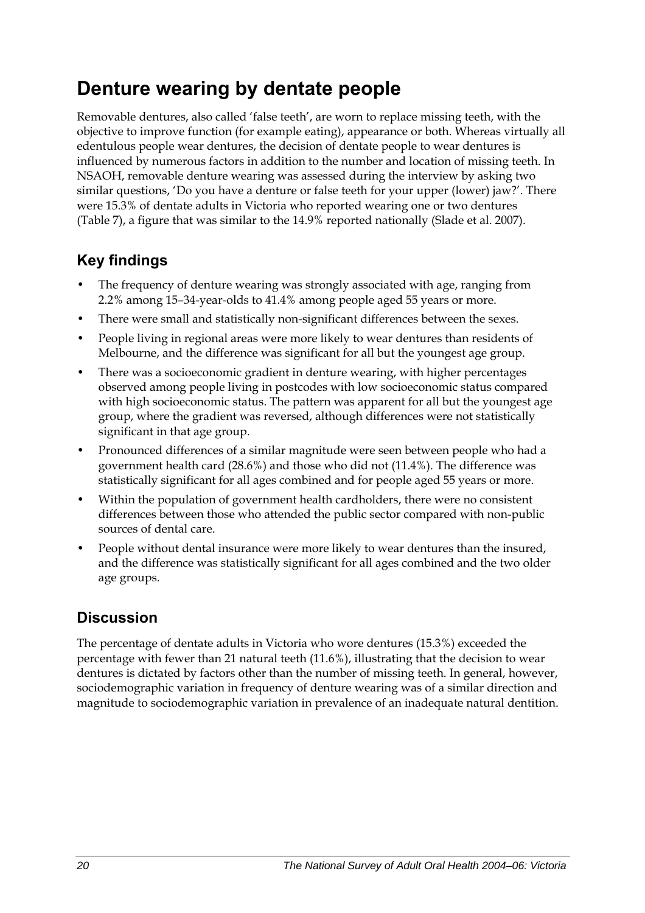# Denture wearing by dentate people

Removable dentures, also called 'false teeth', are worn to replace missing teeth, with the objective to improve function (for example eating), appearance or both. Whereas virtually all edentulous people wear dentures, the decision of dentate people to wear dentures is influenced by numerous factors in addition to the number and location of missing teeth. In NSAOH, removable denture wearing was assessed during the interview by asking two similar questions, 'Do you have a denture or false teeth for your upper (lower) jaw?'. There were 15.3% of dentate adults in Victoria who reported wearing one or two dentures (Table 7), a figure that was similar to the 14.9% reported nationally (Slade et al. 2007).

## Key findings

- The frequency of denture wearing was strongly associated with age, ranging from 2.2% among 15–34-year-olds to 41.4% among people aged 55 years or more.
- There were small and statistically non-significant differences between the sexes.
- People living in regional areas were more likely to wear dentures than residents of Melbourne, and the difference was significant for all but the youngest age group.
- There was a socioeconomic gradient in denture wearing, with higher percentages observed among people living in postcodes with low socioeconomic status compared with high socioeconomic status. The pattern was apparent for all but the youngest age group, where the gradient was reversed, although differences were not statistically significant in that age group.
- Pronounced differences of a similar magnitude were seen between people who had a government health card (28.6%) and those who did not (11.4%). The difference was statistically significant for all ages combined and for people aged 55 years or more.
- Within the population of government health cardholders, there were no consistent differences between those who attended the public sector compared with non-public sources of dental care.
- People without dental insurance were more likely to wear dentures than the insured, and the difference was statistically significant for all ages combined and the two older age groups.

## Discussion

The percentage of dentate adults in Victoria who wore dentures (15.3%) exceeded the percentage with fewer than 21 natural teeth (11.6%), illustrating that the decision to wear dentures is dictated by factors other than the number of missing teeth. In general, however, sociodemographic variation in frequency of denture wearing was of a similar direction and magnitude to sociodemographic variation in prevalence of an inadequate natural dentition.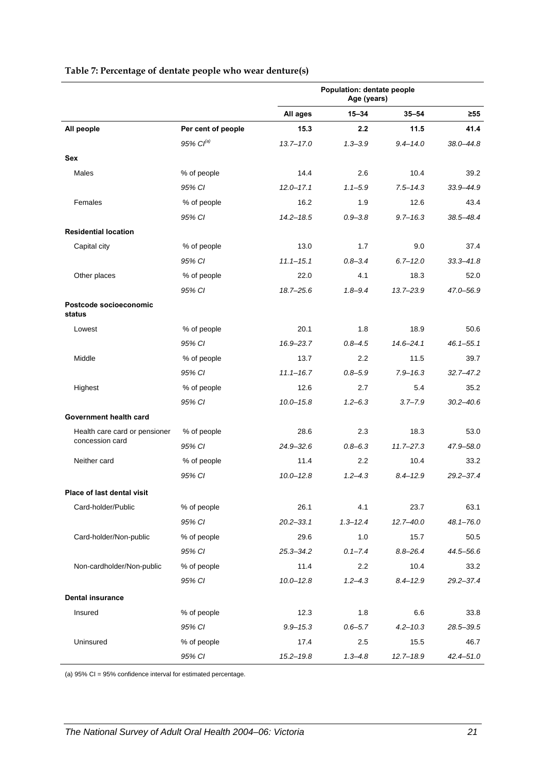**Table 7: Percentage of dentate people who wear denture(s)**

| | | Population: dentate people Age (years) | | | |
|---|---|---|---|---|---|
| | | **All ages** | **15–34** | **35–54** | **≥55** |
| **All people** | **Per cent of people** | **15.3** | **2.2** | **11.5** | **41.4** |
| | *95% CI(a)* | *13.7–17.0* | *1.3–3.9* | *9.4–14.0* | *38.0–44.8* |
| **Sex** | | | | | |
| Males | % of people | 14.4 | 2.6 | 10.4 | 39.2 |
| | *95% CI* | *12.0–17.1* | *1.1–5.9* | *7.5–14.3* | *33.9–44.9* |
| Females | % of people | 16.2 | 1.9 | 12.6 | 43.4 |
| | *95% CI* | *14.2–18.5* | *0.9–3.8* | *9.7–16.3* | *38.5–48.4* |
| **Residential location** | | | | | |
| Capital city | % of people | 13.0 | 1.7 | 9.0 | 37.4 |
| | *95% CI* | *11.1–15.1* | *0.8–3.4* | *6.7–12.0* | *33.3–41.8* |
| Other places | % of people | 22.0 | 4.1 | 18.3 | 52.0 |
| | *95% CI* | *18.7–25.6* | *1.8–9.4* | *13.7–23.9* | *47.0–56.9* |
| **Postcode socioeconomic status** | | | | | |
| Lowest | % of people | 20.1 | 1.8 | 18.9 | 50.6 |
| | *95% CI* | *16.9–23.7* | *0.8–4.5* | *14.6–24.1* | *46.1–55.1* |
| Middle | % of people | 13.7 | 2.2 | 11.5 | 39.7 |
| | *95% CI* | *11.1–16.7* | *0.8–5.9* | *7.9–16.3* | *32.7–47.2* |
| Highest | % of people | 12.6 | 2.7 | 5.4 | 35.2 |
| | *95% CI* | *10.0–15.8* | *1.2–6.3* | *3.7–7.9* | *30.2–40.6* |
| **Government health card** | | | | | |
| Health care card or pensioner concession card | % of people | 28.6 | 2.3 | 18.3 | 53.0 |
| | *95% CI* | *24.9–32.6* | *0.8–6.3* | *11.7–27.3* | *47.9–58.0* |
| Neither card | % of people | 11.4 | 2.2 | 10.4 | 33.2 |
| | *95% CI* | *10.0–12.8* | *1.2–4.3* | *8.4–12.9* | *29.2–37.4* |
| **Place of last dental visit** | | | | | |
| Card-holder/Public | % of people | 26.1 | 4.1 | 23.7 | 63.1 |
| | *95% CI* | *20.2–33.1* | *1.3–12.4* | *12.7–40.0* | *48.1–76.0* |
| Card-holder/Non-public | % of people | 29.6 | 1.0 | 15.7 | 50.5 |
| | *95% CI* | *25.3–34.2* | *0.1–7.4* | *8.8–26.4* | *44.5–56.6* |
| Non-cardholder/Non-public | % of people | 11.4 | 2.2 | 10.4 | 33.2 |
| | *95% CI* | *10.0–12.8* | *1.2–4.3* | *8.4–12.9* | *29.2–37.4* |
| **Dental insurance** | | | | | |
| Insured | % of people | 12.3 | 1.8 | 6.6 | 33.8 |
| | *95% CI* | *9.9–15.3* | *0.6–5.7* | *4.2–10.3* | *28.5–39.5* |
| Uninsured | % of people | 17.4 | 2.5 | 15.5 | 46.7 |
| | *95% CI* | *15.2–19.8* | *1.3–4.8* | *12.7–18.9* | *42.4–51.0* |

(a) 95% CI = 95% confidence interval for estimated percentage.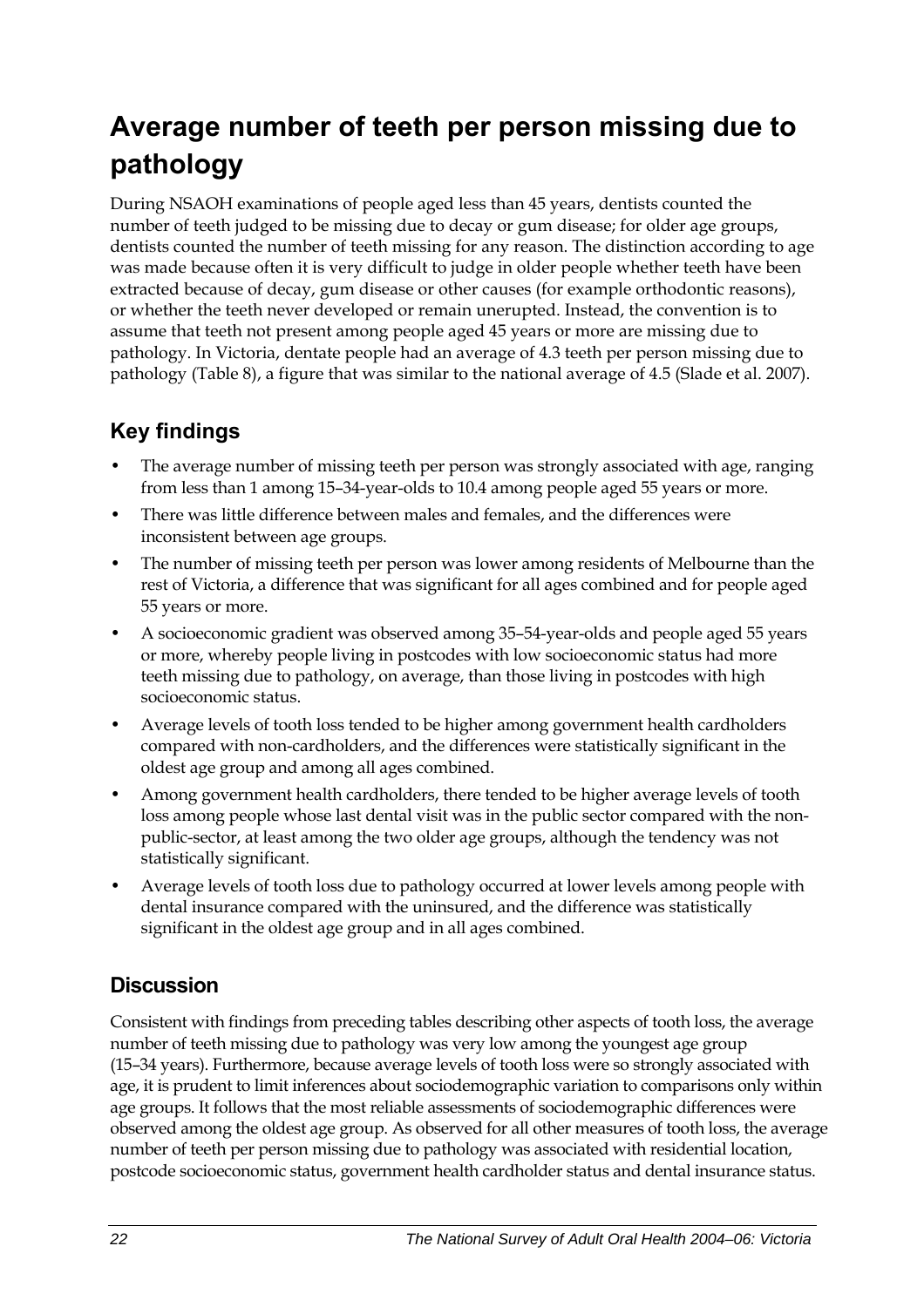# Average number of teeth per person missing due to pathology

During NSAOH examinations of people aged less than 45 years, dentists counted the number of teeth judged to be missing due to decay or gum disease; for older age groups, dentists counted the number of teeth missing for any reason. The distinction according to age was made because often it is very difficult to judge in older people whether teeth have been extracted because of decay, gum disease or other causes (for example orthodontic reasons), or whether the teeth never developed or remain unerupted. Instead, the convention is to assume that teeth not present among people aged 45 years or more are missing due to pathology. In Victoria, dentate people had an average of 4.3 teeth per person missing due to pathology (Table 8), a figure that was similar to the national average of 4.5 (Slade et al. 2007).

## Key findings

- The average number of missing teeth per person was strongly associated with age, ranging from less than 1 among 15–34-year-olds to 10.4 among people aged 55 years or more.
- There was little difference between males and females, and the differences were inconsistent between age groups.
- The number of missing teeth per person was lower among residents of Melbourne than the rest of Victoria, a difference that was significant for all ages combined and for people aged 55 years or more.
- A socioeconomic gradient was observed among 35–54-year-olds and people aged 55 years or more, whereby people living in postcodes with low socioeconomic status had more teeth missing due to pathology, on average, than those living in postcodes with high socioeconomic status.
- Average levels of tooth loss tended to be higher among government health cardholders compared with non-cardholders, and the differences were statistically significant in the oldest age group and among all ages combined.
- Among government health cardholders, there tended to be higher average levels of tooth loss among people whose last dental visit was in the public sector compared with the non-public-sector, at least among the two older age groups, although the tendency was not statistically significant.
- Average levels of tooth loss due to pathology occurred at lower levels among people with dental insurance compared with the uninsured, and the difference was statistically significant in the oldest age group and in all ages combined.

## Discussion

Consistent with findings from preceding tables describing other aspects of tooth loss, the average number of teeth missing due to pathology was very low among the youngest age group (15–34 years). Furthermore, because average levels of tooth loss were so strongly associated with age, it is prudent to limit inferences about sociodemographic variation to comparisons only within age groups. It follows that the most reliable assessments of sociodemographic differences were observed among the oldest age group. As observed for all other measures of tooth loss, the average number of teeth per person missing due to pathology was associated with residential location, postcode socioeconomic status, government health cardholder status and dental insurance status.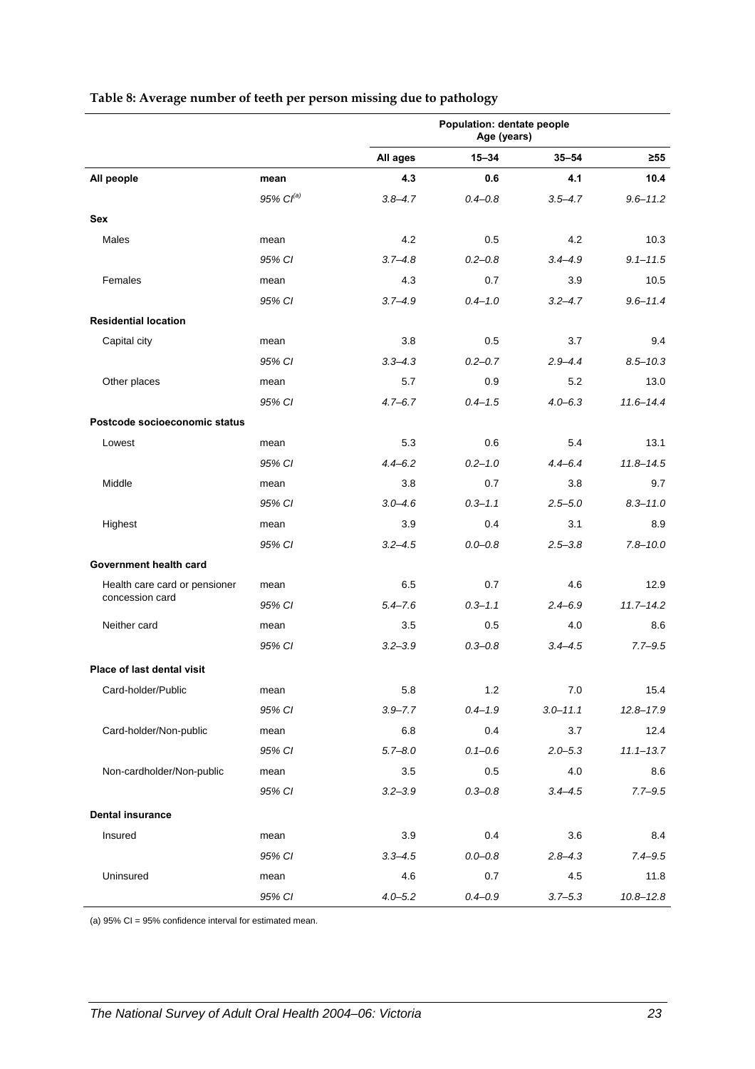**Table 8: Average number of teeth per person missing due to pathology**

| | | Population: dentate people Age (years) | | | |
|---|---|---|---|---|---|
| | | All ages | 15–34 | 35–54 | ≥55 |
| **All people** | **mean** | **4.3** | **0.6** | **4.1** | **10.4** |
| | *95% CI[(a)]* | *3.8–4.7* | *0.4–0.8* | *3.5–4.7* | *9.6–11.2* |
| **Sex** | | | | | |
| Males | mean | 4.2 | 0.5 | 4.2 | 10.3 |
| | *95% CI* | *3.7–4.8* | *0.2–0.8* | *3.4–4.9* | *9.1–11.5* |
| Females | mean | 4.3 | 0.7 | 3.9 | 10.5 |
| | *95% CI* | *3.7–4.9* | *0.4–1.0* | *3.2–4.7* | *9.6–11.4* |
| **Residential location** | | | | | |
| Capital city | mean | 3.8 | 0.5 | 3.7 | 9.4 |
| | *95% CI* | *3.3–4.3* | *0.2–0.7* | *2.9–4.4* | *8.5–10.3* |
| Other places | mean | 5.7 | 0.9 | 5.2 | 13.0 |
| | *95% CI* | *4.7–6.7* | *0.4–1.5* | *4.0–6.3* | *11.6–14.4* |
| **Postcode socioeconomic status** | | | | | |
| Lowest | mean | 5.3 | 0.6 | 5.4 | 13.1 |
| | *95% CI* | *4.4–6.2* | *0.2–1.0* | *4.4–6.4* | *11.8–14.5* |
| Middle | mean | 3.8 | 0.7 | 3.8 | 9.7 |
| | *95% CI* | *3.0–4.6* | *0.3–1.1* | *2.5–5.0* | *8.3–11.0* |
| Highest | mean | 3.9 | 0.4 | 3.1 | 8.9 |
| | *95% CI* | *3.2–4.5* | *0.0–0.8* | *2.5–3.8* | *7.8–10.0* |
| **Government health card** | | | | | |
| Health care card or pensioner concession card | mean | 6.5 | 0.7 | 4.6 | 12.9 |
| | *95% CI* | *5.4–7.6* | *0.3–1.1* | *2.4–6.9* | *11.7–14.2* |
| Neither card | mean | 3.5 | 0.5 | 4.0 | 8.6 |
| | *95% CI* | *3.2–3.9* | *0.3–0.8* | *3.4–4.5* | *7.7–9.5* |
| **Place of last dental visit** | | | | | |
| Card-holder/Public | mean | 5.8 | 1.2 | 7.0 | 15.4 |
| | *95% CI* | *3.9–7.7* | *0.4–1.9* | *3.0–11.1* | *12.8–17.9* |
| Card-holder/Non-public | mean | 6.8 | 0.4 | 3.7 | 12.4 |
| | *95% CI* | *5.7–8.0* | *0.1–0.6* | *2.0–5.3* | *11.1–13.7* |
| Non-cardholder/Non-public | mean | 3.5 | 0.5 | 4.0 | 8.6 |
| | *95% CI* | *3.2–3.9* | *0.3–0.8* | *3.4–4.5* | *7.7–9.5* |
| **Dental insurance** | | | | | |
| Insured | mean | 3.9 | 0.4 | 3.6 | 8.4 |
| | *95% CI* | *3.3–4.5* | *0.0–0.8* | *2.8–4.3* | *7.4–9.5* |
| Uninsured | mean | 4.6 | 0.7 | 4.5 | 11.8 |
| | *95% CI* | *4.0–5.2* | *0.4–0.9* | *3.7–5.3* | *10.8–12.8* |

(a) 95% CI = 95% confidence interval for estimated mean.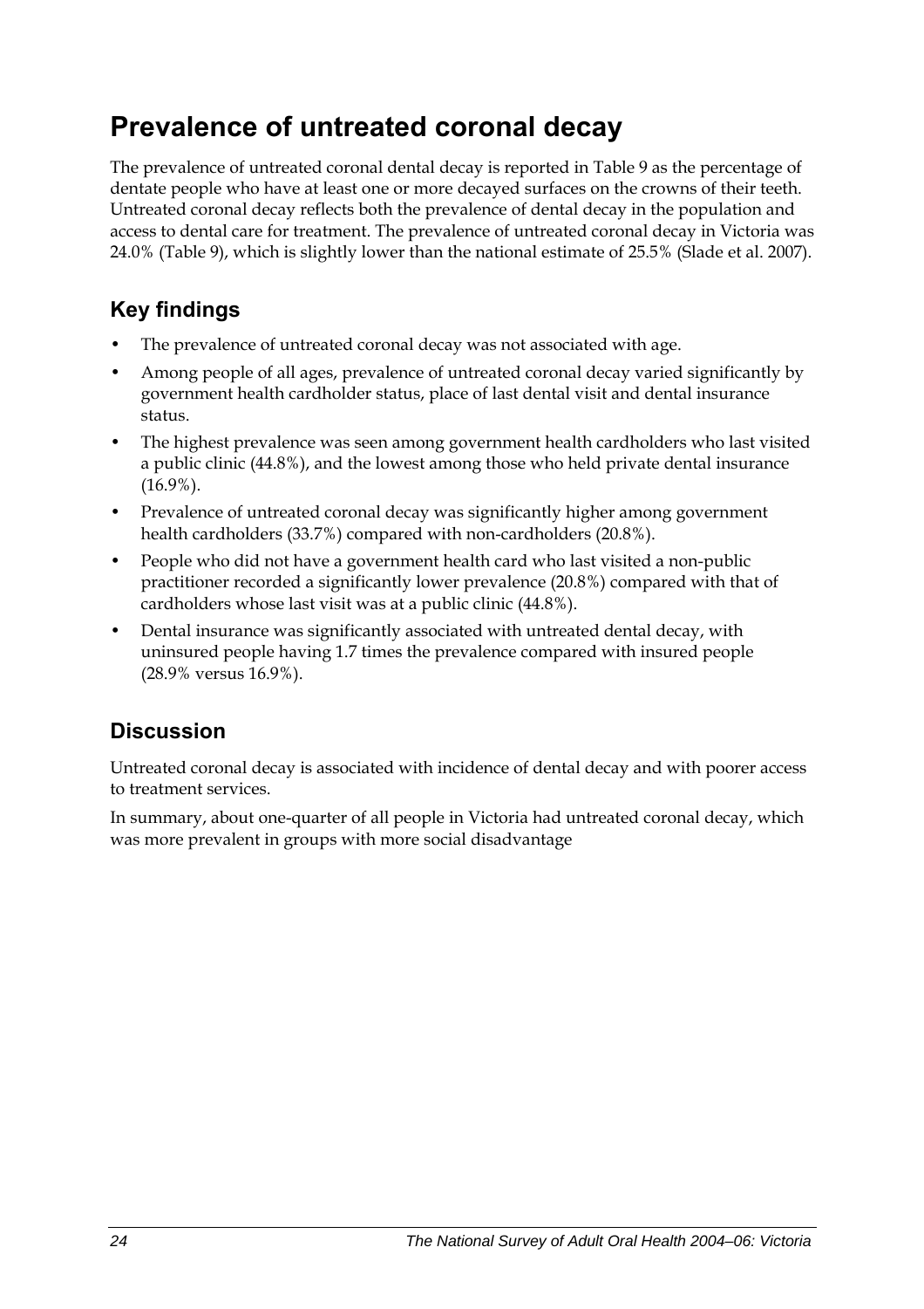# Prevalence of untreated coronal decay

The prevalence of untreated coronal dental decay is reported in Table 9 as the percentage of dentate people who have at least one or more decayed surfaces on the crowns of their teeth. Untreated coronal decay reflects both the prevalence of dental decay in the population and access to dental care for treatment. The prevalence of untreated coronal decay in Victoria was 24.0% (Table 9), which is slightly lower than the national estimate of 25.5% (Slade et al. 2007).

## Key findings

- The prevalence of untreated coronal decay was not associated with age.
- Among people of all ages, prevalence of untreated coronal decay varied significantly by government health cardholder status, place of last dental visit and dental insurance status.
- The highest prevalence was seen among government health cardholders who last visited a public clinic (44.8%), and the lowest among those who held private dental insurance (16.9%).
- Prevalence of untreated coronal decay was significantly higher among government health cardholders (33.7%) compared with non-cardholders (20.8%).
- People who did not have a government health card who last visited a non-public practitioner recorded a significantly lower prevalence (20.8%) compared with that of cardholders whose last visit was at a public clinic (44.8%).
- Dental insurance was significantly associated with untreated dental decay, with uninsured people having 1.7 times the prevalence compared with insured people (28.9% versus 16.9%).

## Discussion

Untreated coronal decay is associated with incidence of dental decay and with poorer access to treatment services.

In summary, about one-quarter of all people in Victoria had untreated coronal decay, which was more prevalent in groups with more social disadvantage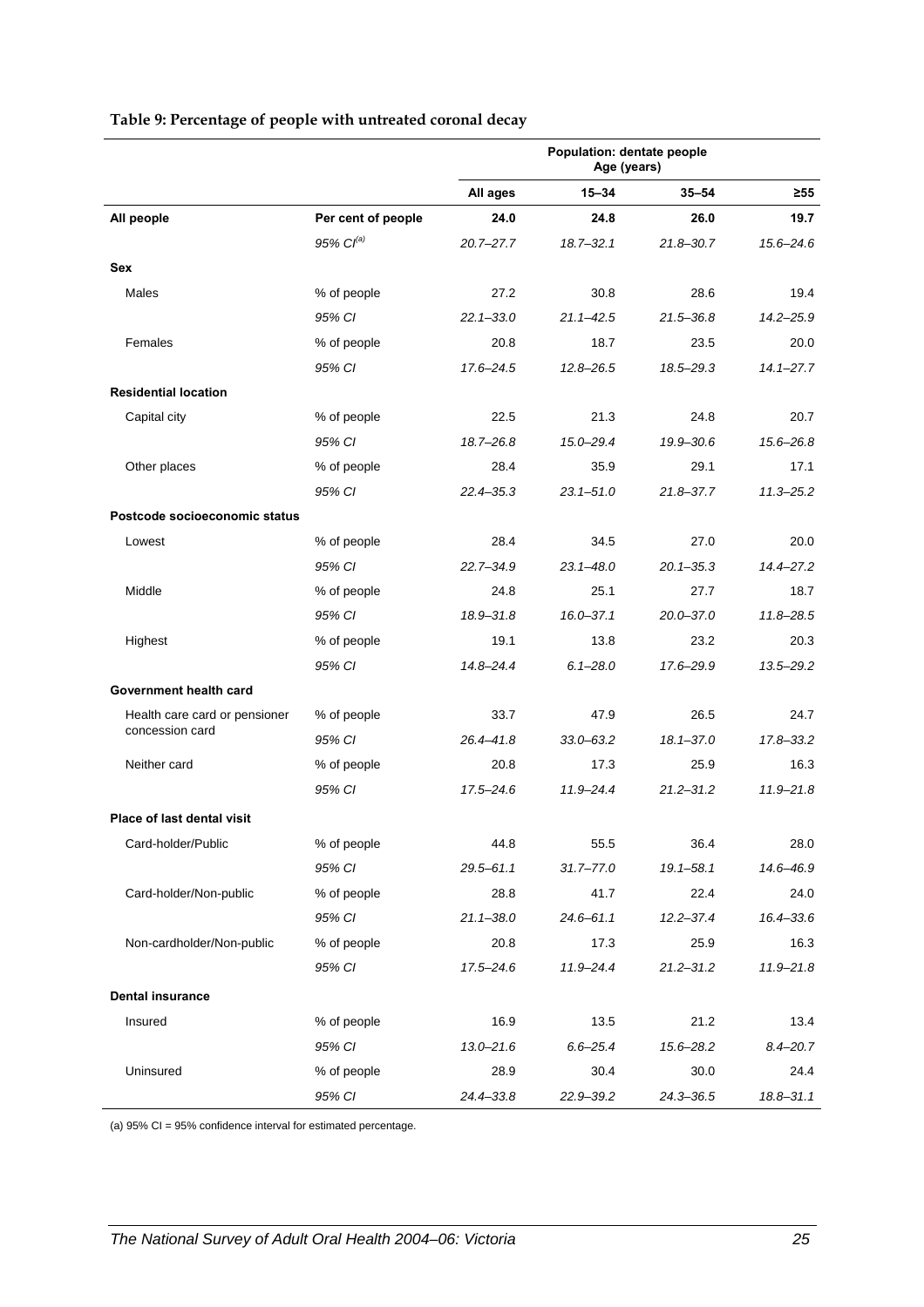**Table 9: Percentage of people with untreated coronal decay**

| | | Population: dentate people Age (years) | | | |
|---|---|---|---|---|---|
| | | All ages | 15–34 | 35–54 | ≥55 |
| **All people** | **Per cent of people** | **24.0** | **24.8** | **26.0** | **19.7** |
| | *95% CI*[(a)] | *20.7–27.7* | *18.7–32.1* | *21.8–30.7* | *15.6–24.6* |
| **Sex** | | | | | |
| Males | % of people | 27.2 | 30.8 | 28.6 | 19.4 |
| | *95% CI* | *22.1–33.0* | *21.1–42.5* | *21.5–36.8* | *14.2–25.9* |
| Females | % of people | 20.8 | 18.7 | 23.5 | 20.0 |
| | *95% CI* | *17.6–24.5* | *12.8–26.5* | *18.5–29.3* | *14.1–27.7* |
| **Residential location** | | | | | |
| Capital city | % of people | 22.5 | 21.3 | 24.8 | 20.7 |
| | *95% CI* | *18.7–26.8* | *15.0–29.4* | *19.9–30.6* | *15.6–26.8* |
| Other places | % of people | 28.4 | 35.9 | 29.1 | 17.1 |
| | *95% CI* | *22.4–35.3* | *23.1–51.0* | *21.8–37.7* | *11.3–25.2* |
| **Postcode socioeconomic status** | | | | | |
| Lowest | % of people | 28.4 | 34.5 | 27.0 | 20.0 |
| | *95% CI* | *22.7–34.9* | *23.1–48.0* | *20.1–35.3* | *14.4–27.2* |
| Middle | % of people | 24.8 | 25.1 | 27.7 | 18.7 |
| | *95% CI* | *18.9–31.8* | *16.0–37.1* | *20.0–37.0* | *11.8–28.5* |
| Highest | % of people | 19.1 | 13.8 | 23.2 | 20.3 |
| | *95% CI* | *14.8–24.4* | *6.1–28.0* | *17.6–29.9* | *13.5–29.2* |
| **Government health card** | | | | | |
| Health care card or pensioner concession card | % of people | 33.7 | 47.9 | 26.5 | 24.7 |
| | *95% CI* | *26.4–41.8* | *33.0–63.2* | *18.1–37.0* | *17.8–33.2* |
| Neither card | % of people | 20.8 | 17.3 | 25.9 | 16.3 |
| | *95% CI* | *17.5–24.6* | *11.9–24.4* | *21.2–31.2* | *11.9–21.8* |
| **Place of last dental visit** | | | | | |
| Card-holder/Public | % of people | 44.8 | 55.5 | 36.4 | 28.0 |
| | *95% CI* | *29.5–61.1* | *31.7–77.0* | *19.1–58.1* | *14.6–46.9* |
| Card-holder/Non-public | % of people | 28.8 | 41.7 | 22.4 | 24.0 |
| | *95% CI* | *21.1–38.0* | *24.6–61.1* | *12.2–37.4* | *16.4–33.6* |
| Non-cardholder/Non-public | % of people | 20.8 | 17.3 | 25.9 | 16.3 |
| | *95% CI* | *17.5–24.6* | *11.9–24.4* | *21.2–31.2* | *11.9–21.8* |
| **Dental insurance** | | | | | |
| Insured | % of people | 16.9 | 13.5 | 21.2 | 13.4 |
| | *95% CI* | *13.0–21.6* | *6.6–25.4* | *15.6–28.2* | *8.4–20.7* |
| Uninsured | % of people | 28.9 | 30.4 | 30.0 | 24.4 |
| | *95% CI* | *24.4–33.8* | *22.9–39.2* | *24.3–36.5* | *18.8–31.1* |

(a) 95% CI = 95% confidence interval for estimated percentage.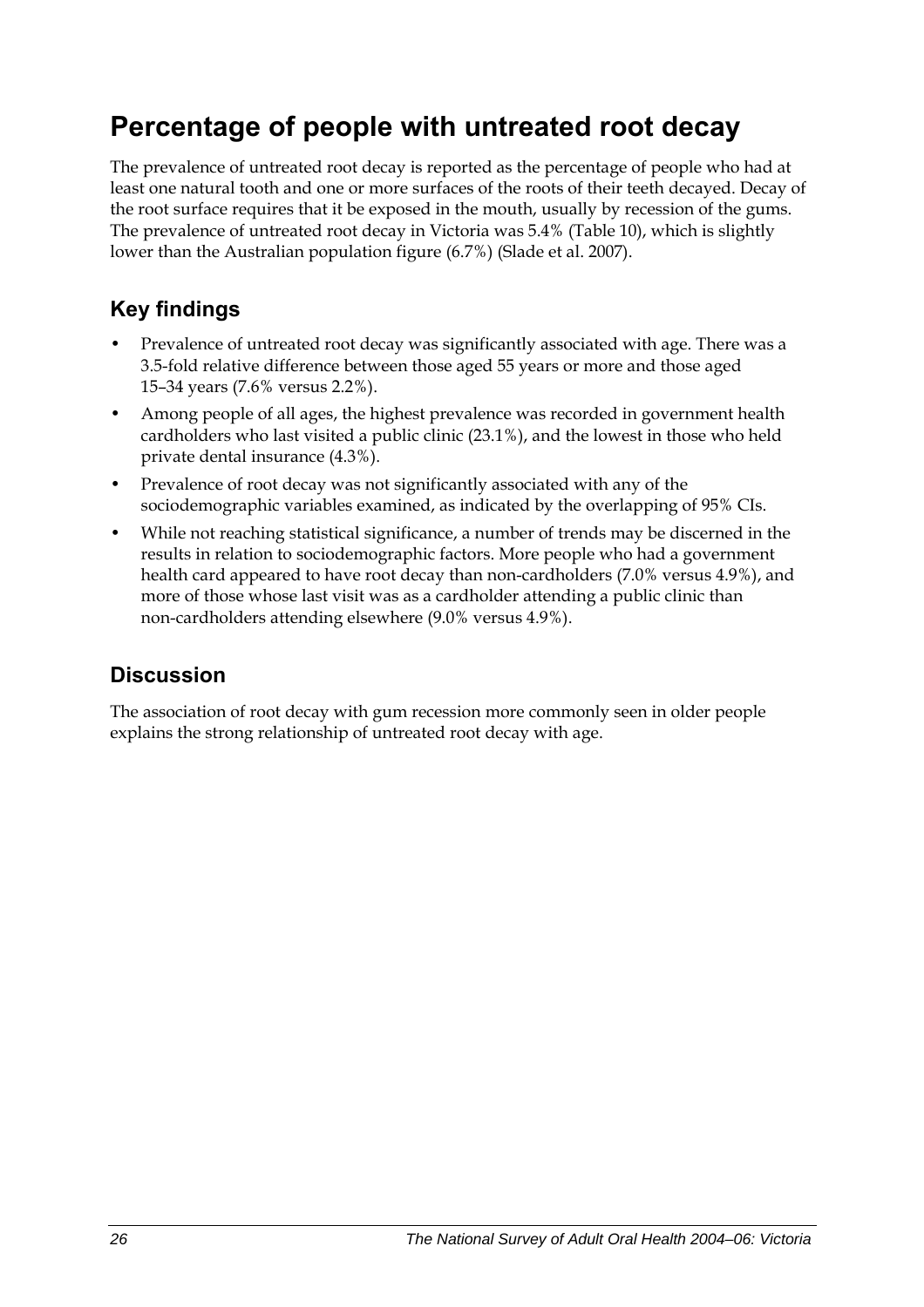# Percentage of people with untreated root decay

The prevalence of untreated root decay is reported as the percentage of people who had at least one natural tooth and one or more surfaces of the roots of their teeth decayed. Decay of the root surface requires that it be exposed in the mouth, usually by recession of the gums. The prevalence of untreated root decay in Victoria was 5.4% (Table 10), which is slightly lower than the Australian population figure (6.7%) (Slade et al. 2007).

## Key findings

- Prevalence of untreated root decay was significantly associated with age. There was a 3.5-fold relative difference between those aged 55 years or more and those aged 15–34 years (7.6% versus 2.2%).
- Among people of all ages, the highest prevalence was recorded in government health cardholders who last visited a public clinic (23.1%), and the lowest in those who held private dental insurance (4.3%).
- Prevalence of root decay was not significantly associated with any of the sociodemographic variables examined, as indicated by the overlapping of 95% CIs.
- While not reaching statistical significance, a number of trends may be discerned in the results in relation to sociodemographic factors. More people who had a government health card appeared to have root decay than non-cardholders (7.0% versus 4.9%), and more of those whose last visit was as a cardholder attending a public clinic than non-cardholders attending elsewhere (9.0% versus 4.9%).

## Discussion

The association of root decay with gum recession more commonly seen in older people explains the strong relationship of untreated root decay with age.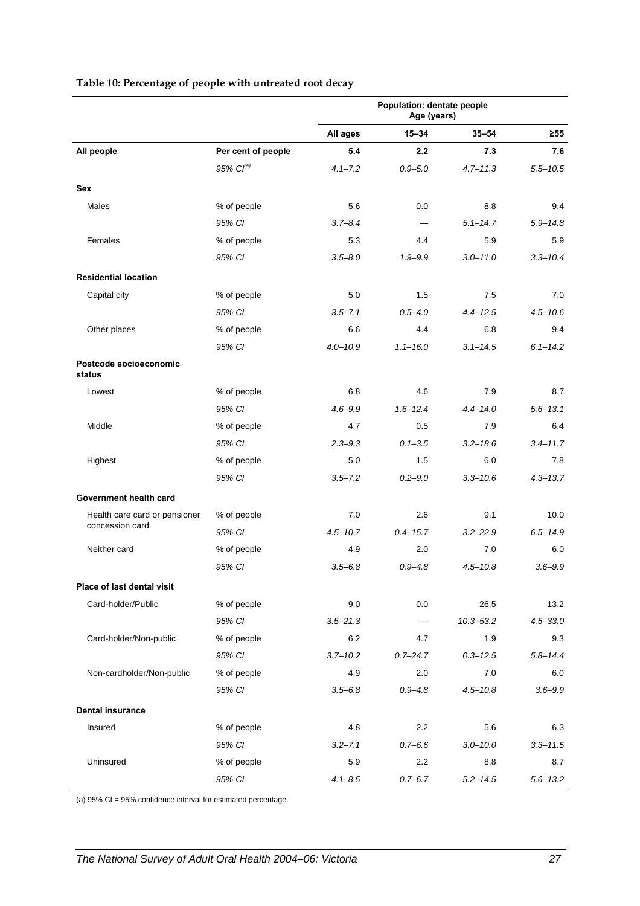**Table 10: Percentage of people with untreated root decay**

| | | Population: dentate people Age (years) | | | |
|---|---|---|---|---|---|
| | | **All ages** | **15–34** | **35–54** | **≥55** |
| **All people** | **Per cent of people** | **5.4** | **2.2** | **7.3** | **7.6** |
| | *95% CI[(a)]* | *4.1–7.2* | *0.9–5.0* | *4.7–11.3* | *5.5–10.5* |
| **Sex** | | | | | |
| Males | % of people | 5.6 | 0.0 | 8.8 | 9.4 |
| | *95% CI* | *3.7–8.4* | — | *5.1–14.7* | *5.9–14.8* |
| Females | % of people | 5.3 | 4.4 | 5.9 | 5.9 |
| | *95% CI* | *3.5–8.0* | *1.9–9.9* | *3.0–11.0* | *3.3–10.4* |
| **Residential location** | | | | | |
| Capital city | % of people | 5.0 | 1.5 | 7.5 | 7.0 |
| | *95% CI* | *3.5–7.1* | *0.5–4.0* | *4.4–12.5* | *4.5–10.6* |
| Other places | % of people | 6.6 | 4.4 | 6.8 | 9.4 |
| | *95% CI* | *4.0–10.9* | *1.1–16.0* | *3.1–14.5* | *6.1–14.2* |
| **Postcode socioeconomic status** | | | | | |
| Lowest | % of people | 6.8 | 4.6 | 7.9 | 8.7 |
| | *95% CI* | *4.6–9.9* | *1.6–12.4* | *4.4–14.0* | *5.6–13.1* |
| Middle | % of people | 4.7 | 0.5 | 7.9 | 6.4 |
| | *95% CI* | *2.3–9.3* | *0.1–3.5* | *3.2–18.6* | *3.4–11.7* |
| Highest | % of people | 5.0 | 1.5 | 6.0 | 7.8 |
| | *95% CI* | *3.5–7.2* | *0.2–9.0* | *3.3–10.6* | *4.3–13.7* |
| **Government health card** | | | | | |
| Health care card or pensioner concession card | % of people | 7.0 | 2.6 | 9.1 | 10.0 |
| | *95% CI* | *4.5–10.7* | *0.4–15.7* | *3.2–22.9* | *6.5–14.9* |
| Neither card | % of people | 4.9 | 2.0 | 7.0 | 6.0 |
| | *95% CI* | *3.5–6.8* | *0.9–4.8* | *4.5–10.8* | *3.6–9.9* |
| **Place of last dental visit** | | | | | |
| Card-holder/Public | % of people | 9.0 | 0.0 | 26.5 | 13.2 |
| | *95% CI* | *3.5–21.3* | — | *10.3–53.2* | *4.5–33.0* |
| Card-holder/Non-public | % of people | 6.2 | 4.7 | 1.9 | 9.3 |
| | *95% CI* | *3.7–10.2* | *0.7–24.7* | *0.3–12.5* | *5.8–14.4* |
| Non-cardholder/Non-public | % of people | 4.9 | 2.0 | 7.0 | 6.0 |
| | *95% CI* | *3.5–6.8* | *0.9–4.8* | *4.5–10.8* | *3.6–9.9* |
| **Dental insurance** | | | | | |
| Insured | % of people | 4.8 | 2.2 | 5.6 | 6.3 |
| | *95% CI* | *3.2–7.1* | *0.7–6.6* | *3.0–10.0* | *3.3–11.5* |
| Uninsured | % of people | 5.9 | 2.2 | 8.8 | 8.7 |
| | *95% CI* | *4.1–8.5* | *0.7–6.7* | *5.2–14.5* | *5.6–13.2* |

(a) 95% CI = 95% confidence interval for estimated percentage.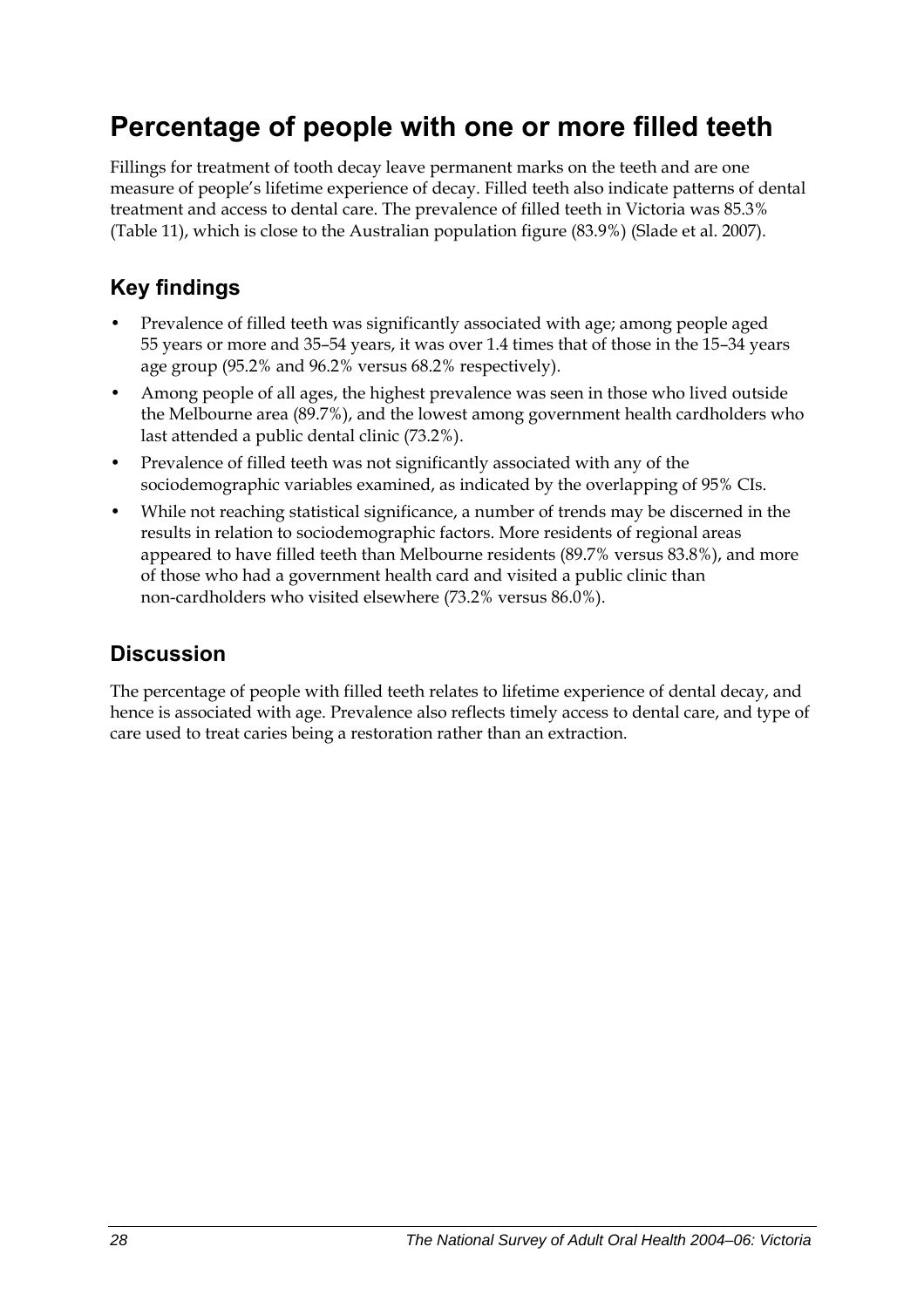# Percentage of people with one or more filled teeth

Fillings for treatment of tooth decay leave permanent marks on the teeth and are one measure of people's lifetime experience of decay. Filled teeth also indicate patterns of dental treatment and access to dental care. The prevalence of filled teeth in Victoria was 85.3% (Table 11), which is close to the Australian population figure (83.9%) (Slade et al. 2007).

## Key findings

- Prevalence of filled teeth was significantly associated with age; among people aged 55 years or more and 35–54 years, it was over 1.4 times that of those in the 15–34 years age group (95.2% and 96.2% versus 68.2% respectively).
- Among people of all ages, the highest prevalence was seen in those who lived outside the Melbourne area (89.7%), and the lowest among government health cardholders who last attended a public dental clinic (73.2%).
- Prevalence of filled teeth was not significantly associated with any of the sociodemographic variables examined, as indicated by the overlapping of 95% CIs.
- While not reaching statistical significance, a number of trends may be discerned in the results in relation to sociodemographic factors. More residents of regional areas appeared to have filled teeth than Melbourne residents (89.7% versus 83.8%), and more of those who had a government health card and visited a public clinic than non-cardholders who visited elsewhere (73.2% versus 86.0%).

## Discussion

The percentage of people with filled teeth relates to lifetime experience of dental decay, and hence is associated with age. Prevalence also reflects timely access to dental care, and type of care used to treat caries being a restoration rather than an extraction.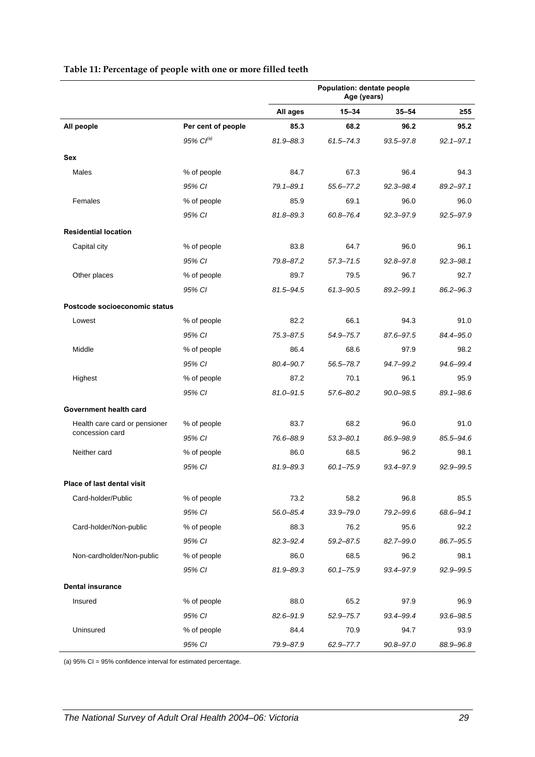**Table 11: Percentage of people with one or more filled teeth**

| | | Population: dentate people Age (years) | | | |
|---|---|---|---|---|---|
| | | **All ages** | **15–34** | **35–54** | **≥55** |
| **All people** | **Per cent of people** | **85.3** | **68.2** | **96.2** | **95.2** |
| | *95% CI*[(a)] | *81.9–88.3* | *61.5–74.3* | *93.5–97.8* | *92.1–97.1* |
| **Sex** | | | | | |
| Males | % of people | 84.7 | 67.3 | 96.4 | 94.3 |
| | *95% CI* | *79.1–89.1* | *55.6–77.2* | *92.3–98.4* | *89.2–97.1* |
| Females | % of people | 85.9 | 69.1 | 96.0 | 96.0 |
| | *95% CI* | *81.8–89.3* | *60.8–76.4* | *92.3–97.9* | *92.5–97.9* |
| **Residential location** | | | | | |
| Capital city | % of people | 83.8 | 64.7 | 96.0 | 96.1 |
| | *95% CI* | *79.8–87.2* | *57.3–71.5* | *92.8–97.8* | *92.3–98.1* |
| Other places | % of people | 89.7 | 79.5 | 96.7 | 92.7 |
| | *95% CI* | *81.5–94.5* | *61.3–90.5* | *89.2–99.1* | *86.2–96.3* |
| **Postcode socioeconomic status** | | | | | |
| Lowest | % of people | 82.2 | 66.1 | 94.3 | 91.0 |
| | *95% CI* | *75.3–87.5* | *54.9–75.7* | *87.6–97.5* | *84.4–95.0* |
| Middle | % of people | 86.4 | 68.6 | 97.9 | 98.2 |
| | *95% CI* | *80.4–90.7* | *56.5–78.7* | *94.7–99.2* | *94.6–99.4* |
| Highest | % of people | 87.2 | 70.1 | 96.1 | 95.9 |
| | *95% CI* | *81.0–91.5* | *57.6–80.2* | *90.0–98.5* | *89.1–98.6* |
| **Government health card** | | | | | |
| Health care card or pensioner concession card | % of people | 83.7 | 68.2 | 96.0 | 91.0 |
| | *95% CI* | *76.6–88.9* | *53.3–80.1* | *86.9–98.9* | *85.5–94.6* |
| Neither card | % of people | 86.0 | 68.5 | 96.2 | 98.1 |
| | *95% CI* | *81.9–89.3* | *60.1–75.9* | *93.4–97.9* | *92.9–99.5* |
| **Place of last dental visit** | | | | | |
| Card-holder/Public | % of people | 73.2 | 58.2 | 96.8 | 85.5 |
| | *95% CI* | *56.0–85.4* | *33.9–79.0* | *79.2–99.6* | *68.6–94.1* |
| Card-holder/Non-public | % of people | 88.3 | 76.2 | 95.6 | 92.2 |
| | *95% CI* | *82.3–92.4* | *59.2–87.5* | *82.7–99.0* | *86.7–95.5* |
| Non-cardholder/Non-public | % of people | 86.0 | 68.5 | 96.2 | 98.1 |
| | *95% CI* | *81.9–89.3* | *60.1–75.9* | *93.4–97.9* | *92.9–99.5* |
| **Dental insurance** | | | | | |
| Insured | % of people | 88.0 | 65.2 | 97.9 | 96.9 |
| | *95% CI* | *82.6–91.9* | *52.9–75.7* | *93.4–99.4* | *93.6–98.5* |
| Uninsured | % of people | 84.4 | 70.9 | 94.7 | 93.9 |
| | *95% CI* | *79.9–87.9* | *62.9–77.7* | *90.8–97.0* | *88.9–96.8* |

(a) 95% CI = 95% confidence interval for estimated percentage.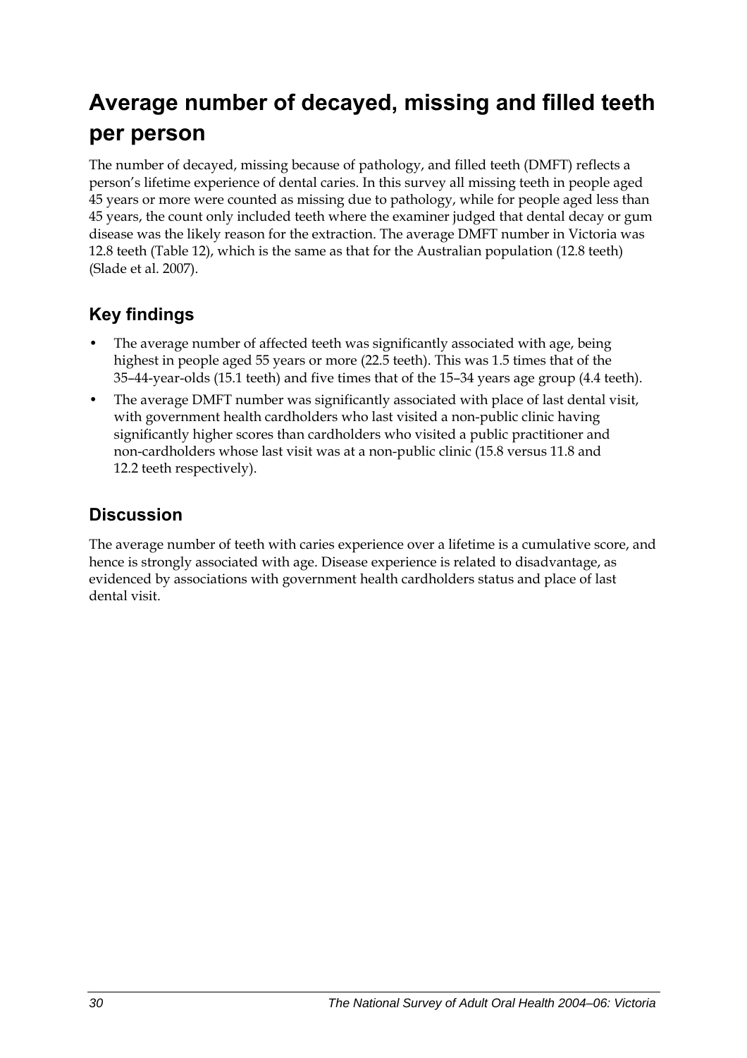# Average number of decayed, missing and filled teeth per person

The number of decayed, missing because of pathology, and filled teeth (DMFT) reflects a person's lifetime experience of dental caries. In this survey all missing teeth in people aged 45 years or more were counted as missing due to pathology, while for people aged less than 45 years, the count only included teeth where the examiner judged that dental decay or gum disease was the likely reason for the extraction. The average DMFT number in Victoria was 12.8 teeth (Table 12), which is the same as that for the Australian population (12.8 teeth) (Slade et al. 2007).

## Key findings

- The average number of affected teeth was significantly associated with age, being highest in people aged 55 years or more (22.5 teeth). This was 1.5 times that of the 35–44-year-olds (15.1 teeth) and five times that of the 15–34 years age group (4.4 teeth).
- The average DMFT number was significantly associated with place of last dental visit, with government health cardholders who last visited a non-public clinic having significantly higher scores than cardholders who visited a public practitioner and non-cardholders whose last visit was at a non-public clinic (15.8 versus 11.8 and 12.2 teeth respectively).

## Discussion

The average number of teeth with caries experience over a lifetime is a cumulative score, and hence is strongly associated with age. Disease experience is related to disadvantage, as evidenced by associations with government health cardholders status and place of last dental visit.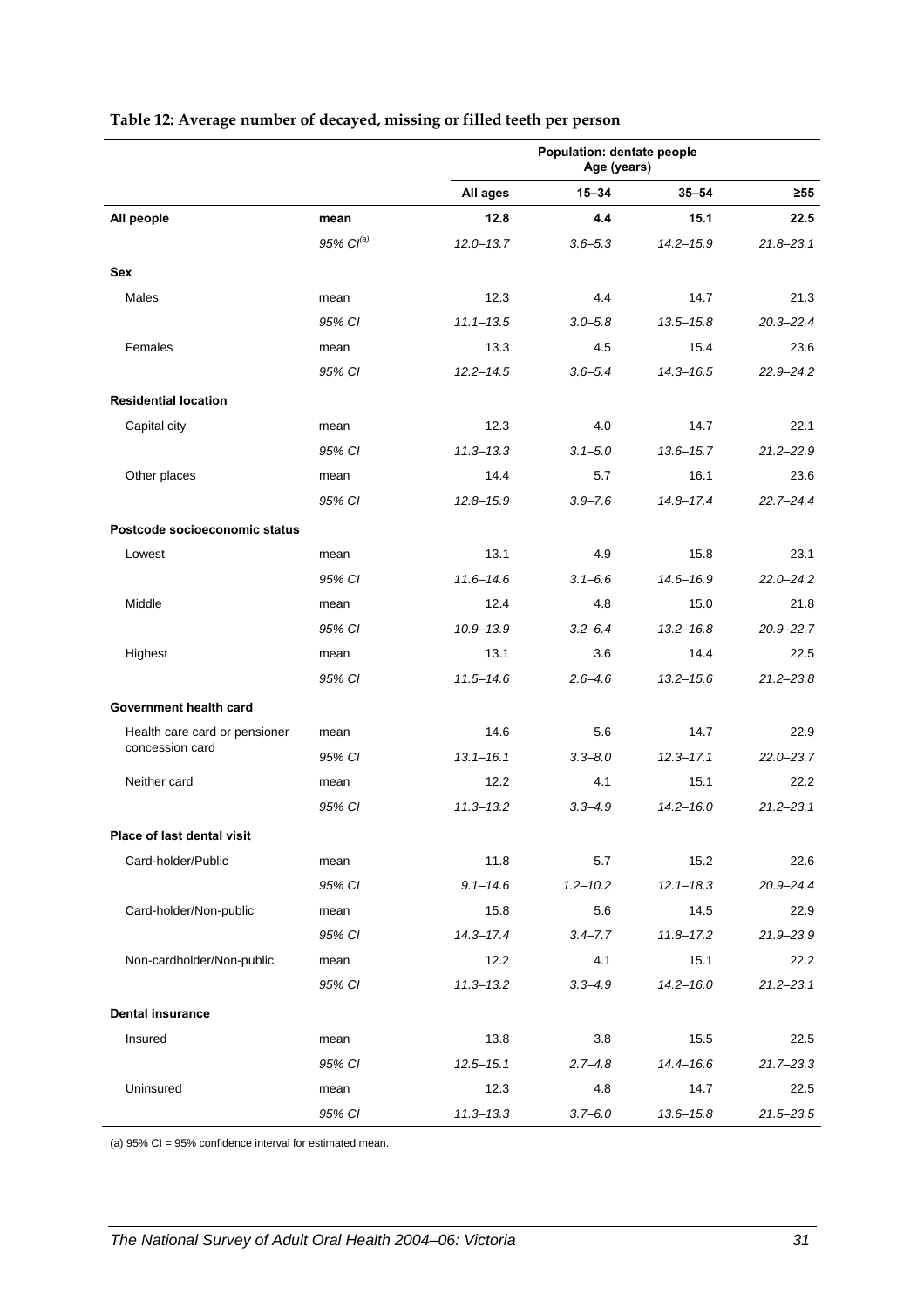**Table 12: Average number of decayed, missing or filled teeth per person**

| | | Population: dentate people | | | |
|---|---|---|---|---|---|
| | | | Age (years) | | |
| | | All ages | 15–34 | 35–54 | ≥55 |
| **All people** | **mean** | **12.8** | **4.4** | **15.1** | **22.5** |
| | *95% CI[(a)]* | *12.0–13.7* | *3.6–5.3* | *14.2–15.9* | *21.8–23.1* |
| **Sex** | | | | | |
| Males | mean | 12.3 | 4.4 | 14.7 | 21.3 |
| | *95% CI* | *11.1–13.5* | *3.0–5.8* | *13.5–15.8* | *20.3–22.4* |
| Females | mean | 13.3 | 4.5 | 15.4 | 23.6 |
| | *95% CI* | *12.2–14.5* | *3.6–5.4* | *14.3–16.5* | *22.9–24.2* |
| **Residential location** | | | | | |
| Capital city | mean | 12.3 | 4.0 | 14.7 | 22.1 |
| | *95% CI* | *11.3–13.3* | *3.1–5.0* | *13.6–15.7* | *21.2–22.9* |
| Other places | mean | 14.4 | 5.7 | 16.1 | 23.6 |
| | *95% CI* | *12.8–15.9* | *3.9–7.6* | *14.8–17.4* | *22.7–24.4* |
| **Postcode socioeconomic status** | | | | | |
| Lowest | mean | 13.1 | 4.9 | 15.8 | 23.1 |
| | *95% CI* | *11.6–14.6* | *3.1–6.6* | *14.6–16.9* | *22.0–24.2* |
| Middle | mean | 12.4 | 4.8 | 15.0 | 21.8 |
| | *95% CI* | *10.9–13.9* | *3.2–6.4* | *13.2–16.8* | *20.9–22.7* |
| Highest | mean | 13.1 | 3.6 | 14.4 | 22.5 |
| | *95% CI* | *11.5–14.6* | *2.6–4.6* | *13.2–15.6* | *21.2–23.8* |
| **Government health card** | | | | | |
| Health care card or pensioner concession card | mean | 14.6 | 5.6 | 14.7 | 22.9 |
| | *95% CI* | *13.1–16.1* | *3.3–8.0* | *12.3–17.1* | *22.0–23.7* |
| Neither card | mean | 12.2 | 4.1 | 15.1 | 22.2 |
| | *95% CI* | *11.3–13.2* | *3.3–4.9* | *14.2–16.0* | *21.2–23.1* |
| **Place of last dental visit** | | | | | |
| Card-holder/Public | mean | 11.8 | 5.7 | 15.2 | 22.6 |
| | *95% CI* | *9.1–14.6* | *1.2–10.2* | *12.1–18.3* | *20.9–24.4* |
| Card-holder/Non-public | mean | 15.8 | 5.6 | 14.5 | 22.9 |
| | *95% CI* | *14.3–17.4* | *3.4–7.7* | *11.8–17.2* | *21.9–23.9* |
| Non-cardholder/Non-public | mean | 12.2 | 4.1 | 15.1 | 22.2 |
| | *95% CI* | *11.3–13.2* | *3.3–4.9* | *14.2–16.0* | *21.2–23.1* |
| **Dental insurance** | | | | | |
| Insured | mean | 13.8 | 3.8 | 15.5 | 22.5 |
| | *95% CI* | *12.5–15.1* | *2.7–4.8* | *14.4–16.6* | *21.7–23.3* |
| Uninsured | mean | 12.3 | 4.8 | 14.7 | 22.5 |
| | *95% CI* | *11.3–13.3* | *3.7–6.0* | *13.6–15.8* | *21.5–23.5* |

(a) 95% CI = 95% confidence interval for estimated mean.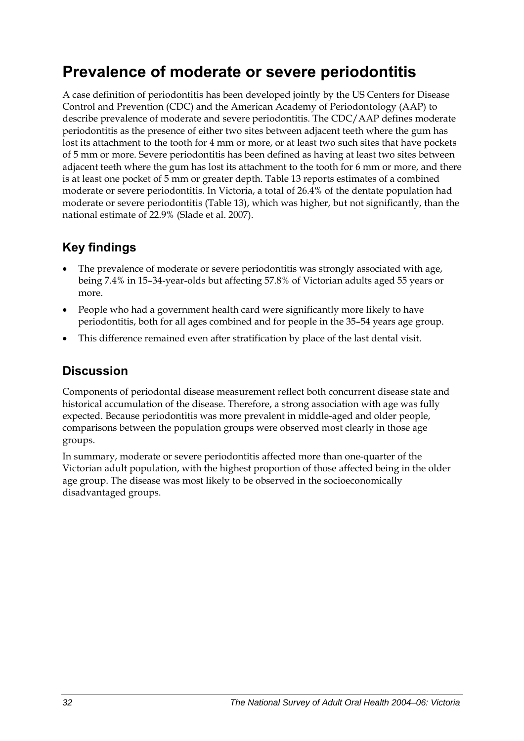# Prevalence of moderate or severe periodontitis

A case definition of periodontitis has been developed jointly by the US Centers for Disease Control and Prevention (CDC) and the American Academy of Periodontology (AAP) to describe prevalence of moderate and severe periodontitis. The CDC/AAP defines moderate periodontitis as the presence of either two sites between adjacent teeth where the gum has lost its attachment to the tooth for 4 mm or more, or at least two such sites that have pockets of 5 mm or more. Severe periodontitis has been defined as having at least two sites between adjacent teeth where the gum has lost its attachment to the tooth for 6 mm or more, and there is at least one pocket of 5 mm or greater depth. Table 13 reports estimates of a combined moderate or severe periodontitis. In Victoria, a total of 26.4% of the dentate population had moderate or severe periodontitis (Table 13), which was higher, but not significantly, than the national estimate of 22.9% (Slade et al. 2007).

## Key findings

- The prevalence of moderate or severe periodontitis was strongly associated with age, being 7.4% in 15–34-year-olds but affecting 57.8% of Victorian adults aged 55 years or more.
- People who had a government health card were significantly more likely to have periodontitis, both for all ages combined and for people in the 35–54 years age group.
- This difference remained even after stratification by place of the last dental visit.

## Discussion

Components of periodontal disease measurement reflect both concurrent disease state and historical accumulation of the disease. Therefore, a strong association with age was fully expected. Because periodontitis was more prevalent in middle-aged and older people, comparisons between the population groups were observed most clearly in those age groups.

In summary, moderate or severe periodontitis affected more than one-quarter of the Victorian adult population, with the highest proportion of those affected being in the older age group. The disease was most likely to be observed in the socioeconomically disadvantaged groups.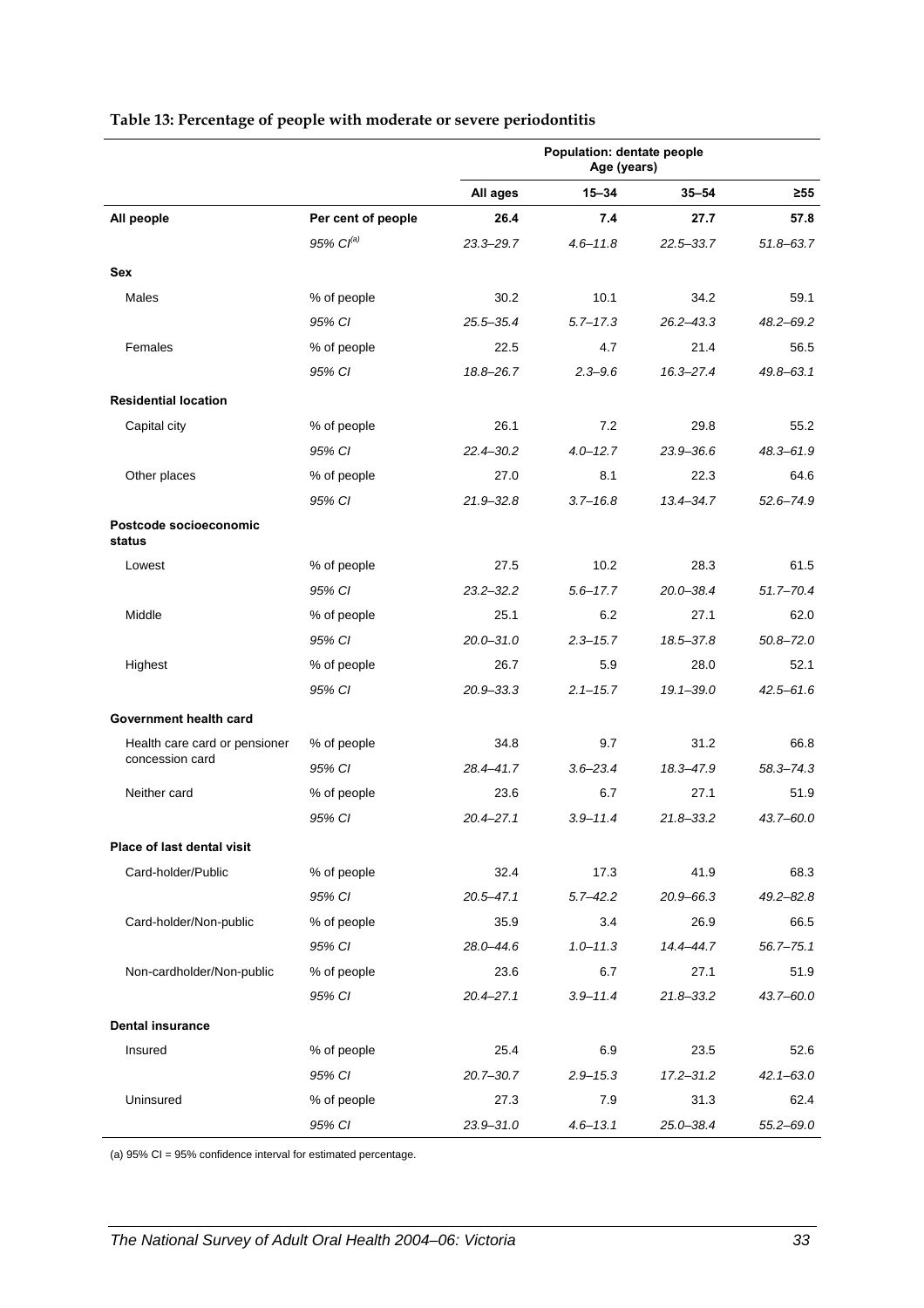**Table 13: Percentage of people with moderate or severe periodontitis**

| | | Population: dentate people Age (years) | | | |
|---|---|---|---|---|---|
| | | **All ages** | **15–34** | **35–54** | **≥55** |
| **All people** | **Per cent of people** | **26.4** | **7.4** | **27.7** | **57.8** |
| | *95% CI[(a)]* | *23.3–29.7* | *4.6–11.8* | *22.5–33.7* | *51.8–63.7* |
| **Sex** | | | | | |
| Males | % of people | 30.2 | 10.1 | 34.2 | 59.1 |
| | *95% CI* | *25.5–35.4* | *5.7–17.3* | *26.2–43.3* | *48.2–69.2* |
| Females | % of people | 22.5 | 4.7 | 21.4 | 56.5 |
| | *95% CI* | *18.8–26.7* | *2.3–9.6* | *16.3–27.4* | *49.8–63.1* |
| **Residential location** | | | | | |
| Capital city | % of people | 26.1 | 7.2 | 29.8 | 55.2 |
| | *95% CI* | *22.4–30.2* | *4.0–12.7* | *23.9–36.6* | *48.3–61.9* |
| Other places | % of people | 27.0 | 8.1 | 22.3 | 64.6 |
| | *95% CI* | *21.9–32.8* | *3.7–16.8* | *13.4–34.7* | *52.6–74.9* |
| **Postcode socioeconomic status** | | | | | |
| Lowest | % of people | 27.5 | 10.2 | 28.3 | 61.5 |
| | *95% CI* | *23.2–32.2* | *5.6–17.7* | *20.0–38.4* | *51.7–70.4* |
| Middle | % of people | 25.1 | 6.2 | 27.1 | 62.0 |
| | *95% CI* | *20.0–31.0* | *2.3–15.7* | *18.5–37.8* | *50.8–72.0* |
| Highest | % of people | 26.7 | 5.9 | 28.0 | 52.1 |
| | *95% CI* | *20.9–33.3* | *2.1–15.7* | *19.1–39.0* | *42.5–61.6* |
| **Government health card** | | | | | |
| Health care card or pensioner concession card | % of people | 34.8 | 9.7 | 31.2 | 66.8 |
| | *95% CI* | *28.4–41.7* | *3.6–23.4* | *18.3–47.9* | *58.3–74.3* |
| Neither card | % of people | 23.6 | 6.7 | 27.1 | 51.9 |
| | *95% CI* | *20.4–27.1* | *3.9–11.4* | *21.8–33.2* | *43.7–60.0* |
| **Place of last dental visit** | | | | | |
| Card-holder/Public | % of people | 32.4 | 17.3 | 41.9 | 68.3 |
| | *95% CI* | *20.5–47.1* | *5.7–42.2* | *20.9–66.3* | *49.2–82.8* |
| Card-holder/Non-public | % of people | 35.9 | 3.4 | 26.9 | 66.5 |
| | *95% CI* | *28.0–44.6* | *1.0–11.3* | *14.4–44.7* | *56.7–75.1* |
| Non-cardholder/Non-public | % of people | 23.6 | 6.7 | 27.1 | 51.9 |
| | *95% CI* | *20.4–27.1* | *3.9–11.4* | *21.8–33.2* | *43.7–60.0* |
| **Dental insurance** | | | | | |
| Insured | % of people | 25.4 | 6.9 | 23.5 | 52.6 |
| | *95% CI* | *20.7–30.7* | *2.9–15.3* | *17.2–31.2* | *42.1–63.0* |
| Uninsured | % of people | 27.3 | 7.9 | 31.3 | 62.4 |
| | *95% CI* | *23.9–31.0* | *4.6–13.1* | *25.0–38.4* | *55.2–69.0* |

(a) 95% CI = 95% confidence interval for estimated percentage.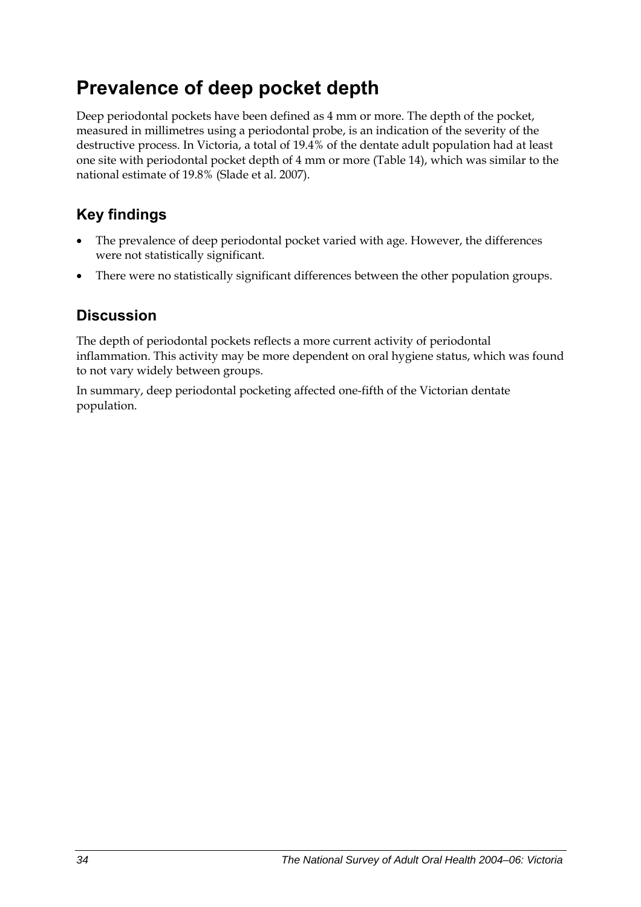# Prevalence of deep pocket depth

Deep periodontal pockets have been defined as 4 mm or more. The depth of the pocket, measured in millimetres using a periodontal probe, is an indication of the severity of the destructive process. In Victoria, a total of 19.4% of the dentate adult population had at least one site with periodontal pocket depth of 4 mm or more (Table 14), which was similar to the national estimate of 19.8% (Slade et al. 2007).

## Key findings

- The prevalence of deep periodontal pocket varied with age. However, the differences were not statistically significant.
- There were no statistically significant differences between the other population groups.

## Discussion

The depth of periodontal pockets reflects a more current activity of periodontal inflammation. This activity may be more dependent on oral hygiene status, which was found to not vary widely between groups.

In summary, deep periodontal pocketing affected one-fifth of the Victorian dentate population.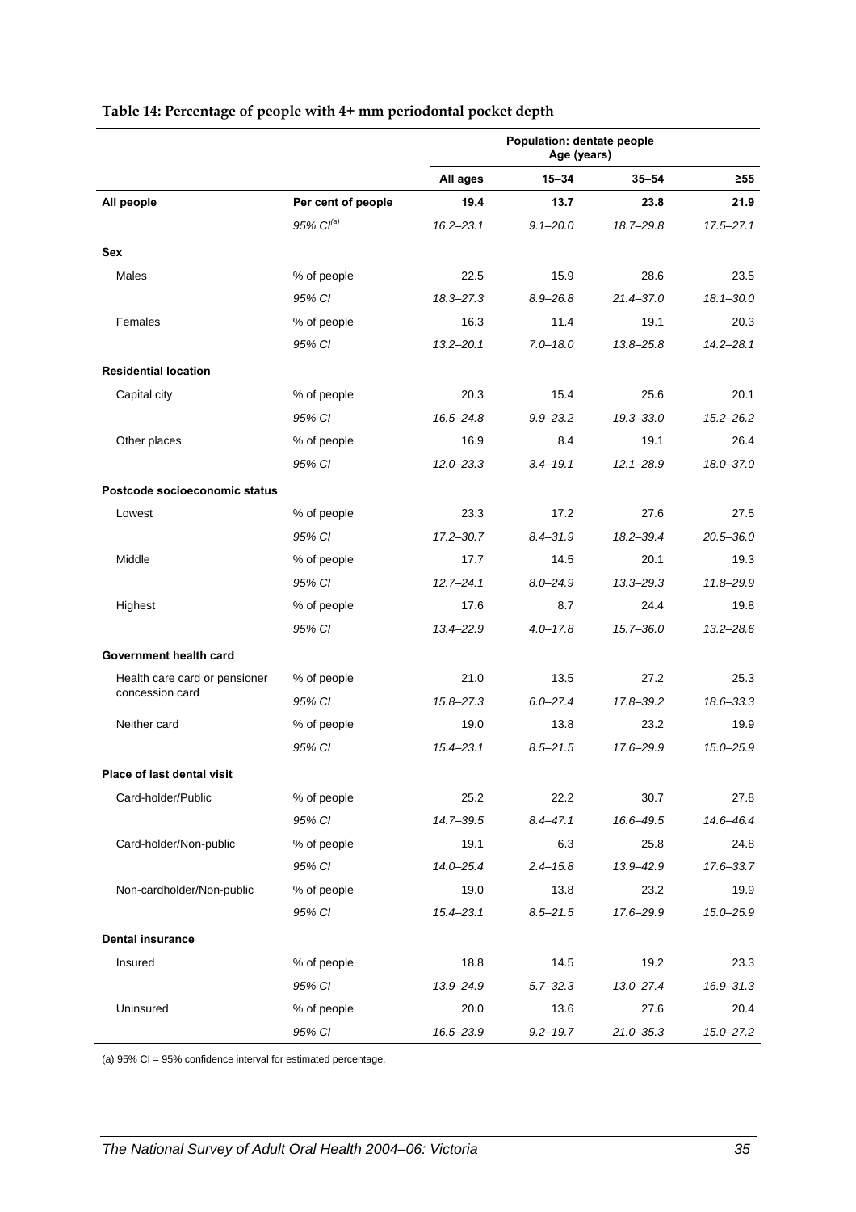**Table 14: Percentage of people with 4+ mm periodontal pocket depth**

| | | Population: dentate people Age (years) | | | |
|---|---|---|---|---|---|
| | | All ages | 15–34 | 35–54 | ≥55 |
| **All people** | **Per cent of people** | **19.4** | **13.7** | **23.8** | **21.9** |
| | *95% CI[(a)]* | *16.2–23.1* | *9.1–20.0* | *18.7–29.8* | *17.5–27.1* |
| **Sex** | | | | | |
| Males | % of people | 22.5 | 15.9 | 28.6 | 23.5 |
| | *95% CI* | *18.3–27.3* | *8.9–26.8* | *21.4–37.0* | *18.1–30.0* |
| Females | % of people | 16.3 | 11.4 | 19.1 | 20.3 |
| | *95% CI* | *13.2–20.1* | *7.0–18.0* | *13.8–25.8* | *14.2–28.1* |
| **Residential location** | | | | | |
| Capital city | % of people | 20.3 | 15.4 | 25.6 | 20.1 |
| | *95% CI* | *16.5–24.8* | *9.9–23.2* | *19.3–33.0* | *15.2–26.2* |
| Other places | % of people | 16.9 | 8.4 | 19.1 | 26.4 |
| | *95% CI* | *12.0–23.3* | *3.4–19.1* | *12.1–28.9* | *18.0–37.0* |
| **Postcode socioeconomic status** | | | | | |
| Lowest | % of people | 23.3 | 17.2 | 27.6 | 27.5 |
| | *95% CI* | *17.2–30.7* | *8.4–31.9* | *18.2–39.4* | *20.5–36.0* |
| Middle | % of people | 17.7 | 14.5 | 20.1 | 19.3 |
| | *95% CI* | *12.7–24.1* | *8.0–24.9* | *13.3–29.3* | *11.8–29.9* |
| Highest | % of people | 17.6 | 8.7 | 24.4 | 19.8 |
| | *95% CI* | *13.4–22.9* | *4.0–17.8* | *15.7–36.0* | *13.2–28.6* |
| **Government health card** | | | | | |
| Health care card or pensioner concession card | % of people | 21.0 | 13.5 | 27.2 | 25.3 |
| | *95% CI* | *15.8–27.3* | *6.0–27.4* | *17.8–39.2* | *18.6–33.3* |
| Neither card | % of people | 19.0 | 13.8 | 23.2 | 19.9 |
| | *95% CI* | *15.4–23.1* | *8.5–21.5* | *17.6–29.9* | *15.0–25.9* |
| **Place of last dental visit** | | | | | |
| Card-holder/Public | % of people | 25.2 | 22.2 | 30.7 | 27.8 |
| | *95% CI* | *14.7–39.5* | *8.4–47.1* | *16.6–49.5* | *14.6–46.4* |
| Card-holder/Non-public | % of people | 19.1 | 6.3 | 25.8 | 24.8 |
| | *95% CI* | *14.0–25.4* | *2.4–15.8* | *13.9–42.9* | *17.6–33.7* |
| Non-cardholder/Non-public | % of people | 19.0 | 13.8 | 23.2 | 19.9 |
| | *95% CI* | *15.4–23.1* | *8.5–21.5* | *17.6–29.9* | *15.0–25.9* |
| **Dental insurance** | | | | | |
| Insured | % of people | 18.8 | 14.5 | 19.2 | 23.3 |
| | *95% CI* | *13.9–24.9* | *5.7–32.3* | *13.0–27.4* | *16.9–31.3* |
| Uninsured | % of people | 20.0 | 13.6 | 27.6 | 20.4 |
| | *95% CI* | *16.5–23.9* | *9.2–19.7* | *21.0–35.3* | *15.0–27.2* |

(a) 95% CI = 95% confidence interval for estimated percentage.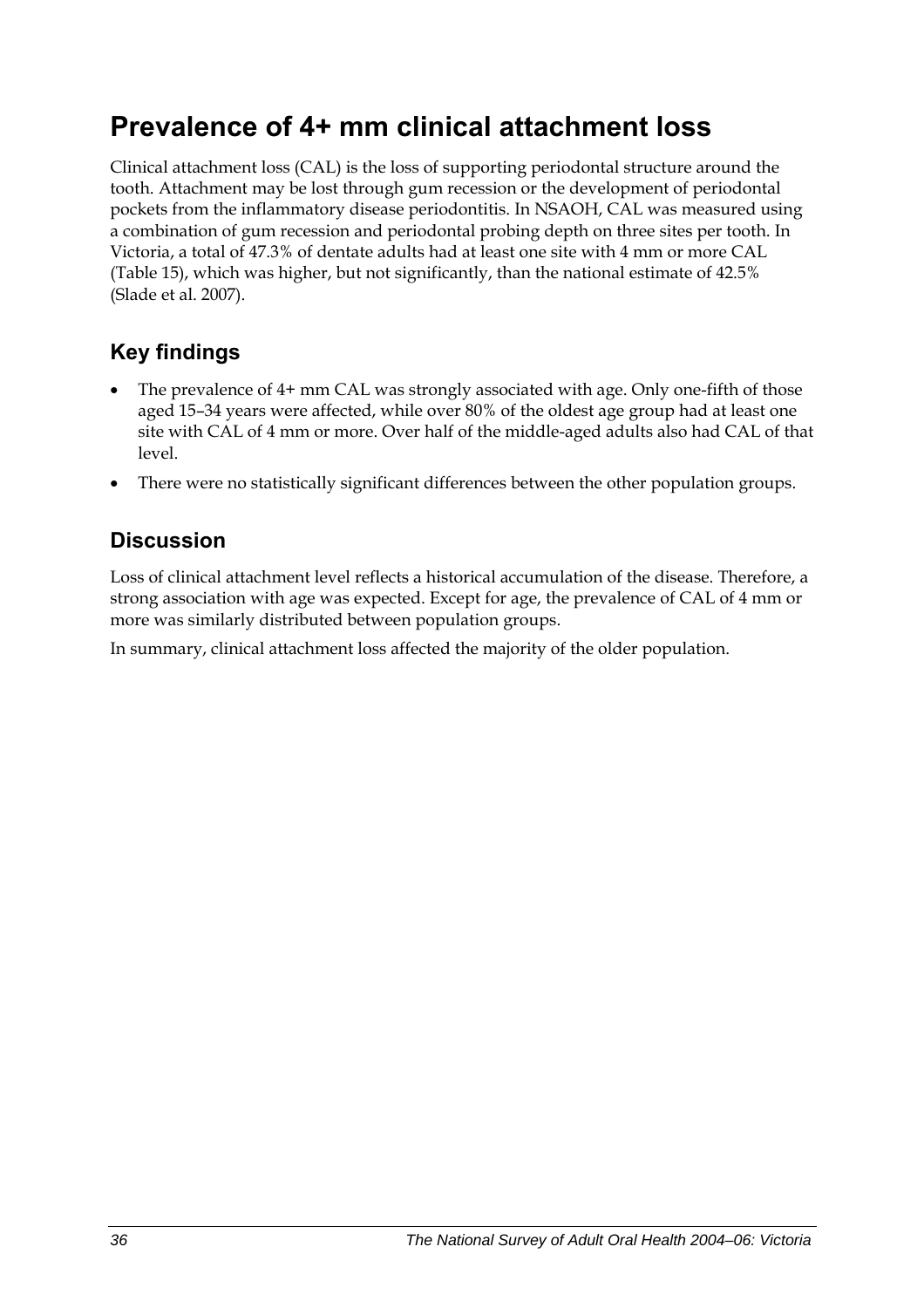# Prevalence of 4+ mm clinical attachment loss

Clinical attachment loss (CAL) is the loss of supporting periodontal structure around the tooth. Attachment may be lost through gum recession or the development of periodontal pockets from the inflammatory disease periodontitis. In NSAOH, CAL was measured using a combination of gum recession and periodontal probing depth on three sites per tooth. In Victoria, a total of 47.3% of dentate adults had at least one site with 4 mm or more CAL (Table 15), which was higher, but not significantly, than the national estimate of 42.5% (Slade et al. 2007).

## Key findings

- The prevalence of 4+ mm CAL was strongly associated with age. Only one-fifth of those aged 15–34 years were affected, while over 80% of the oldest age group had at least one site with CAL of 4 mm or more. Over half of the middle-aged adults also had CAL of that level.
- There were no statistically significant differences between the other population groups.

## Discussion

Loss of clinical attachment level reflects a historical accumulation of the disease. Therefore, a strong association with age was expected. Except for age, the prevalence of CAL of 4 mm or more was similarly distributed between population groups.

In summary, clinical attachment loss affected the majority of the older population.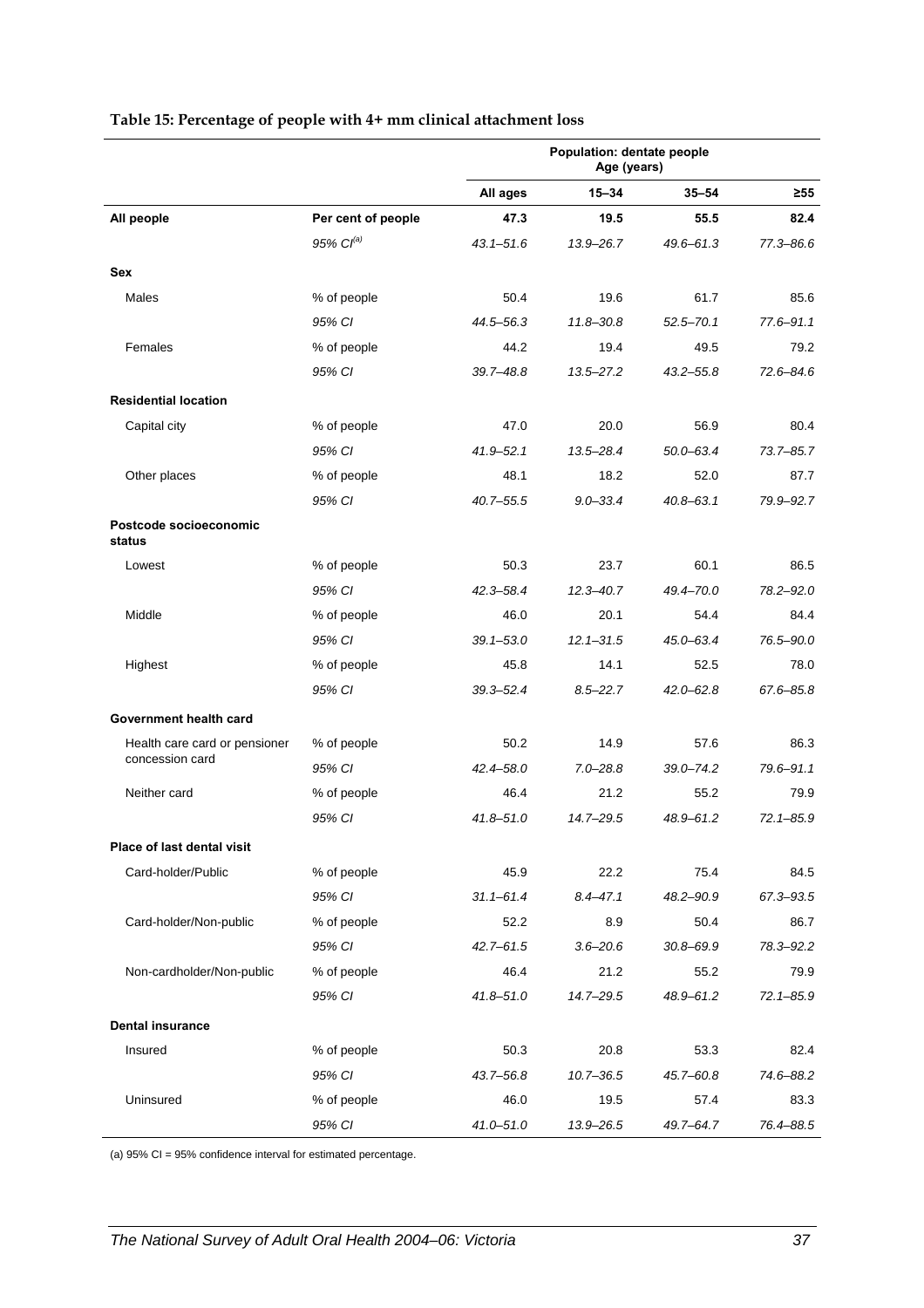**Table 15: Percentage of people with 4+ mm clinical attachment loss**

| | | Population: dentate people Age (years) | | | |
|---|---|---|---|---|---|
| | | **All ages** | **15–34** | **35–54** | **≥55** |
| **All people** | **Per cent of people** | **47.3** | **19.5** | **55.5** | **82.4** |
| | *95% CI[(a)]* | *43.1–51.6* | *13.9–26.7* | *49.6–61.3* | *77.3–86.6* |
| **Sex** | | | | | |
| Males | % of people | 50.4 | 19.6 | 61.7 | 85.6 |
| | *95% CI* | *44.5–56.3* | *11.8–30.8* | *52.5–70.1* | *77.6–91.1* |
| Females | % of people | 44.2 | 19.4 | 49.5 | 79.2 |
| | *95% CI* | *39.7–48.8* | *13.5–27.2* | *43.2–55.8* | *72.6–84.6* |
| **Residential location** | | | | | |
| Capital city | % of people | 47.0 | 20.0 | 56.9 | 80.4 |
| | *95% CI* | *41.9–52.1* | *13.5–28.4* | *50.0–63.4* | *73.7–85.7* |
| Other places | % of people | 48.1 | 18.2 | 52.0 | 87.7 |
| | *95% CI* | *40.7–55.5* | *9.0–33.4* | *40.8–63.1* | *79.9–92.7* |
| **Postcode socioeconomic status** | | | | | |
| Lowest | % of people | 50.3 | 23.7 | 60.1 | 86.5 |
| | *95% CI* | *42.3–58.4* | *12.3–40.7* | *49.4–70.0* | *78.2–92.0* |
| Middle | % of people | 46.0 | 20.1 | 54.4 | 84.4 |
| | *95% CI* | *39.1–53.0* | *12.1–31.5* | *45.0–63.4* | *76.5–90.0* |
| Highest | % of people | 45.8 | 14.1 | 52.5 | 78.0 |
| | *95% CI* | *39.3–52.4* | *8.5–22.7* | *42.0–62.8* | *67.6–85.8* |
| **Government health card** | | | | | |
| Health care card or pensioner concession card | % of people | 50.2 | 14.9 | 57.6 | 86.3 |
| | *95% CI* | *42.4–58.0* | *7.0–28.8* | *39.0–74.2* | *79.6–91.1* |
| Neither card | % of people | 46.4 | 21.2 | 55.2 | 79.9 |
| | *95% CI* | *41.8–51.0* | *14.7–29.5* | *48.9–61.2* | *72.1–85.9* |
| **Place of last dental visit** | | | | | |
| Card-holder/Public | % of people | 45.9 | 22.2 | 75.4 | 84.5 |
| | *95% CI* | *31.1–61.4* | *8.4–47.1* | *48.2–90.9* | *67.3–93.5* |
| Card-holder/Non-public | % of people | 52.2 | 8.9 | 50.4 | 86.7 |
| | *95% CI* | *42.7–61.5* | *3.6–20.6* | *30.8–69.9* | *78.3–92.2* |
| Non-cardholder/Non-public | % of people | 46.4 | 21.2 | 55.2 | 79.9 |
| | *95% CI* | *41.8–51.0* | *14.7–29.5* | *48.9–61.2* | *72.1–85.9* |
| **Dental insurance** | | | | | |
| Insured | % of people | 50.3 | 20.8 | 53.3 | 82.4 |
| | *95% CI* | *43.7–56.8* | *10.7–36.5* | *45.7–60.8* | *74.6–88.2* |
| Uninsured | % of people | 46.0 | 19.5 | 57.4 | 83.3 |
| | *95% CI* | *41.0–51.0* | *13.9–26.5* | *49.7–64.7* | *76.4–88.5* |

(a) 95% CI = 95% confidence interval for estimated percentage.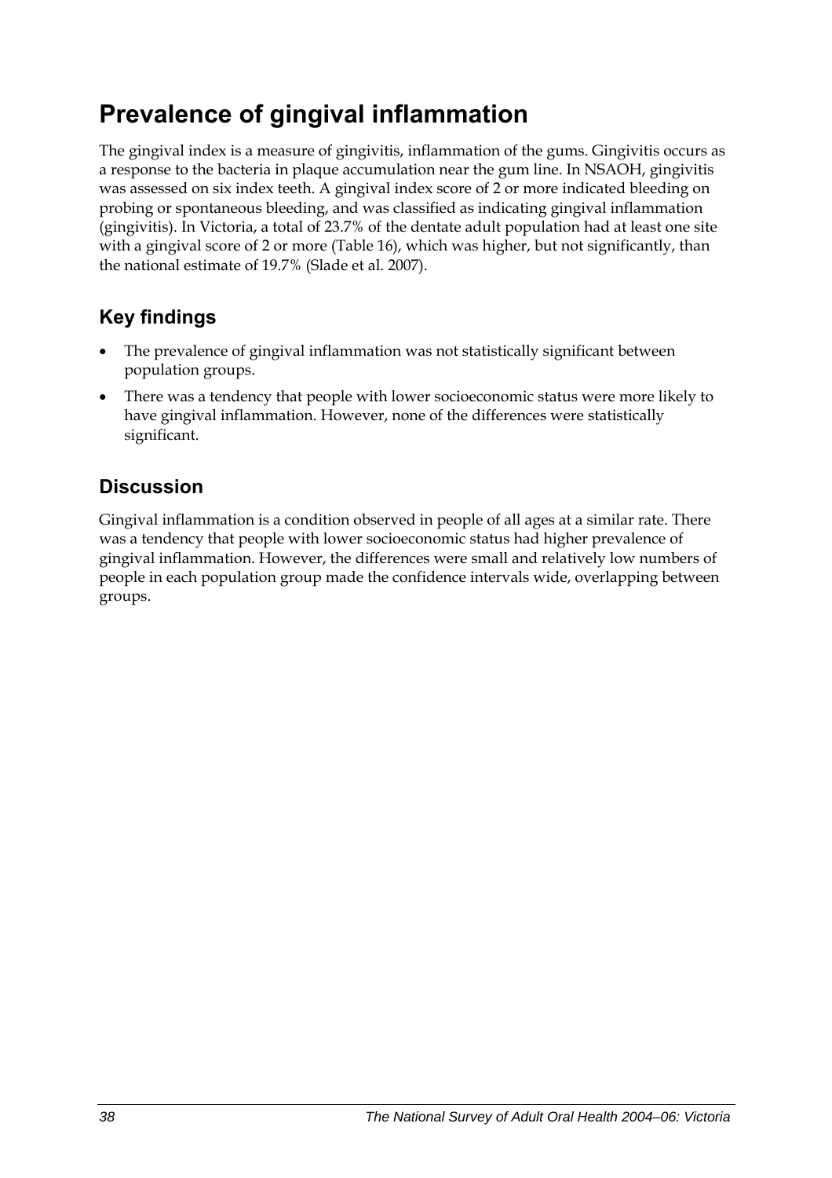# Prevalence of gingival inflammation

The gingival index is a measure of gingivitis, inflammation of the gums. Gingivitis occurs as a response to the bacteria in plaque accumulation near the gum line. In NSAOH, gingivitis was assessed on six index teeth. A gingival index score of 2 or more indicated bleeding on probing or spontaneous bleeding, and was classified as indicating gingival inflammation (gingivitis). In Victoria, a total of 23.7% of the dentate adult population had at least one site with a gingival score of 2 or more (Table 16), which was higher, but not significantly, than the national estimate of 19.7% (Slade et al. 2007).

## Key findings

- The prevalence of gingival inflammation was not statistically significant between population groups.
- There was a tendency that people with lower socioeconomic status were more likely to have gingival inflammation. However, none of the differences were statistically significant.

## Discussion

Gingival inflammation is a condition observed in people of all ages at a similar rate. There was a tendency that people with lower socioeconomic status had higher prevalence of gingival inflammation. However, the differences were small and relatively low numbers of people in each population group made the confidence intervals wide, overlapping between groups.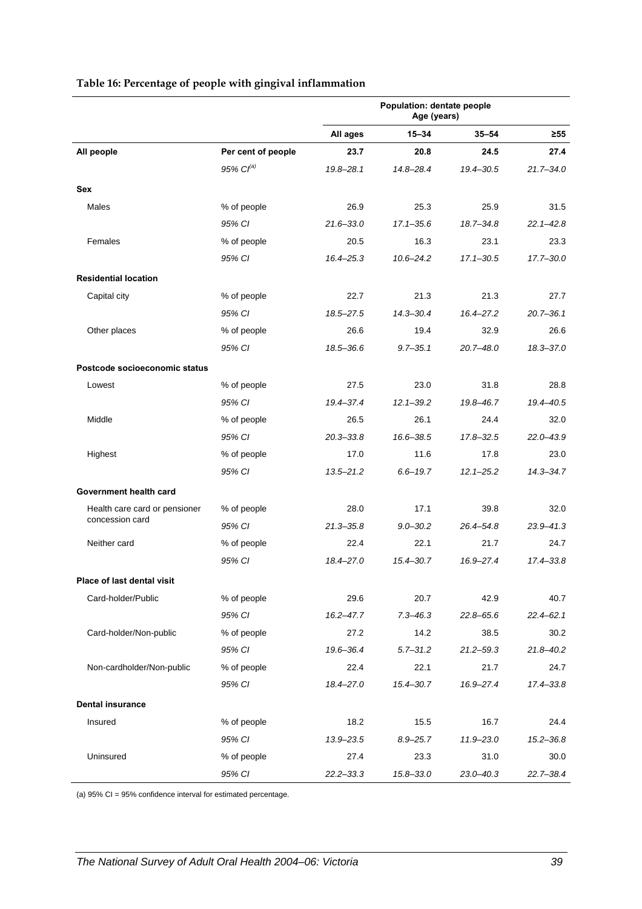**Table 16: Percentage of people with gingival inflammation**

| | | Population: dentate people Age (years) | | | |
|---|---|---|---|---|---|
| | | **All ages** | **15–34** | **35–54** | **≥55** |
| **All people** | **Per cent of people** | **23.7** | **20.8** | **24.5** | **27.4** |
| | *95% CI[(a)]* | *19.8–28.1* | *14.8–28.4* | *19.4–30.5* | *21.7–34.0* |
| **Sex** | | | | | |
| Males | % of people | 26.9 | 25.3 | 25.9 | 31.5 |
| | *95% CI* | *21.6–33.0* | *17.1–35.6* | *18.7–34.8* | *22.1–42.8* |
| Females | % of people | 20.5 | 16.3 | 23.1 | 23.3 |
| | *95% CI* | *16.4–25.3* | *10.6–24.2* | *17.1–30.5* | *17.7–30.0* |
| **Residential location** | | | | | |
| Capital city | % of people | 22.7 | 21.3 | 21.3 | 27.7 |
| | *95% CI* | *18.5–27.5* | *14.3–30.4* | *16.4–27.2* | *20.7–36.1* |
| Other places | % of people | 26.6 | 19.4 | 32.9 | 26.6 |
| | *95% CI* | *18.5–36.6* | *9.7–35.1* | *20.7–48.0* | *18.3–37.0* |
| **Postcode socioeconomic status** | | | | | |
| Lowest | % of people | 27.5 | 23.0 | 31.8 | 28.8 |
| | *95% CI* | *19.4–37.4* | *12.1–39.2* | *19.8–46.7* | *19.4–40.5* |
| Middle | % of people | 26.5 | 26.1 | 24.4 | 32.0 |
| | *95% CI* | *20.3–33.8* | *16.6–38.5* | *17.8–32.5* | *22.0–43.9* |
| Highest | % of people | 17.0 | 11.6 | 17.8 | 23.0 |
| | *95% CI* | *13.5–21.2* | *6.6–19.7* | *12.1–25.2* | *14.3–34.7* |
| **Government health card** | | | | | |
| Health care card or pensioner concession card | % of people | 28.0 | 17.1 | 39.8 | 32.0 |
| | *95% CI* | *21.3–35.8* | *9.0–30.2* | *26.4–54.8* | *23.9–41.3* |
| Neither card | % of people | 22.4 | 22.1 | 21.7 | 24.7 |
| | *95% CI* | *18.4–27.0* | *15.4–30.7* | *16.9–27.4* | *17.4–33.8* |
| **Place of last dental visit** | | | | | |
| Card-holder/Public | % of people | 29.6 | 20.7 | 42.9 | 40.7 |
| | *95% CI* | *16.2–47.7* | *7.3–46.3* | *22.8–65.6* | *22.4–62.1* |
| Card-holder/Non-public | % of people | 27.2 | 14.2 | 38.5 | 30.2 |
| | *95% CI* | *19.6–36.4* | *5.7–31.2* | *21.2–59.3* | *21.8–40.2* |
| Non-cardholder/Non-public | % of people | 22.4 | 22.1 | 21.7 | 24.7 |
| | *95% CI* | *18.4–27.0* | *15.4–30.7* | *16.9–27.4* | *17.4–33.8* |
| **Dental insurance** | | | | | |
| Insured | % of people | 18.2 | 15.5 | 16.7 | 24.4 |
| | *95% CI* | *13.9–23.5* | *8.9–25.7* | *11.9–23.0* | *15.2–36.8* |
| Uninsured | % of people | 27.4 | 23.3 | 31.0 | 30.0 |
| | *95% CI* | *22.2–33.3* | *15.8–33.0* | *23.0–40.3* | *22.7–38.4* |

(a) 95% CI = 95% confidence interval for estimated percentage.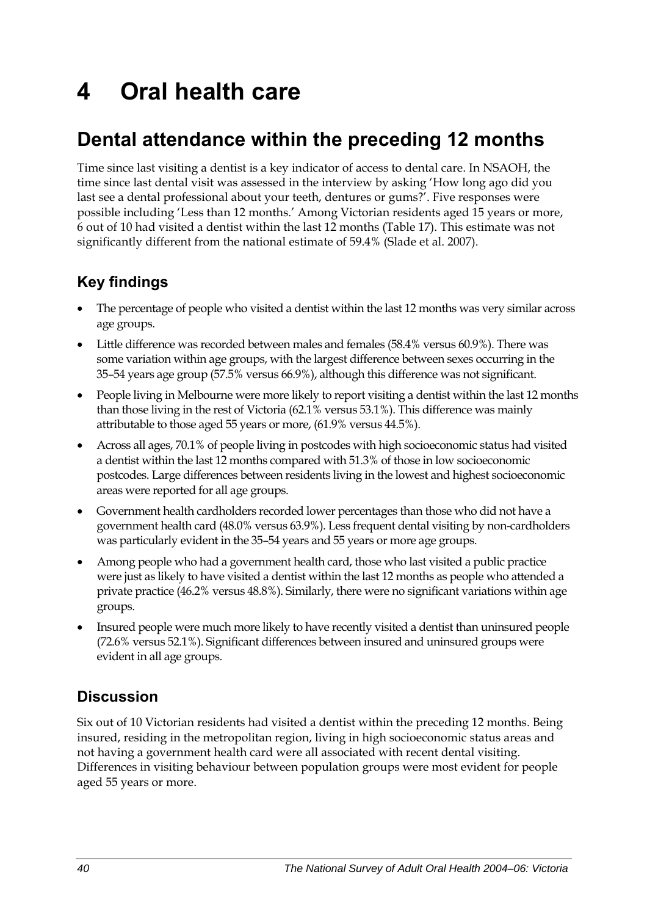# 4 Oral health care

## Dental attendance within the preceding 12 months

Time since last visiting a dentist is a key indicator of access to dental care. In NSAOH, the time since last dental visit was assessed in the interview by asking 'How long ago did you last see a dental professional about your teeth, dentures or gums?'. Five responses were possible including 'Less than 12 months.' Among Victorian residents aged 15 years or more, 6 out of 10 had visited a dentist within the last 12 months (Table 17). This estimate was not significantly different from the national estimate of 59.4% (Slade et al. 2007).

### Key findings

- The percentage of people who visited a dentist within the last 12 months was very similar across age groups.
- Little difference was recorded between males and females (58.4% versus 60.9%). There was some variation within age groups, with the largest difference between sexes occurring in the 35–54 years age group (57.5% versus 66.9%), although this difference was not significant.
- People living in Melbourne were more likely to report visiting a dentist within the last 12 months than those living in the rest of Victoria (62.1% versus 53.1%). This difference was mainly attributable to those aged 55 years or more, (61.9% versus 44.5%).
- Across all ages, 70.1% of people living in postcodes with high socioeconomic status had visited a dentist within the last 12 months compared with 51.3% of those in low socioeconomic postcodes. Large differences between residents living in the lowest and highest socioeconomic areas were reported for all age groups.
- Government health cardholders recorded lower percentages than those who did not have a government health card (48.0% versus 63.9%). Less frequent dental visiting by non-cardholders was particularly evident in the 35–54 years and 55 years or more age groups.
- Among people who had a government health card, those who last visited a public practice were just as likely to have visited a dentist within the last 12 months as people who attended a private practice (46.2% versus 48.8%). Similarly, there were no significant variations within age groups.
- Insured people were much more likely to have recently visited a dentist than uninsured people (72.6% versus 52.1%). Significant differences between insured and uninsured groups were evident in all age groups.

### Discussion

Six out of 10 Victorian residents had visited a dentist within the preceding 12 months. Being insured, residing in the metropolitan region, living in high socioeconomic status areas and not having a government health card were all associated with recent dental visiting. Differences in visiting behaviour between population groups were most evident for people aged 55 years or more.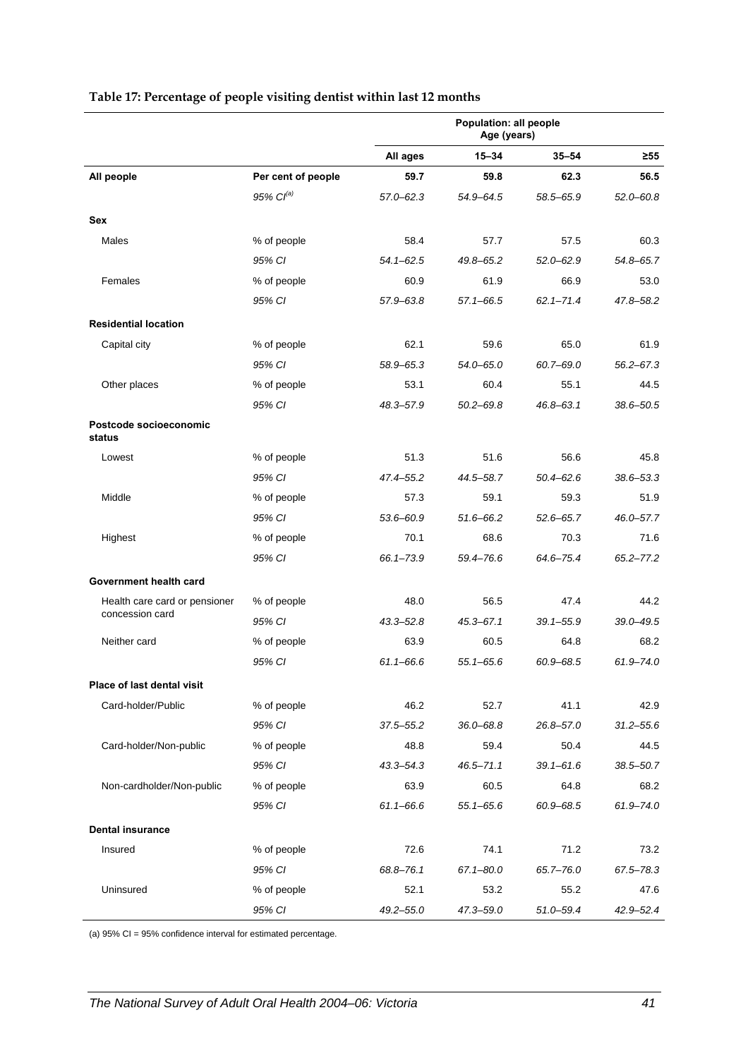**Table 17: Percentage of people visiting dentist within last 12 months**

| | | Population: all people Age (years) | | | |
|---|---|---|---|---|---|
| | | **All ages** | **15–34** | **35–54** | **≥55** |
| **All people** | **Per cent of people** | **59.7** | **59.8** | **62.3** | **56.5** |
| | *95% CI[(a)]* | *57.0–62.3* | *54.9–64.5* | *58.5–65.9* | *52.0–60.8* |
| **Sex** | | | | | |
| Males | % of people | 58.4 | 57.7 | 57.5 | 60.3 |
| | *95% CI* | *54.1–62.5* | *49.8–65.2* | *52.0–62.9* | *54.8–65.7* |
| Females | % of people | 60.9 | 61.9 | 66.9 | 53.0 |
| | *95% CI* | *57.9–63.8* | *57.1–66.5* | *62.1–71.4* | *47.8–58.2* |
| **Residential location** | | | | | |
| Capital city | % of people | 62.1 | 59.6 | 65.0 | 61.9 |
| | *95% CI* | *58.9–65.3* | *54.0–65.0* | *60.7–69.0* | *56.2–67.3* |
| Other places | % of people | 53.1 | 60.4 | 55.1 | 44.5 |
| | *95% CI* | *48.3–57.9* | *50.2–69.8* | *46.8–63.1* | *38.6–50.5* |
| **Postcode socioeconomic status** | | | | | |
| Lowest | % of people | 51.3 | 51.6 | 56.6 | 45.8 |
| | *95% CI* | *47.4–55.2* | *44.5–58.7* | *50.4–62.6* | *38.6–53.3* |
| Middle | % of people | 57.3 | 59.1 | 59.3 | 51.9 |
| | *95% CI* | *53.6–60.9* | *51.6–66.2* | *52.6–65.7* | *46.0–57.7* |
| Highest | % of people | 70.1 | 68.6 | 70.3 | 71.6 |
| | *95% CI* | *66.1–73.9* | *59.4–76.6* | *64.6–75.4* | *65.2–77.2* |
| **Government health card** | | | | | |
| Health care card or pensioner concession card | % of people | 48.0 | 56.5 | 47.4 | 44.2 |
| | *95% CI* | *43.3–52.8* | *45.3–67.1* | *39.1–55.9* | *39.0–49.5* |
| Neither card | % of people | 63.9 | 60.5 | 64.8 | 68.2 |
| | *95% CI* | *61.1–66.6* | *55.1–65.6* | *60.9–68.5* | *61.9–74.0* |
| **Place of last dental visit** | | | | | |
| Card-holder/Public | % of people | 46.2 | 52.7 | 41.1 | 42.9 |
| | *95% CI* | *37.5–55.2* | *36.0–68.8* | *26.8–57.0* | *31.2–55.6* |
| Card-holder/Non-public | % of people | 48.8 | 59.4 | 50.4 | 44.5 |
| | *95% CI* | *43.3–54.3* | *46.5–71.1* | *39.1–61.6* | *38.5–50.7* |
| Non-cardholder/Non-public | % of people | 63.9 | 60.5 | 64.8 | 68.2 |
| | *95% CI* | *61.1–66.6* | *55.1–65.6* | *60.9–68.5* | *61.9–74.0* |
| **Dental insurance** | | | | | |
| Insured | % of people | 72.6 | 74.1 | 71.2 | 73.2 |
| | *95% CI* | *68.8–76.1* | *67.1–80.0* | *65.7–76.0* | *67.5–78.3* |
| Uninsured | % of people | 52.1 | 53.2 | 55.2 | 47.6 |
| | *95% CI* | *49.2–55.0* | *47.3–59.0* | *51.0–59.4* | *42.9–52.4* |

(a) 95% CI = 95% confidence interval for estimated percentage.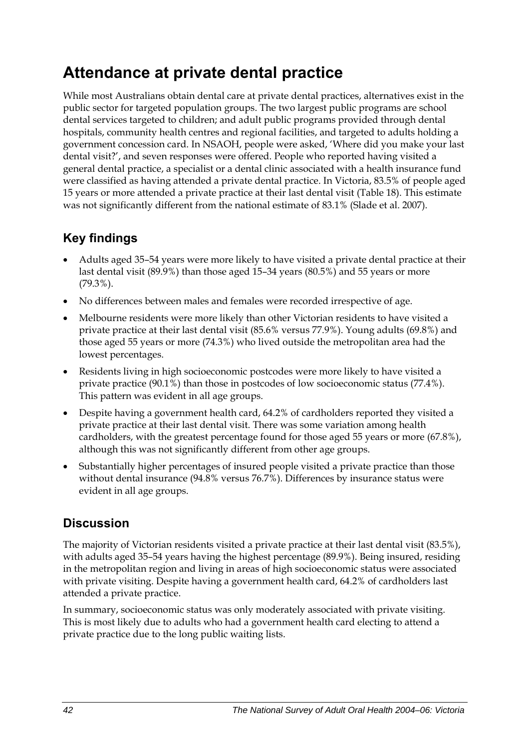# Attendance at private dental practice

While most Australians obtain dental care at private dental practices, alternatives exist in the public sector for targeted population groups. The two largest public programs are school dental services targeted to children; and adult public programs provided through dental hospitals, community health centres and regional facilities, and targeted to adults holding a government concession card. In NSAOH, people were asked, 'Where did you make your last dental visit?', and seven responses were offered. People who reported having visited a general dental practice, a specialist or a dental clinic associated with a health insurance fund were classified as having attended a private dental practice. In Victoria, 83.5% of people aged 15 years or more attended a private practice at their last dental visit (Table 18). This estimate was not significantly different from the national estimate of 83.1% (Slade et al. 2007).

## Key findings

- Adults aged 35–54 years were more likely to have visited a private dental practice at their last dental visit (89.9%) than those aged 15–34 years (80.5%) and 55 years or more (79.3%).
- No differences between males and females were recorded irrespective of age.
- Melbourne residents were more likely than other Victorian residents to have visited a private practice at their last dental visit (85.6% versus 77.9%). Young adults (69.8%) and those aged 55 years or more (74.3%) who lived outside the metropolitan area had the lowest percentages.
- Residents living in high socioeconomic postcodes were more likely to have visited a private practice (90.1%) than those in postcodes of low socioeconomic status (77.4%). This pattern was evident in all age groups.
- Despite having a government health card, 64.2% of cardholders reported they visited a private practice at their last dental visit. There was some variation among health cardholders, with the greatest percentage found for those aged 55 years or more (67.8%), although this was not significantly different from other age groups.
- Substantially higher percentages of insured people visited a private practice than those without dental insurance (94.8% versus 76.7%). Differences by insurance status were evident in all age groups.

## Discussion

The majority of Victorian residents visited a private practice at their last dental visit (83.5%), with adults aged 35–54 years having the highest percentage (89.9%). Being insured, residing in the metropolitan region and living in areas of high socioeconomic status were associated with private visiting. Despite having a government health card, 64.2% of cardholders last attended a private practice.

In summary, socioeconomic status was only moderately associated with private visiting. This is most likely due to adults who had a government health card electing to attend a private practice due to the long public waiting lists.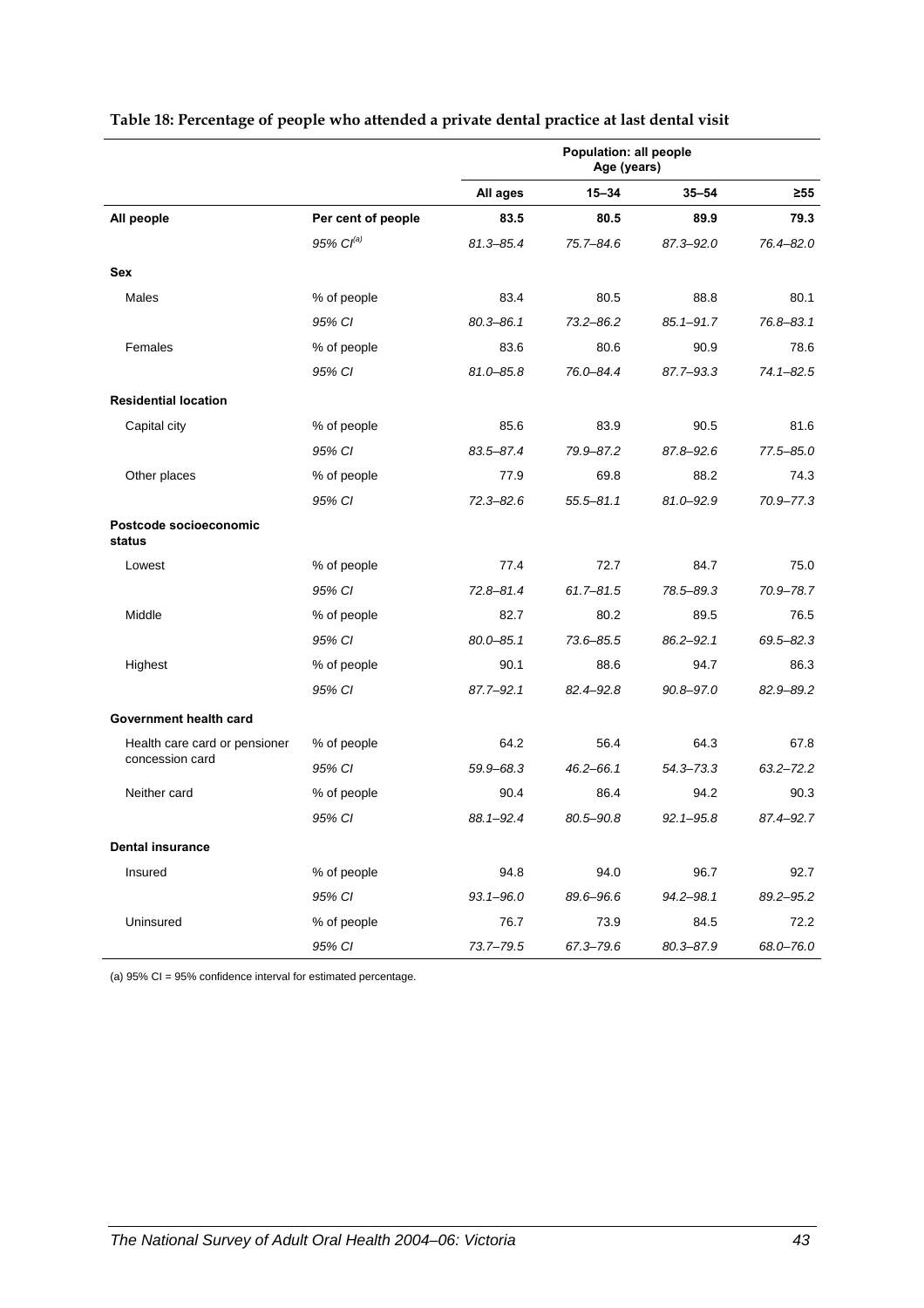**Table 18: Percentage of people who attended a private dental practice at last dental visit**

| | | Population: all people Age (years) | | | |
|---|---|---|---|---|---|
| | | All ages | 15–34 | 35–54 | ≥55 |
| **All people** | **Per cent of people** | **83.5** | **80.5** | **89.9** | **79.3** |
| | *95% CI[(a)]* | *81.3–85.4* | *75.7–84.6* | *87.3–92.0* | *76.4–82.0* |
| **Sex** | | | | | |
| Males | % of people | 83.4 | 80.5 | 88.8 | 80.1 |
| | *95% CI* | *80.3–86.1* | *73.2–86.2* | *85.1–91.7* | *76.8–83.1* |
| Females | % of people | 83.6 | 80.6 | 90.9 | 78.6 |
| | *95% CI* | *81.0–85.8* | *76.0–84.4* | *87.7–93.3* | *74.1–82.5* |
| **Residential location** | | | | | |
| Capital city | % of people | 85.6 | 83.9 | 90.5 | 81.6 |
| | *95% CI* | *83.5–87.4* | *79.9–87.2* | *87.8–92.6* | *77.5–85.0* |
| Other places | % of people | 77.9 | 69.8 | 88.2 | 74.3 |
| | *95% CI* | *72.3–82.6* | *55.5–81.1* | *81.0–92.9* | *70.9–77.3* |
| **Postcode socioeconomic status** | | | | | |
| Lowest | % of people | 77.4 | 72.7 | 84.7 | 75.0 |
| | *95% CI* | *72.8–81.4* | *61.7–81.5* | *78.5–89.3* | *70.9–78.7* |
| Middle | % of people | 82.7 | 80.2 | 89.5 | 76.5 |
| | *95% CI* | *80.0–85.1* | *73.6–85.5* | *86.2–92.1* | *69.5–82.3* |
| Highest | % of people | 90.1 | 88.6 | 94.7 | 86.3 |
| | *95% CI* | *87.7–92.1* | *82.4–92.8* | *90.8–97.0* | *82.9–89.2* |
| **Government health card** | | | | | |
| Health care card or pensioner concession card | % of people | 64.2 | 56.4 | 64.3 | 67.8 |
| | *95% CI* | *59.9–68.3* | *46.2–66.1* | *54.3–73.3* | *63.2–72.2* |
| Neither card | % of people | 90.4 | 86.4 | 94.2 | 90.3 |
| | *95% CI* | *88.1–92.4* | *80.5–90.8* | *92.1–95.8* | *87.4–92.7* |
| **Dental insurance** | | | | | |
| Insured | % of people | 94.8 | 94.0 | 96.7 | 92.7 |
| | *95% CI* | *93.1–96.0* | *89.6–96.6* | *94.2–98.1* | *89.2–95.2* |
| Uninsured | % of people | 76.7 | 73.9 | 84.5 | 72.2 |
| | *95% CI* | *73.7–79.5* | *67.3–79.6* | *80.3–87.9* | *68.0–76.0* |

(a) 95% CI = 95% confidence interval for estimated percentage.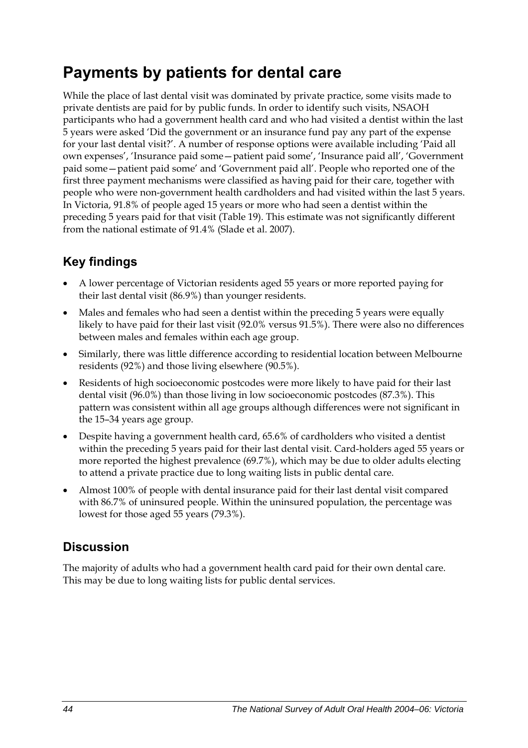# Payments by patients for dental care

While the place of last dental visit was dominated by private practice, some visits made to private dentists are paid for by public funds. In order to identify such visits, NSAOH participants who had a government health card and who had visited a dentist within the last 5 years were asked 'Did the government or an insurance fund pay any part of the expense for your last dental visit?'. A number of response options were available including 'Paid all own expenses', 'Insurance paid some—patient paid some', 'Insurance paid all', 'Government paid some—patient paid some' and 'Government paid all'. People who reported one of the first three payment mechanisms were classified as having paid for their care, together with people who were non-government health cardholders and had visited within the last 5 years. In Victoria, 91.8% of people aged 15 years or more who had seen a dentist within the preceding 5 years paid for that visit (Table 19). This estimate was not significantly different from the national estimate of 91.4% (Slade et al. 2007).

## Key findings

- A lower percentage of Victorian residents aged 55 years or more reported paying for their last dental visit (86.9%) than younger residents.
- Males and females who had seen a dentist within the preceding 5 years were equally likely to have paid for their last visit (92.0% versus 91.5%). There were also no differences between males and females within each age group.
- Similarly, there was little difference according to residential location between Melbourne residents (92%) and those living elsewhere (90.5%).
- Residents of high socioeconomic postcodes were more likely to have paid for their last dental visit (96.0%) than those living in low socioeconomic postcodes (87.3%). This pattern was consistent within all age groups although differences were not significant in the 15–34 years age group.
- Despite having a government health card, 65.6% of cardholders who visited a dentist within the preceding 5 years paid for their last dental visit. Card-holders aged 55 years or more reported the highest prevalence (69.7%), which may be due to older adults electing to attend a private practice due to long waiting lists in public dental care.
- Almost 100% of people with dental insurance paid for their last dental visit compared with 86.7% of uninsured people. Within the uninsured population, the percentage was lowest for those aged 55 years (79.3%).

## Discussion

The majority of adults who had a government health card paid for their own dental care. This may be due to long waiting lists for public dental services.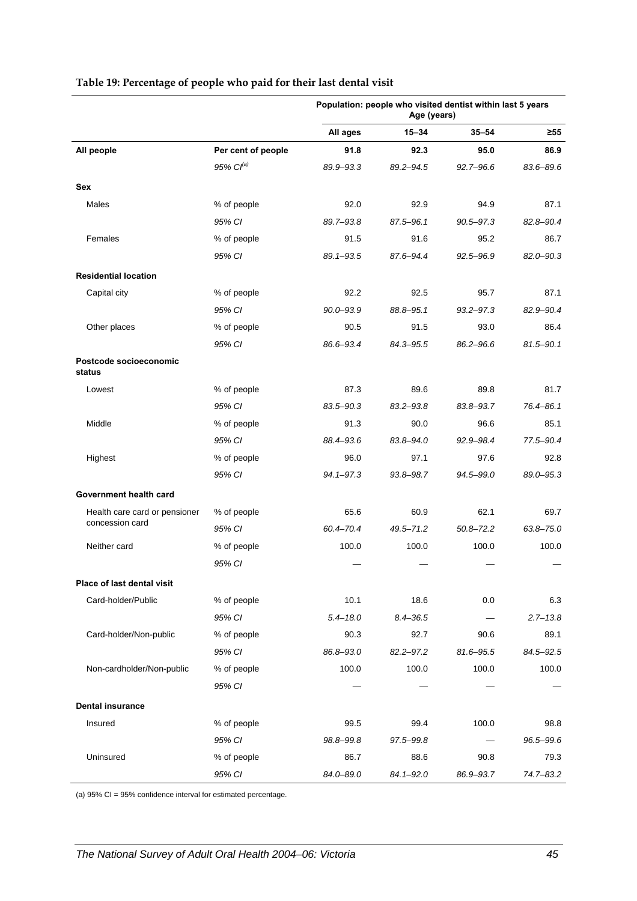**Table 19: Percentage of people who paid for their last dental visit**

| | | Population: people who visited dentist within last 5 years Age (years) | | | |
|---|---|---|---|---|---|
| | | All ages | 15–34 | 35–54 | ≥55 |
| **All people** | **Per cent of people** | **91.8** | **92.3** | **95.0** | **86.9** |
| | *95% CI[(a)]* | *89.9–93.3* | *89.2–94.5* | *92.7–96.6* | *83.6–89.6* |
| **Sex** | | | | | |
| Males | % of people | 92.0 | 92.9 | 94.9 | 87.1 |
| | *95% CI* | *89.7–93.8* | *87.5–96.1* | *90.5–97.3* | *82.8–90.4* |
| Females | % of people | 91.5 | 91.6 | 95.2 | 86.7 |
| | *95% CI* | *89.1–93.5* | *87.6–94.4* | *92.5–96.9* | *82.0–90.3* |
| **Residential location** | | | | | |
| Capital city | % of people | 92.2 | 92.5 | 95.7 | 87.1 |
| | *95% CI* | *90.0–93.9* | *88.8–95.1* | *93.2–97.3* | *82.9–90.4* |
| Other places | % of people | 90.5 | 91.5 | 93.0 | 86.4 |
| | *95% CI* | *86.6–93.4* | *84.3–95.5* | *86.2–96.6* | *81.5–90.1* |
| **Postcode socioeconomic status** | | | | | |
| Lowest | % of people | 87.3 | 89.6 | 89.8 | 81.7 |
| | *95% CI* | *83.5–90.3* | *83.2–93.8* | *83.8–93.7* | *76.4–86.1* |
| Middle | % of people | 91.3 | 90.0 | 96.6 | 85.1 |
| | *95% CI* | *88.4–93.6* | *83.8–94.0* | *92.9–98.4* | *77.5–90.4* |
| Highest | % of people | 96.0 | 97.1 | 97.6 | 92.8 |
| | *95% CI* | *94.1–97.3* | *93.8–98.7* | *94.5–99.0* | *89.0–95.3* |
| **Government health card** | | | | | |
| Health care card or pensioner concession card | % of people | 65.6 | 60.9 | 62.1 | 69.7 |
| | *95% CI* | *60.4–70.4* | *49.5–71.2* | *50.8–72.2* | *63.8–75.0* |
| Neither card | % of people | 100.0 | 100.0 | 100.0 | 100.0 |
| | *95% CI* | — | — | — | — |
| **Place of last dental visit** | | | | | |
| Card-holder/Public | % of people | 10.1 | 18.6 | 0.0 | 6.3 |
| | *95% CI* | *5.4–18.0* | *8.4–36.5* | — | *2.7–13.8* |
| Card-holder/Non-public | % of people | 90.3 | 92.7 | 90.6 | 89.1 |
| | *95% CI* | *86.8–93.0* | *82.2–97.2* | *81.6–95.5* | *84.5–92.5* |
| Non-cardholder/Non-public | % of people | 100.0 | 100.0 | 100.0 | 100.0 |
| | *95% CI* | — | — | — | — |
| **Dental insurance** | | | | | |
| Insured | % of people | 99.5 | 99.4 | 100.0 | 98.8 |
| | *95% CI* | *98.8–99.8* | *97.5–99.8* | — | *96.5–99.6* |
| Uninsured | % of people | 86.7 | 88.6 | 90.8 | 79.3 |
| | *95% CI* | *84.0–89.0* | *84.1–92.0* | *86.9–93.7* | *74.7–83.2* |

(a) 95% CI = 95% confidence interval for estimated percentage.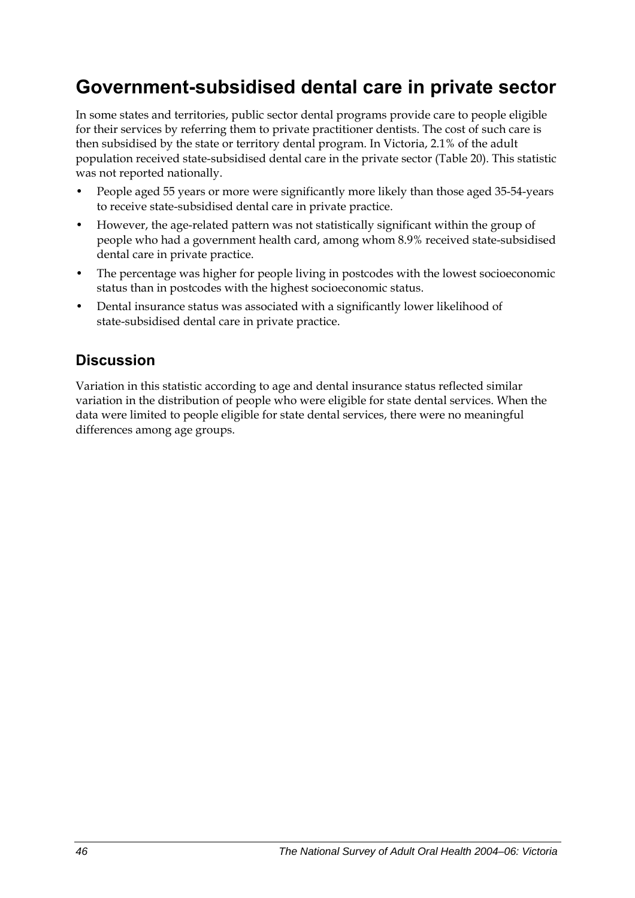# Government-subsidised dental care in private sector

In some states and territories, public sector dental programs provide care to people eligible for their services by referring them to private practitioner dentists. The cost of such care is then subsidised by the state or territory dental program. In Victoria, 2.1% of the adult population received state-subsidised dental care in the private sector (Table 20). This statistic was not reported nationally.

- People aged 55 years or more were significantly more likely than those aged 35-54-years to receive state-subsidised dental care in private practice.
- However, the age-related pattern was not statistically significant within the group of people who had a government health card, among whom 8.9% received state-subsidised dental care in private practice.
- The percentage was higher for people living in postcodes with the lowest socioeconomic status than in postcodes with the highest socioeconomic status.
- Dental insurance status was associated with a significantly lower likelihood of state-subsidised dental care in private practice.

## Discussion

Variation in this statistic according to age and dental insurance status reflected similar variation in the distribution of people who were eligible for state dental services. When the data were limited to people eligible for state dental services, there were no meaningful differences among age groups.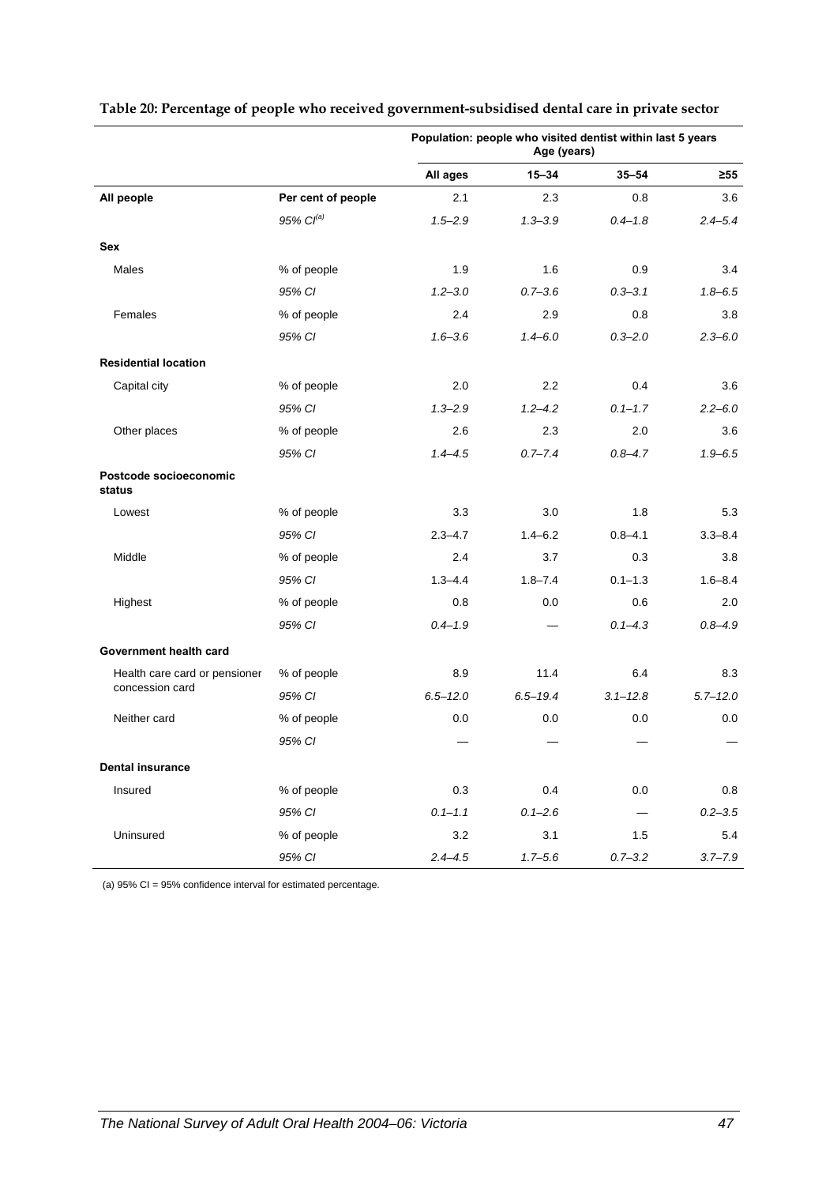**Table 20: Percentage of people who received government-subsidised dental care in private sector**

| | | Population: people who visited dentist within last 5 years Age (years) | | | |
|---|---|---|---|---|---|
| | | All ages | 15–34 | 35–54 | ≥55 |
| **All people** | **Per cent of people** | 2.1 | 2.3 | 0.8 | 3.6 |
| | *95% CI[(a)]* | *1.5–2.9* | *1.3–3.9* | *0.4–1.8* | *2.4–5.4* |
| **Sex** | | | | | |
| Males | % of people | 1.9 | 1.6 | 0.9 | 3.4 |
| | *95% CI* | *1.2–3.0* | *0.7–3.6* | *0.3–3.1* | *1.8–6.5* |
| Females | % of people | 2.4 | 2.9 | 0.8 | 3.8 |
| | *95% CI* | *1.6–3.6* | *1.4–6.0* | *0.3–2.0* | *2.3–6.0* |
| **Residential location** | | | | | |
| Capital city | % of people | 2.0 | 2.2 | 0.4 | 3.6 |
| | *95% CI* | *1.3–2.9* | *1.2–4.2* | *0.1–1.7* | *2.2–6.0* |
| Other places | % of people | 2.6 | 2.3 | 2.0 | 3.6 |
| | *95% CI* | *1.4–4.5* | *0.7–7.4* | *0.8–4.7* | *1.9–6.5* |
| **Postcode socioeconomic status** | | | | | |
| Lowest | % of people | 3.3 | 3.0 | 1.8 | 5.3 |
| | *95% CI* | 2.3–4.7 | 1.4–6.2 | 0.8–4.1 | 3.3–8.4 |
| Middle | % of people | 2.4 | 3.7 | 0.3 | 3.8 |
| | *95% CI* | 1.3–4.4 | 1.8–7.4 | 0.1–1.3 | 1.6–8.4 |
| Highest | % of people | 0.8 | 0.0 | 0.6 | 2.0 |
| | *95% CI* | *0.4–1.9* | — | *0.1–4.3* | *0.8–4.9* |
| **Government health card** | | | | | |
| Health care card or pensioner concession card | % of people | 8.9 | 11.4 | 6.4 | 8.3 |
| | *95% CI* | *6.5–12.0* | *6.5–19.4* | *3.1–12.8* | *5.7–12.0* |
| Neither card | % of people | 0.0 | 0.0 | 0.0 | 0.0 |
| | *95% CI* | — | — | — | — |
| **Dental insurance** | | | | | |
| Insured | % of people | 0.3 | 0.4 | 0.0 | 0.8 |
| | *95% CI* | *0.1–1.1* | *0.1–2.6* | — | *0.2–3.5* |
| Uninsured | % of people | 3.2 | 3.1 | 1.5 | 5.4 |
| | *95% CI* | *2.4–4.5* | *1.7–5.6* | *0.7–3.2* | *3.7–7.9* |

(a) 95% CI = 95% confidence interval for estimated percentage.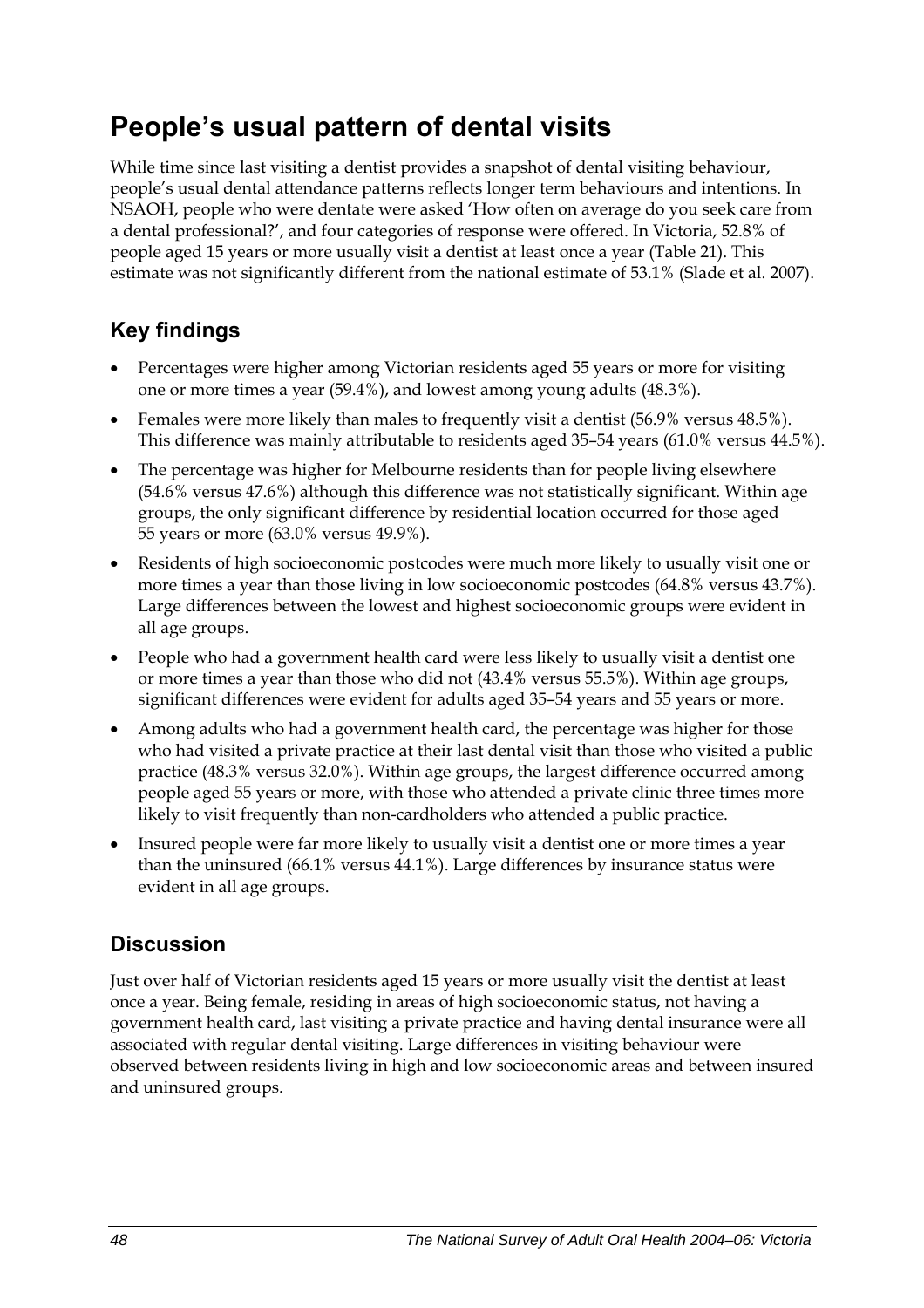# People's usual pattern of dental visits

While time since last visiting a dentist provides a snapshot of dental visiting behaviour, people's usual dental attendance patterns reflects longer term behaviours and intentions. In NSAOH, people who were dentate were asked 'How often on average do you seek care from a dental professional?', and four categories of response were offered. In Victoria, 52.8% of people aged 15 years or more usually visit a dentist at least once a year (Table 21). This estimate was not significantly different from the national estimate of 53.1% (Slade et al. 2007).

## Key findings

- Percentages were higher among Victorian residents aged 55 years or more for visiting one or more times a year (59.4%), and lowest among young adults (48.3%).
- Females were more likely than males to frequently visit a dentist (56.9% versus 48.5%). This difference was mainly attributable to residents aged 35–54 years (61.0% versus 44.5%).
- The percentage was higher for Melbourne residents than for people living elsewhere (54.6% versus 47.6%) although this difference was not statistically significant. Within age groups, the only significant difference by residential location occurred for those aged 55 years or more (63.0% versus 49.9%).
- Residents of high socioeconomic postcodes were much more likely to usually visit one or more times a year than those living in low socioeconomic postcodes (64.8% versus 43.7%). Large differences between the lowest and highest socioeconomic groups were evident in all age groups.
- People who had a government health card were less likely to usually visit a dentist one or more times a year than those who did not (43.4% versus 55.5%). Within age groups, significant differences were evident for adults aged 35–54 years and 55 years or more.
- Among adults who had a government health card, the percentage was higher for those who had visited a private practice at their last dental visit than those who visited a public practice (48.3% versus 32.0%). Within age groups, the largest difference occurred among people aged 55 years or more, with those who attended a private clinic three times more likely to visit frequently than non-cardholders who attended a public practice.
- Insured people were far more likely to usually visit a dentist one or more times a year than the uninsured (66.1% versus 44.1%). Large differences by insurance status were evident in all age groups.

## Discussion

Just over half of Victorian residents aged 15 years or more usually visit the dentist at least once a year. Being female, residing in areas of high socioeconomic status, not having a government health card, last visiting a private practice and having dental insurance were all associated with regular dental visiting. Large differences in visiting behaviour were observed between residents living in high and low socioeconomic areas and between insured and uninsured groups.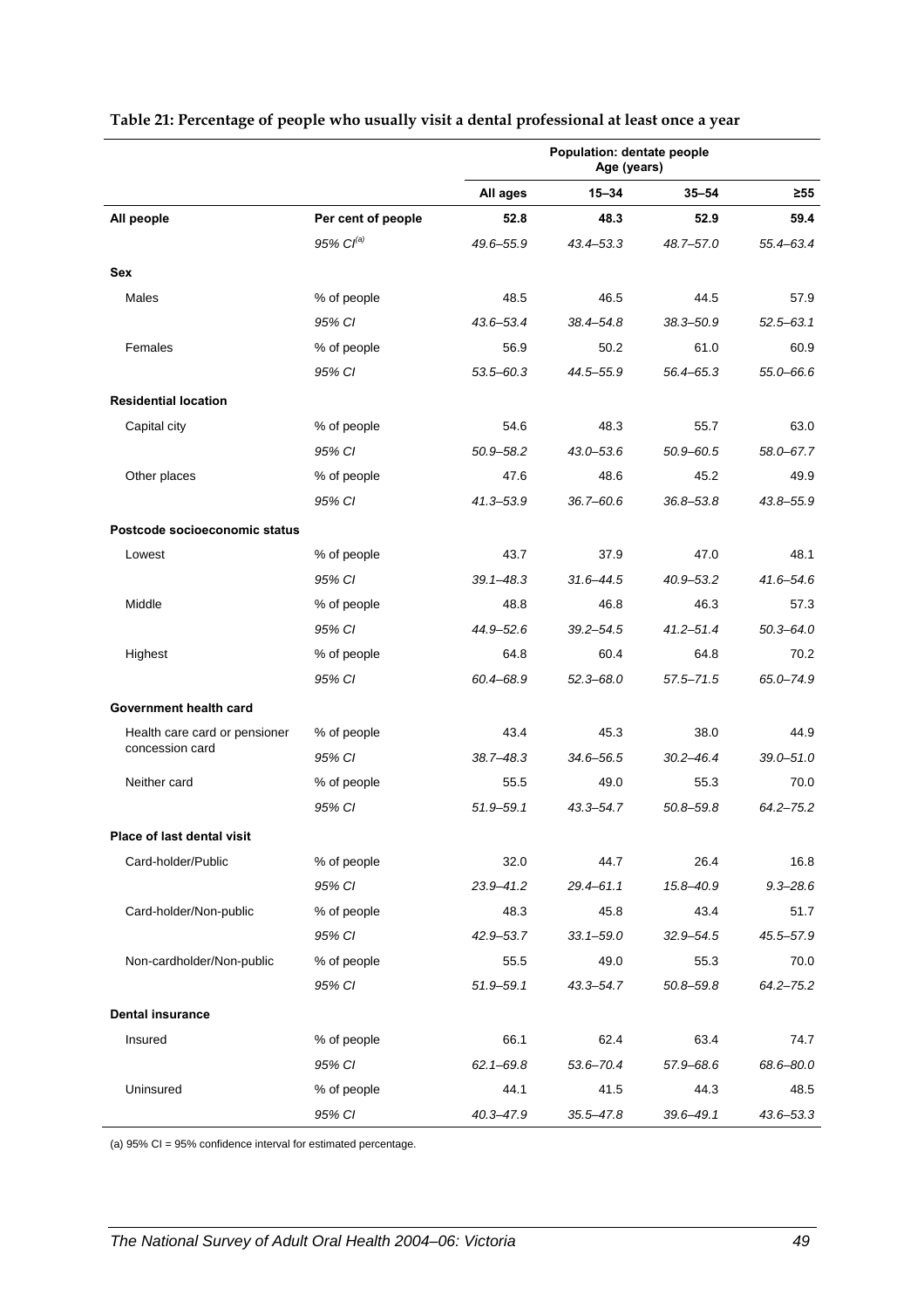**Table 21: Percentage of people who usually visit a dental professional at least once a year**

| | | Population: dentate people Age (years) | | | |
|---|---|---|---|---|---|
| | | **All ages** | **15–34** | **35–54** | **≥55** |
| **All people** | **Per cent of people** | **52.8** | **48.3** | **52.9** | **59.4** |
| | *95% CI[(a)]* | *49.6–55.9* | *43.4–53.3* | *48.7–57.0* | *55.4–63.4* |
| **Sex** | | | | | |
| Males | % of people | 48.5 | 46.5 | 44.5 | 57.9 |
| | *95% CI* | *43.6–53.4* | *38.4–54.8* | *38.3–50.9* | *52.5–63.1* |
| Females | % of people | 56.9 | 50.2 | 61.0 | 60.9 |
| | *95% CI* | *53.5–60.3* | *44.5–55.9* | *56.4–65.3* | *55.0–66.6* |
| **Residential location** | | | | | |
| Capital city | % of people | 54.6 | 48.3 | 55.7 | 63.0 |
| | *95% CI* | *50.9–58.2* | *43.0–53.6* | *50.9–60.5* | *58.0–67.7* |
| Other places | % of people | 47.6 | 48.6 | 45.2 | 49.9 |
| | *95% CI* | *41.3–53.9* | *36.7–60.6* | *36.8–53.8* | *43.8–55.9* |
| **Postcode socioeconomic status** | | | | | |
| Lowest | % of people | 43.7 | 37.9 | 47.0 | 48.1 |
| | *95% CI* | *39.1–48.3* | *31.6–44.5* | *40.9–53.2* | *41.6–54.6* |
| Middle | % of people | 48.8 | 46.8 | 46.3 | 57.3 |
| | *95% CI* | *44.9–52.6* | *39.2–54.5* | *41.2–51.4* | *50.3–64.0* |
| Highest | % of people | 64.8 | 60.4 | 64.8 | 70.2 |
| | *95% CI* | *60.4–68.9* | *52.3–68.0* | *57.5–71.5* | *65.0–74.9* |
| **Government health card** | | | | | |
| Health care card or pensioner concession card | % of people | 43.4 | 45.3 | 38.0 | 44.9 |
| | *95% CI* | *38.7–48.3* | *34.6–56.5* | *30.2–46.4* | *39.0–51.0* |
| Neither card | % of people | 55.5 | 49.0 | 55.3 | 70.0 |
| | *95% CI* | *51.9–59.1* | *43.3–54.7* | *50.8–59.8* | *64.2–75.2* |
| **Place of last dental visit** | | | | | |
| Card-holder/Public | % of people | 32.0 | 44.7 | 26.4 | 16.8 |
| | *95% CI* | *23.9–41.2* | *29.4–61.1* | *15.8–40.9* | *9.3–28.6* |
| Card-holder/Non-public | % of people | 48.3 | 45.8 | 43.4 | 51.7 |
| | *95% CI* | *42.9–53.7* | *33.1–59.0* | *32.9–54.5* | *45.5–57.9* |
| Non-cardholder/Non-public | % of people | 55.5 | 49.0 | 55.3 | 70.0 |
| | *95% CI* | *51.9–59.1* | *43.3–54.7* | *50.8–59.8* | *64.2–75.2* |
| **Dental insurance** | | | | | |
| Insured | % of people | 66.1 | 62.4 | 63.4 | 74.7 |
| | *95% CI* | *62.1–69.8* | *53.6–70.4* | *57.9–68.6* | *68.6–80.0* |
| Uninsured | % of people | 44.1 | 41.5 | 44.3 | 48.5 |
| | *95% CI* | *40.3–47.9* | *35.5–47.8* | *39.6–49.1* | *43.6–53.3* |

(a) 95% CI = 95% confidence interval for estimated percentage.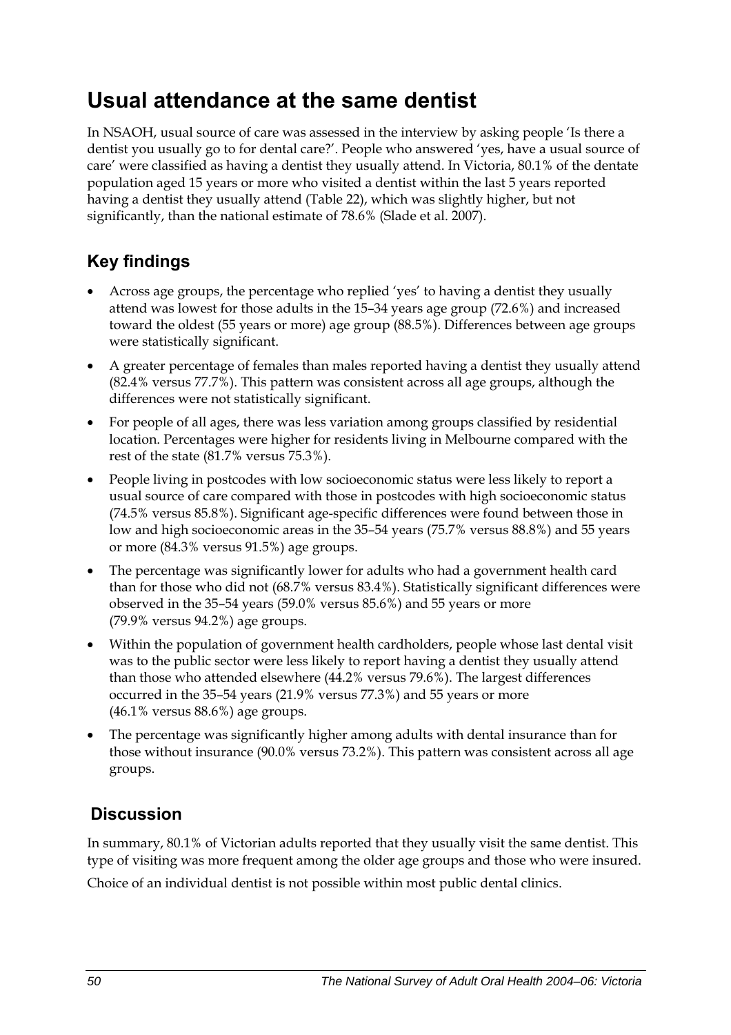# Usual attendance at the same dentist

In NSAOH, usual source of care was assessed in the interview by asking people 'Is there a dentist you usually go to for dental care?'. People who answered 'yes, have a usual source of care' were classified as having a dentist they usually attend. In Victoria, 80.1% of the dentate population aged 15 years or more who visited a dentist within the last 5 years reported having a dentist they usually attend (Table 22), which was slightly higher, but not significantly, than the national estimate of 78.6% (Slade et al. 2007).

## Key findings

- Across age groups, the percentage who replied 'yes' to having a dentist they usually attend was lowest for those adults in the 15–34 years age group (72.6%) and increased toward the oldest (55 years or more) age group (88.5%). Differences between age groups were statistically significant.
- A greater percentage of females than males reported having a dentist they usually attend (82.4% versus 77.7%). This pattern was consistent across all age groups, although the differences were not statistically significant.
- For people of all ages, there was less variation among groups classified by residential location. Percentages were higher for residents living in Melbourne compared with the rest of the state (81.7% versus 75.3%).
- People living in postcodes with low socioeconomic status were less likely to report a usual source of care compared with those in postcodes with high socioeconomic status (74.5% versus 85.8%). Significant age-specific differences were found between those in low and high socioeconomic areas in the 35–54 years (75.7% versus 88.8%) and 55 years or more (84.3% versus 91.5%) age groups.
- The percentage was significantly lower for adults who had a government health card than for those who did not (68.7% versus 83.4%). Statistically significant differences were observed in the 35–54 years (59.0% versus 85.6%) and 55 years or more (79.9% versus 94.2%) age groups.
- Within the population of government health cardholders, people whose last dental visit was to the public sector were less likely to report having a dentist they usually attend than those who attended elsewhere (44.2% versus 79.6%). The largest differences occurred in the 35–54 years (21.9% versus 77.3%) and 55 years or more (46.1% versus 88.6%) age groups.
- The percentage was significantly higher among adults with dental insurance than for those without insurance (90.0% versus 73.2%). This pattern was consistent across all age groups.

## Discussion

In summary, 80.1% of Victorian adults reported that they usually visit the same dentist. This type of visiting was more frequent among the older age groups and those who were insured.

Choice of an individual dentist is not possible within most public dental clinics.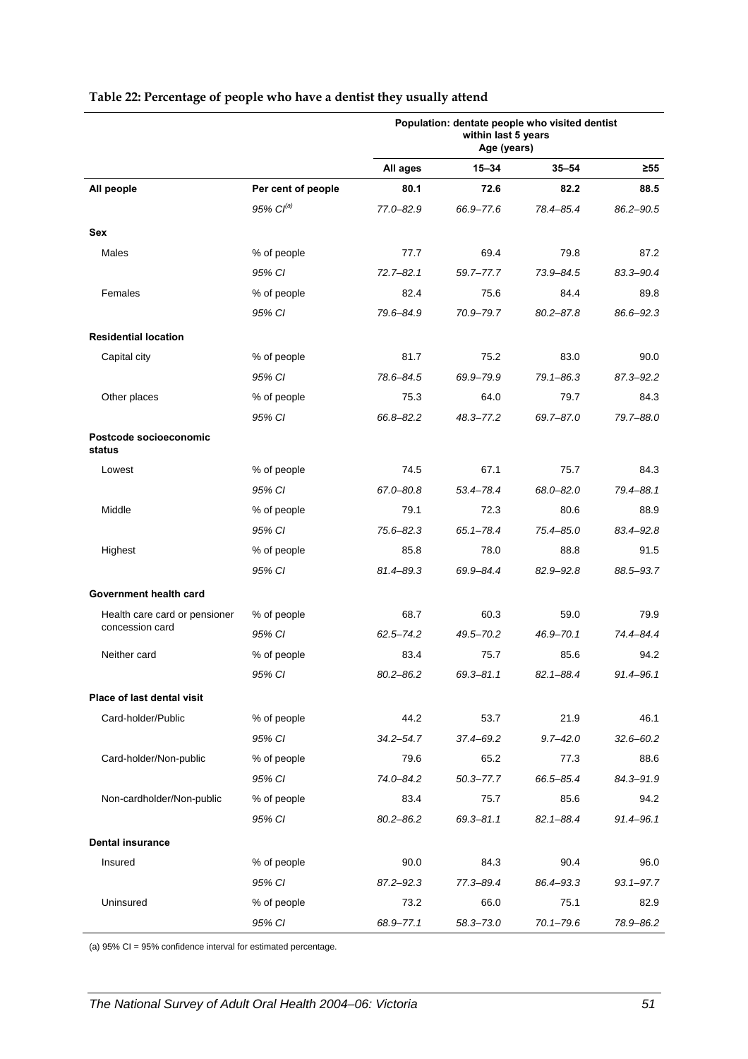**Table 22: Percentage of people who have a dentist they usually attend**

| | | Population: dentate people who visited dentist within last 5 years Age (years) | | | |
|---|---|---|---|---|---|
| | | All ages | 15–34 | 35–54 | ≥55 |
| **All people** | **Per cent of people** | **80.1** | **72.6** | **82.2** | **88.5** |
| | *95% CI[(a)]* | *77.0–82.9* | *66.9–77.6* | *78.4–85.4* | *86.2–90.5* |
| **Sex** | | | | | |
| Males | % of people | 77.7 | 69.4 | 79.8 | 87.2 |
| | *95% CI* | *72.7–82.1* | *59.7–77.7* | *73.9–84.5* | *83.3–90.4* |
| Females | % of people | 82.4 | 75.6 | 84.4 | 89.8 |
| | *95% CI* | *79.6–84.9* | *70.9–79.7* | *80.2–87.8* | *86.6–92.3* |
| **Residential location** | | | | | |
| Capital city | % of people | 81.7 | 75.2 | 83.0 | 90.0 |
| | *95% CI* | *78.6–84.5* | *69.9–79.9* | *79.1–86.3* | *87.3–92.2* |
| Other places | % of people | 75.3 | 64.0 | 79.7 | 84.3 |
| | *95% CI* | *66.8–82.2* | *48.3–77.2* | *69.7–87.0* | *79.7–88.0* |
| **Postcode socioeconomic status** | | | | | |
| Lowest | % of people | 74.5 | 67.1 | 75.7 | 84.3 |
| | *95% CI* | *67.0–80.8* | *53.4–78.4* | *68.0–82.0* | *79.4–88.1* |
| Middle | % of people | 79.1 | 72.3 | 80.6 | 88.9 |
| | *95% CI* | *75.6–82.3* | *65.1–78.4* | *75.4–85.0* | *83.4–92.8* |
| Highest | % of people | 85.8 | 78.0 | 88.8 | 91.5 |
| | *95% CI* | *81.4–89.3* | *69.9–84.4* | *82.9–92.8* | *88.5–93.7* |
| **Government health card** | | | | | |
| Health care card or pensioner concession card | % of people | 68.7 | 60.3 | 59.0 | 79.9 |
| | *95% CI* | *62.5–74.2* | *49.5–70.2* | *46.9–70.1* | *74.4–84.4* |
| Neither card | % of people | 83.4 | 75.7 | 85.6 | 94.2 |
| | *95% CI* | *80.2–86.2* | *69.3–81.1* | *82.1–88.4* | *91.4–96.1* |
| **Place of last dental visit** | | | | | |
| Card-holder/Public | % of people | 44.2 | 53.7 | 21.9 | 46.1 |
| | *95% CI* | *34.2–54.7* | *37.4–69.2* | *9.7–42.0* | *32.6–60.2* |
| Card-holder/Non-public | % of people | 79.6 | 65.2 | 77.3 | 88.6 |
| | *95% CI* | *74.0–84.2* | *50.3–77.7* | *66.5–85.4* | *84.3–91.9* |
| Non-cardholder/Non-public | % of people | 83.4 | 75.7 | 85.6 | 94.2 |
| | *95% CI* | *80.2–86.2* | *69.3–81.1* | *82.1–88.4* | *91.4–96.1* |
| **Dental insurance** | | | | | |
| Insured | % of people | 90.0 | 84.3 | 90.4 | 96.0 |
| | *95% CI* | *87.2–92.3* | *77.3–89.4* | *86.4–93.3* | *93.1–97.7* |
| Uninsured | % of people | 73.2 | 66.0 | 75.1 | 82.9 |
| | *95% CI* | *68.9–77.1* | *58.3–73.0* | *70.1–79.6* | *78.9–86.2* |

(a) 95% CI = 95% confidence interval for estimated percentage.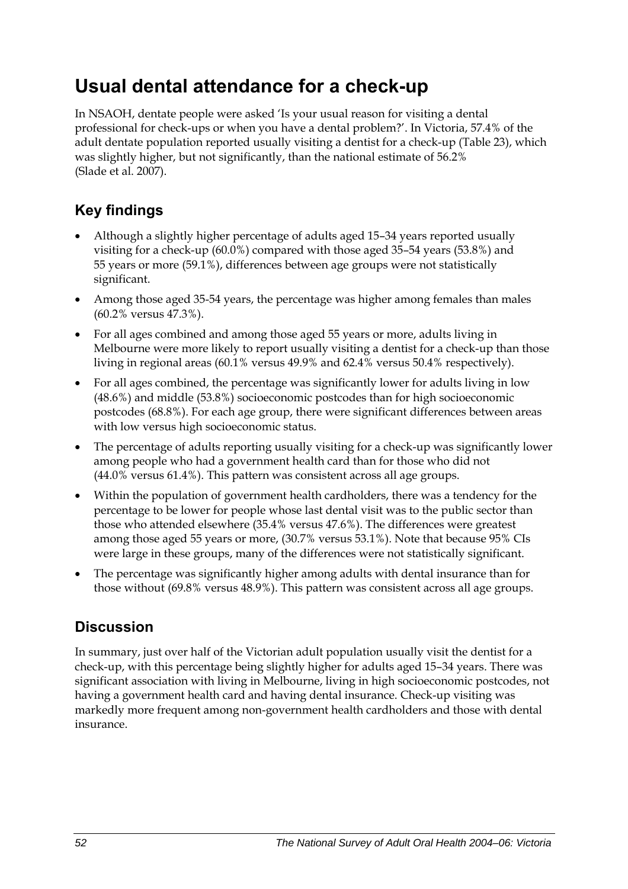# Usual dental attendance for a check-up

In NSAOH, dentate people were asked 'Is your usual reason for visiting a dental professional for check-ups or when you have a dental problem?'. In Victoria, 57.4% of the adult dentate population reported usually visiting a dentist for a check-up (Table 23), which was slightly higher, but not significantly, than the national estimate of 56.2% (Slade et al. 2007).

## Key findings

- Although a slightly higher percentage of adults aged 15–34 years reported usually visiting for a check-up (60.0%) compared with those aged 35–54 years (53.8%) and 55 years or more (59.1%), differences between age groups were not statistically significant.
- Among those aged 35-54 years, the percentage was higher among females than males (60.2% versus 47.3%).
- For all ages combined and among those aged 55 years or more, adults living in Melbourne were more likely to report usually visiting a dentist for a check-up than those living in regional areas (60.1% versus 49.9% and 62.4% versus 50.4% respectively).
- For all ages combined, the percentage was significantly lower for adults living in low (48.6%) and middle (53.8%) socioeconomic postcodes than for high socioeconomic postcodes (68.8%). For each age group, there were significant differences between areas with low versus high socioeconomic status.
- The percentage of adults reporting usually visiting for a check-up was significantly lower among people who had a government health card than for those who did not (44.0% versus 61.4%). This pattern was consistent across all age groups.
- Within the population of government health cardholders, there was a tendency for the percentage to be lower for people whose last dental visit was to the public sector than those who attended elsewhere (35.4% versus 47.6%). The differences were greatest among those aged 55 years or more, (30.7% versus 53.1%). Note that because 95% CIs were large in these groups, many of the differences were not statistically significant.
- The percentage was significantly higher among adults with dental insurance than for those without (69.8% versus 48.9%). This pattern was consistent across all age groups.

## Discussion

In summary, just over half of the Victorian adult population usually visit the dentist for a check-up, with this percentage being slightly higher for adults aged 15–34 years. There was significant association with living in Melbourne, living in high socioeconomic postcodes, not having a government health card and having dental insurance. Check-up visiting was markedly more frequent among non-government health cardholders and those with dental insurance.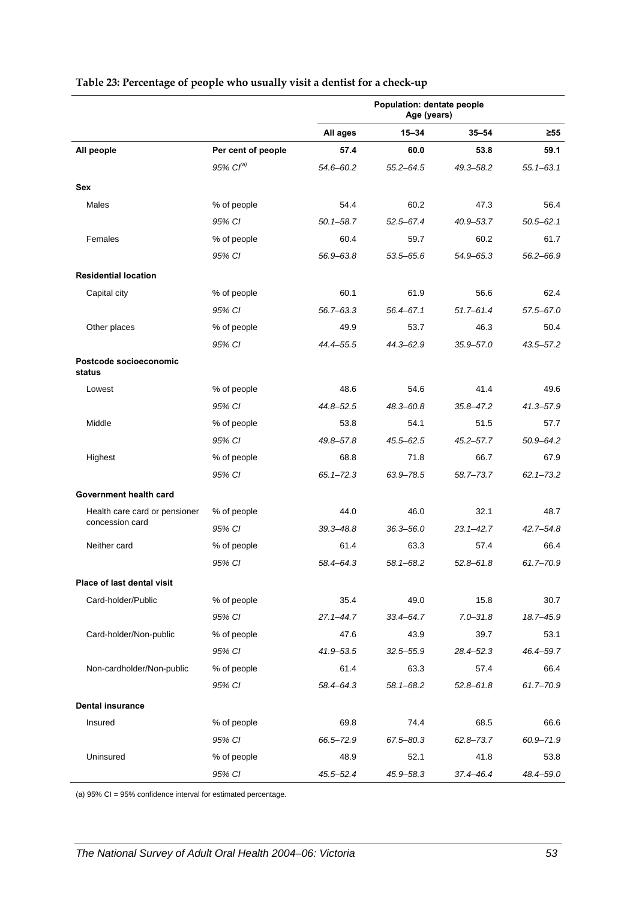**Table 23: Percentage of people who usually visit a dentist for a check-up**

| | | Population: dentate people Age (years) | | | |
|---|---|---|---|---|---|
| | | **All ages** | **15–34** | **35–54** | **≥55** |
| **All people** | **Per cent of people** | **57.4** | **60.0** | **53.8** | **59.1** |
| | *95% CI[(a)]* | *54.6–60.2* | *55.2–64.5* | *49.3–58.2* | *55.1–63.1* |
| **Sex** | | | | | |
| Males | % of people | 54.4 | 60.2 | 47.3 | 56.4 |
| | *95% CI* | *50.1–58.7* | *52.5–67.4* | *40.9–53.7* | *50.5–62.1* |
| Females | % of people | 60.4 | 59.7 | 60.2 | 61.7 |
| | *95% CI* | *56.9–63.8* | *53.5–65.6* | *54.9–65.3* | *56.2–66.9* |
| **Residential location** | | | | | |
| Capital city | % of people | 60.1 | 61.9 | 56.6 | 62.4 |
| | *95% CI* | *56.7–63.3* | *56.4–67.1* | *51.7–61.4* | *57.5–67.0* |
| Other places | % of people | 49.9 | 53.7 | 46.3 | 50.4 |
| | *95% CI* | *44.4–55.5* | *44.3–62.9* | *35.9–57.0* | *43.5–57.2* |
| **Postcode socioeconomic status** | | | | | |
| Lowest | % of people | 48.6 | 54.6 | 41.4 | 49.6 |
| | *95% CI* | *44.8–52.5* | *48.3–60.8* | *35.8–47.2* | *41.3–57.9* |
| Middle | % of people | 53.8 | 54.1 | 51.5 | 57.7 |
| | *95% CI* | *49.8–57.8* | *45.5–62.5* | *45.2–57.7* | *50.9–64.2* |
| Highest | % of people | 68.8 | 71.8 | 66.7 | 67.9 |
| | *95% CI* | *65.1–72.3* | *63.9–78.5* | *58.7–73.7* | *62.1–73.2* |
| **Government health card** | | | | | |
| Health care card or pensioner concession card | % of people | 44.0 | 46.0 | 32.1 | 48.7 |
| | *95% CI* | *39.3–48.8* | *36.3–56.0* | *23.1–42.7* | *42.7–54.8* |
| Neither card | % of people | 61.4 | 63.3 | 57.4 | 66.4 |
| | *95% CI* | *58.4–64.3* | *58.1–68.2* | *52.8–61.8* | *61.7–70.9* |
| **Place of last dental visit** | | | | | |
| Card-holder/Public | % of people | 35.4 | 49.0 | 15.8 | 30.7 |
| | *95% CI* | *27.1–44.7* | *33.4–64.7* | *7.0–31.8* | *18.7–45.9* |
| Card-holder/Non-public | % of people | 47.6 | 43.9 | 39.7 | 53.1 |
| | *95% CI* | *41.9–53.5* | *32.5–55.9* | *28.4–52.3* | *46.4–59.7* |
| Non-cardholder/Non-public | % of people | 61.4 | 63.3 | 57.4 | 66.4 |
| | *95% CI* | *58.4–64.3* | *58.1–68.2* | *52.8–61.8* | *61.7–70.9* |
| **Dental insurance** | | | | | |
| Insured | % of people | 69.8 | 74.4 | 68.5 | 66.6 |
| | *95% CI* | *66.5–72.9* | *67.5–80.3* | *62.8–73.7* | *60.9–71.9* |
| Uninsured | % of people | 48.9 | 52.1 | 41.8 | 53.8 |
| | *95% CI* | *45.5–52.4* | *45.9–58.3* | *37.4–46.4* | *48.4–59.0* |

(a) 95% CI = 95% confidence interval for estimated percentage.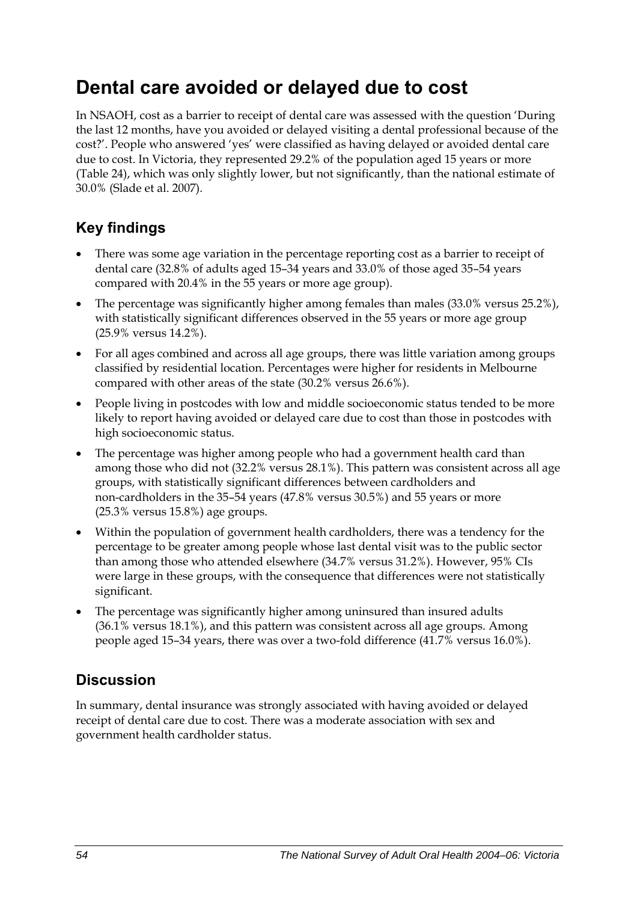# Dental care avoided or delayed due to cost

In NSAOH, cost as a barrier to receipt of dental care was assessed with the question 'During the last 12 months, have you avoided or delayed visiting a dental professional because of the cost?'. People who answered 'yes' were classified as having delayed or avoided dental care due to cost. In Victoria, they represented 29.2% of the population aged 15 years or more (Table 24), which was only slightly lower, but not significantly, than the national estimate of 30.0% (Slade et al. 2007).

## Key findings

- There was some age variation in the percentage reporting cost as a barrier to receipt of dental care (32.8% of adults aged 15–34 years and 33.0% of those aged 35–54 years compared with 20.4% in the 55 years or more age group).
- The percentage was significantly higher among females than males (33.0% versus 25.2%), with statistically significant differences observed in the 55 years or more age group (25.9% versus 14.2%).
- For all ages combined and across all age groups, there was little variation among groups classified by residential location. Percentages were higher for residents in Melbourne compared with other areas of the state (30.2% versus 26.6%).
- People living in postcodes with low and middle socioeconomic status tended to be more likely to report having avoided or delayed care due to cost than those in postcodes with high socioeconomic status.
- The percentage was higher among people who had a government health card than among those who did not (32.2% versus 28.1%). This pattern was consistent across all age groups, with statistically significant differences between cardholders and non-cardholders in the 35–54 years (47.8% versus 30.5%) and 55 years or more (25.3% versus 15.8%) age groups.
- Within the population of government health cardholders, there was a tendency for the percentage to be greater among people whose last dental visit was to the public sector than among those who attended elsewhere (34.7% versus 31.2%). However, 95% CIs were large in these groups, with the consequence that differences were not statistically significant.
- The percentage was significantly higher among uninsured than insured adults (36.1% versus 18.1%), and this pattern was consistent across all age groups. Among people aged 15–34 years, there was over a two-fold difference (41.7% versus 16.0%).

## Discussion

In summary, dental insurance was strongly associated with having avoided or delayed receipt of dental care due to cost. There was a moderate association with sex and government health cardholder status.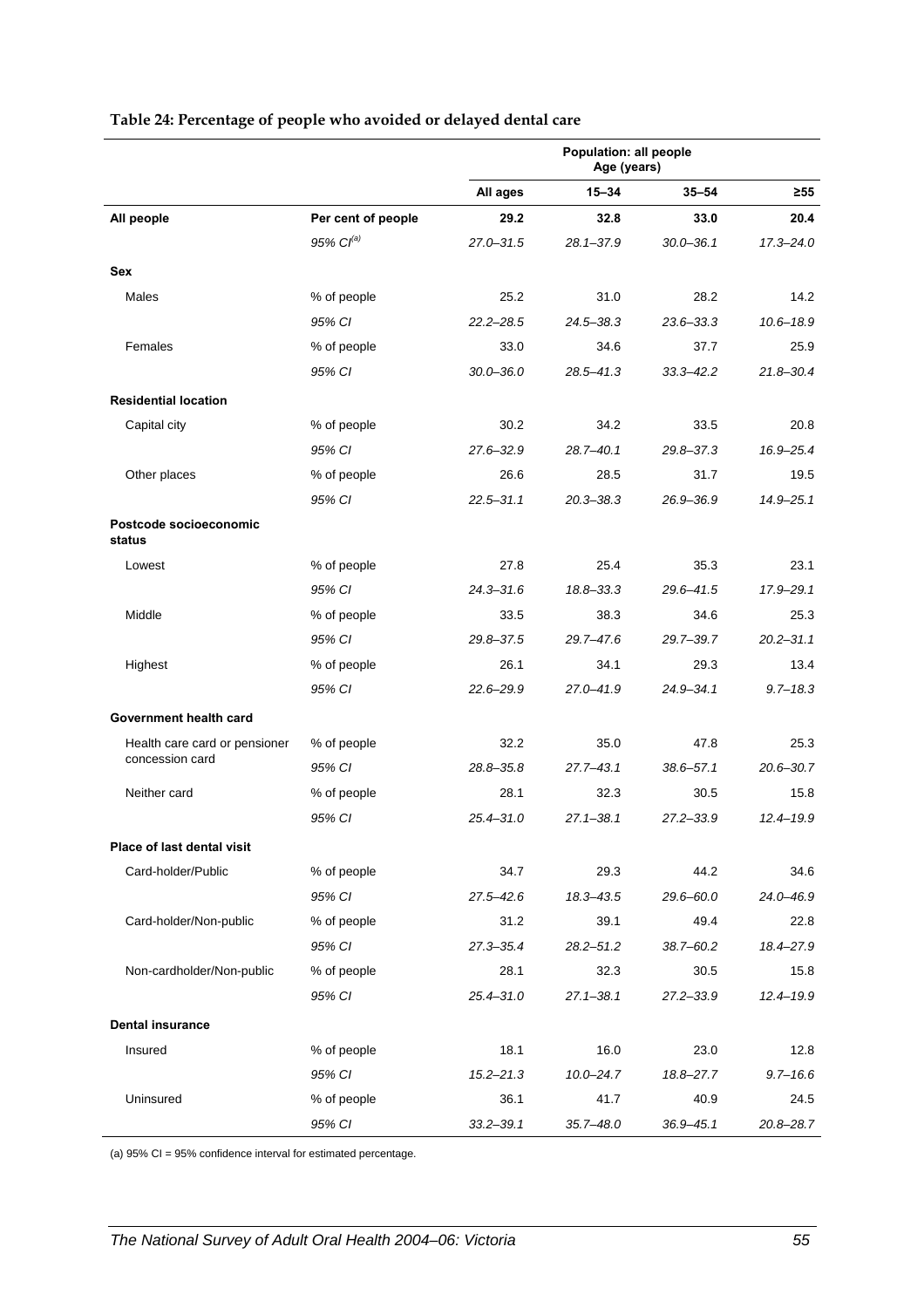**Table 24: Percentage of people who avoided or delayed dental care**

| | | Population: all people Age (years) | | | |
|---|---|---|---|---|---|
| | | All ages | 15–34 | 35–54 | ≥55 |
| **All people** | **Per cent of people** | **29.2** | **32.8** | **33.0** | **20.4** |
| | *95% CI[(a)]* | *27.0–31.5* | *28.1–37.9* | *30.0–36.1* | *17.3–24.0* |
| **Sex** | | | | | |
| Males | % of people | 25.2 | 31.0 | 28.2 | 14.2 |
| | *95% CI* | *22.2–28.5* | *24.5–38.3* | *23.6–33.3* | *10.6–18.9* |
| Females | % of people | 33.0 | 34.6 | 37.7 | 25.9 |
| | *95% CI* | *30.0–36.0* | *28.5–41.3* | *33.3–42.2* | *21.8–30.4* |
| **Residential location** | | | | | |
| Capital city | % of people | 30.2 | 34.2 | 33.5 | 20.8 |
| | *95% CI* | *27.6–32.9* | *28.7–40.1* | *29.8–37.3* | *16.9–25.4* |
| Other places | % of people | 26.6 | 28.5 | 31.7 | 19.5 |
| | *95% CI* | *22.5–31.1* | *20.3–38.3* | *26.9–36.9* | *14.9–25.1* |
| **Postcode socioeconomic status** | | | | | |
| Lowest | % of people | 27.8 | 25.4 | 35.3 | 23.1 |
| | *95% CI* | *24.3–31.6* | *18.8–33.3* | *29.6–41.5* | *17.9–29.1* |
| Middle | % of people | 33.5 | 38.3 | 34.6 | 25.3 |
| | *95% CI* | *29.8–37.5* | *29.7–47.6* | *29.7–39.7* | *20.2–31.1* |
| Highest | % of people | 26.1 | 34.1 | 29.3 | 13.4 |
| | *95% CI* | *22.6–29.9* | *27.0–41.9* | *24.9–34.1* | *9.7–18.3* |
| **Government health card** | | | | | |
| Health care card or pensioner concession card | % of people | 32.2 | 35.0 | 47.8 | 25.3 |
| | *95% CI* | *28.8–35.8* | *27.7–43.1* | *38.6–57.1* | *20.6–30.7* |
| Neither card | % of people | 28.1 | 32.3 | 30.5 | 15.8 |
| | *95% CI* | *25.4–31.0* | *27.1–38.1* | *27.2–33.9* | *12.4–19.9* |
| **Place of last dental visit** | | | | | |
| Card-holder/Public | % of people | 34.7 | 29.3 | 44.2 | 34.6 |
| | *95% CI* | *27.5–42.6* | *18.3–43.5* | *29.6–60.0* | *24.0–46.9* |
| Card-holder/Non-public | % of people | 31.2 | 39.1 | 49.4 | 22.8 |
| | *95% CI* | *27.3–35.4* | *28.2–51.2* | *38.7–60.2* | *18.4–27.9* |
| Non-cardholder/Non-public | % of people | 28.1 | 32.3 | 30.5 | 15.8 |
| | *95% CI* | *25.4–31.0* | *27.1–38.1* | *27.2–33.9* | *12.4–19.9* |
| **Dental insurance** | | | | | |
| Insured | % of people | 18.1 | 16.0 | 23.0 | 12.8 |
| | *95% CI* | *15.2–21.3* | *10.0–24.7* | *18.8–27.7* | *9.7–16.6* |
| Uninsured | % of people | 36.1 | 41.7 | 40.9 | 24.5 |
| | *95% CI* | *33.2–39.1* | *35.7–48.0* | *36.9–45.1* | *20.8–28.7* |

(a) 95% CI = 95% confidence interval for estimated percentage.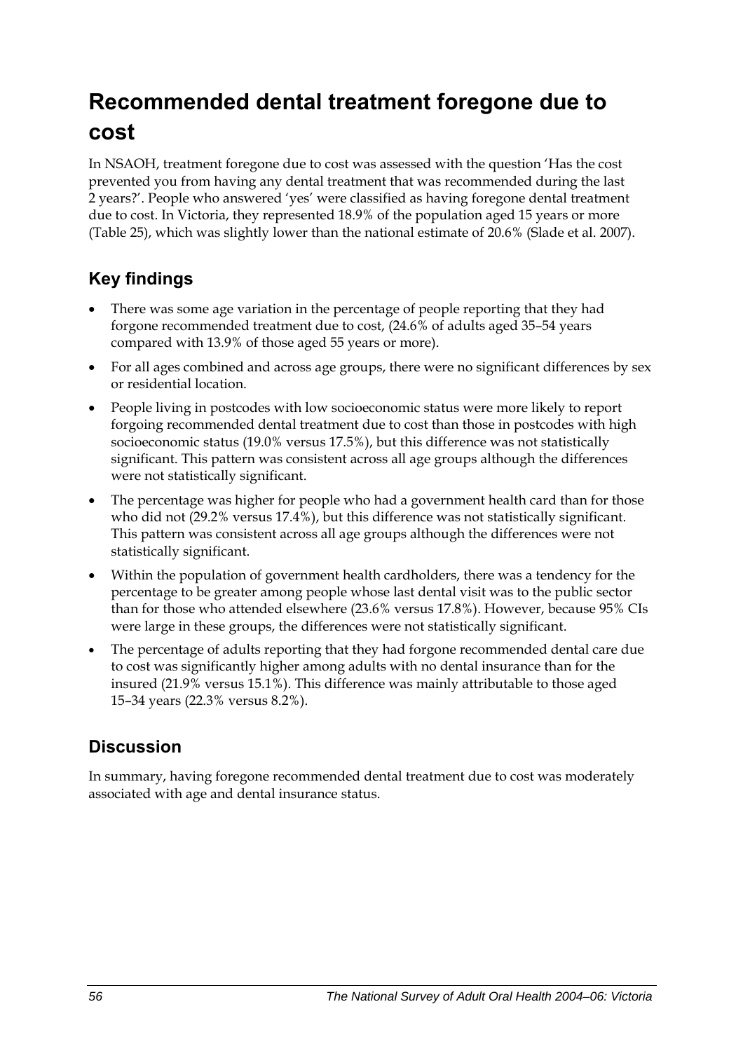# Recommended dental treatment foregone due to cost

In NSAOH, treatment foregone due to cost was assessed with the question 'Has the cost prevented you from having any dental treatment that was recommended during the last 2 years?'. People who answered 'yes' were classified as having foregone dental treatment due to cost. In Victoria, they represented 18.9% of the population aged 15 years or more (Table 25), which was slightly lower than the national estimate of 20.6% (Slade et al. 2007).

## Key findings

- There was some age variation in the percentage of people reporting that they had forgone recommended treatment due to cost, (24.6% of adults aged 35–54 years compared with 13.9% of those aged 55 years or more).
- For all ages combined and across age groups, there were no significant differences by sex or residential location.
- People living in postcodes with low socioeconomic status were more likely to report forgoing recommended dental treatment due to cost than those in postcodes with high socioeconomic status (19.0% versus 17.5%), but this difference was not statistically significant. This pattern was consistent across all age groups although the differences were not statistically significant.
- The percentage was higher for people who had a government health card than for those who did not (29.2% versus 17.4%), but this difference was not statistically significant. This pattern was consistent across all age groups although the differences were not statistically significant.
- Within the population of government health cardholders, there was a tendency for the percentage to be greater among people whose last dental visit was to the public sector than for those who attended elsewhere (23.6% versus 17.8%). However, because 95% CIs were large in these groups, the differences were not statistically significant.
- The percentage of adults reporting that they had forgone recommended dental care due to cost was significantly higher among adults with no dental insurance than for the insured (21.9% versus 15.1%). This difference was mainly attributable to those aged 15–34 years (22.3% versus 8.2%).

## Discussion

In summary, having foregone recommended dental treatment due to cost was moderately associated with age and dental insurance status.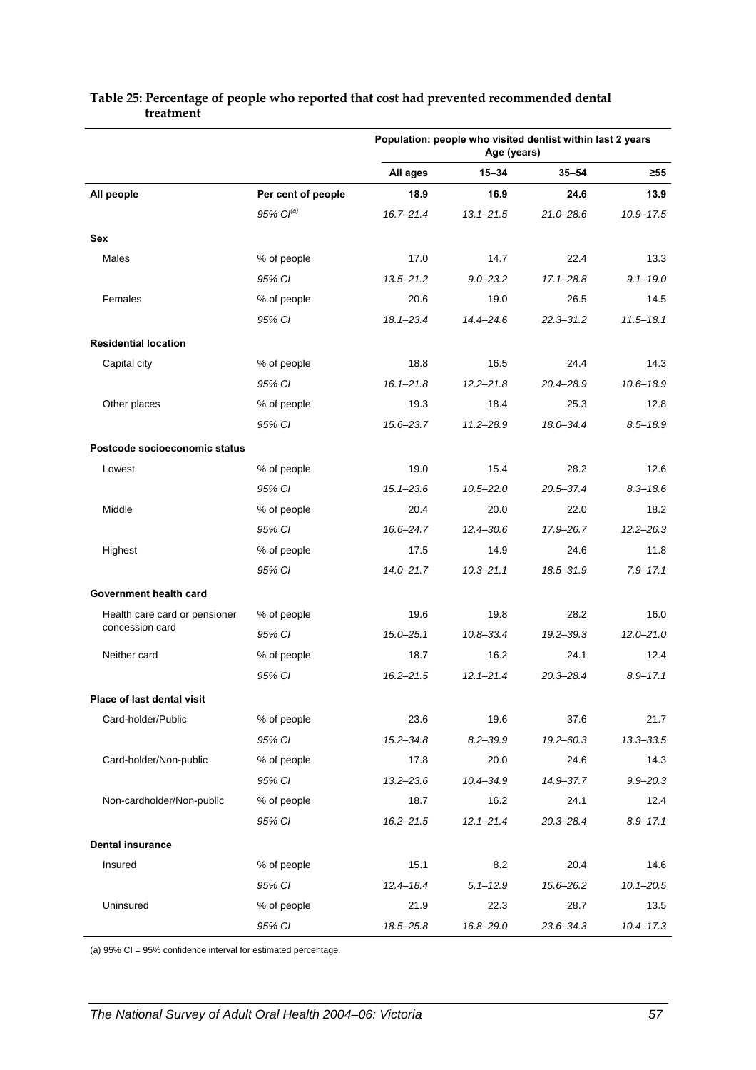**Table 25: Percentage of people who reported that cost had prevented recommended dental treatment**

| | | Population: people who visited dentist within last 2 years Age (years) | | | |
|---|---|---|---|---|---|
| | | All ages | 15–34 | 35–54 | ≥55 |
| **All people** | **Per cent of people** | **18.9** | **16.9** | **24.6** | **13.9** |
| | *95% CI[(a)]* | *16.7–21.4* | *13.1–21.5* | *21.0–28.6* | *10.9–17.5* |
| **Sex** | | | | | |
| Males | % of people | 17.0 | 14.7 | 22.4 | 13.3 |
| | *95% CI* | *13.5–21.2* | *9.0–23.2* | *17.1–28.8* | *9.1–19.0* |
| Females | % of people | 20.6 | 19.0 | 26.5 | 14.5 |
| | *95% CI* | *18.1–23.4* | *14.4–24.6* | *22.3–31.2* | *11.5–18.1* |
| **Residential location** | | | | | |
| Capital city | % of people | 18.8 | 16.5 | 24.4 | 14.3 |
| | *95% CI* | *16.1–21.8* | *12.2–21.8* | *20.4–28.9* | *10.6–18.9* |
| Other places | % of people | 19.3 | 18.4 | 25.3 | 12.8 |
| | *95% CI* | *15.6–23.7* | *11.2–28.9* | *18.0–34.4* | *8.5–18.9* |
| **Postcode socioeconomic status** | | | | | |
| Lowest | % of people | 19.0 | 15.4 | 28.2 | 12.6 |
| | *95% CI* | *15.1–23.6* | *10.5–22.0* | *20.5–37.4* | *8.3–18.6* |
| Middle | % of people | 20.4 | 20.0 | 22.0 | 18.2 |
| | *95% CI* | *16.6–24.7* | *12.4–30.6* | *17.9–26.7* | *12.2–26.3* |
| Highest | % of people | 17.5 | 14.9 | 24.6 | 11.8 |
| | *95% CI* | *14.0–21.7* | *10.3–21.1* | *18.5–31.9* | *7.9–17.1* |
| **Government health card** | | | | | |
| Health care card or pensioner concession card | % of people | 19.6 | 19.8 | 28.2 | 16.0 |
| | *95% CI* | *15.0–25.1* | *10.8–33.4* | *19.2–39.3* | *12.0–21.0* |
| Neither card | % of people | 18.7 | 16.2 | 24.1 | 12.4 |
| | *95% CI* | *16.2–21.5* | *12.1–21.4* | *20.3–28.4* | *8.9–17.1* |
| **Place of last dental visit** | | | | | |
| Card-holder/Public | % of people | 23.6 | 19.6 | 37.6 | 21.7 |
| | *95% CI* | *15.2–34.8* | *8.2–39.9* | *19.2–60.3* | *13.3–33.5* |
| Card-holder/Non-public | % of people | 17.8 | 20.0 | 24.6 | 14.3 |
| | *95% CI* | *13.2–23.6* | *10.4–34.9* | *14.9–37.7* | *9.9–20.3* |
| Non-cardholder/Non-public | % of people | 18.7 | 16.2 | 24.1 | 12.4 |
| | *95% CI* | *16.2–21.5* | *12.1–21.4* | *20.3–28.4* | *8.9–17.1* |
| **Dental insurance** | | | | | |
| Insured | % of people | 15.1 | 8.2 | 20.4 | 14.6 |
| | *95% CI* | *12.4–18.4* | *5.1–12.9* | *15.6–26.2* | *10.1–20.5* |
| Uninsured | % of people | 21.9 | 22.3 | 28.7 | 13.5 |
| | *95% CI* | *18.5–25.8* | *16.8–29.0* | *23.6–34.3* | *10.4–17.3* |

(a) 95% CI = 95% confidence interval for estimated percentage.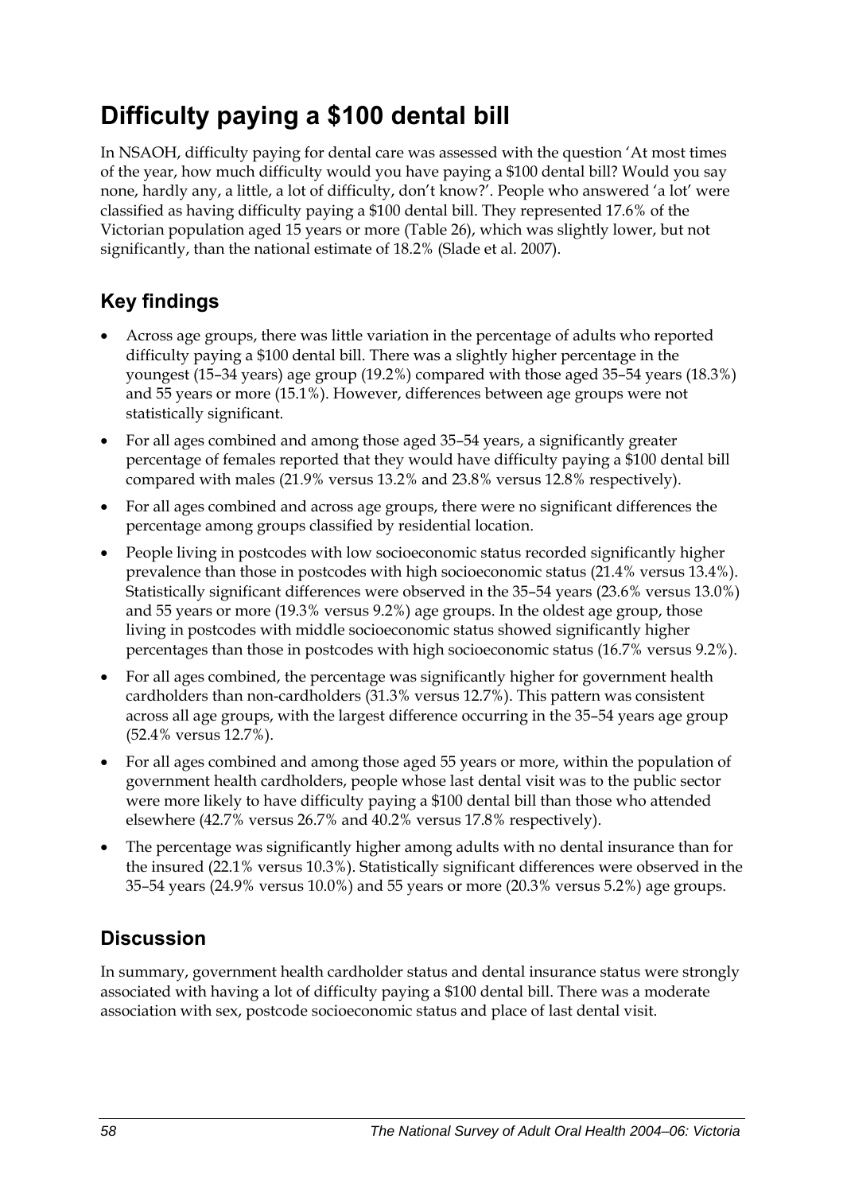# Difficulty paying a $100 dental bill

In NSAOH, difficulty paying for dental care was assessed with the question 'At most times of the year, how much difficulty would you have paying a $100 dental bill? Would you say none, hardly any, a little, a lot of difficulty, don't know?'. People who answered 'a lot' were classified as having difficulty paying a $100 dental bill. They represented 17.6% of the Victorian population aged 15 years or more (Table 26), which was slightly lower, but not significantly, than the national estimate of 18.2% (Slade et al. 2007).

## Key findings

- Across age groups, there was little variation in the percentage of adults who reported difficulty paying a $100 dental bill. There was a slightly higher percentage in the youngest (15–34 years) age group (19.2%) compared with those aged 35–54 years (18.3%) and 55 years or more (15.1%). However, differences between age groups were not statistically significant.
- For all ages combined and among those aged 35–54 years, a significantly greater percentage of females reported that they would have difficulty paying a $100 dental bill compared with males (21.9% versus 13.2% and 23.8% versus 12.8% respectively).
- For all ages combined and across age groups, there were no significant differences the percentage among groups classified by residential location.
- People living in postcodes with low socioeconomic status recorded significantly higher prevalence than those in postcodes with high socioeconomic status (21.4% versus 13.4%). Statistically significant differences were observed in the 35–54 years (23.6% versus 13.0%) and 55 years or more (19.3% versus 9.2%) age groups. In the oldest age group, those living in postcodes with middle socioeconomic status showed significantly higher percentages than those in postcodes with high socioeconomic status (16.7% versus 9.2%).
- For all ages combined, the percentage was significantly higher for government health cardholders than non-cardholders (31.3% versus 12.7%). This pattern was consistent across all age groups, with the largest difference occurring in the 35–54 years age group (52.4% versus 12.7%).
- For all ages combined and among those aged 55 years or more, within the population of government health cardholders, people whose last dental visit was to the public sector were more likely to have difficulty paying a $100 dental bill than those who attended elsewhere (42.7% versus 26.7% and 40.2% versus 17.8% respectively).
- The percentage was significantly higher among adults with no dental insurance than for the insured (22.1% versus 10.3%). Statistically significant differences were observed in the 35–54 years (24.9% versus 10.0%) and 55 years or more (20.3% versus 5.2%) age groups.

## Discussion

In summary, government health cardholder status and dental insurance status were strongly associated with having a lot of difficulty paying a $100 dental bill. There was a moderate association with sex, postcode socioeconomic status and place of last dental visit.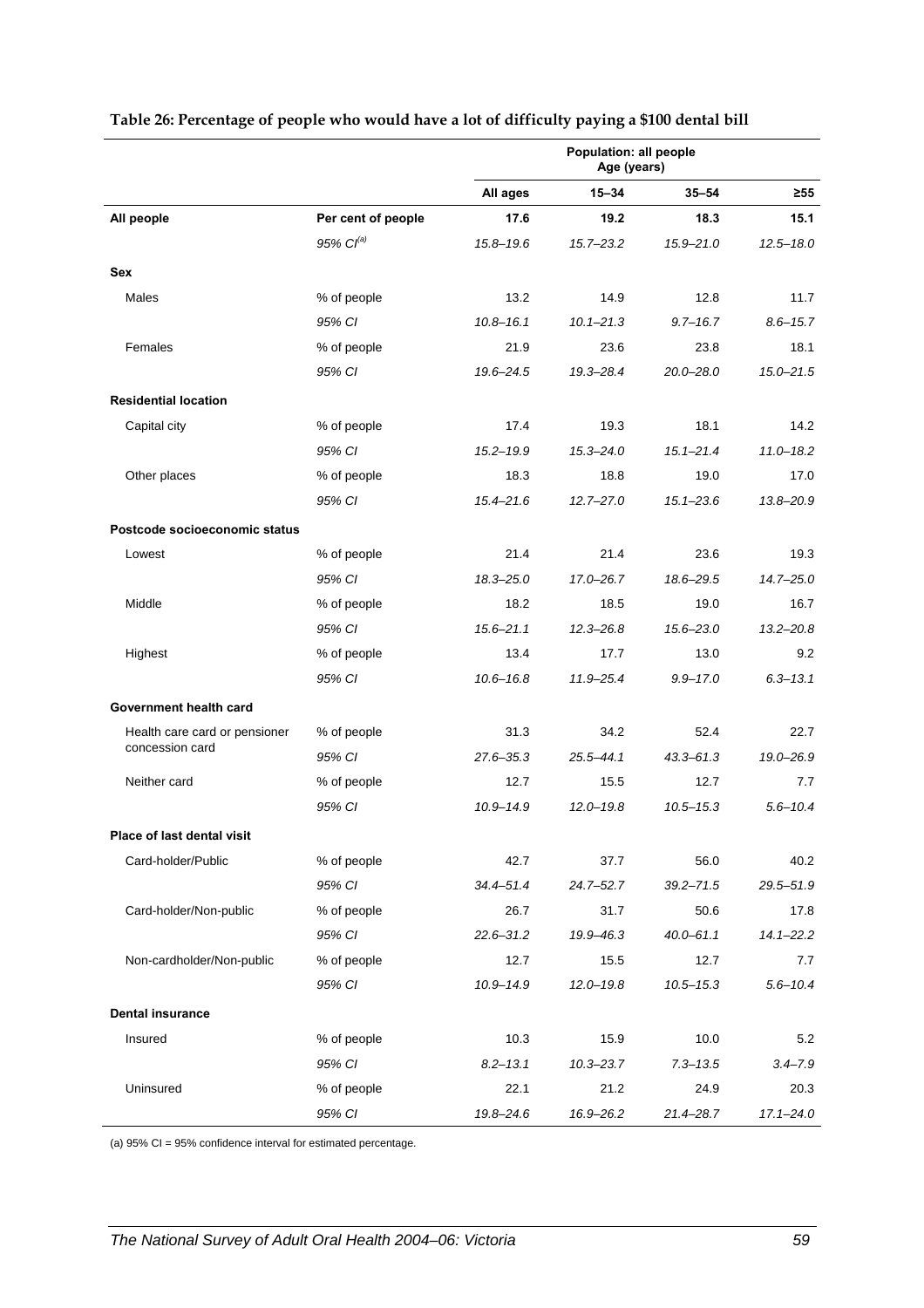**Table 26: Percentage of people who would have a lot of difficulty paying a $100 dental bill**

| | | Population: all people | | | |
|---|---|---|---|---|---|
| | | Age (years) | | | |
| | | **All ages** | **15–34** | **35–54** | **≥55** |
| **All people** | **Per cent of people** | **17.6** | **19.2** | **18.3** | **15.1** |
| | *95% CI[(a)]* | *15.8–19.6* | *15.7–23.2* | *15.9–21.0* | *12.5–18.0* |
| **Sex** | | | | | |
| Males | % of people | 13.2 | 14.9 | 12.8 | 11.7 |
| | *95% CI* | *10.8–16.1* | *10.1–21.3* | *9.7–16.7* | *8.6–15.7* |
| Females | % of people | 21.9 | 23.6 | 23.8 | 18.1 |
| | *95% CI* | *19.6–24.5* | *19.3–28.4* | *20.0–28.0* | *15.0–21.5* |
| **Residential location** | | | | | |
| Capital city | % of people | 17.4 | 19.3 | 18.1 | 14.2 |
| | *95% CI* | *15.2–19.9* | *15.3–24.0* | *15.1–21.4* | *11.0–18.2* |
| Other places | % of people | 18.3 | 18.8 | 19.0 | 17.0 |
| | *95% CI* | *15.4–21.6* | *12.7–27.0* | *15.1–23.6* | *13.8–20.9* |
| **Postcode socioeconomic status** | | | | | |
| Lowest | % of people | 21.4 | 21.4 | 23.6 | 19.3 |
| | *95% CI* | *18.3–25.0* | *17.0–26.7* | *18.6–29.5* | *14.7–25.0* |
| Middle | % of people | 18.2 | 18.5 | 19.0 | 16.7 |
| | *95% CI* | *15.6–21.1* | *12.3–26.8* | *15.6–23.0* | *13.2–20.8* |
| Highest | % of people | 13.4 | 17.7 | 13.0 | 9.2 |
| | *95% CI* | *10.6–16.8* | *11.9–25.4* | *9.9–17.0* | *6.3–13.1* |
| **Government health card** | | | | | |
| Health care card or pensioner concession card | % of people | 31.3 | 34.2 | 52.4 | 22.7 |
| | *95% CI* | *27.6–35.3* | *25.5–44.1* | *43.3–61.3* | *19.0–26.9* |
| Neither card | % of people | 12.7 | 15.5 | 12.7 | 7.7 |
| | *95% CI* | *10.9–14.9* | *12.0–19.8* | *10.5–15.3* | *5.6–10.4* |
| **Place of last dental visit** | | | | | |
| Card-holder/Public | % of people | 42.7 | 37.7 | 56.0 | 40.2 |
| | *95% CI* | *34.4–51.4* | *24.7–52.7* | *39.2–71.5* | *29.5–51.9* |
| Card-holder/Non-public | % of people | 26.7 | 31.7 | 50.6 | 17.8 |
| | *95% CI* | *22.6–31.2* | *19.9–46.3* | *40.0–61.1* | *14.1–22.2* |
| Non-cardholder/Non-public | % of people | 12.7 | 15.5 | 12.7 | 7.7 |
| | *95% CI* | *10.9–14.9* | *12.0–19.8* | *10.5–15.3* | *5.6–10.4* |
| **Dental insurance** | | | | | |
| Insured | % of people | 10.3 | 15.9 | 10.0 | 5.2 |
| | *95% CI* | *8.2–13.1* | *10.3–23.7* | *7.3–13.5* | *3.4–7.9* |
| Uninsured | % of people | 22.1 | 21.2 | 24.9 | 20.3 |
| | *95% CI* | *19.8–24.6* | *16.9–26.2* | *21.4–28.7* | *17.1–24.0* |

(a) 95% CI = 95% confidence interval for estimated percentage.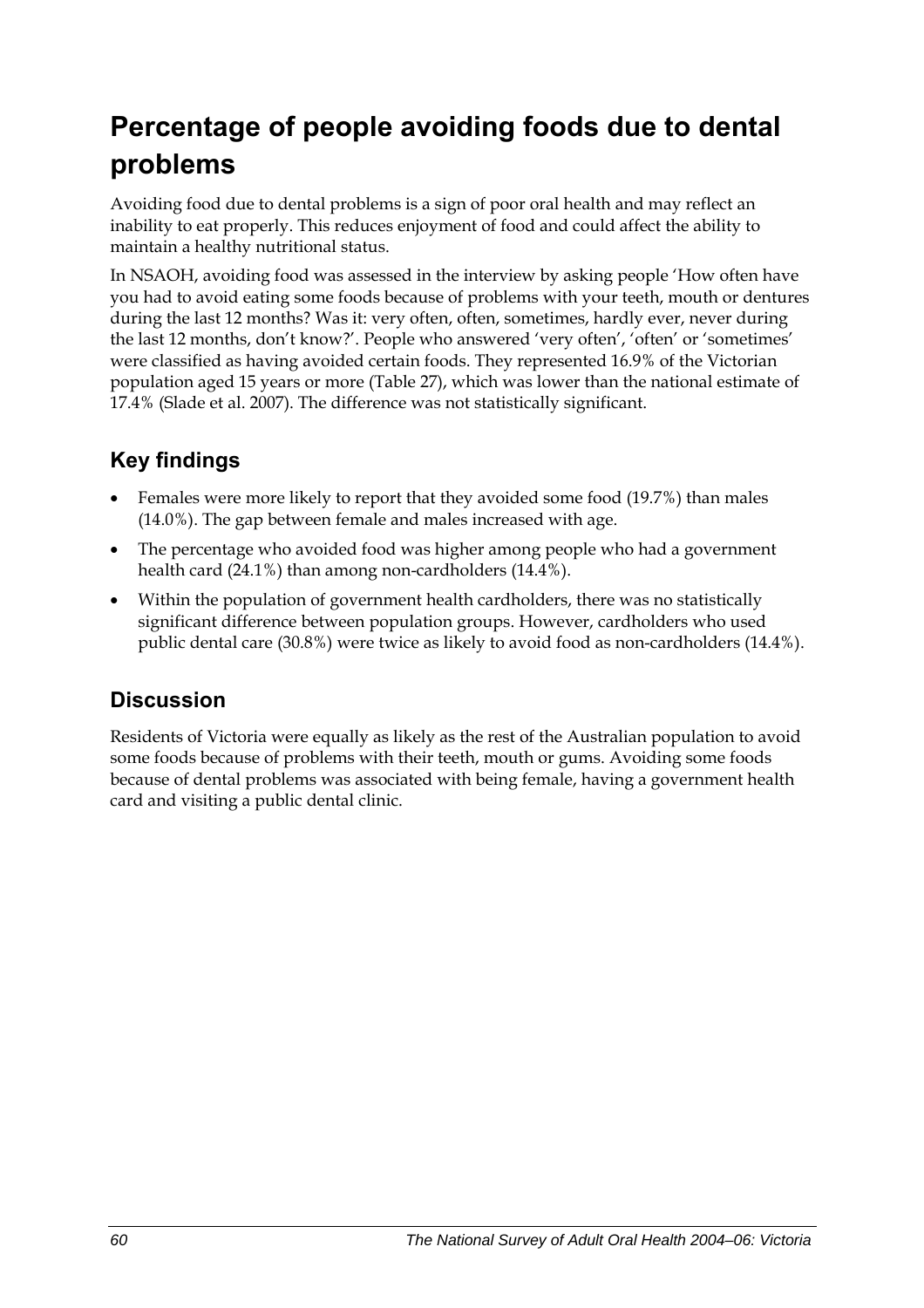# Percentage of people avoiding foods due to dental problems

Avoiding food due to dental problems is a sign of poor oral health and may reflect an inability to eat properly. This reduces enjoyment of food and could affect the ability to maintain a healthy nutritional status.

In NSAOH, avoiding food was assessed in the interview by asking people 'How often have you had to avoid eating some foods because of problems with your teeth, mouth or dentures during the last 12 months? Was it: very often, often, sometimes, hardly ever, never during the last 12 months, don't know?'. People who answered 'very often', 'often' or 'sometimes' were classified as having avoided certain foods. They represented 16.9% of the Victorian population aged 15 years or more (Table 27), which was lower than the national estimate of 17.4% (Slade et al. 2007). The difference was not statistically significant.

## Key findings

- Females were more likely to report that they avoided some food (19.7%) than males (14.0%). The gap between female and males increased with age.
- The percentage who avoided food was higher among people who had a government health card (24.1%) than among non-cardholders (14.4%).
- Within the population of government health cardholders, there was no statistically significant difference between population groups. However, cardholders who used public dental care (30.8%) were twice as likely to avoid food as non-cardholders (14.4%).

## Discussion

Residents of Victoria were equally as likely as the rest of the Australian population to avoid some foods because of problems with their teeth, mouth or gums. Avoiding some foods because of dental problems was associated with being female, having a government health card and visiting a public dental clinic.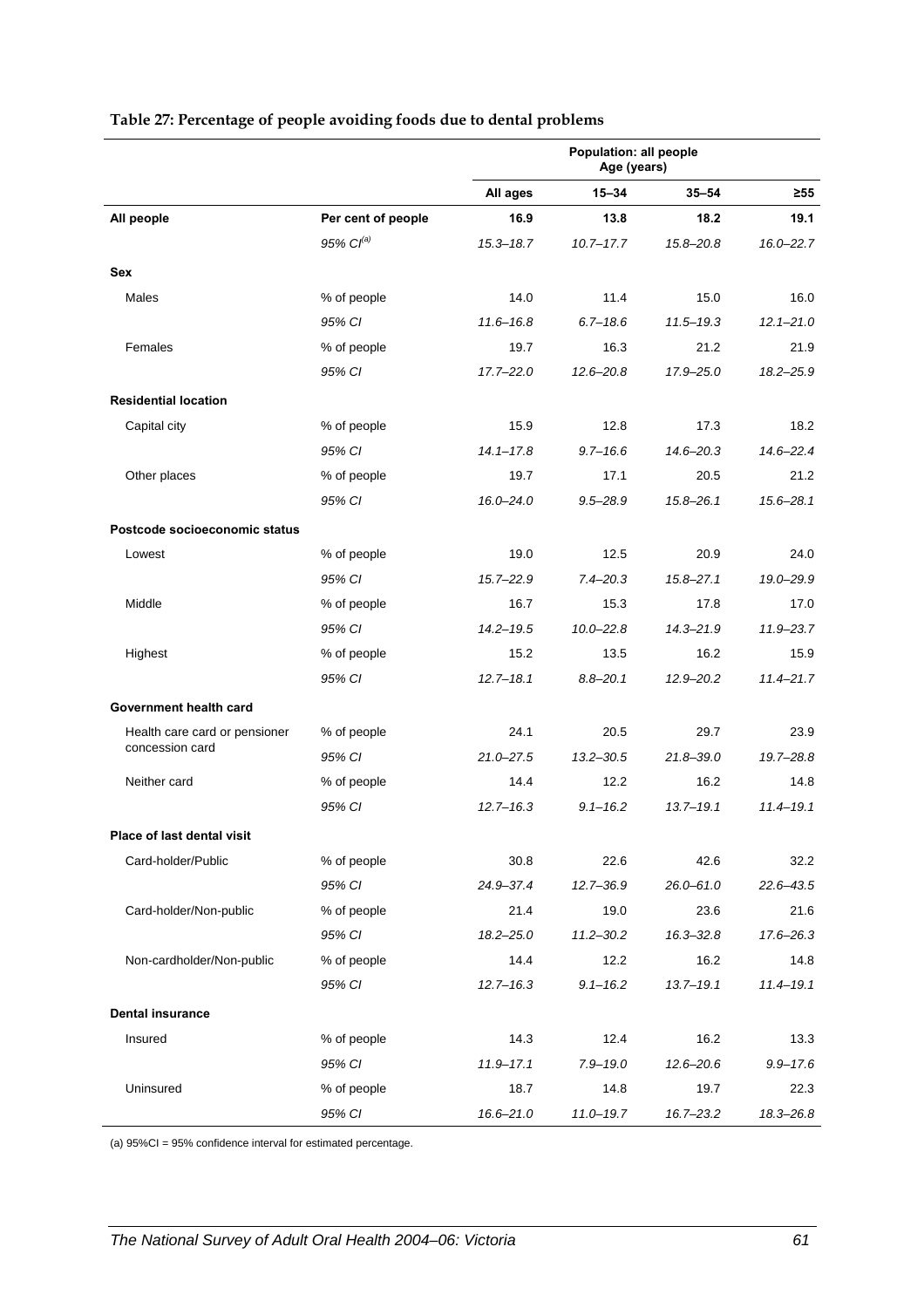**Table 27: Percentage of people avoiding foods due to dental problems**

| | | Population: all people Age (years) | | | |
|---|---|---|---|---|---|
| | | **All ages** | **15–34** | **35–54** | **≥55** |
| **All people** | **Per cent of people** | **16.9** | **13.8** | **18.2** | **19.1** |
| | *95% CI[(a)]* | *15.3–18.7* | *10.7–17.7* | *15.8–20.8* | *16.0–22.7* |
| **Sex** | | | | | |
| Males | % of people | 14.0 | 11.4 | 15.0 | 16.0 |
| | *95% CI* | *11.6–16.8* | *6.7–18.6* | *11.5–19.3* | *12.1–21.0* |
| Females | % of people | 19.7 | 16.3 | 21.2 | 21.9 |
| | *95% CI* | *17.7–22.0* | *12.6–20.8* | *17.9–25.0* | *18.2–25.9* |
| **Residential location** | | | | | |
| Capital city | % of people | 15.9 | 12.8 | 17.3 | 18.2 |
| | *95% CI* | *14.1–17.8* | *9.7–16.6* | *14.6–20.3* | *14.6–22.4* |
| Other places | % of people | 19.7 | 17.1 | 20.5 | 21.2 |
| | *95% CI* | *16.0–24.0* | *9.5–28.9* | *15.8–26.1* | *15.6–28.1* |
| **Postcode socioeconomic status** | | | | | |
| Lowest | % of people | 19.0 | 12.5 | 20.9 | 24.0 |
| | *95% CI* | *15.7–22.9* | *7.4–20.3* | *15.8–27.1* | *19.0–29.9* |
| Middle | % of people | 16.7 | 15.3 | 17.8 | 17.0 |
| | *95% CI* | *14.2–19.5* | *10.0–22.8* | *14.3–21.9* | *11.9–23.7* |
| Highest | % of people | 15.2 | 13.5 | 16.2 | 15.9 |
| | *95% CI* | *12.7–18.1* | *8.8–20.1* | *12.9–20.2* | *11.4–21.7* |
| **Government health card** | | | | | |
| Health care card or pensioner concession card | % of people | 24.1 | 20.5 | 29.7 | 23.9 |
| | *95% CI* | *21.0–27.5* | *13.2–30.5* | *21.8–39.0* | *19.7–28.8* |
| Neither card | % of people | 14.4 | 12.2 | 16.2 | 14.8 |
| | *95% CI* | *12.7–16.3* | *9.1–16.2* | *13.7–19.1* | *11.4–19.1* |
| **Place of last dental visit** | | | | | |
| Card-holder/Public | % of people | 30.8 | 22.6 | 42.6 | 32.2 |
| | *95% CI* | *24.9–37.4* | *12.7–36.9* | *26.0–61.0* | *22.6–43.5* |
| Card-holder/Non-public | % of people | 21.4 | 19.0 | 23.6 | 21.6 |
| | *95% CI* | *18.2–25.0* | *11.2–30.2* | *16.3–32.8* | *17.6–26.3* |
| Non-cardholder/Non-public | % of people | 14.4 | 12.2 | 16.2 | 14.8 |
| | *95% CI* | *12.7–16.3* | *9.1–16.2* | *13.7–19.1* | *11.4–19.1* |
| **Dental insurance** | | | | | |
| Insured | % of people | 14.3 | 12.4 | 16.2 | 13.3 |
| | *95% CI* | *11.9–17.1* | *7.9–19.0* | *12.6–20.6* | *9.9–17.6* |
| Uninsured | % of people | 18.7 | 14.8 | 19.7 | 22.3 |
| | *95% CI* | *16.6–21.0* | *11.0–19.7* | *16.7–23.2* | *18.3–26.8* |

(a) 95%CI = 95% confidence interval for estimated percentage.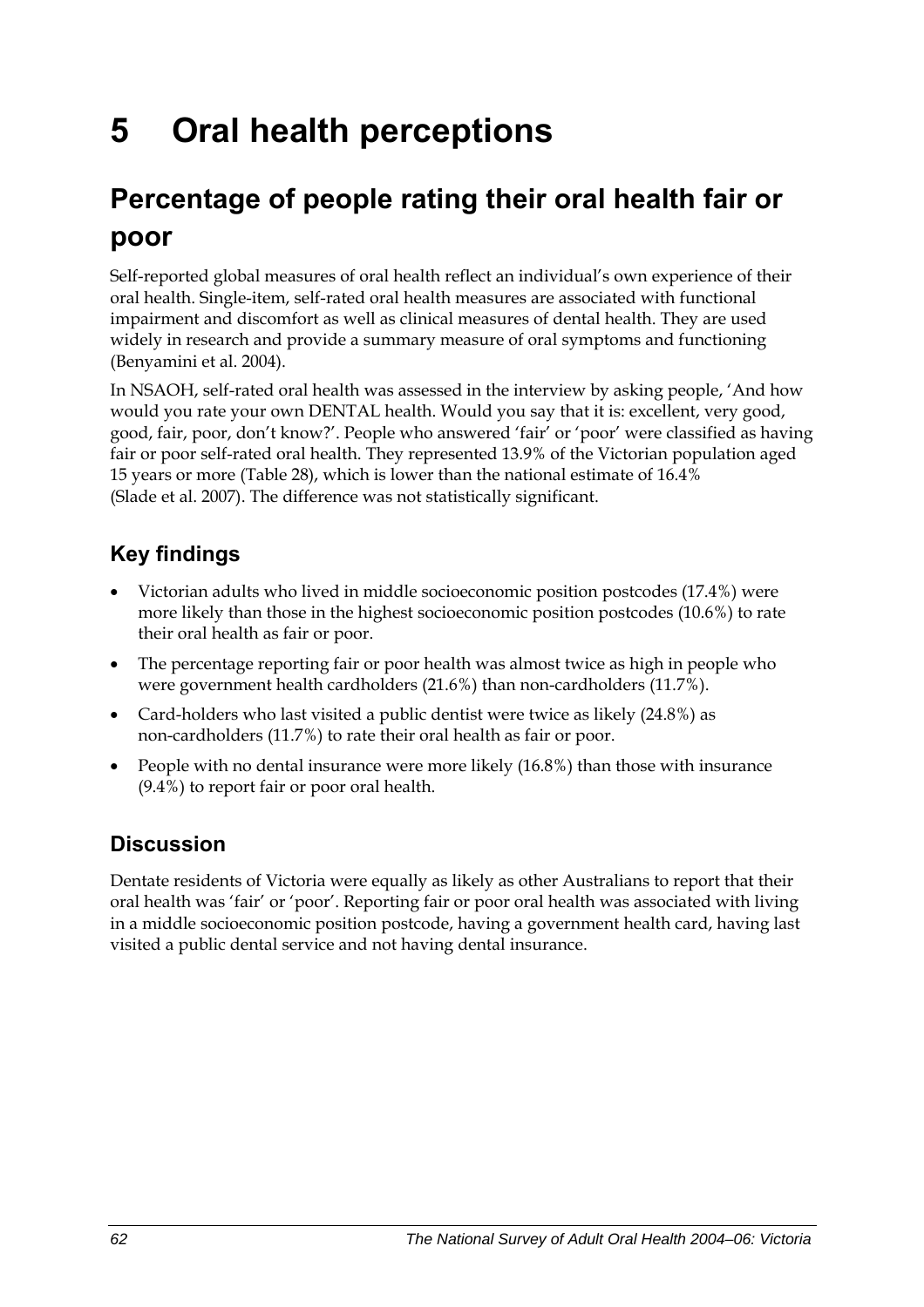# 5 Oral health perceptions

## Percentage of people rating their oral health fair or poor

Self-reported global measures of oral health reflect an individual's own experience of their oral health. Single-item, self-rated oral health measures are associated with functional impairment and discomfort as well as clinical measures of dental health. They are used widely in research and provide a summary measure of oral symptoms and functioning (Benyamini et al. 2004).

In NSAOH, self-rated oral health was assessed in the interview by asking people, 'And how would you rate your own DENTAL health. Would you say that it is: excellent, very good, good, fair, poor, don't know?'. People who answered 'fair' or 'poor' were classified as having fair or poor self-rated oral health. They represented 13.9% of the Victorian population aged 15 years or more (Table 28), which is lower than the national estimate of 16.4% (Slade et al. 2007). The difference was not statistically significant.

### Key findings

- Victorian adults who lived in middle socioeconomic position postcodes (17.4%) were more likely than those in the highest socioeconomic position postcodes (10.6%) to rate their oral health as fair or poor.
- The percentage reporting fair or poor health was almost twice as high in people who were government health cardholders (21.6%) than non-cardholders (11.7%).
- Card-holders who last visited a public dentist were twice as likely (24.8%) as non-cardholders (11.7%) to rate their oral health as fair or poor.
- People with no dental insurance were more likely (16.8%) than those with insurance (9.4%) to report fair or poor oral health.

### Discussion

Dentate residents of Victoria were equally as likely as other Australians to report that their oral health was 'fair' or 'poor'. Reporting fair or poor oral health was associated with living in a middle socioeconomic position postcode, having a government health card, having last visited a public dental service and not having dental insurance.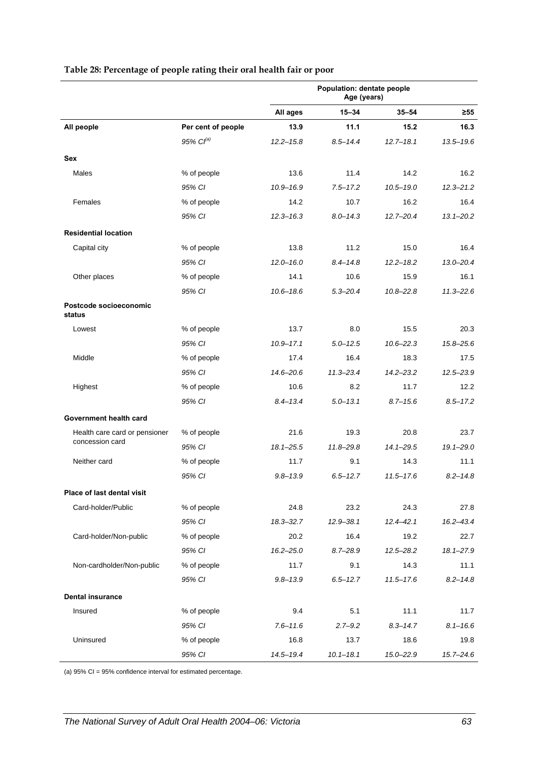**Table 28: Percentage of people rating their oral health fair or poor**

| | | Population: dentate people Age (years) | | | |
|---|---|---|---|---|---|
| | | All ages | 15–34 | 35–54 | ≥55 |
| **All people** | **Per cent of people** | **13.9** | **11.1** | **15.2** | **16.3** |
| | *95% CI[(a)]* | *12.2–15.8* | *8.5–14.4* | *12.7–18.1* | *13.5–19.6* |
| **Sex** | | | | | |
| Males | % of people | 13.6 | 11.4 | 14.2 | 16.2 |
| | *95% CI* | *10.9–16.9* | *7.5–17.2* | *10.5–19.0* | *12.3–21.2* |
| Females | % of people | 14.2 | 10.7 | 16.2 | 16.4 |
| | *95% CI* | *12.3–16.3* | *8.0–14.3* | *12.7–20.4* | *13.1–20.2* |
| **Residential location** | | | | | |
| Capital city | % of people | 13.8 | 11.2 | 15.0 | 16.4 |
| | *95% CI* | *12.0–16.0* | *8.4–14.8* | *12.2–18.2* | *13.0–20.4* |
| Other places | % of people | 14.1 | 10.6 | 15.9 | 16.1 |
| | *95% CI* | *10.6–18.6* | *5.3–20.4* | *10.8–22.8* | *11.3–22.6* |
| **Postcode socioeconomic status** | | | | | |
| Lowest | % of people | 13.7 | 8.0 | 15.5 | 20.3 |
| | *95% CI* | *10.9–17.1* | *5.0–12.5* | *10.6–22.3* | *15.8–25.6* |
| Middle | % of people | 17.4 | 16.4 | 18.3 | 17.5 |
| | *95% CI* | *14.6–20.6* | *11.3–23.4* | *14.2–23.2* | *12.5–23.9* |
| Highest | % of people | 10.6 | 8.2 | 11.7 | 12.2 |
| | *95% CI* | *8.4–13.4* | *5.0–13.1* | *8.7–15.6* | *8.5–17.2* |
| **Government health card** | | | | | |
| Health care card or pensioner concession card | % of people | 21.6 | 19.3 | 20.8 | 23.7 |
| | *95% CI* | *18.1–25.5* | *11.8–29.8* | *14.1–29.5* | *19.1–29.0* |
| Neither card | % of people | 11.7 | 9.1 | 14.3 | 11.1 |
| | *95% CI* | *9.8–13.9* | *6.5–12.7* | *11.5–17.6* | *8.2–14.8* |
| **Place of last dental visit** | | | | | |
| Card-holder/Public | % of people | 24.8 | 23.2 | 24.3 | 27.8 |
| | *95% CI* | *18.3–32.7* | *12.9–38.1* | *12.4–42.1* | *16.2–43.4* |
| Card-holder/Non-public | % of people | 20.2 | 16.4 | 19.2 | 22.7 |
| | *95% CI* | *16.2–25.0* | *8.7–28.9* | *12.5–28.2* | *18.1–27.9* |
| Non-cardholder/Non-public | % of people | 11.7 | 9.1 | 14.3 | 11.1 |
| | *95% CI* | *9.8–13.9* | *6.5–12.7* | *11.5–17.6* | *8.2–14.8* |
| **Dental insurance** | | | | | |
| Insured | % of people | 9.4 | 5.1 | 11.1 | 11.7 |
| | *95% CI* | *7.6–11.6* | *2.7–9.2* | *8.3–14.7* | *8.1–16.6* |
| Uninsured | % of people | 16.8 | 13.7 | 18.6 | 19.8 |
| | *95% CI* | *14.5–19.4* | *10.1–18.1* | *15.0–22.9* | *15.7–24.6* |

(a) 95% CI = 95% confidence interval for estimated percentage.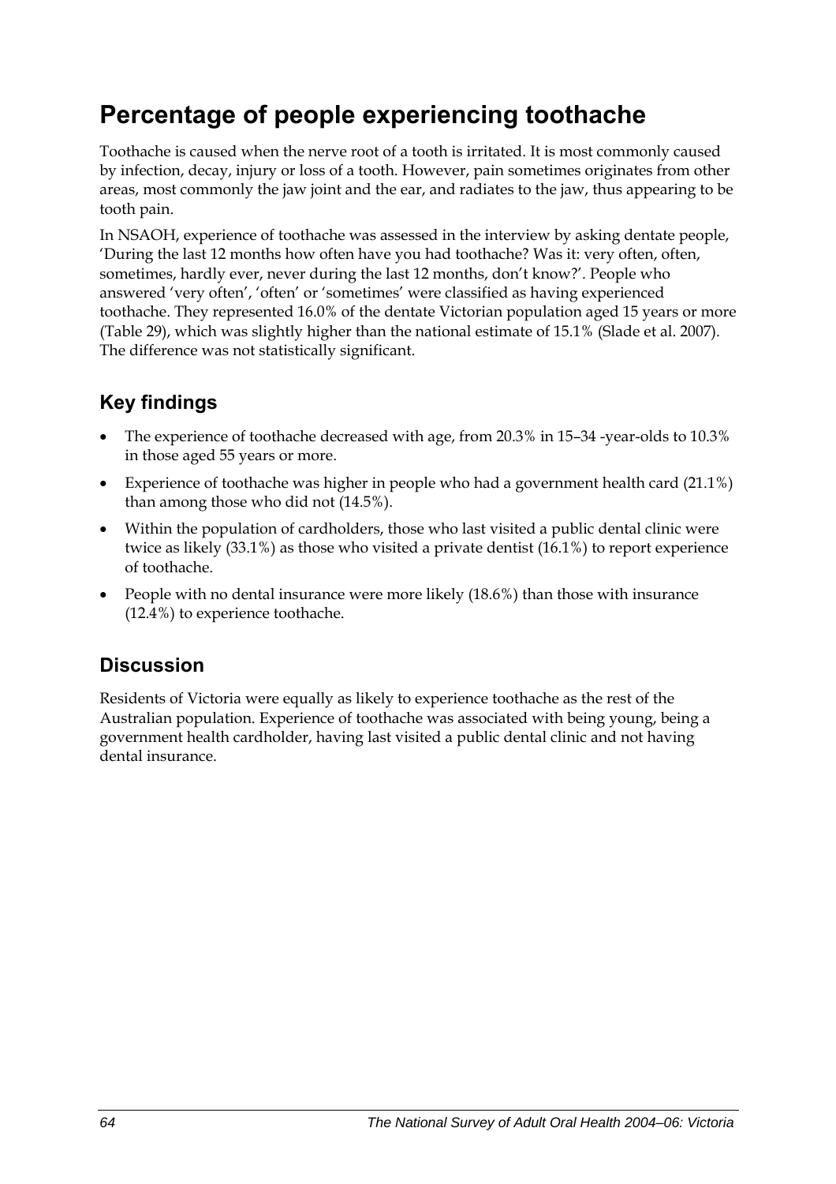# Percentage of people experiencing toothache

Toothache is caused when the nerve root of a tooth is irritated. It is most commonly caused by infection, decay, injury or loss of a tooth. However, pain sometimes originates from other areas, most commonly the jaw joint and the ear, and radiates to the jaw, thus appearing to be tooth pain.

In NSAOH, experience of toothache was assessed in the interview by asking dentate people, 'During the last 12 months how often have you had toothache? Was it: very often, often, sometimes, hardly ever, never during the last 12 months, don't know?'. People who answered 'very often', 'often' or 'sometimes' were classified as having experienced toothache. They represented 16.0% of the dentate Victorian population aged 15 years or more (Table 29), which was slightly higher than the national estimate of 15.1% (Slade et al. 2007). The difference was not statistically significant.

## Key findings

- The experience of toothache decreased with age, from 20.3% in 15–34 -year-olds to 10.3% in those aged 55 years or more.
- Experience of toothache was higher in people who had a government health card (21.1%) than among those who did not (14.5%).
- Within the population of cardholders, those who last visited a public dental clinic were twice as likely (33.1%) as those who visited a private dentist (16.1%) to report experience of toothache.
- People with no dental insurance were more likely (18.6%) than those with insurance (12.4%) to experience toothache.

## Discussion

Residents of Victoria were equally as likely to experience toothache as the rest of the Australian population. Experience of toothache was associated with being young, being a government health cardholder, having last visited a public dental clinic and not having dental insurance.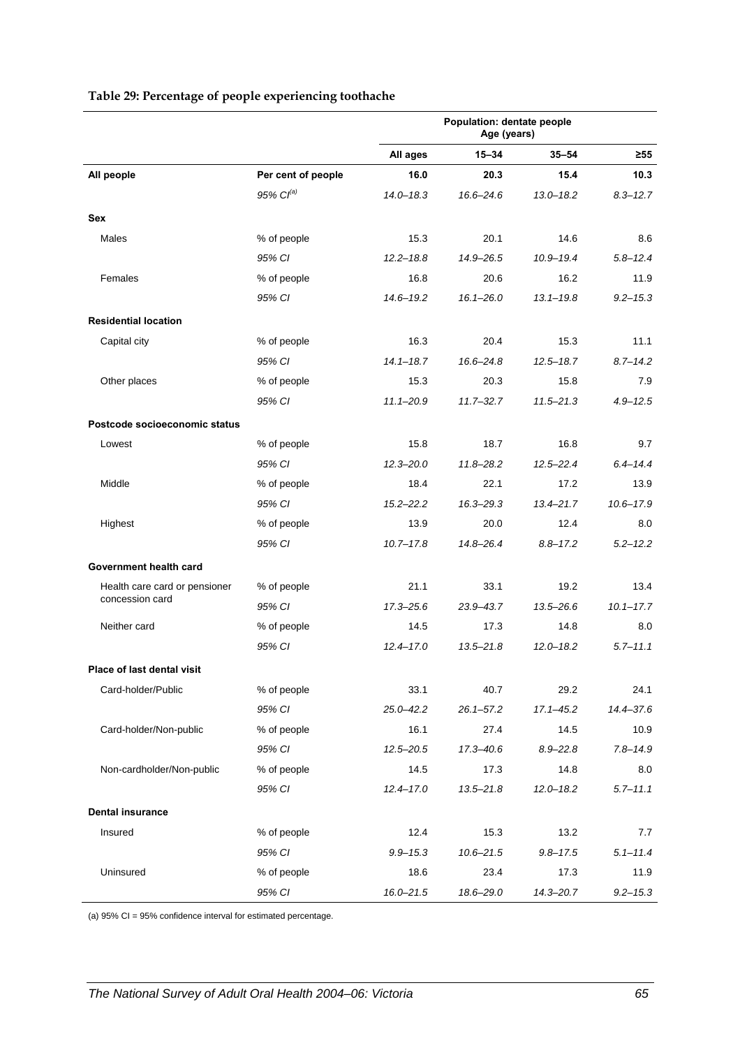**Table 29: Percentage of people experiencing toothache**

| | | Population: dentate people Age (years) | | | |
|---|---|---|---|---|---|
| | | **All ages** | **15–34** | **35–54** | **≥55** |
| **All people** | **Per cent of people** | **16.0** | **20.3** | **15.4** | **10.3** |
| | *95% CI[(a)]* | *14.0–18.3* | *16.6–24.6* | *13.0–18.2* | *8.3–12.7* |
| **Sex** | | | | | |
| Males | % of people | 15.3 | 20.1 | 14.6 | 8.6 |
| | *95% CI* | *12.2–18.8* | *14.9–26.5* | *10.9–19.4* | *5.8–12.4* |
| Females | % of people | 16.8 | 20.6 | 16.2 | 11.9 |
| | *95% CI* | *14.6–19.2* | *16.1–26.0* | *13.1–19.8* | *9.2–15.3* |
| **Residential location** | | | | | |
| Capital city | % of people | 16.3 | 20.4 | 15.3 | 11.1 |
| | *95% CI* | *14.1–18.7* | *16.6–24.8* | *12.5–18.7* | *8.7–14.2* |
| Other places | % of people | 15.3 | 20.3 | 15.8 | 7.9 |
| | *95% CI* | *11.1–20.9* | *11.7–32.7* | *11.5–21.3* | *4.9–12.5* |
| **Postcode socioeconomic status** | | | | | |
| Lowest | % of people | 15.8 | 18.7 | 16.8 | 9.7 |
| | *95% CI* | *12.3–20.0* | *11.8–28.2* | *12.5–22.4* | *6.4–14.4* |
| Middle | % of people | 18.4 | 22.1 | 17.2 | 13.9 |
| | *95% CI* | *15.2–22.2* | *16.3–29.3* | *13.4–21.7* | *10.6–17.9* |
| Highest | % of people | 13.9 | 20.0 | 12.4 | 8.0 |
| | *95% CI* | *10.7–17.8* | *14.8–26.4* | *8.8–17.2* | *5.2–12.2* |
| **Government health card** | | | | | |
| Health care card or pensioner concession card | % of people | 21.1 | 33.1 | 19.2 | 13.4 |
| | *95% CI* | *17.3–25.6* | *23.9–43.7* | *13.5–26.6* | *10.1–17.7* |
| Neither card | % of people | 14.5 | 17.3 | 14.8 | 8.0 |
| | *95% CI* | *12.4–17.0* | *13.5–21.8* | *12.0–18.2* | *5.7–11.1* |
| **Place of last dental visit** | | | | | |
| Card-holder/Public | % of people | 33.1 | 40.7 | 29.2 | 24.1 |
| | *95% CI* | *25.0–42.2* | *26.1–57.2* | *17.1–45.2* | *14.4–37.6* |
| Card-holder/Non-public | % of people | 16.1 | 27.4 | 14.5 | 10.9 |
| | *95% CI* | *12.5–20.5* | *17.3–40.6* | *8.9–22.8* | *7.8–14.9* |
| Non-cardholder/Non-public | % of people | 14.5 | 17.3 | 14.8 | 8.0 |
| | *95% CI* | *12.4–17.0* | *13.5–21.8* | *12.0–18.2* | *5.7–11.1* |
| **Dental insurance** | | | | | |
| Insured | % of people | 12.4 | 15.3 | 13.2 | 7.7 |
| | *95% CI* | *9.9–15.3* | *10.6–21.5* | *9.8–17.5* | *5.1–11.4* |
| Uninsured | % of people | 18.6 | 23.4 | 17.3 | 11.9 |
| | *95% CI* | *16.0–21.5* | *18.6–29.0* | *14.3–20.7* | *9.2–15.3* |

(a) 95% CI = 95% confidence interval for estimated percentage.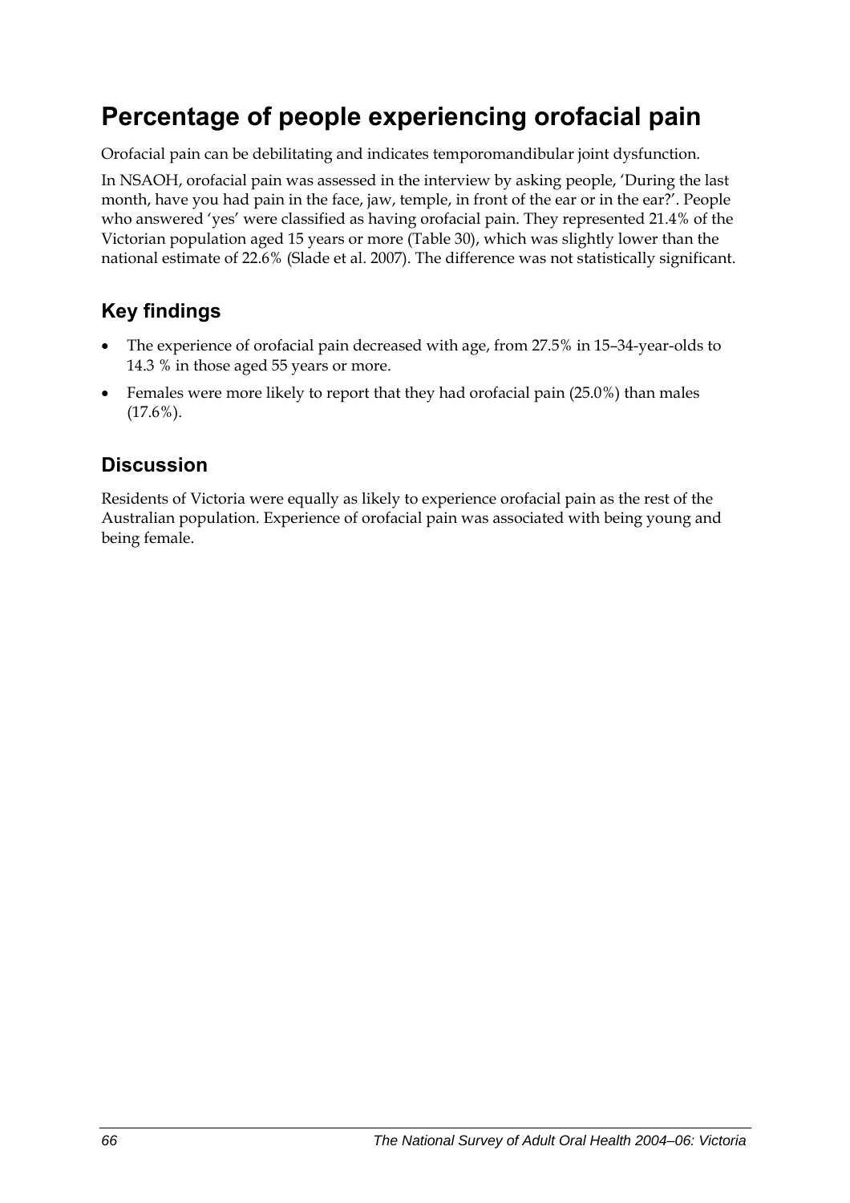# Percentage of people experiencing orofacial pain

Orofacial pain can be debilitating and indicates temporomandibular joint dysfunction.

In NSAOH, orofacial pain was assessed in the interview by asking people, 'During the last month, have you had pain in the face, jaw, temple, in front of the ear or in the ear?'. People who answered 'yes' were classified as having orofacial pain. They represented 21.4% of the Victorian population aged 15 years or more (Table 30), which was slightly lower than the national estimate of 22.6% (Slade et al. 2007). The difference was not statistically significant.

## Key findings

- The experience of orofacial pain decreased with age, from 27.5% in 15–34-year-olds to 14.3 % in those aged 55 years or more.
- Females were more likely to report that they had orofacial pain (25.0%) than males (17.6%).

## Discussion

Residents of Victoria were equally as likely to experience orofacial pain as the rest of the Australian population. Experience of orofacial pain was associated with being young and being female.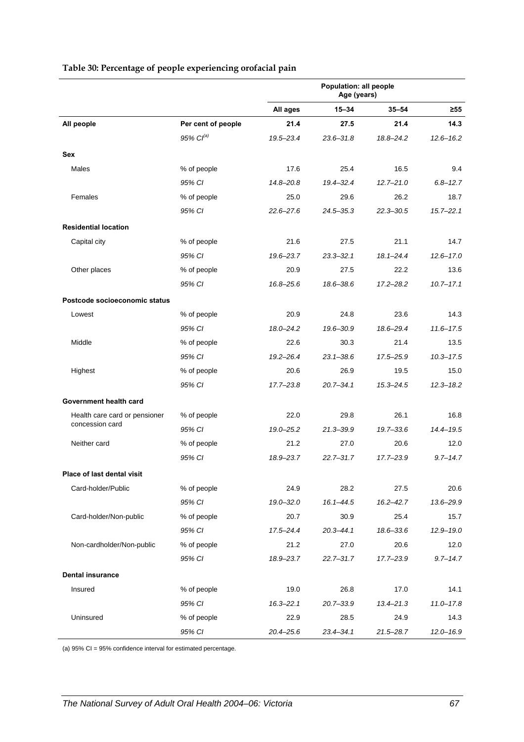**Table 30: Percentage of people experiencing orofacial pain**

| | | Population: all people Age (years) | | | |
|---|---|---|---|---|---|
| | | All ages | 15–34 | 35–54 | ≥55 |
| **All people** | **Per cent of people** | **21.4** | **27.5** | **21.4** | **14.3** |
| | *95% CI[(a)]* | *19.5–23.4* | *23.6–31.8* | *18.8–24.2* | *12.6–16.2* |
| **Sex** | | | | | |
| Males | % of people | 17.6 | 25.4 | 16.5 | 9.4 |
| | *95% CI* | *14.8–20.8* | *19.4–32.4* | *12.7–21.0* | *6.8–12.7* |
| Females | % of people | 25.0 | 29.6 | 26.2 | 18.7 |
| | *95% CI* | *22.6–27.6* | *24.5–35.3* | *22.3–30.5* | *15.7–22.1* |
| **Residential location** | | | | | |
| Capital city | % of people | 21.6 | 27.5 | 21.1 | 14.7 |
| | *95% CI* | *19.6–23.7* | *23.3–32.1* | *18.1–24.4* | *12.6–17.0* |
| Other places | % of people | 20.9 | 27.5 | 22.2 | 13.6 |
| | *95% CI* | *16.8–25.6* | *18.6–38.6* | *17.2–28.2* | *10.7–17.1* |
| **Postcode socioeconomic status** | | | | | |
| Lowest | % of people | 20.9 | 24.8 | 23.6 | 14.3 |
| | *95% CI* | *18.0–24.2* | *19.6–30.9* | *18.6–29.4* | *11.6–17.5* |
| Middle | % of people | 22.6 | 30.3 | 21.4 | 13.5 |
| | *95% CI* | *19.2–26.4* | *23.1–38.6* | *17.5–25.9* | *10.3–17.5* |
| Highest | % of people | 20.6 | 26.9 | 19.5 | 15.0 |
| | *95% CI* | *17.7–23.8* | *20.7–34.1* | *15.3–24.5* | *12.3–18.2* |
| **Government health card** | | | | | |
| Health care card or pensioner concession card | % of people | 22.0 | 29.8 | 26.1 | 16.8 |
| | *95% CI* | *19.0–25.2* | *21.3–39.9* | *19.7–33.6* | *14.4–19.5* |
| Neither card | % of people | 21.2 | 27.0 | 20.6 | 12.0 |
| | *95% CI* | *18.9–23.7* | *22.7–31.7* | *17.7–23.9* | *9.7–14.7* |
| **Place of last dental visit** | | | | | |
| Card-holder/Public | % of people | 24.9 | 28.2 | 27.5 | 20.6 |
| | *95% CI* | *19.0–32.0* | *16.1–44.5* | *16.2–42.7* | *13.6–29.9* |
| Card-holder/Non-public | % of people | 20.7 | 30.9 | 25.4 | 15.7 |
| | *95% CI* | *17.5–24.4* | *20.3–44.1* | *18.6–33.6* | *12.9–19.0* |
| Non-cardholder/Non-public | % of people | 21.2 | 27.0 | 20.6 | 12.0 |
| | *95% CI* | *18.9–23.7* | *22.7–31.7* | *17.7–23.9* | *9.7–14.7* |
| **Dental insurance** | | | | | |
| Insured | % of people | 19.0 | 26.8 | 17.0 | 14.1 |
| | *95% CI* | *16.3–22.1* | *20.7–33.9* | *13.4–21.3* | *11.0–17.8* |
| Uninsured | % of people | 22.9 | 28.5 | 24.9 | 14.3 |
| | *95% CI* | *20.4–25.6* | *23.4–34.1* | *21.5–28.7* | *12.0–16.9* |

(a) 95% CI = 95% confidence interval for estimated percentage.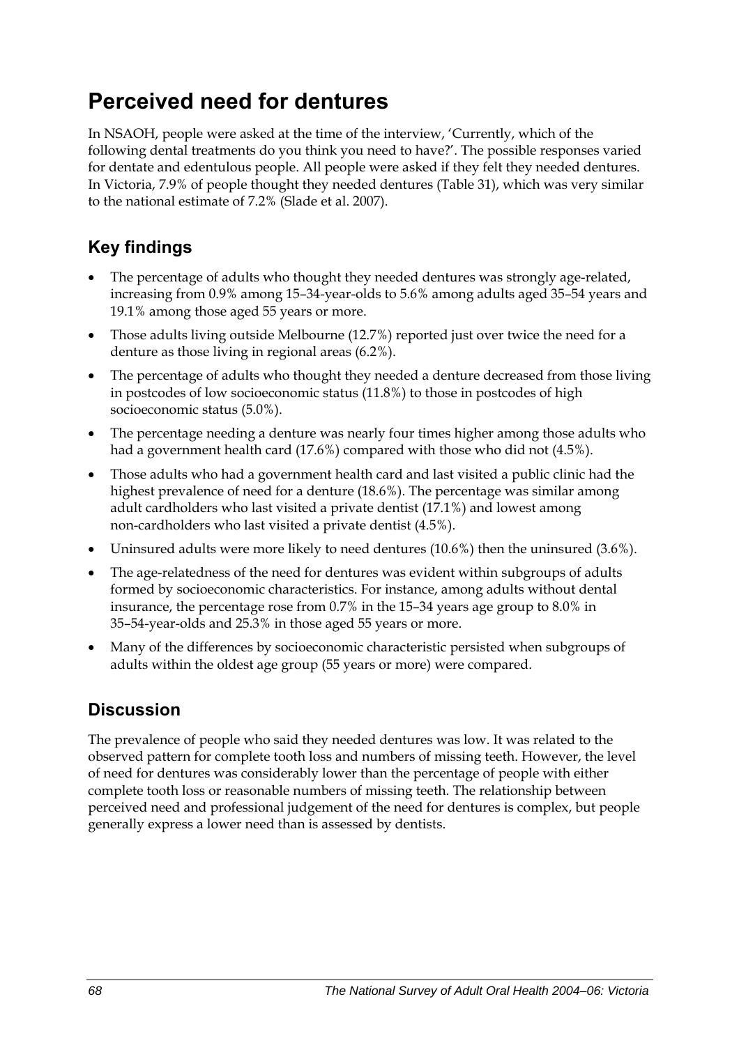# Perceived need for dentures

In NSAOH, people were asked at the time of the interview, 'Currently, which of the following dental treatments do you think you need to have?'. The possible responses varied for dentate and edentulous people. All people were asked if they felt they needed dentures. In Victoria, 7.9% of people thought they needed dentures (Table 31), which was very similar to the national estimate of 7.2% (Slade et al. 2007).

## Key findings

- The percentage of adults who thought they needed dentures was strongly age-related, increasing from 0.9% among 15–34-year-olds to 5.6% among adults aged 35–54 years and 19.1% among those aged 55 years or more.
- Those adults living outside Melbourne (12.7%) reported just over twice the need for a denture as those living in regional areas (6.2%).
- The percentage of adults who thought they needed a denture decreased from those living in postcodes of low socioeconomic status (11.8%) to those in postcodes of high socioeconomic status (5.0%).
- The percentage needing a denture was nearly four times higher among those adults who had a government health card (17.6%) compared with those who did not (4.5%).
- Those adults who had a government health card and last visited a public clinic had the highest prevalence of need for a denture (18.6%). The percentage was similar among adult cardholders who last visited a private dentist (17.1%) and lowest among non-cardholders who last visited a private dentist (4.5%).
- Uninsured adults were more likely to need dentures (10.6%) then the uninsured (3.6%).
- The age-relatedness of the need for dentures was evident within subgroups of adults formed by socioeconomic characteristics. For instance, among adults without dental insurance, the percentage rose from 0.7% in the 15–34 years age group to 8.0% in 35–54-year-olds and 25.3% in those aged 55 years or more.
- Many of the differences by socioeconomic characteristic persisted when subgroups of adults within the oldest age group (55 years or more) were compared.

## Discussion

The prevalence of people who said they needed dentures was low. It was related to the observed pattern for complete tooth loss and numbers of missing teeth. However, the level of need for dentures was considerably lower than the percentage of people with either complete tooth loss or reasonable numbers of missing teeth. The relationship between perceived need and professional judgement of the need for dentures is complex, but people generally express a lower need than is assessed by dentists.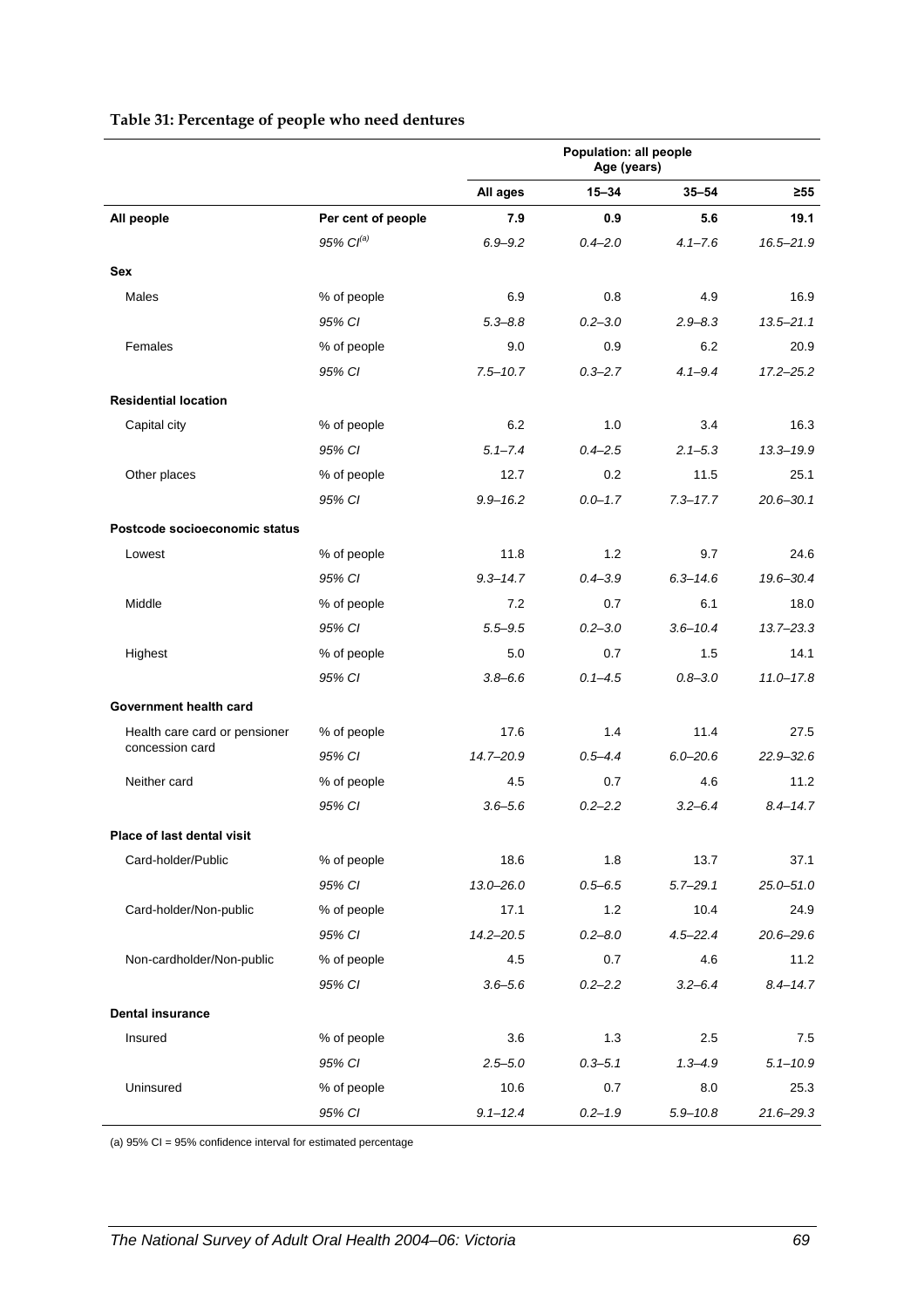**Table 31: Percentage of people who need dentures**

| | | Population: all people Age (years) | | | |
|---|---|---|---|---|---|
| | | All ages | 15–34 | 35–54 | ≥55 |
| **All people** | **Per cent of people** | **7.9** | **0.9** | **5.6** | **19.1** |
| | *95% CI[(a)]* | *6.9–9.2* | *0.4–2.0* | *4.1–7.6* | *16.5–21.9* |
| **Sex** | | | | | |
| Males | % of people | 6.9 | 0.8 | 4.9 | 16.9 |
| | *95% CI* | *5.3–8.8* | *0.2–3.0* | *2.9–8.3* | *13.5–21.1* |
| Females | % of people | 9.0 | 0.9 | 6.2 | 20.9 |
| | *95% CI* | *7.5–10.7* | *0.3–2.7* | *4.1–9.4* | *17.2–25.2* |
| **Residential location** | | | | | |
| Capital city | % of people | 6.2 | 1.0 | 3.4 | 16.3 |
| | *95% CI* | *5.1–7.4* | *0.4–2.5* | *2.1–5.3* | *13.3–19.9* |
| Other places | % of people | 12.7 | 0.2 | 11.5 | 25.1 |
| | *95% CI* | *9.9–16.2* | *0.0–1.7* | *7.3–17.7* | *20.6–30.1* |
| **Postcode socioeconomic status** | | | | | |
| Lowest | % of people | 11.8 | 1.2 | 9.7 | 24.6 |
| | *95% CI* | *9.3–14.7* | *0.4–3.9* | *6.3–14.6* | *19.6–30.4* |
| Middle | % of people | 7.2 | 0.7 | 6.1 | 18.0 |
| | *95% CI* | *5.5–9.5* | *0.2–3.0* | *3.6–10.4* | *13.7–23.3* |
| Highest | % of people | 5.0 | 0.7 | 1.5 | 14.1 |
| | *95% CI* | *3.8–6.6* | *0.1–4.5* | *0.8–3.0* | *11.0–17.8* |
| **Government health card** | | | | | |
| Health care card or pensioner concession card | % of people | 17.6 | 1.4 | 11.4 | 27.5 |
| | *95% CI* | *14.7–20.9* | *0.5–4.4* | *6.0–20.6* | *22.9–32.6* |
| Neither card | % of people | 4.5 | 0.7 | 4.6 | 11.2 |
| | *95% CI* | *3.6–5.6* | *0.2–2.2* | *3.2–6.4* | *8.4–14.7* |
| **Place of last dental visit** | | | | | |
| Card-holder/Public | % of people | 18.6 | 1.8 | 13.7 | 37.1 |
| | *95% CI* | *13.0–26.0* | *0.5–6.5* | *5.7–29.1* | *25.0–51.0* |
| Card-holder/Non-public | % of people | 17.1 | 1.2 | 10.4 | 24.9 |
| | *95% CI* | *14.2–20.5* | *0.2–8.0* | *4.5–22.4* | *20.6–29.6* |
| Non-cardholder/Non-public | % of people | 4.5 | 0.7 | 4.6 | 11.2 |
| | *95% CI* | *3.6–5.6* | *0.2–2.2* | *3.2–6.4* | *8.4–14.7* |
| **Dental insurance** | | | | | |
| Insured | % of people | 3.6 | 1.3 | 2.5 | 7.5 |
| | *95% CI* | *2.5–5.0* | *0.3–5.1* | *1.3–4.9* | *5.1–10.9* |
| Uninsured | % of people | 10.6 | 0.7 | 8.0 | 25.3 |
| | *95% CI* | *9.1–12.4* | *0.2–1.9* | *5.9–10.8* | *21.6–29.3* |

(a) 95% CI = 95% confidence interval for estimated percentage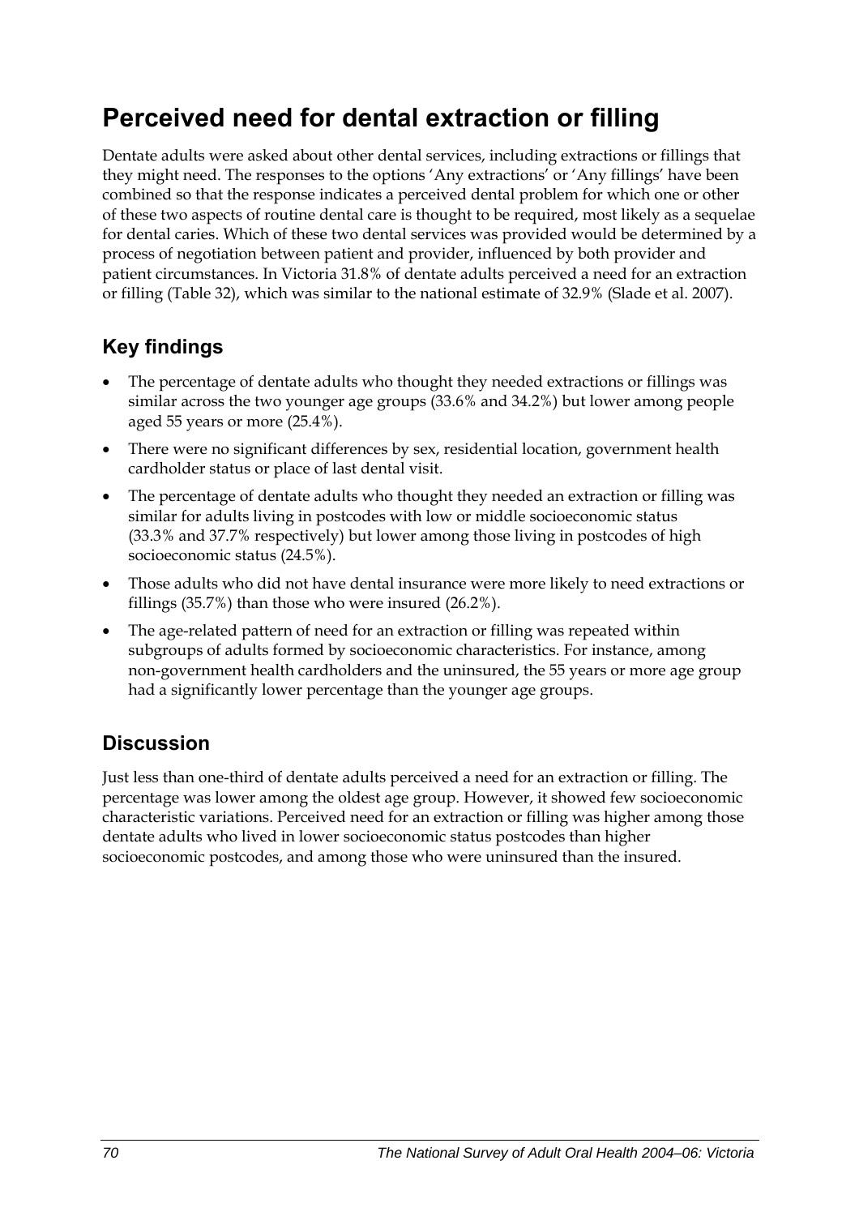# Perceived need for dental extraction or filling

Dentate adults were asked about other dental services, including extractions or fillings that they might need. The responses to the options 'Any extractions' or 'Any fillings' have been combined so that the response indicates a perceived dental problem for which one or other of these two aspects of routine dental care is thought to be required, most likely as a sequelae for dental caries. Which of these two dental services was provided would be determined by a process of negotiation between patient and provider, influenced by both provider and patient circumstances. In Victoria 31.8% of dentate adults perceived a need for an extraction or filling (Table 32), which was similar to the national estimate of 32.9% (Slade et al. 2007).

## Key findings

- The percentage of dentate adults who thought they needed extractions or fillings was similar across the two younger age groups (33.6% and 34.2%) but lower among people aged 55 years or more (25.4%).
- There were no significant differences by sex, residential location, government health cardholder status or place of last dental visit.
- The percentage of dentate adults who thought they needed an extraction or filling was similar for adults living in postcodes with low or middle socioeconomic status (33.3% and 37.7% respectively) but lower among those living in postcodes of high socioeconomic status (24.5%).
- Those adults who did not have dental insurance were more likely to need extractions or fillings (35.7%) than those who were insured (26.2%).
- The age-related pattern of need for an extraction or filling was repeated within subgroups of adults formed by socioeconomic characteristics. For instance, among non-government health cardholders and the uninsured, the 55 years or more age group had a significantly lower percentage than the younger age groups.

## Discussion

Just less than one-third of dentate adults perceived a need for an extraction or filling. The percentage was lower among the oldest age group. However, it showed few socioeconomic characteristic variations. Perceived need for an extraction or filling was higher among those dentate adults who lived in lower socioeconomic status postcodes than higher socioeconomic postcodes, and among those who were uninsured than the insured.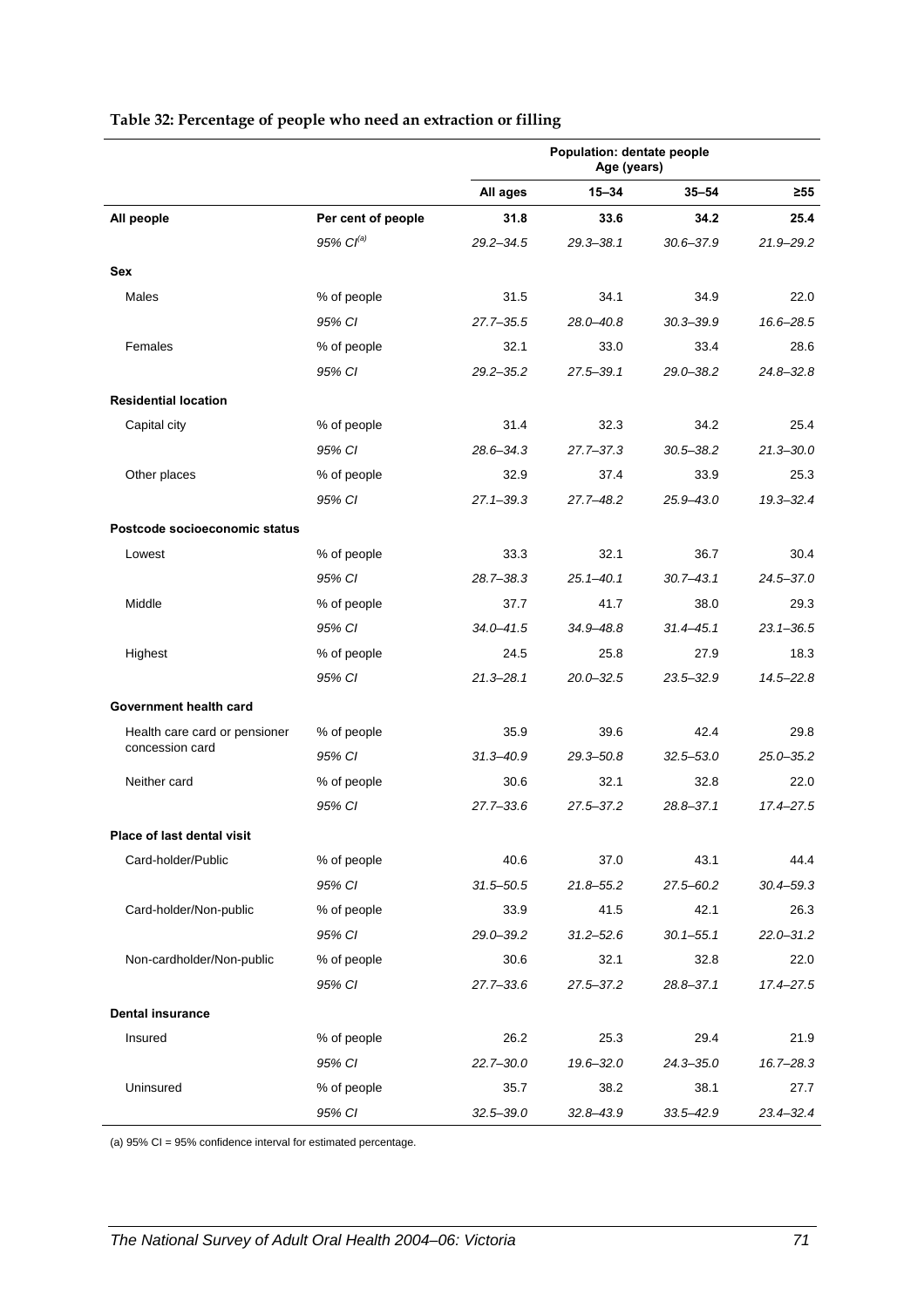**Table 32: Percentage of people who need an extraction or filling**

| | | Population: dentate people Age (years) | | | |
|---|---|---|---|---|---|
| | | All ages | 15–34 | 35–54 | ≥55 |
| **All people** | **Per cent of people** | **31.8** | **33.6** | **34.2** | **25.4** |
| | *95% CI[(a)]* | *29.2–34.5* | *29.3–38.1* | *30.6–37.9* | *21.9–29.2* |
| **Sex** | | | | | |
| Males | % of people | 31.5 | 34.1 | 34.9 | 22.0 |
| | *95% CI* | *27.7–35.5* | *28.0–40.8* | *30.3–39.9* | *16.6–28.5* |
| Females | % of people | 32.1 | 33.0 | 33.4 | 28.6 |
| | *95% CI* | *29.2–35.2* | *27.5–39.1* | *29.0–38.2* | *24.8–32.8* |
| **Residential location** | | | | | |
| Capital city | % of people | 31.4 | 32.3 | 34.2 | 25.4 |
| | *95% CI* | *28.6–34.3* | *27.7–37.3* | *30.5–38.2* | *21.3–30.0* |
| Other places | % of people | 32.9 | 37.4 | 33.9 | 25.3 |
| | *95% CI* | *27.1–39.3* | *27.7–48.2* | *25.9–43.0* | *19.3–32.4* |
| **Postcode socioeconomic status** | | | | | |
| Lowest | % of people | 33.3 | 32.1 | 36.7 | 30.4 |
| | *95% CI* | *28.7–38.3* | *25.1–40.1* | *30.7–43.1* | *24.5–37.0* |
| Middle | % of people | 37.7 | 41.7 | 38.0 | 29.3 |
| | *95% CI* | *34.0–41.5* | *34.9–48.8* | *31.4–45.1* | *23.1–36.5* |
| Highest | % of people | 24.5 | 25.8 | 27.9 | 18.3 |
| | *95% CI* | *21.3–28.1* | *20.0–32.5* | *23.5–32.9* | *14.5–22.8* |
| **Government health card** | | | | | |
| Health care card or pensioner concession card | % of people | 35.9 | 39.6 | 42.4 | 29.8 |
| | *95% CI* | *31.3–40.9* | *29.3–50.8* | *32.5–53.0* | *25.0–35.2* |
| Neither card | % of people | 30.6 | 32.1 | 32.8 | 22.0 |
| | *95% CI* | *27.7–33.6* | *27.5–37.2* | *28.8–37.1* | *17.4–27.5* |
| **Place of last dental visit** | | | | | |
| Card-holder/Public | % of people | 40.6 | 37.0 | 43.1 | 44.4 |
| | *95% CI* | *31.5–50.5* | *21.8–55.2* | *27.5–60.2* | *30.4–59.3* |
| Card-holder/Non-public | % of people | 33.9 | 41.5 | 42.1 | 26.3 |
| | *95% CI* | *29.0–39.2* | *31.2–52.6* | *30.1–55.1* | *22.0–31.2* |
| Non-cardholder/Non-public | % of people | 30.6 | 32.1 | 32.8 | 22.0 |
| | *95% CI* | *27.7–33.6* | *27.5–37.2* | *28.8–37.1* | *17.4–27.5* |
| **Dental insurance** | | | | | |
| Insured | % of people | 26.2 | 25.3 | 29.4 | 21.9 |
| | *95% CI* | *22.7–30.0* | *19.6–32.0* | *24.3–35.0* | *16.7–28.3* |
| Uninsured | % of people | 35.7 | 38.2 | 38.1 | 27.7 |
| | *95% CI* | *32.5–39.0* | *32.8–43.9* | *33.5–42.9* | *23.4–32.4* |

(a) 95% CI = 95% confidence interval for estimated percentage.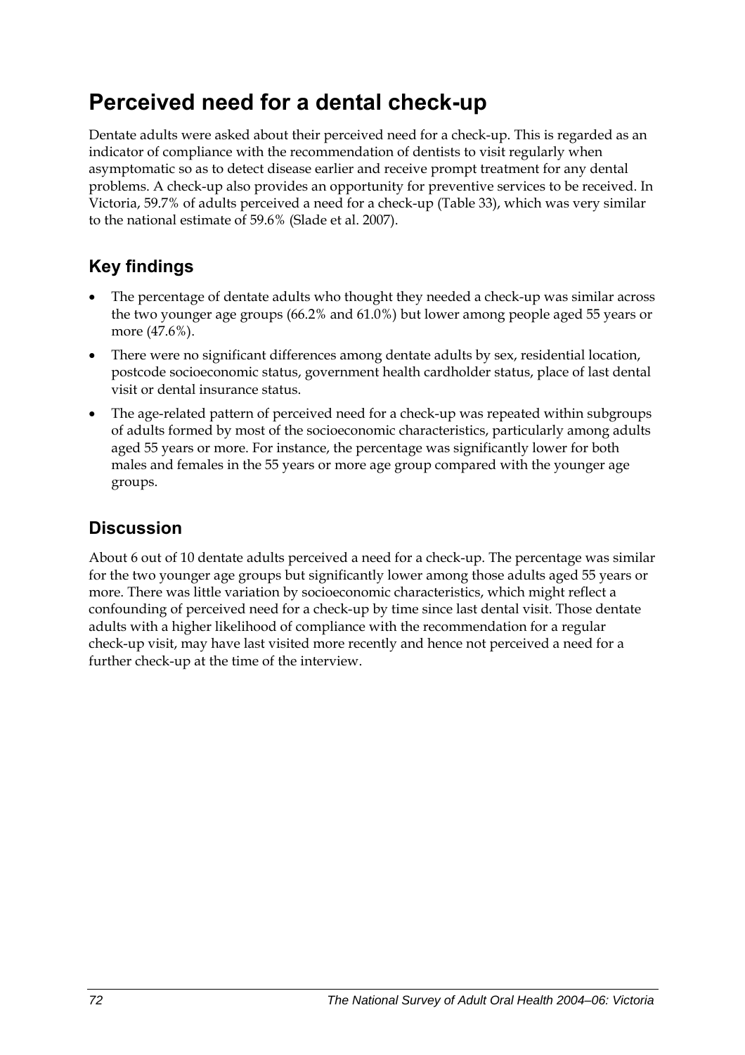# Perceived need for a dental check-up

Dentate adults were asked about their perceived need for a check-up. This is regarded as an indicator of compliance with the recommendation of dentists to visit regularly when asymptomatic so as to detect disease earlier and receive prompt treatment for any dental problems. A check-up also provides an opportunity for preventive services to be received. In Victoria, 59.7% of adults perceived a need for a check-up (Table 33), which was very similar to the national estimate of 59.6% (Slade et al. 2007).

## Key findings

- The percentage of dentate adults who thought they needed a check-up was similar across the two younger age groups (66.2% and 61.0%) but lower among people aged 55 years or more (47.6%).
- There were no significant differences among dentate adults by sex, residential location, postcode socioeconomic status, government health cardholder status, place of last dental visit or dental insurance status.
- The age-related pattern of perceived need for a check-up was repeated within subgroups of adults formed by most of the socioeconomic characteristics, particularly among adults aged 55 years or more. For instance, the percentage was significantly lower for both males and females in the 55 years or more age group compared with the younger age groups.

## Discussion

About 6 out of 10 dentate adults perceived a need for a check-up. The percentage was similar for the two younger age groups but significantly lower among those adults aged 55 years or more. There was little variation by socioeconomic characteristics, which might reflect a confounding of perceived need for a check-up by time since last dental visit. Those dentate adults with a higher likelihood of compliance with the recommendation for a regular check-up visit, may have last visited more recently and hence not perceived a need for a further check-up at the time of the interview.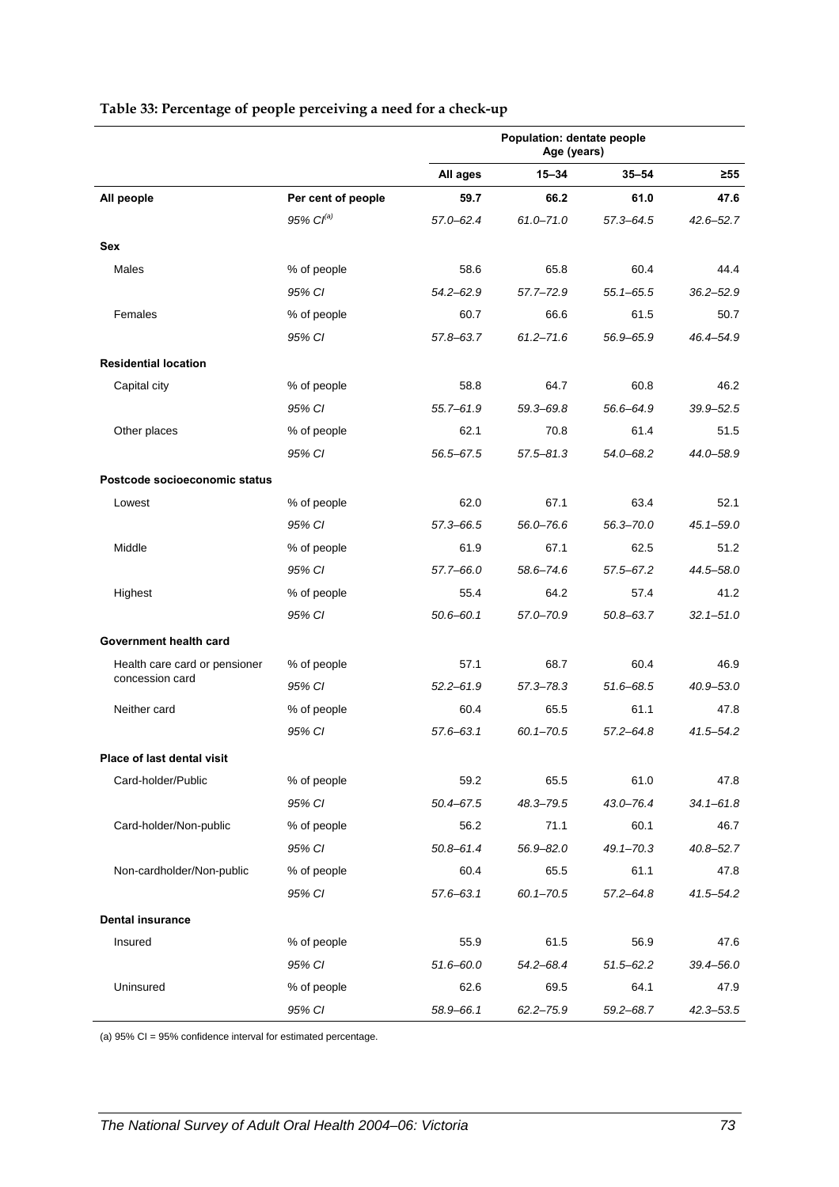**Table 33: Percentage of people perceiving a need for a check-up**

| | | Population: dentate people Age (years) | | | |
|---|---|---|---|---|---|
| | | **All ages** | **15–34** | **35–54** | **≥55** |
| **All people** | **Per cent of people** | **59.7** | **66.2** | **61.0** | **47.6** |
| | *95% CI[(a)]* | *57.0–62.4* | *61.0–71.0* | *57.3–64.5* | *42.6–52.7* |
| **Sex** | | | | | |
| Males | % of people | 58.6 | 65.8 | 60.4 | 44.4 |
| | *95% CI* | *54.2–62.9* | *57.7–72.9* | *55.1–65.5* | *36.2–52.9* |
| Females | % of people | 60.7 | 66.6 | 61.5 | 50.7 |
| | *95% CI* | *57.8–63.7* | *61.2–71.6* | *56.9–65.9* | *46.4–54.9* |
| **Residential location** | | | | | |
| Capital city | % of people | 58.8 | 64.7 | 60.8 | 46.2 |
| | *95% CI* | *55.7–61.9* | *59.3–69.8* | *56.6–64.9* | *39.9–52.5* |
| Other places | % of people | 62.1 | 70.8 | 61.4 | 51.5 |
| | *95% CI* | *56.5–67.5* | *57.5–81.3* | *54.0–68.2* | *44.0–58.9* |
| **Postcode socioeconomic status** | | | | | |
| Lowest | % of people | 62.0 | 67.1 | 63.4 | 52.1 |
| | *95% CI* | *57.3–66.5* | *56.0–76.6* | *56.3–70.0* | *45.1–59.0* |
| Middle | % of people | 61.9 | 67.1 | 62.5 | 51.2 |
| | *95% CI* | *57.7–66.0* | *58.6–74.6* | *57.5–67.2* | *44.5–58.0* |
| Highest | % of people | 55.4 | 64.2 | 57.4 | 41.2 |
| | *95% CI* | *50.6–60.1* | *57.0–70.9* | *50.8–63.7* | *32.1–51.0* |
| **Government health card** | | | | | |
| Health care card or pensioner concession card | % of people | 57.1 | 68.7 | 60.4 | 46.9 |
| | *95% CI* | *52.2–61.9* | *57.3–78.3* | *51.6–68.5* | *40.9–53.0* |
| Neither card | % of people | 60.4 | 65.5 | 61.1 | 47.8 |
| | *95% CI* | *57.6–63.1* | *60.1–70.5* | *57.2–64.8* | *41.5–54.2* |
| **Place of last dental visit** | | | | | |
| Card-holder/Public | % of people | 59.2 | 65.5 | 61.0 | 47.8 |
| | *95% CI* | *50.4–67.5* | *48.3–79.5* | *43.0–76.4* | *34.1–61.8* |
| Card-holder/Non-public | % of people | 56.2 | 71.1 | 60.1 | 46.7 |
| | *95% CI* | *50.8–61.4* | *56.9–82.0* | *49.1–70.3* | *40.8–52.7* |
| Non-cardholder/Non-public | % of people | 60.4 | 65.5 | 61.1 | 47.8 |
| | *95% CI* | *57.6–63.1* | *60.1–70.5* | *57.2–64.8* | *41.5–54.2* |
| **Dental insurance** | | | | | |
| Insured | % of people | 55.9 | 61.5 | 56.9 | 47.6 |
| | *95% CI* | *51.6–60.0* | *54.2–68.4* | *51.5–62.2* | *39.4–56.0* |
| Uninsured | % of people | 62.6 | 69.5 | 64.1 | 47.9 |
| | *95% CI* | *58.9–66.1* | *62.2–75.9* | *59.2–68.7* | *42.3–53.5* |

(a) 95% CI = 95% confidence interval for estimated percentage.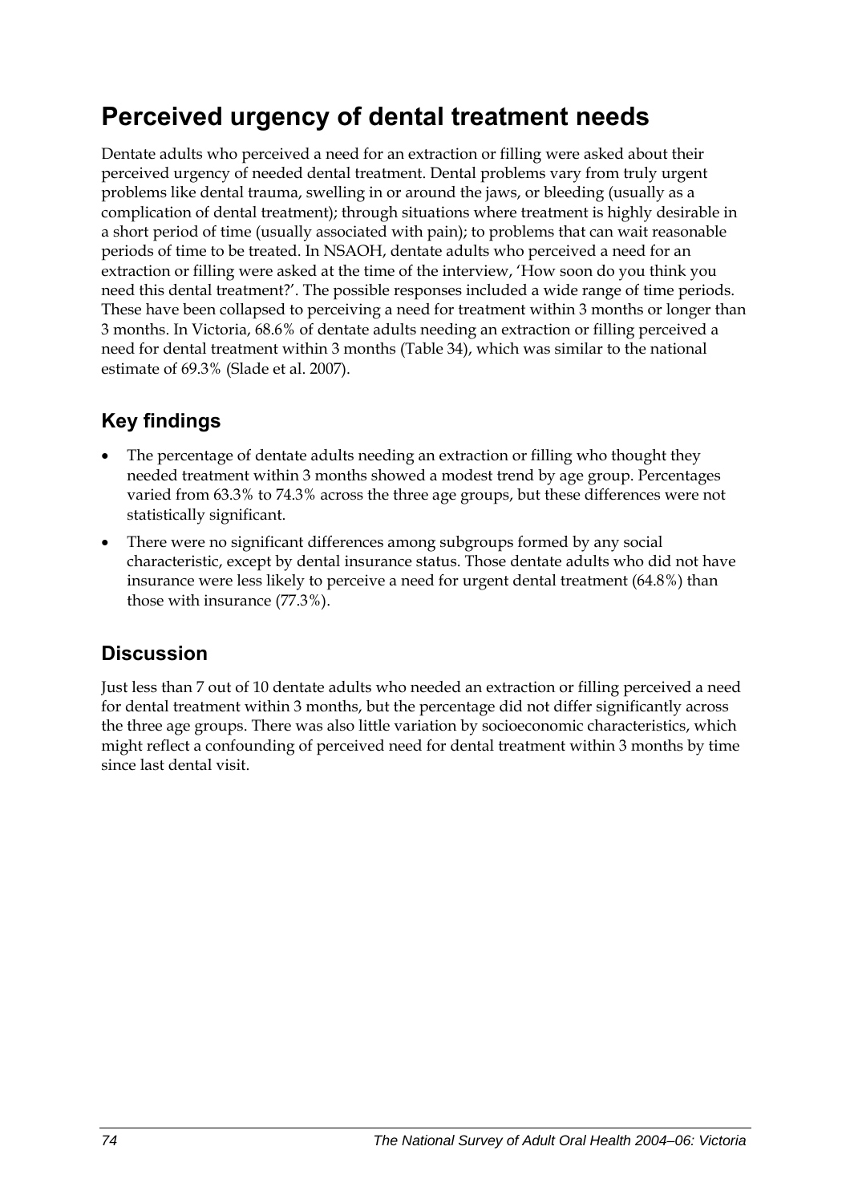# Perceived urgency of dental treatment needs

Dentate adults who perceived a need for an extraction or filling were asked about their perceived urgency of needed dental treatment. Dental problems vary from truly urgent problems like dental trauma, swelling in or around the jaws, or bleeding (usually as a complication of dental treatment); through situations where treatment is highly desirable in a short period of time (usually associated with pain); to problems that can wait reasonable periods of time to be treated. In NSAOH, dentate adults who perceived a need for an extraction or filling were asked at the time of the interview, 'How soon do you think you need this dental treatment?'. The possible responses included a wide range of time periods. These have been collapsed to perceiving a need for treatment within 3 months or longer than 3 months. In Victoria, 68.6% of dentate adults needing an extraction or filling perceived a need for dental treatment within 3 months (Table 34), which was similar to the national estimate of 69.3% (Slade et al. 2007).

## Key findings

- The percentage of dentate adults needing an extraction or filling who thought they needed treatment within 3 months showed a modest trend by age group. Percentages varied from 63.3% to 74.3% across the three age groups, but these differences were not statistically significant.
- There were no significant differences among subgroups formed by any social characteristic, except by dental insurance status. Those dentate adults who did not have insurance were less likely to perceive a need for urgent dental treatment (64.8%) than those with insurance (77.3%).

## Discussion

Just less than 7 out of 10 dentate adults who needed an extraction or filling perceived a need for dental treatment within 3 months, but the percentage did not differ significantly across the three age groups. There was also little variation by socioeconomic characteristics, which might reflect a confounding of perceived need for dental treatment within 3 months by time since last dental visit.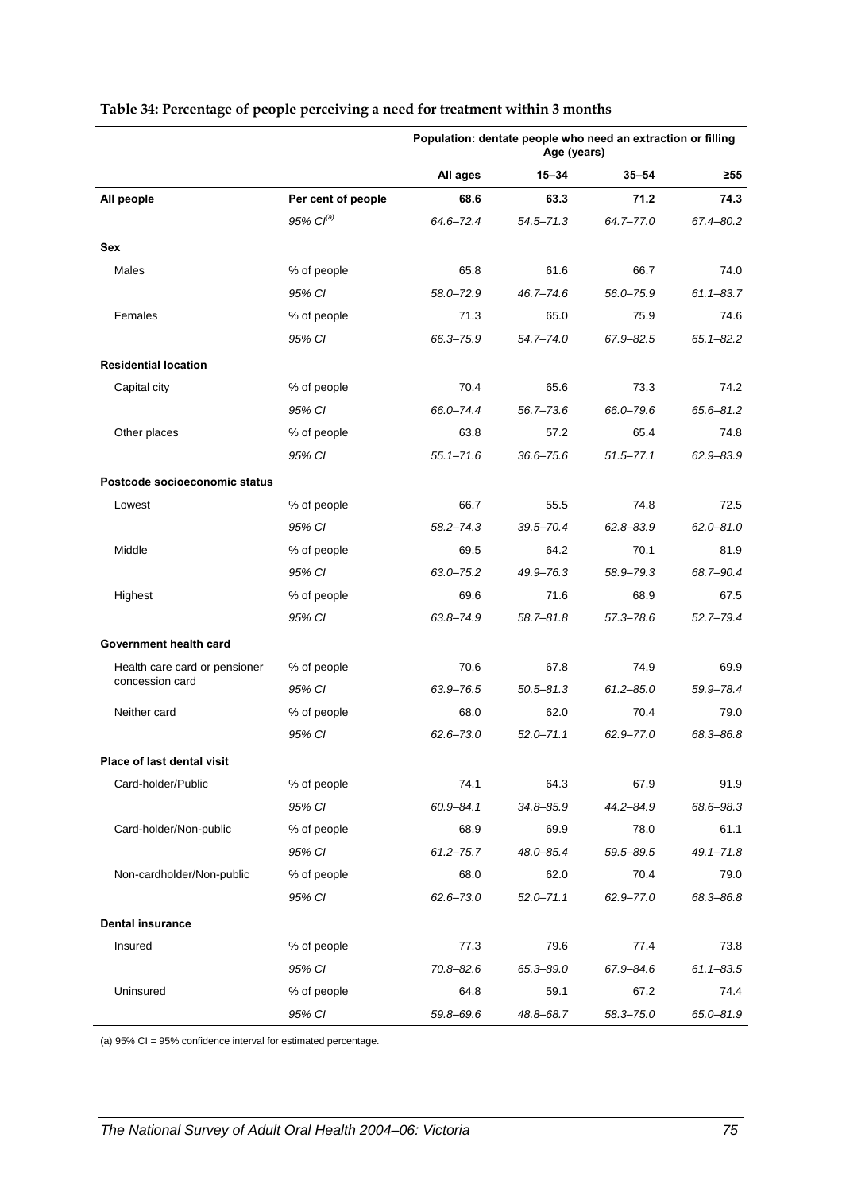**Table 34: Percentage of people perceiving a need for treatment within 3 months**

| | | Population: dentate people who need an extraction or filling | | | |
|---|---|---|---|---|---|
| | | Age (years) | | | |
| | | **All ages** | **15–34** | **35–54** | **≥55** |
| **All people** | **Per cent of people** | **68.6** | **63.3** | **71.2** | **74.3** |
| | *95% CI[(a)]* | *64.6–72.4* | *54.5–71.3* | *64.7–77.0* | *67.4–80.2* |
| **Sex** | | | | | |
| Males | % of people | 65.8 | 61.6 | 66.7 | 74.0 |
| | *95% CI* | *58.0–72.9* | *46.7–74.6* | *56.0–75.9* | *61.1–83.7* |
| Females | % of people | 71.3 | 65.0 | 75.9 | 74.6 |
| | *95% CI* | *66.3–75.9* | *54.7–74.0* | *67.9–82.5* | *65.1–82.2* |
| **Residential location** | | | | | |
| Capital city | % of people | 70.4 | 65.6 | 73.3 | 74.2 |
| | *95% CI* | *66.0–74.4* | *56.7–73.6* | *66.0–79.6* | *65.6–81.2* |
| Other places | % of people | 63.8 | 57.2 | 65.4 | 74.8 |
| | *95% CI* | *55.1–71.6* | *36.6–75.6* | *51.5–77.1* | *62.9–83.9* |
| **Postcode socioeconomic status** | | | | | |
| Lowest | % of people | 66.7 | 55.5 | 74.8 | 72.5 |
| | *95% CI* | *58.2–74.3* | *39.5–70.4* | *62.8–83.9* | *62.0–81.0* |
| Middle | % of people | 69.5 | 64.2 | 70.1 | 81.9 |
| | *95% CI* | *63.0–75.2* | *49.9–76.3* | *58.9–79.3* | *68.7–90.4* |
| Highest | % of people | 69.6 | 71.6 | 68.9 | 67.5 |
| | *95% CI* | *63.8–74.9* | *58.7–81.8* | *57.3–78.6* | *52.7–79.4* |
| **Government health card** | | | | | |
| Health care card or pensioner concession card | % of people | 70.6 | 67.8 | 74.9 | 69.9 |
| | *95% CI* | *63.9–76.5* | *50.5–81.3* | *61.2–85.0* | *59.9–78.4* |
| Neither card | % of people | 68.0 | 62.0 | 70.4 | 79.0 |
| | *95% CI* | *62.6–73.0* | *52.0–71.1* | *62.9–77.0* | *68.3–86.8* |
| **Place of last dental visit** | | | | | |
| Card-holder/Public | % of people | 74.1 | 64.3 | 67.9 | 91.9 |
| | *95% CI* | *60.9–84.1* | *34.8–85.9* | *44.2–84.9* | *68.6–98.3* |
| Card-holder/Non-public | % of people | 68.9 | 69.9 | 78.0 | 61.1 |
| | *95% CI* | *61.2–75.7* | *48.0–85.4* | *59.5–89.5* | *49.1–71.8* |
| Non-cardholder/Non-public | % of people | 68.0 | 62.0 | 70.4 | 79.0 |
| | *95% CI* | *62.6–73.0* | *52.0–71.1* | *62.9–77.0* | *68.3–86.8* |
| **Dental insurance** | | | | | |
| Insured | % of people | 77.3 | 79.6 | 77.4 | 73.8 |
| | *95% CI* | *70.8–82.6* | *65.3–89.0* | *67.9–84.6* | *61.1–83.5* |
| Uninsured | % of people | 64.8 | 59.1 | 67.2 | 74.4 |
| | *95% CI* | *59.8–69.6* | *48.8–68.7* | *58.3–75.0* | *65.0–81.9* |

(a) 95% CI = 95% confidence interval for estimated percentage.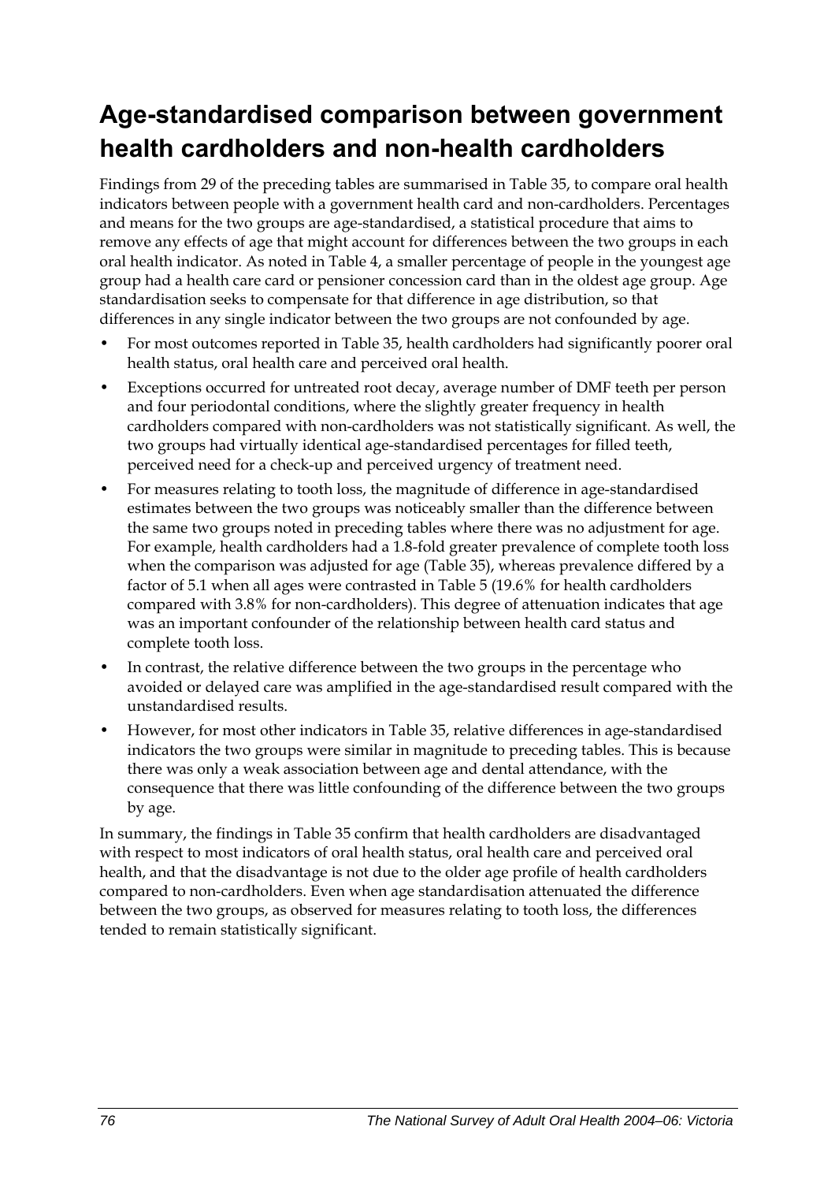# Age-standardised comparison between government health cardholders and non-health cardholders

Findings from 29 of the preceding tables are summarised in Table 35, to compare oral health indicators between people with a government health card and non-cardholders. Percentages and means for the two groups are age-standardised, a statistical procedure that aims to remove any effects of age that might account for differences between the two groups in each oral health indicator. As noted in Table 4, a smaller percentage of people in the youngest age group had a health care card or pensioner concession card than in the oldest age group. Age standardisation seeks to compensate for that difference in age distribution, so that differences in any single indicator between the two groups are not confounded by age.

- For most outcomes reported in Table 35, health cardholders had significantly poorer oral health status, oral health care and perceived oral health.
- Exceptions occurred for untreated root decay, average number of DMF teeth per person and four periodontal conditions, where the slightly greater frequency in health cardholders compared with non-cardholders was not statistically significant. As well, the two groups had virtually identical age-standardised percentages for filled teeth, perceived need for a check-up and perceived urgency of treatment need.
- For measures relating to tooth loss, the magnitude of difference in age-standardised estimates between the two groups was noticeably smaller than the difference between the same two groups noted in preceding tables where there was no adjustment for age. For example, health cardholders had a 1.8-fold greater prevalence of complete tooth loss when the comparison was adjusted for age (Table 35), whereas prevalence differed by a factor of 5.1 when all ages were contrasted in Table 5 (19.6% for health cardholders compared with 3.8% for non-cardholders). This degree of attenuation indicates that age was an important confounder of the relationship between health card status and complete tooth loss.
- In contrast, the relative difference between the two groups in the percentage who avoided or delayed care was amplified in the age-standardised result compared with the unstandardised results.
- However, for most other indicators in Table 35, relative differences in age-standardised indicators the two groups were similar in magnitude to preceding tables. This is because there was only a weak association between age and dental attendance, with the consequence that there was little confounding of the difference between the two groups by age.

In summary, the findings in Table 35 confirm that health cardholders are disadvantaged with respect to most indicators of oral health status, oral health care and perceived oral health, and that the disadvantage is not due to the older age profile of health cardholders compared to non-cardholders. Even when age standardisation attenuated the difference between the two groups, as observed for measures relating to tooth loss, the differences tended to remain statistically significant.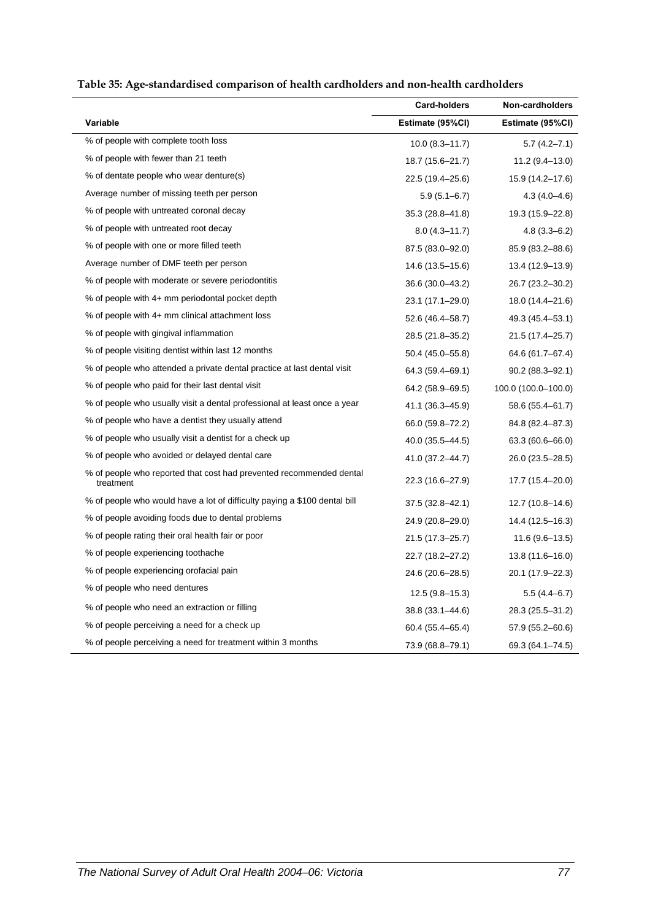**Table 35: Age-standardised comparison of health cardholders and non-health cardholders**

| | Card-holders | Non-cardholders |
|---|---|---|
| Variable | Estimate (95%CI) | Estimate (95%CI) |
| % of people with complete tooth loss | 10.0 (8.3–11.7) | 5.7 (4.2–7.1) |
| % of people with fewer than 21 teeth | 18.7 (15.6–21.7) | 11.2 (9.4–13.0) |
| % of dentate people who wear denture(s) | 22.5 (19.4–25.6) | 15.9 (14.2–17.6) |
| Average number of missing teeth per person | 5.9 (5.1–6.7) | 4.3 (4.0–4.6) |
| % of people with untreated coronal decay | 35.3 (28.8–41.8) | 19.3 (15.9–22.8) |
| % of people with untreated root decay | 8.0 (4.3–11.7) | 4.8 (3.3–6.2) |
| % of people with one or more filled teeth | 87.5 (83.0–92.0) | 85.9 (83.2–88.6) |
| Average number of DMF teeth per person | 14.6 (13.5–15.6) | 13.4 (12.9–13.9) |
| % of people with moderate or severe periodontitis | 36.6 (30.0–43.2) | 26.7 (23.2–30.2) |
| % of people with 4+ mm periodontal pocket depth | 23.1 (17.1–29.0) | 18.0 (14.4–21.6) |
| % of people with 4+ mm clinical attachment loss | 52.6 (46.4–58.7) | 49.3 (45.4–53.1) |
| % of people with gingival inflammation | 28.5 (21.8–35.2) | 21.5 (17.4–25.7) |
| % of people visiting dentist within last 12 months | 50.4 (45.0–55.8) | 64.6 (61.7–67.4) |
| % of people who attended a private dental practice at last dental visit | 64.3 (59.4–69.1) | 90.2 (88.3–92.1) |
| % of people who paid for their last dental visit | 64.2 (58.9–69.5) | 100.0 (100.0–100.0) |
| % of people who usually visit a dental professional at least once a year | 41.1 (36.3–45.9) | 58.6 (55.4–61.7) |
| % of people who have a dentist they usually attend | 66.0 (59.8–72.2) | 84.8 (82.4–87.3) |
| % of people who usually visit a dentist for a check up | 40.0 (35.5–44.5) | 63.3 (60.6–66.0) |
| % of people who avoided or delayed dental care | 41.0 (37.2–44.7) | 26.0 (23.5–28.5) |
| % of people who reported that cost had prevented recommended dental treatment | 22.3 (16.6–27.9) | 17.7 (15.4–20.0) |
| % of people who would have a lot of difficulty paying a $100 dental bill | 37.5 (32.8–42.1) | 12.7 (10.8–14.6) |
| % of people avoiding foods due to dental problems | 24.9 (20.8–29.0) | 14.4 (12.5–16.3) |
| % of people rating their oral health fair or poor | 21.5 (17.3–25.7) | 11.6 (9.6–13.5) |
| % of people experiencing toothache | 22.7 (18.2–27.2) | 13.8 (11.6–16.0) |
| % of people experiencing orofacial pain | 24.6 (20.6–28.5) | 20.1 (17.9–22.3) |
| % of people who need dentures | 12.5 (9.8–15.3) | 5.5 (4.4–6.7) |
| % of people who need an extraction or filling | 38.8 (33.1–44.6) | 28.3 (25.5–31.2) |
| % of people perceiving a need for a check up | 60.4 (55.4–65.4) | 57.9 (55.2–60.6) |
| % of people perceiving a need for treatment within 3 months | 73.9 (68.8–79.1) | 69.3 (64.1–74.5) |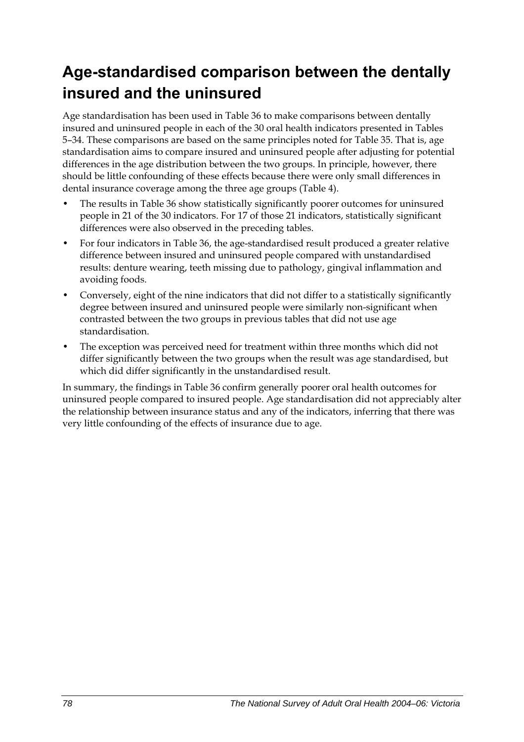# Age-standardised comparison between the dentally insured and the uninsured

Age standardisation has been used in Table 36 to make comparisons between dentally insured and uninsured people in each of the 30 oral health indicators presented in Tables 5–34. These comparisons are based on the same principles noted for Table 35. That is, age standardisation aims to compare insured and uninsured people after adjusting for potential differences in the age distribution between the two groups. In principle, however, there should be little confounding of these effects because there were only small differences in dental insurance coverage among the three age groups (Table 4).

- The results in Table 36 show statistically significantly poorer outcomes for uninsured people in 21 of the 30 indicators. For 17 of those 21 indicators, statistically significant differences were also observed in the preceding tables.
- For four indicators in Table 36, the age-standardised result produced a greater relative difference between insured and uninsured people compared with unstandardised results: denture wearing, teeth missing due to pathology, gingival inflammation and avoiding foods.
- Conversely, eight of the nine indicators that did not differ to a statistically significantly degree between insured and uninsured people were similarly non-significant when contrasted between the two groups in previous tables that did not use age standardisation.
- The exception was perceived need for treatment within three months which did not differ significantly between the two groups when the result was age standardised, but which did differ significantly in the unstandardised result.

In summary, the findings in Table 36 confirm generally poorer oral health outcomes for uninsured people compared to insured people. Age standardisation did not appreciably alter the relationship between insurance status and any of the indicators, inferring that there was very little confounding of the effects of insurance due to age.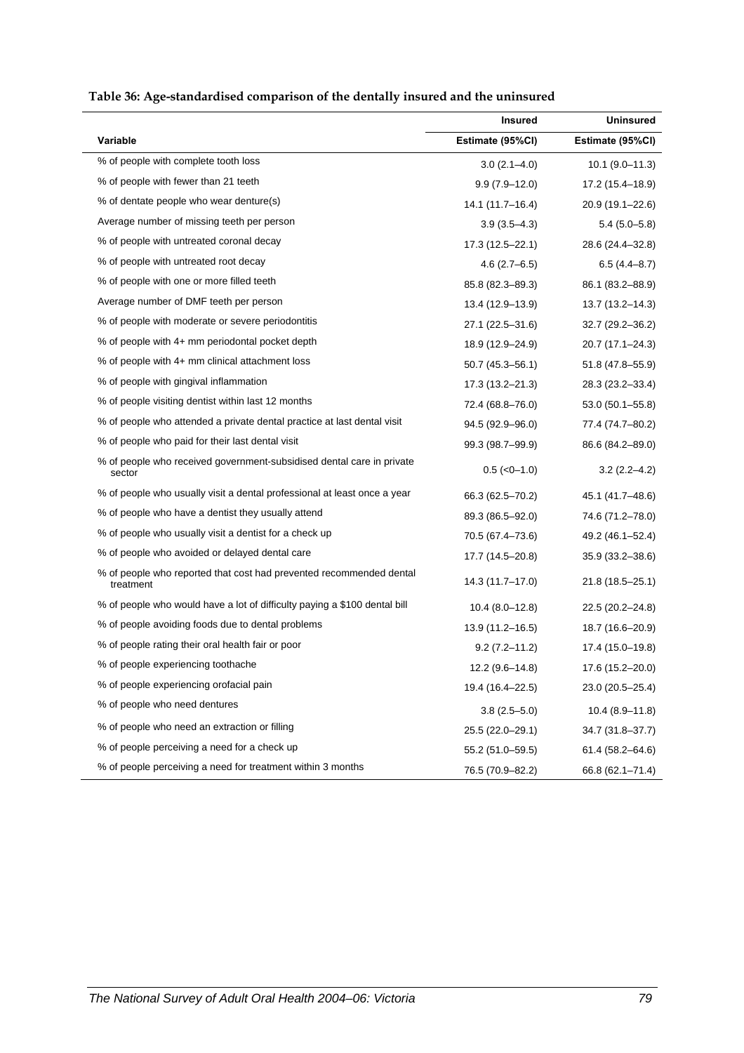**Table 36: Age-standardised comparison of the dentally insured and the uninsured**

| | Insured | Uninsured |
|---|---|---|
| Variable | Estimate (95%CI) | Estimate (95%CI) |
| % of people with complete tooth loss | 3.0 (2.1–4.0) | 10.1 (9.0–11.3) |
| % of people with fewer than 21 teeth | 9.9 (7.9–12.0) | 17.2 (15.4–18.9) |
| % of dentate people who wear denture(s) | 14.1 (11.7–16.4) | 20.9 (19.1–22.6) |
| Average number of missing teeth per person | 3.9 (3.5–4.3) | 5.4 (5.0–5.8) |
| % of people with untreated coronal decay | 17.3 (12.5–22.1) | 28.6 (24.4–32.8) |
| % of people with untreated root decay | 4.6 (2.7–6.5) | 6.5 (4.4–8.7) |
| % of people with one or more filled teeth | 85.8 (82.3–89.3) | 86.1 (83.2–88.9) |
| Average number of DMF teeth per person | 13.4 (12.9–13.9) | 13.7 (13.2–14.3) |
| % of people with moderate or severe periodontitis | 27.1 (22.5–31.6) | 32.7 (29.2–36.2) |
| % of people with 4+ mm periodontal pocket depth | 18.9 (12.9–24.9) | 20.7 (17.1–24.3) |
| % of people with 4+ mm clinical attachment loss | 50.7 (45.3–56.1) | 51.8 (47.8–55.9) |
| % of people with gingival inflammation | 17.3 (13.2–21.3) | 28.3 (23.2–33.4) |
| % of people visiting dentist within last 12 months | 72.4 (68.8–76.0) | 53.0 (50.1–55.8) |
| % of people who attended a private dental practice at last dental visit | 94.5 (92.9–96.0) | 77.4 (74.7–80.2) |
| % of people who paid for their last dental visit | 99.3 (98.7–99.9) | 86.6 (84.2–89.0) |
| % of people who received government-subsidised dental care in private sector | 0.5 (<0–1.0) | 3.2 (2.2–4.2) |
| % of people who usually visit a dental professional at least once a year | 66.3 (62.5–70.2) | 45.1 (41.7–48.6) |
| % of people who have a dentist they usually attend | 89.3 (86.5–92.0) | 74.6 (71.2–78.0) |
| % of people who usually visit a dentist for a check up | 70.5 (67.4–73.6) | 49.2 (46.1–52.4) |
| % of people who avoided or delayed dental care | 17.7 (14.5–20.8) | 35.9 (33.2–38.6) |
| % of people who reported that cost had prevented recommended dental treatment | 14.3 (11.7–17.0) | 21.8 (18.5–25.1) |
| % of people who would have a lot of difficulty paying a $100 dental bill | 10.4 (8.0–12.8) | 22.5 (20.2–24.8) |
| % of people avoiding foods due to dental problems | 13.9 (11.2–16.5) | 18.7 (16.6–20.9) |
| % of people rating their oral health fair or poor | 9.2 (7.2–11.2) | 17.4 (15.0–19.8) |
| % of people experiencing toothache | 12.2 (9.6–14.8) | 17.6 (15.2–20.0) |
| % of people experiencing orofacial pain | 19.4 (16.4–22.5) | 23.0 (20.5–25.4) |
| % of people who need dentures | 3.8 (2.5–5.0) | 10.4 (8.9–11.8) |
| % of people who need an extraction or filling | 25.5 (22.0–29.1) | 34.7 (31.8–37.7) |
| % of people perceiving a need for a check up | 55.2 (51.0–59.5) | 61.4 (58.2–64.6) |
| % of people perceiving a need for treatment within 3 months | 76.5 (70.9–82.2) | 66.8 (62.1–71.4) |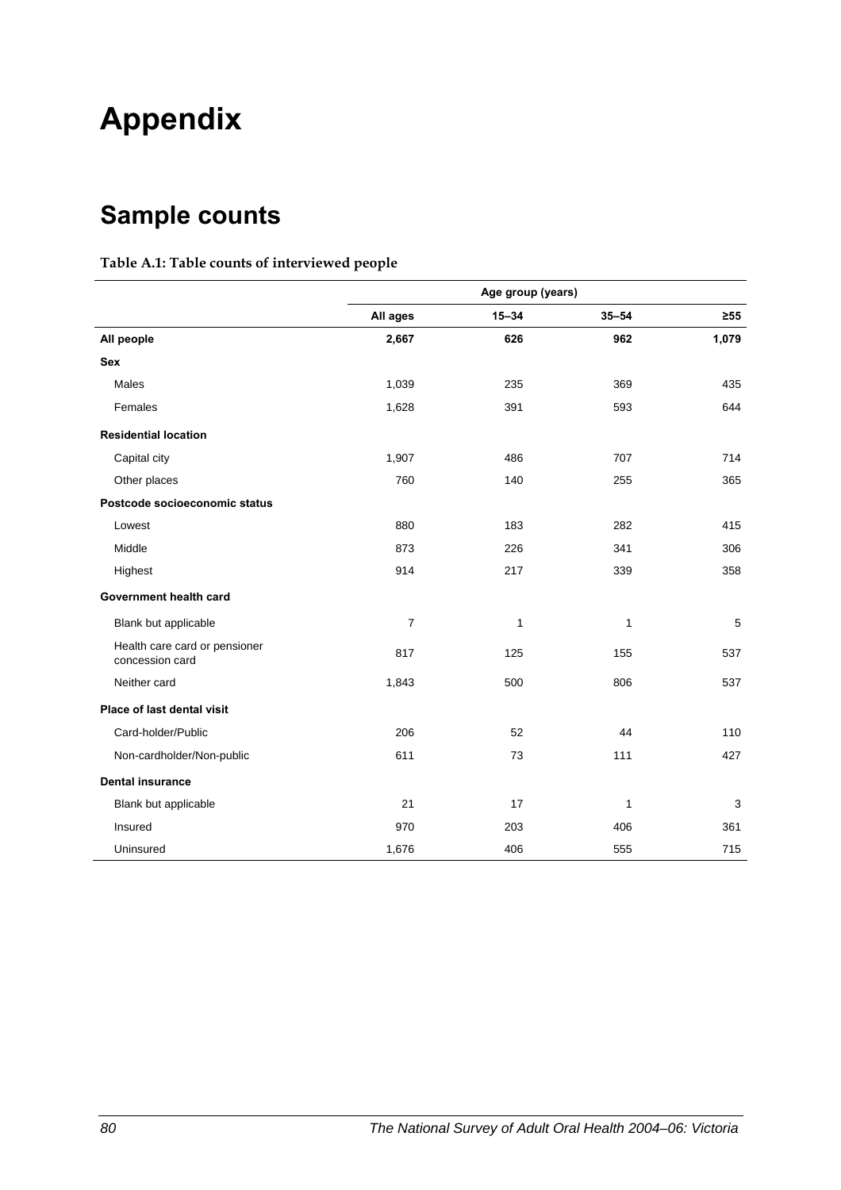# Appendix

## Sample counts

**Table A.1: Table counts of interviewed people**

| | Age group (years) | | | |
|---|---|---|---|---|
| | **All ages** | **15–34** | **35–54** | **≥55** |
| **All people** | **2,667** | **626** | **962** | **1,079** |
| **Sex** | | | | |
| Males | 1,039 | 235 | 369 | 435 |
| Females | 1,628 | 391 | 593 | 644 |
| **Residential location** | | | | |
| Capital city | 1,907 | 486 | 707 | 714 |
| Other places | 760 | 140 | 255 | 365 |
| **Postcode socioeconomic status** | | | | |
| Lowest | 880 | 183 | 282 | 415 |
| Middle | 873 | 226 | 341 | 306 |
| Highest | 914 | 217 | 339 | 358 |
| **Government health card** | | | | |
| Blank but applicable | 7 | 1 | 1 | 5 |
| Health care card or pensioner concession card | 817 | 125 | 155 | 537 |
| Neither card | 1,843 | 500 | 806 | 537 |
| **Place of last dental visit** | | | | |
| Card-holder/Public | 206 | 52 | 44 | 110 |
| Non-cardholder/Non-public | 611 | 73 | 111 | 427 |
| **Dental insurance** | | | | |
| Blank but applicable | 21 | 17 | 1 | 3 |
| Insured | 970 | 203 | 406 | 361 |
| Uninsured | 1,676 | 406 | 555 | 715 |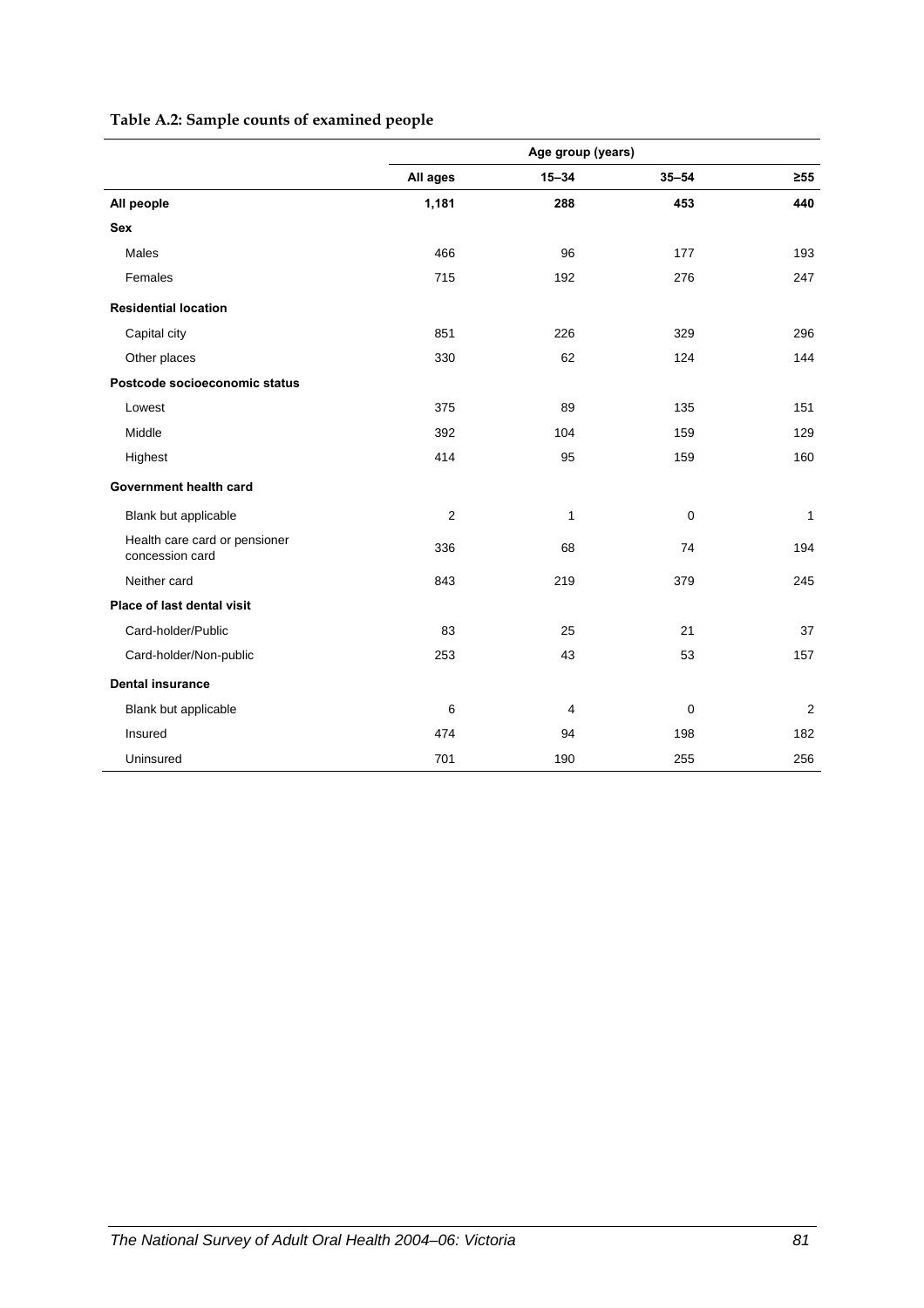**Table A.2: Sample counts of examined people**

| | Age group (years) | | | |
|---|---|---|---|---|
| | **All ages** | **15–34** | **35–54** | **≥55** |
| **All people** | **1,181** | **288** | **453** | **440** |
| **Sex** | | | | |
| Males | 466 | 96 | 177 | 193 |
| Females | 715 | 192 | 276 | 247 |
| **Residential location** | | | | |
| Capital city | 851 | 226 | 329 | 296 |
| Other places | 330 | 62 | 124 | 144 |
| **Postcode socioeconomic status** | | | | |
| Lowest | 375 | 89 | 135 | 151 |
| Middle | 392 | 104 | 159 | 129 |
| Highest | 414 | 95 | 159 | 160 |
| **Government health card** | | | | |
| Blank but applicable | 2 | 1 | 0 | 1 |
| Health care card or pensioner concession card | 336 | 68 | 74 | 194 |
| Neither card | 843 | 219 | 379 | 245 |
| **Place of last dental visit** | | | | |
| Card-holder/Public | 83 | 25 | 21 | 37 |
| Card-holder/Non-public | 253 | 43 | 53 | 157 |
| **Dental insurance** | | | | |
| Blank but applicable | 6 | 4 | 0 | 2 |
| Insured | 474 | 94 | 198 | 182 |
| Uninsured | 701 | 190 | 255 | 256 |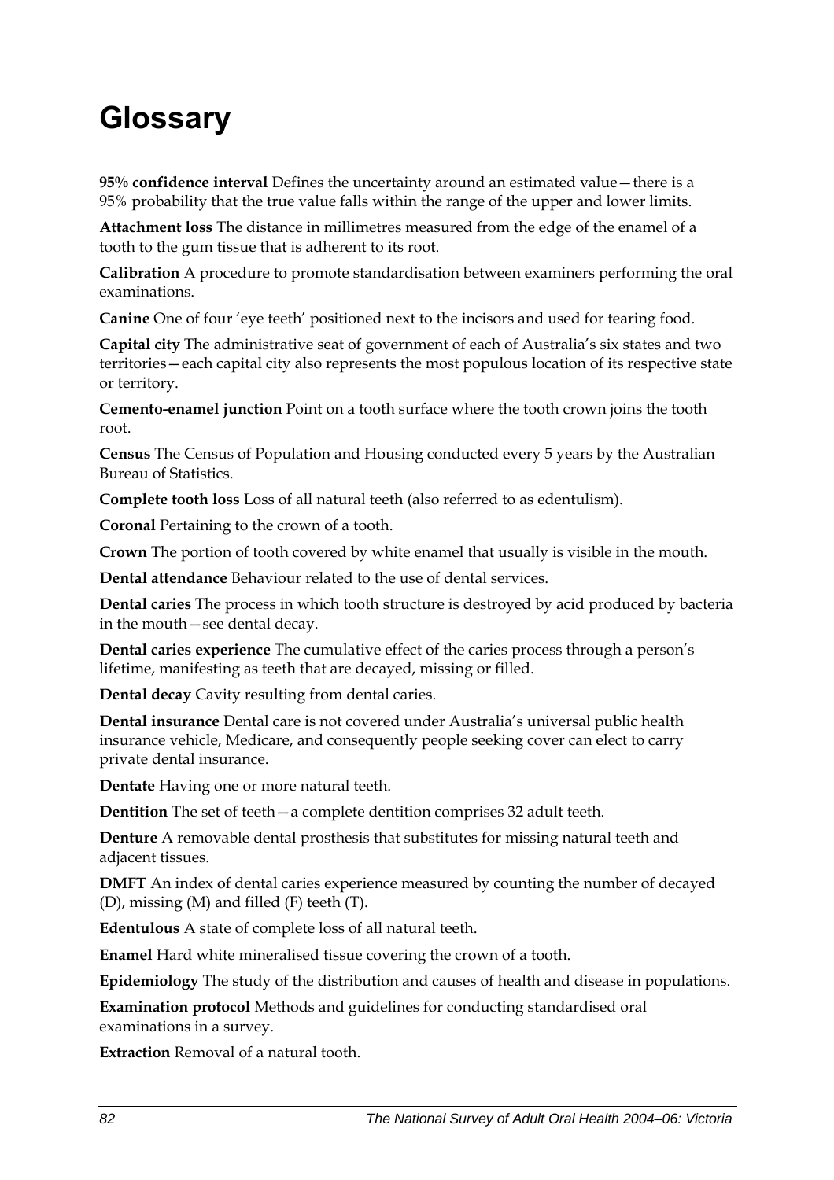# Glossary

**95% confidence interval** Defines the uncertainty around an estimated value—there is a 95% probability that the true value falls within the range of the upper and lower limits.

**Attachment loss** The distance in millimetres measured from the edge of the enamel of a tooth to the gum tissue that is adherent to its root.

**Calibration** A procedure to promote standardisation between examiners performing the oral examinations.

**Canine** One of four 'eye teeth' positioned next to the incisors and used for tearing food.

**Capital city** The administrative seat of government of each of Australia's six states and two territories—each capital city also represents the most populous location of its respective state or territory.

**Cemento-enamel junction** Point on a tooth surface where the tooth crown joins the tooth root.

**Census** The Census of Population and Housing conducted every 5 years by the Australian Bureau of Statistics.

**Complete tooth loss** Loss of all natural teeth (also referred to as edentulism).

**Coronal** Pertaining to the crown of a tooth.

**Crown** The portion of tooth covered by white enamel that usually is visible in the mouth.

**Dental attendance** Behaviour related to the use of dental services.

**Dental caries** The process in which tooth structure is destroyed by acid produced by bacteria in the mouth—see dental decay.

**Dental caries experience** The cumulative effect of the caries process through a person's lifetime, manifesting as teeth that are decayed, missing or filled.

**Dental decay** Cavity resulting from dental caries.

**Dental insurance** Dental care is not covered under Australia's universal public health insurance vehicle, Medicare, and consequently people seeking cover can elect to carry private dental insurance.

**Dentate** Having one or more natural teeth.

**Dentition** The set of teeth—a complete dentition comprises 32 adult teeth.

**Denture** A removable dental prosthesis that substitutes for missing natural teeth and adjacent tissues.

**DMFT** An index of dental caries experience measured by counting the number of decayed (D), missing (M) and filled (F) teeth (T).

**Edentulous** A state of complete loss of all natural teeth.

**Enamel** Hard white mineralised tissue covering the crown of a tooth.

**Epidemiology** The study of the distribution and causes of health and disease in populations.

**Examination protocol** Methods and guidelines for conducting standardised oral examinations in a survey.

**Extraction** Removal of a natural tooth.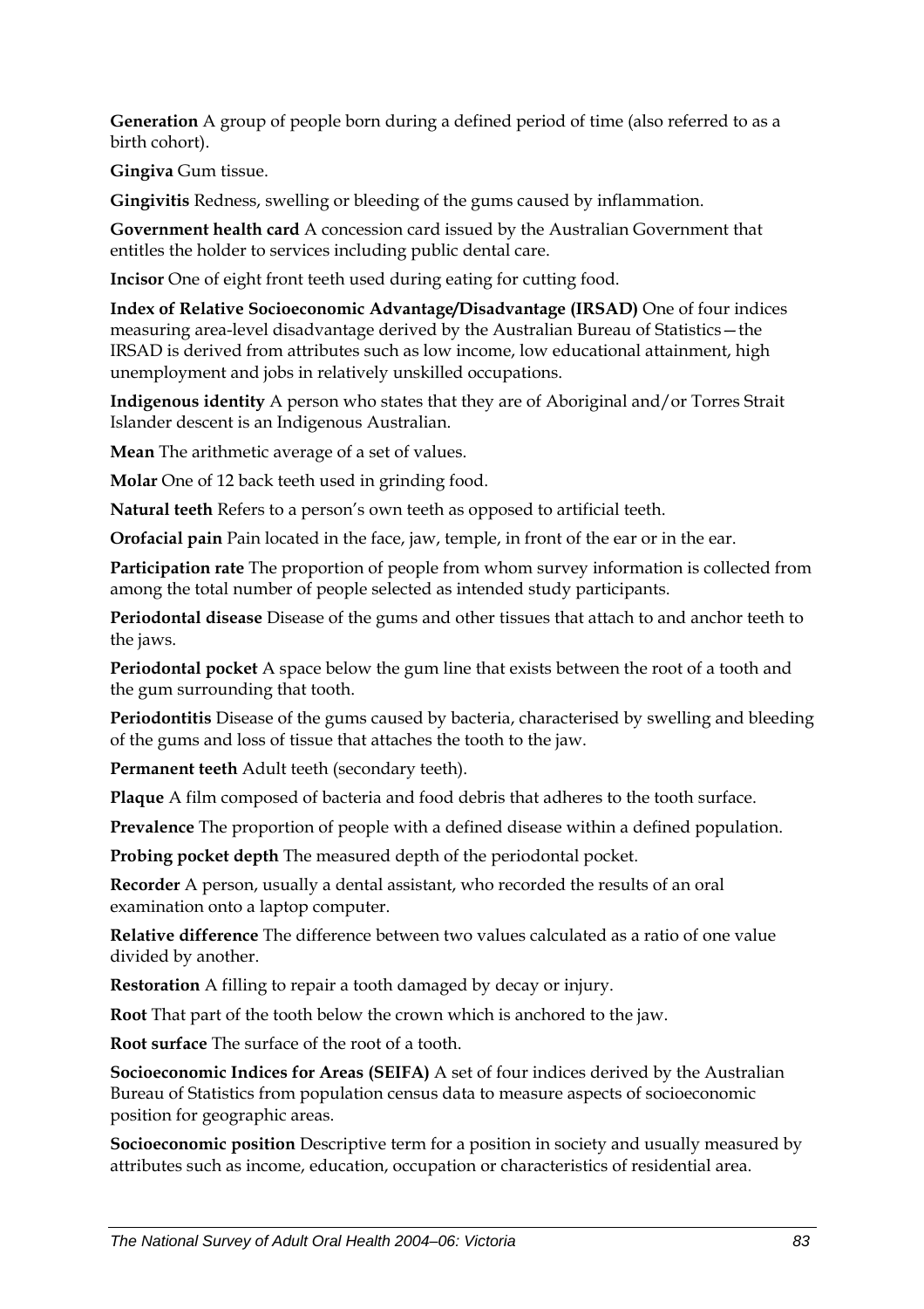**Generation** A group of people born during a defined period of time (also referred to as a birth cohort).

**Gingiva** Gum tissue.

**Gingivitis** Redness, swelling or bleeding of the gums caused by inflammation.

**Government health card** A concession card issued by the Australian Government that entitles the holder to services including public dental care.

**Incisor** One of eight front teeth used during eating for cutting food.

**Index of Relative Socioeconomic Advantage/Disadvantage (IRSAD)** One of four indices measuring area-level disadvantage derived by the Australian Bureau of Statistics—the IRSAD is derived from attributes such as low income, low educational attainment, high unemployment and jobs in relatively unskilled occupations.

**Indigenous identity** A person who states that they are of Aboriginal and/or Torres Strait Islander descent is an Indigenous Australian.

**Mean** The arithmetic average of a set of values.

**Molar** One of 12 back teeth used in grinding food.

**Natural teeth** Refers to a person's own teeth as opposed to artificial teeth.

**Orofacial pain** Pain located in the face, jaw, temple, in front of the ear or in the ear.

**Participation rate** The proportion of people from whom survey information is collected from among the total number of people selected as intended study participants.

**Periodontal disease** Disease of the gums and other tissues that attach to and anchor teeth to the jaws.

**Periodontal pocket** A space below the gum line that exists between the root of a tooth and the gum surrounding that tooth.

**Periodontitis** Disease of the gums caused by bacteria, characterised by swelling and bleeding of the gums and loss of tissue that attaches the tooth to the jaw.

**Permanent teeth** Adult teeth (secondary teeth).

**Plaque** A film composed of bacteria and food debris that adheres to the tooth surface.

**Prevalence** The proportion of people with a defined disease within a defined population.

**Probing pocket depth** The measured depth of the periodontal pocket.

**Recorder** A person, usually a dental assistant, who recorded the results of an oral examination onto a laptop computer.

**Relative difference** The difference between two values calculated as a ratio of one value divided by another.

**Restoration** A filling to repair a tooth damaged by decay or injury.

**Root** That part of the tooth below the crown which is anchored to the jaw.

**Root surface** The surface of the root of a tooth.

**Socioeconomic Indices for Areas (SEIFA)** A set of four indices derived by the Australian Bureau of Statistics from population census data to measure aspects of socioeconomic position for geographic areas.

**Socioeconomic position** Descriptive term for a position in society and usually measured by attributes such as income, education, occupation or characteristics of residential area.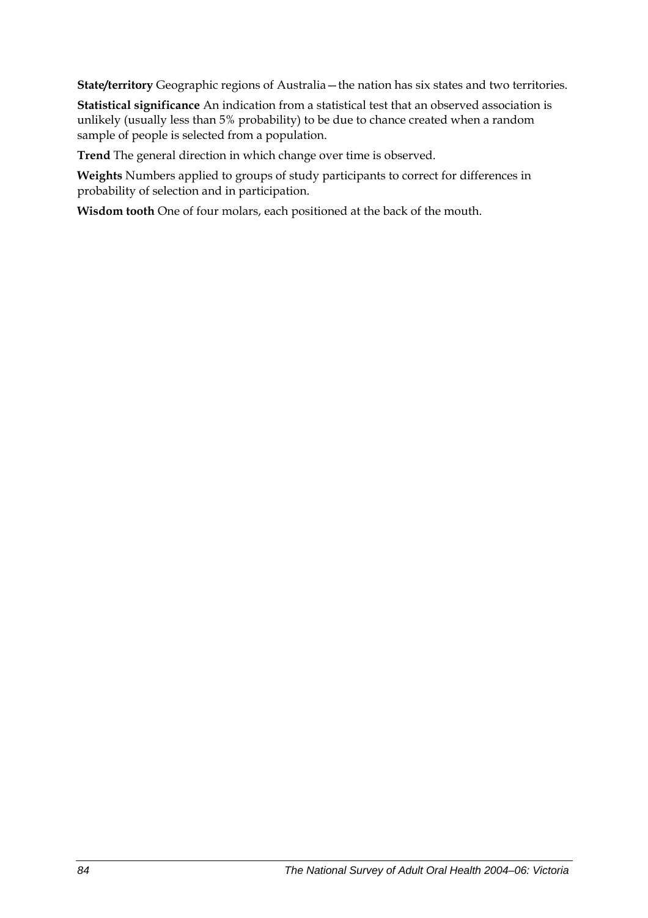**State/territory** Geographic regions of Australia—the nation has six states and two territories.

**Statistical significance** An indication from a statistical test that an observed association is unlikely (usually less than 5% probability) to be due to chance created when a random sample of people is selected from a population.

**Trend** The general direction in which change over time is observed.

**Weights** Numbers applied to groups of study participants to correct for differences in probability of selection and in participation.

**Wisdom tooth** One of four molars, each positioned at the back of the mouth.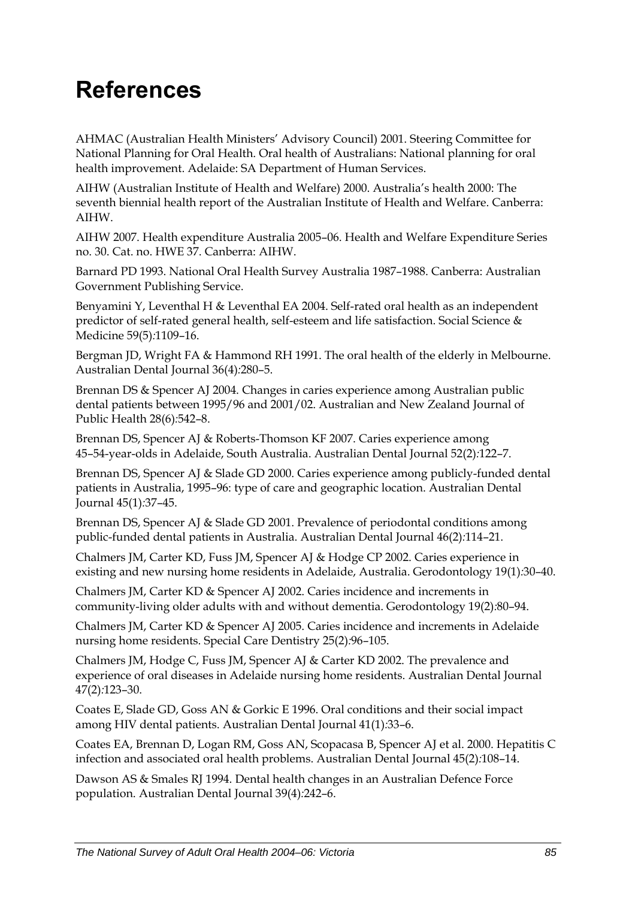# References

AHMAC (Australian Health Ministers' Advisory Council) 2001. Steering Committee for National Planning for Oral Health. Oral health of Australians: National planning for oral health improvement. Adelaide: SA Department of Human Services.

AIHW (Australian Institute of Health and Welfare) 2000. Australia's health 2000: The seventh biennial health report of the Australian Institute of Health and Welfare. Canberra: AIHW.

AIHW 2007. Health expenditure Australia 2005–06. Health and Welfare Expenditure Series no. 30. Cat. no. HWE 37. Canberra: AIHW.

Barnard PD 1993. National Oral Health Survey Australia 1987–1988. Canberra: Australian Government Publishing Service.

Benyamini Y, Leventhal H & Leventhal EA 2004. Self-rated oral health as an independent predictor of self-rated general health, self-esteem and life satisfaction. Social Science & Medicine 59(5):1109–16.

Bergman JD, Wright FA & Hammond RH 1991. The oral health of the elderly in Melbourne. Australian Dental Journal 36(4):280–5.

Brennan DS & Spencer AJ 2004. Changes in caries experience among Australian public dental patients between 1995/96 and 2001/02. Australian and New Zealand Journal of Public Health 28(6):542–8.

Brennan DS, Spencer AJ & Roberts-Thomson KF 2007. Caries experience among 45–54-year-olds in Adelaide, South Australia. Australian Dental Journal 52(2):122–7.

Brennan DS, Spencer AJ & Slade GD 2000. Caries experience among publicly-funded dental patients in Australia, 1995–96: type of care and geographic location. Australian Dental Journal 45(1):37–45.

Brennan DS, Spencer AJ & Slade GD 2001. Prevalence of periodontal conditions among public-funded dental patients in Australia. Australian Dental Journal 46(2):114–21.

Chalmers JM, Carter KD, Fuss JM, Spencer AJ & Hodge CP 2002. Caries experience in existing and new nursing home residents in Adelaide, Australia. Gerodontology 19(1):30–40.

Chalmers JM, Carter KD & Spencer AJ 2002. Caries incidence and increments in community-living older adults with and without dementia. Gerodontology 19(2):80–94.

Chalmers JM, Carter KD & Spencer AJ 2005. Caries incidence and increments in Adelaide nursing home residents. Special Care Dentistry 25(2):96–105.

Chalmers JM, Hodge C, Fuss JM, Spencer AJ & Carter KD 2002. The prevalence and experience of oral diseases in Adelaide nursing home residents. Australian Dental Journal 47(2):123–30.

Coates E, Slade GD, Goss AN & Gorkic E 1996. Oral conditions and their social impact among HIV dental patients. Australian Dental Journal 41(1):33–6.

Coates EA, Brennan D, Logan RM, Goss AN, Scopacasa B, Spencer AJ et al. 2000. Hepatitis C infection and associated oral health problems. Australian Dental Journal 45(2):108–14.

Dawson AS & Smales RJ 1994. Dental health changes in an Australian Defence Force population. Australian Dental Journal 39(4):242–6.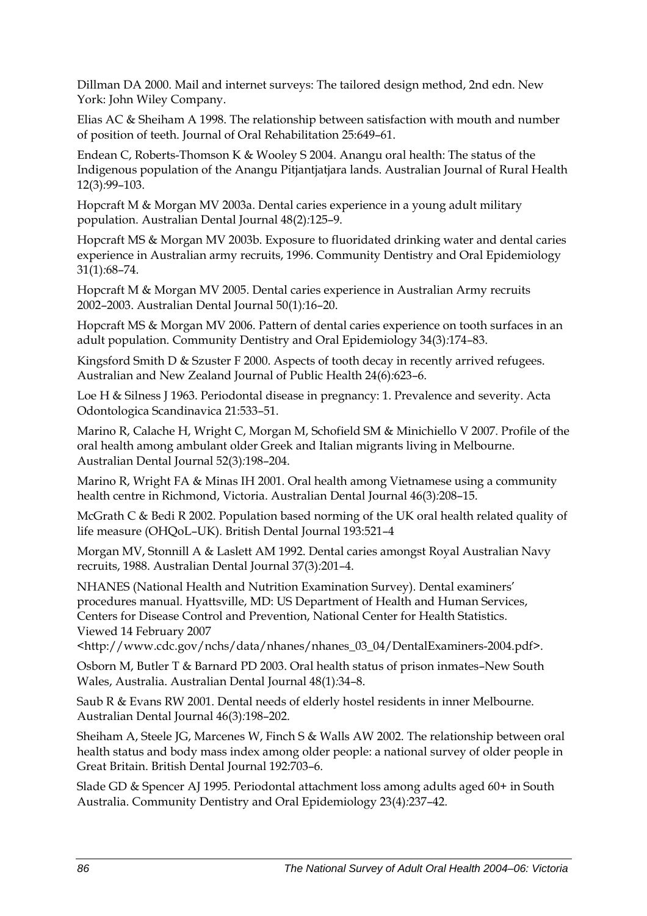Dillman DA 2000. Mail and internet surveys: The tailored design method, 2nd edn. New York: John Wiley Company.

Elias AC & Sheiham A 1998. The relationship between satisfaction with mouth and number of position of teeth. Journal of Oral Rehabilitation 25:649–61.

Endean C, Roberts-Thomson K & Wooley S 2004. Anangu oral health: The status of the Indigenous population of the Anangu Pitjantjatjara lands. Australian Journal of Rural Health 12(3):99–103.

Hopcraft M & Morgan MV 2003a. Dental caries experience in a young adult military population. Australian Dental Journal 48(2):125–9.

Hopcraft MS & Morgan MV 2003b. Exposure to fluoridated drinking water and dental caries experience in Australian army recruits, 1996. Community Dentistry and Oral Epidemiology 31(1):68–74.

Hopcraft M & Morgan MV 2005. Dental caries experience in Australian Army recruits 2002–2003. Australian Dental Journal 50(1):16–20.

Hopcraft MS & Morgan MV 2006. Pattern of dental caries experience on tooth surfaces in an adult population. Community Dentistry and Oral Epidemiology 34(3):174–83.

Kingsford Smith D & Szuster F 2000. Aspects of tooth decay in recently arrived refugees. Australian and New Zealand Journal of Public Health 24(6):623–6.

Loe H & Silness J 1963. Periodontal disease in pregnancy: 1. Prevalence and severity. Acta Odontologica Scandinavica 21:533–51.

Marino R, Calache H, Wright C, Morgan M, Schofield SM & Minichiello V 2007. Profile of the oral health among ambulant older Greek and Italian migrants living in Melbourne. Australian Dental Journal 52(3):198–204.

Marino R, Wright FA & Minas IH 2001. Oral health among Vietnamese using a community health centre in Richmond, Victoria. Australian Dental Journal 46(3):208–15.

McGrath C & Bedi R 2002. Population based norming of the UK oral health related quality of life measure (OHQoL–UK). British Dental Journal 193:521–4

Morgan MV, Stonnill A & Laslett AM 1992. Dental caries amongst Royal Australian Navy recruits, 1988. Australian Dental Journal 37(3):201–4.

NHANES (National Health and Nutrition Examination Survey). Dental examiners' procedures manual. Hyattsville, MD: US Department of Health and Human Services, Centers for Disease Control and Prevention, National Center for Health Statistics. Viewed 14 February 2007 <http://www.cdc.gov/nchs/data/nhanes/nhanes_03_04/DentalExaminers-2004.pdf>.

Osborn M, Butler T & Barnard PD 2003. Oral health status of prison inmates–New South Wales, Australia. Australian Dental Journal 48(1):34–8.

Saub R & Evans RW 2001. Dental needs of elderly hostel residents in inner Melbourne. Australian Dental Journal 46(3):198–202.

Sheiham A, Steele JG, Marcenes W, Finch S & Walls AW 2002. The relationship between oral health status and body mass index among older people: a national survey of older people in Great Britain. British Dental Journal 192:703–6.

Slade GD & Spencer AJ 1995. Periodontal attachment loss among adults aged 60+ in South Australia. Community Dentistry and Oral Epidemiology 23(4):237–42.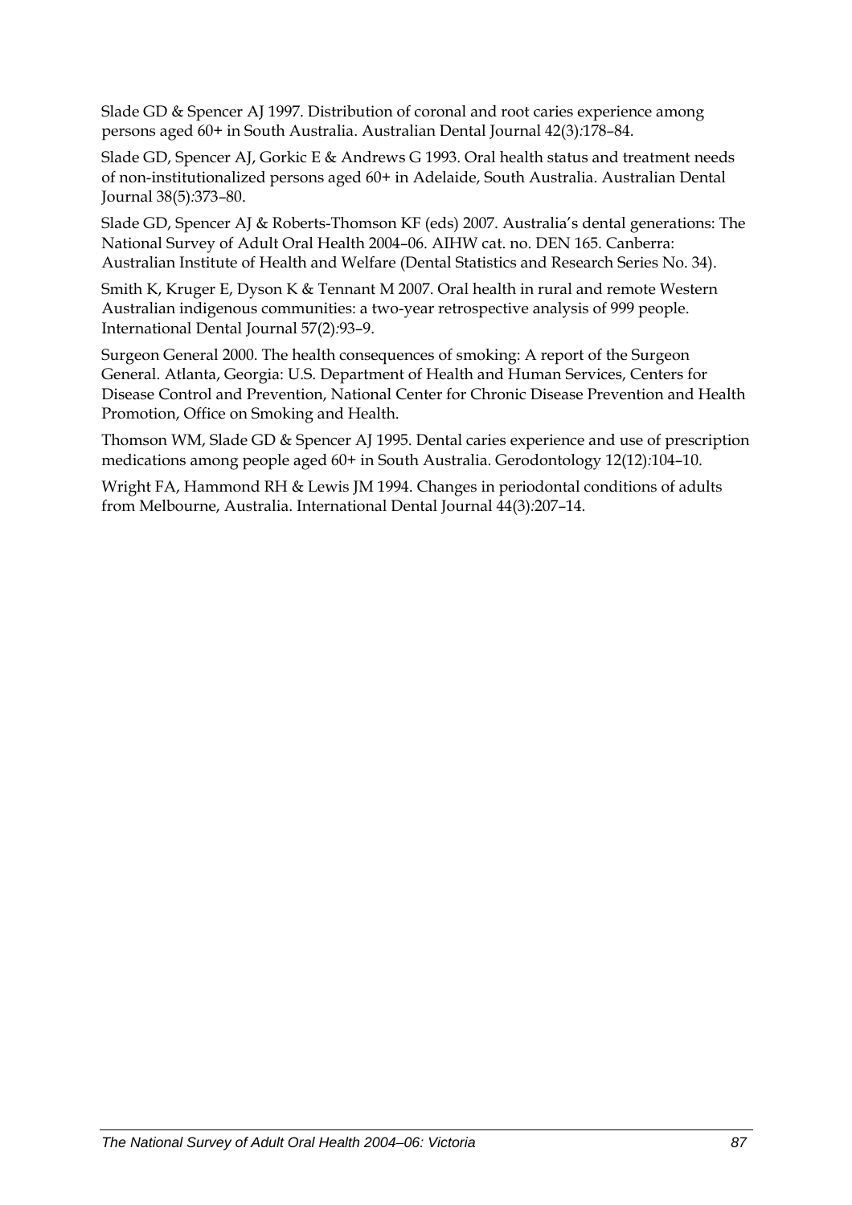Slade GD & Spencer AJ 1997. Distribution of coronal and root caries experience among persons aged 60+ in South Australia. Australian Dental Journal 42(3):178–84.

Slade GD, Spencer AJ, Gorkic E & Andrews G 1993. Oral health status and treatment needs of non-institutionalized persons aged 60+ in Adelaide, South Australia. Australian Dental Journal 38(5):373–80.

Slade GD, Spencer AJ & Roberts-Thomson KF (eds) 2007. Australia's dental generations: The National Survey of Adult Oral Health 2004–06. AIHW cat. no. DEN 165. Canberra: Australian Institute of Health and Welfare (Dental Statistics and Research Series No. 34).

Smith K, Kruger E, Dyson K & Tennant M 2007. Oral health in rural and remote Western Australian indigenous communities: a two-year retrospective analysis of 999 people. International Dental Journal 57(2):93–9.

Surgeon General 2000. The health consequences of smoking: A report of the Surgeon General. Atlanta, Georgia: U.S. Department of Health and Human Services, Centers for Disease Control and Prevention, National Center for Chronic Disease Prevention and Health Promotion, Office on Smoking and Health.

Thomson WM, Slade GD & Spencer AJ 1995. Dental caries experience and use of prescription medications among people aged 60+ in South Australia. Gerodontology 12(12):104–10.

Wright FA, Hammond RH & Lewis JM 1994. Changes in periodontal conditions of adults from Melbourne, Australia. International Dental Journal 44(3):207–14.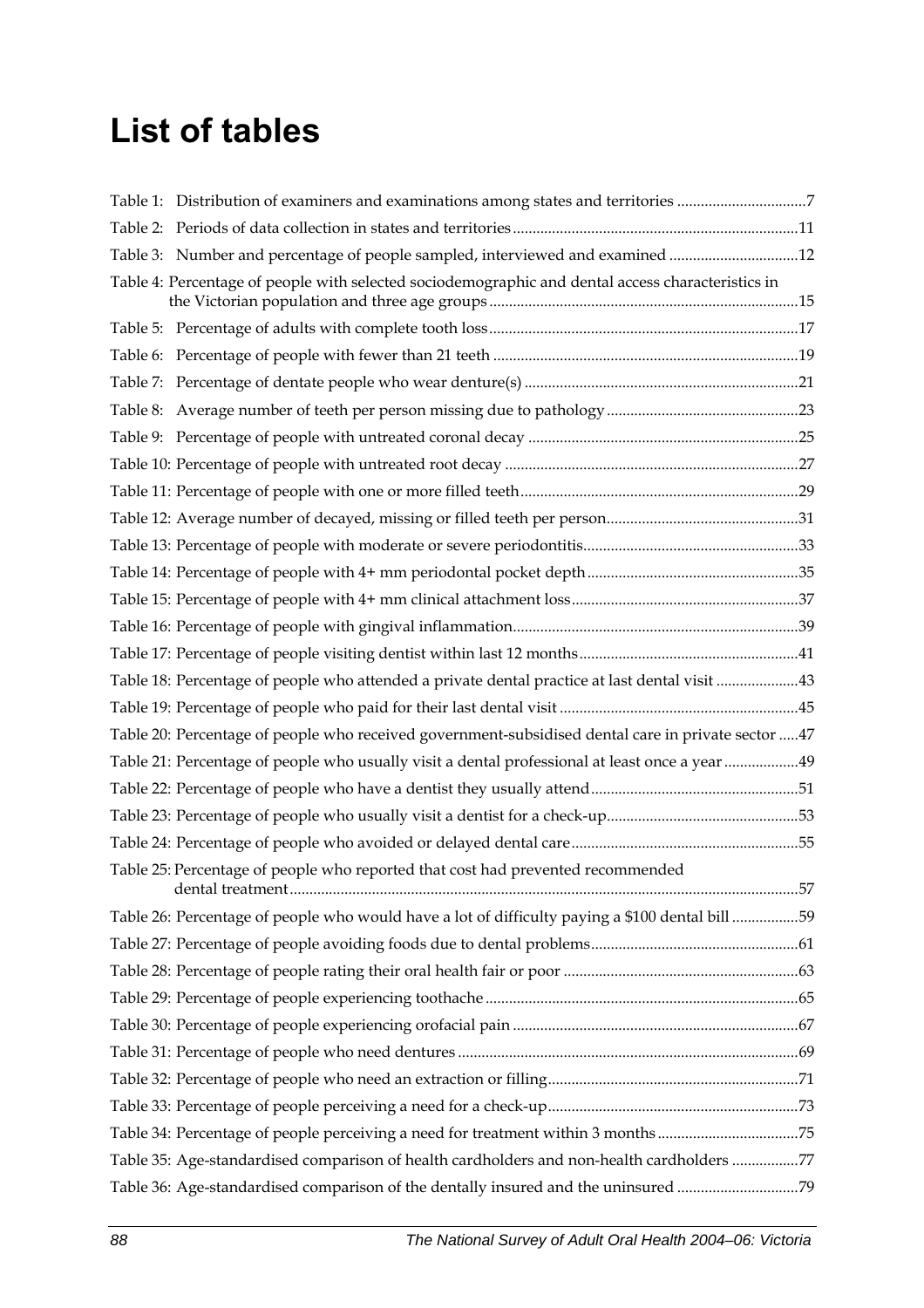# List of tables

Table 1: Distribution of examiners and examinations among states and territories .................................7

Table 2: Periods of data collection in states and territories.........................................................................11

Table 3: Number and percentage of people sampled, interviewed and examined .................................12

Table 4: Percentage of people with selected sociodemographic and dental access characteristics in the Victorian population and three age groups................................................................................15

Table 5: Percentage of adults with complete tooth loss...............................................................................17

Table 6: Percentage of people with fewer than 21 teeth ..............................................................................19

Table 7: Percentage of dentate people who wear denture(s) ......................................................................21

Table 8: Average number of teeth per person missing due to pathology .................................................23

Table 9: Percentage of people with untreated coronal decay .....................................................................25

Table 10: Percentage of people with untreated root decay ...........................................................................27

Table 11: Percentage of people with one or more filled teeth.......................................................................29

Table 12: Average number of decayed, missing or filled teeth per person.................................................31

Table 13: Percentage of people with moderate or severe periodontitis.......................................................33

Table 14: Percentage of people with 4+ mm periodontal pocket depth......................................................35

Table 15: Percentage of people with 4+ mm clinical attachment loss..........................................................37

Table 16: Percentage of people with gingival inflammation.........................................................................39

Table 17: Percentage of people visiting dentist within last 12 months........................................................41

Table 18: Percentage of people who attended a private dental practice at last dental visit .....................43

Table 19: Percentage of people who paid for their last dental visit .............................................................45

Table 20: Percentage of people who received government-subsidised dental care in private sector .....47

Table 21: Percentage of people who usually visit a dental professional at least once a year ...................49

Table 22: Percentage of people who have a dentist they usually attend.....................................................51

Table 23: Percentage of people who usually visit a dentist for a check-up.................................................53

Table 24: Percentage of people who avoided or delayed dental care..........................................................55

Table 25: Percentage of people who reported that cost had prevented recommended dental treatment.................................................................................................................................57

Table 26: Percentage of people who would have a lot of difficulty paying a $100 dental bill .................59

Table 27: Percentage of people avoiding foods due to dental problems.....................................................61

Table 28: Percentage of people rating their oral health fair or poor ............................................................63

Table 29: Percentage of people experiencing toothache ................................................................................65

Table 30: Percentage of people experiencing orofacial pain .........................................................................67

Table 31: Percentage of people who need dentures .......................................................................................69

Table 32: Percentage of people who need an extraction or filling................................................................71

Table 33: Percentage of people perceiving a need for a check-up................................................................73

Table 34: Percentage of people perceiving a need for treatment within 3 months....................................75

Table 35: Age-standardised comparison of health cardholders and non-health cardholders .................77

Table 36: Age-standardised comparison of the dentally insured and the uninsured ...............................79